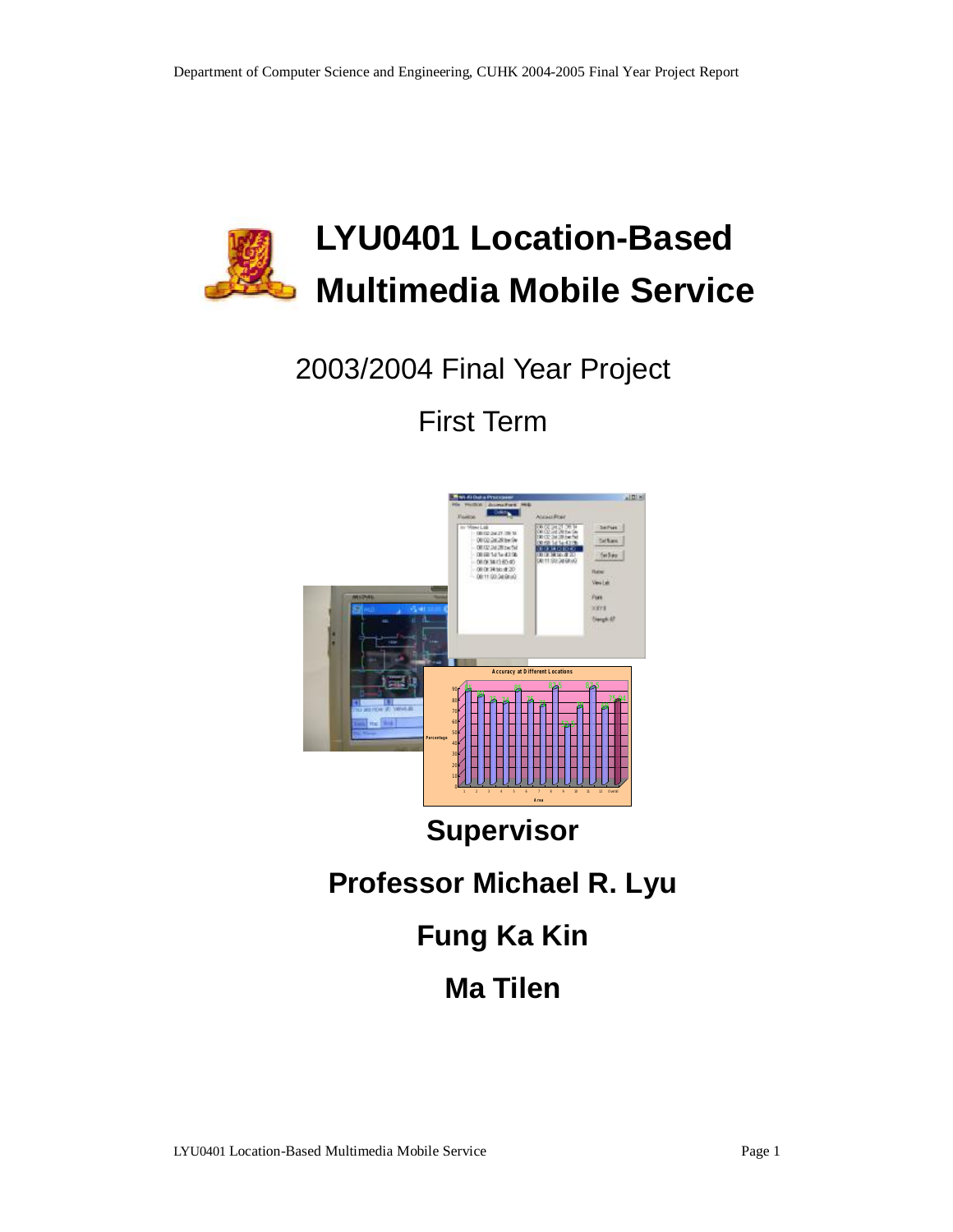# LYU0401 Location-Based Multimedia Mobile Service

2003/2004 Final Year Project

First Term

**Supervisor**

**Professor Michael R. Lyu**

**Fung Ka Kin**

**Ma Tilen**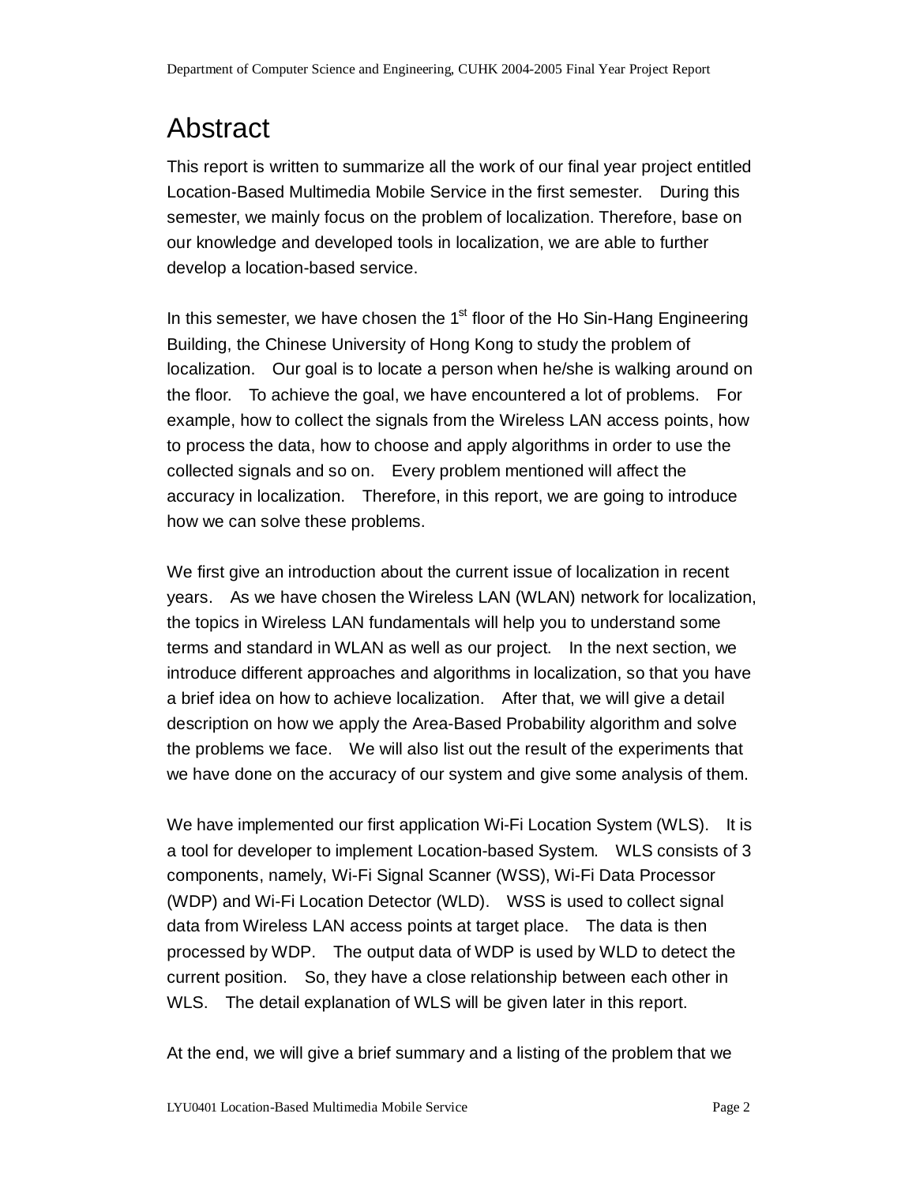# Abstract

This report is written to summarize all the work of our final year project entitled Location-Based Multimedia Mobile Service in the first semester. During this semester, we mainly focus on the problem of localization. Therefore, base on our knowledge and developed tools in localization, we are able to further develop a location-based service.

In this semester, we have chosen the 1st floor of the Ho Sin-Hang Engineering Building, the Chinese University of Hong Kong to study the problem of localization. Our goal is to locate a person when he/she is walking around on the floor. To achieve the goal, we have encountered a lot of problems. For example, how to collect the signals from the Wireless LAN access points, how to process the data, how to choose and apply algorithms in order to use the collected signals and so on. Every problem mentioned will affect the accuracy in localization. Therefore, in this report, we are going to introduce how we can solve these problems.

We first give an introduction about the current issue of localization in recent years. As we have chosen the Wireless LAN (WLAN) network for localization, the topics in Wireless LAN fundamentals will help you to understand some terms and standard in WLAN as well as our project. In the next section, we introduce different approaches and algorithms in localization, so that you have a brief idea on how to achieve localization. After that, we will give a detail description on how we apply the Area-Based Probability algorithm and solve the problems we face. We will also list out the result of the experiments that we have done on the accuracy of our system and give some analysis of them.

We have implemented our first application Wi-Fi Location System (WLS). It is a tool for developer to implement Location-based System. WLS consists of 3 components, namely, Wi-Fi Signal Scanner (WSS), Wi-Fi Data Processor (WDP) and Wi-Fi Location Detector (WLD). WSS is used to collect signal data from Wireless LAN access points at target place. The data is then processed by WDP. The output data of WDP is used by WLD to detect the current position. So, they have a close relationship between each other in WLS. The detail explanation of WLS will be given later in this report.

At the end, we will give a brief summary and a listing of the problem that we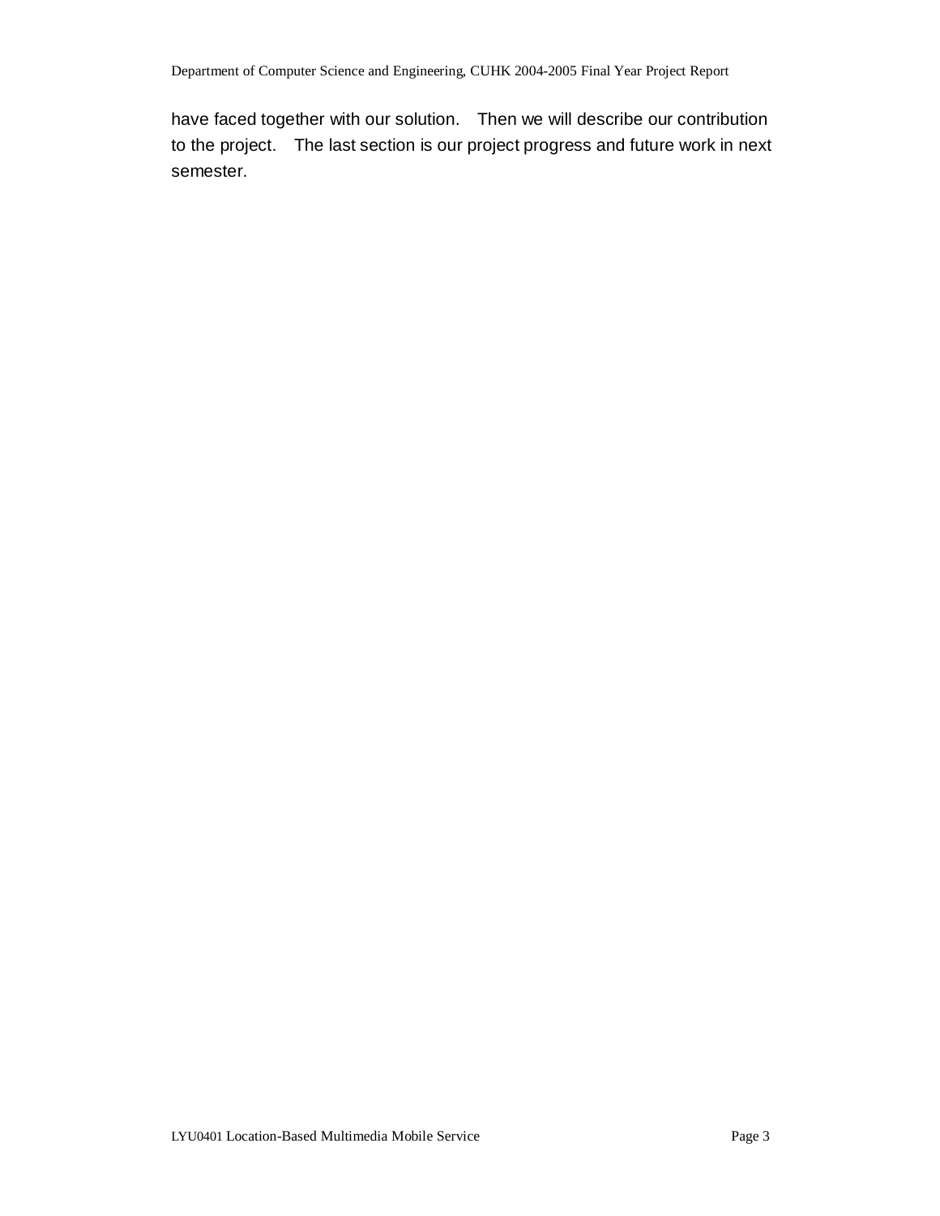have faced together with our solution. Then we will describe our contribution to the project. The last section is our project progress and future work in next semester.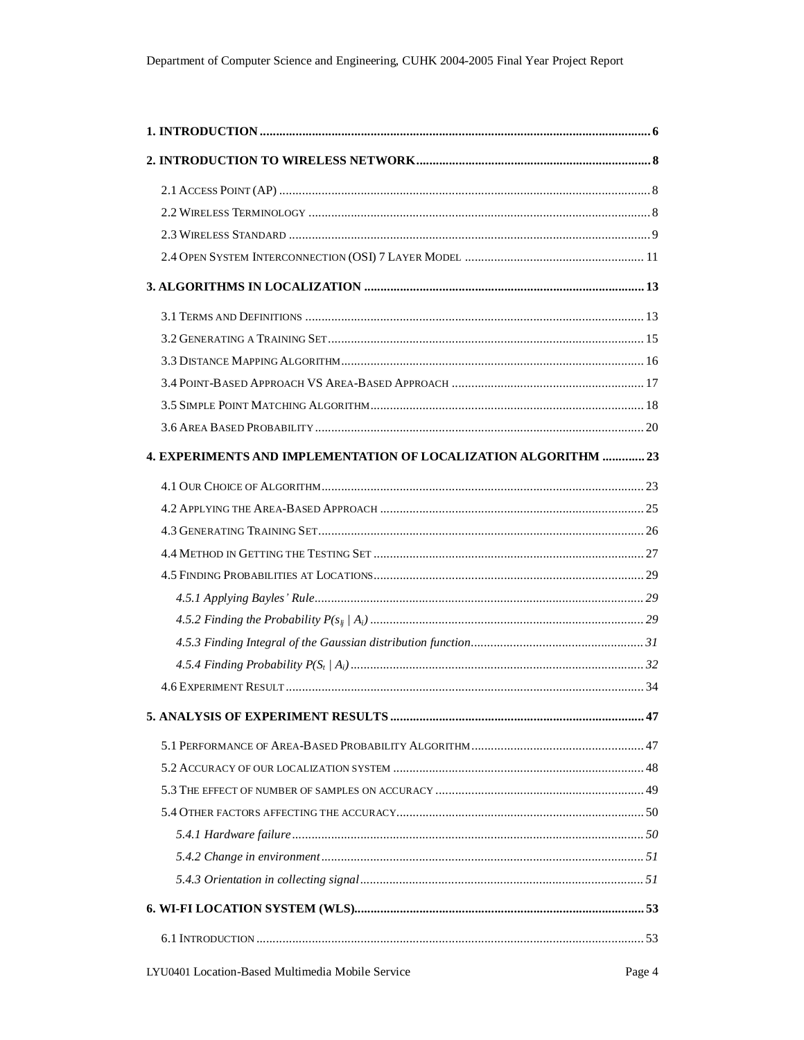**1. INTRODUCTION** ........................................................................................................................ 6

**2. INTRODUCTION TO WIRELESS NETWORK** ........................................................................ 8

2.1 ACCESS POINT (AP) ................................................................................................................ 8

2.2 WIRELESS TERMINOLOGY ....................................................................................................... 8

2.3 WIRELESS STANDARD ............................................................................................................. 9

2.4 OPEN SYSTEM INTERCONNECTION (OSI) 7 LAYER MODEL ...................................................... 11

**3. ALGORITHMS IN LOCALIZATION** ..................................................................................... 13

3.1 TERMS AND DEFINITIONS ....................................................................................................... 13

3.2 GENERATING A TRAINING SET ............................................................................................... 15

3.3 DISTANCE MAPPING ALGORITHM ........................................................................................... 16

3.4 POINT-BASED APPROACH VS AREA-BASED APPROACH .......................................................... 17

3.5 SIMPLE POINT MATCHING ALGORITHM ................................................................................... 18

3.6 AREA BASED PROBABILITY ................................................................................................... 20

**4. EXPERIMENTS AND IMPLEMENTATION OF LOCALIZATION ALGORITHM** ............. 23

4.1 OUR CHOICE OF ALGORITHM .................................................................................................. 23

4.2 APPLYING THE AREA-BASED APPROACH ................................................................................ 25

4.3 GENERATING TRAINING SET ................................................................................................... 26

4.4 METHOD IN GETTING THE TESTING SET .................................................................................. 27

4.5 FINDING PROBABILITIES AT LOCATIONS .................................................................................. 29

*4.5.1 Applying Bayles' Rule* ..................................................................................................... 29

*4.5.2 Finding the Probability $P(s_{lj} \mid A_i)$* ...................................................................................... 29

*4.5.3 Finding Integral of the Gaussian distribution function* ..................................................... 31

*4.5.4 Finding Probability $P(S_t \mid A_i)$* .......................................................................................... 32

4.6 EXPERIMENT RESULT ............................................................................................................. 34

**5. ANALYSIS OF EXPERIMENT RESULTS** ............................................................................. 47

5.1 PERFORMANCE OF AREA-BASED PROBABILITY ALGORITHM .................................................... 47

5.2 ACCURACY OF OUR LOCALIZATION SYSTEM ............................................................................ 48

5.3 THE EFFECT OF NUMBER OF SAMPLES ON ACCURACY ............................................................... 49

5.4 OTHER FACTORS AFFECTING THE ACCURACY ........................................................................... 50

*5.4.1 Hardware failure* .............................................................................................................. 50

*5.4.2 Change in environment* .................................................................................................... 51

*5.4.3 Orientation in collecting signal* ......................................................................................... 51

**6. WI-FI LOCATION SYSTEM (WLS)** ....................................................................................... 53

6.1 INTRODUCTION ...................................................................................................................... 53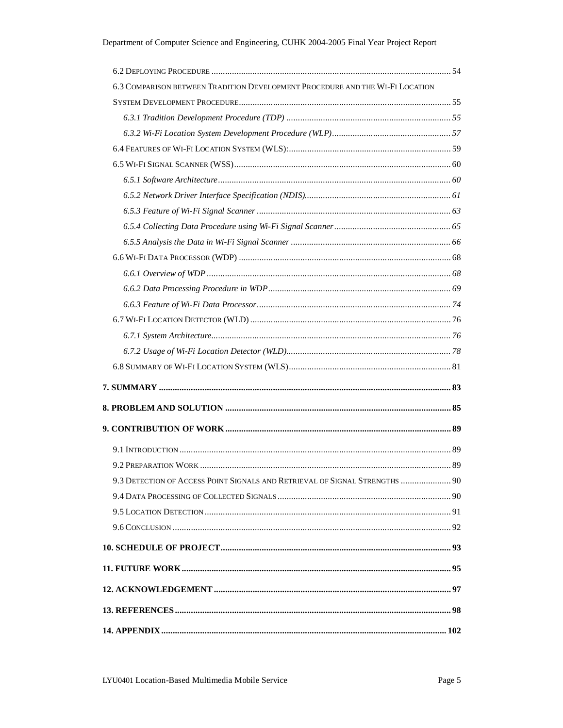6.2 Deploying Procedure ........................................................................................................ 54

6.3 Comparison between Tradition Development Procedure and the Wi-Fi Location System Development Procedure ............................................................................................ 55

*6.3.1 Tradition Development Procedure (TDP) ........................................................................ 55*

*6.3.2 Wi-Fi Location System Development Procedure (WLP) .................................................... 57*

6.4 Features of Wi-Fi Location System (WLS): ..................................................................... 59

6.5 Wi-Fi Signal Scanner (WSS) ............................................................................................. 60

*6.5.1 Software Architecture ..................................................................................................... 60*

*6.5.2 Network Driver Interface Specification (NDIS) ................................................................ 61*

*6.5.3 Feature of Wi-Fi Signal Scanner .................................................................................... 63*

*6.5.4 Collecting Data Procedure using Wi-Fi Signal Scanner .................................................. 65*

*6.5.5 Analysis the Data in Wi-Fi Signal Scanner ...................................................................... 66*

6.6 Wi-Fi Data Processor (WDP) ............................................................................................ 68

*6.6.1 Overview of WDP ........................................................................................................... 68*

*6.6.2 Data Processing Procedure in WDP ................................................................................ 69*

*6.6.3 Feature of Wi-Fi Data Processor .................................................................................... 74*

6.7 Wi-Fi Location Detector (WLD) ....................................................................................... 76

*6.7.1 System Architecture ........................................................................................................ 76*

*6.7.2 Usage of Wi-Fi Location Detector (WLD) ........................................................................ 78*

6.8 Summary of Wi-Fi Location System (WLS) ...................................................................... 81

**7. SUMMARY ............................................................................................................................ 83**

**8. PROBLEM AND SOLUTION ................................................................................................. 85**

**9. CONTRIBUTION OF WORK ................................................................................................. 89**

9.1 Introduction ...................................................................................................................... 89

9.2 Preparation Work ............................................................................................................. 89

9.3 Detection of Access Point Signals and Retrieval of Signal Strengths ...................... 90

9.4 Data Processing of Collected Signals ............................................................................ 90

9.5 Location Detection ........................................................................................................... 91

9.6 Conclusion ......................................................................................................................... 92

**10. SCHEDULE OF PROJECT .................................................................................................. 93**

**11. FUTURE WORK ................................................................................................................. 95**

**12. ACKNOWLEDGEMENT ...................................................................................................... 97**

**13. REFERENCES .................................................................................................................... 98**

**14. APPENDIX ........................................................................................................................ 102**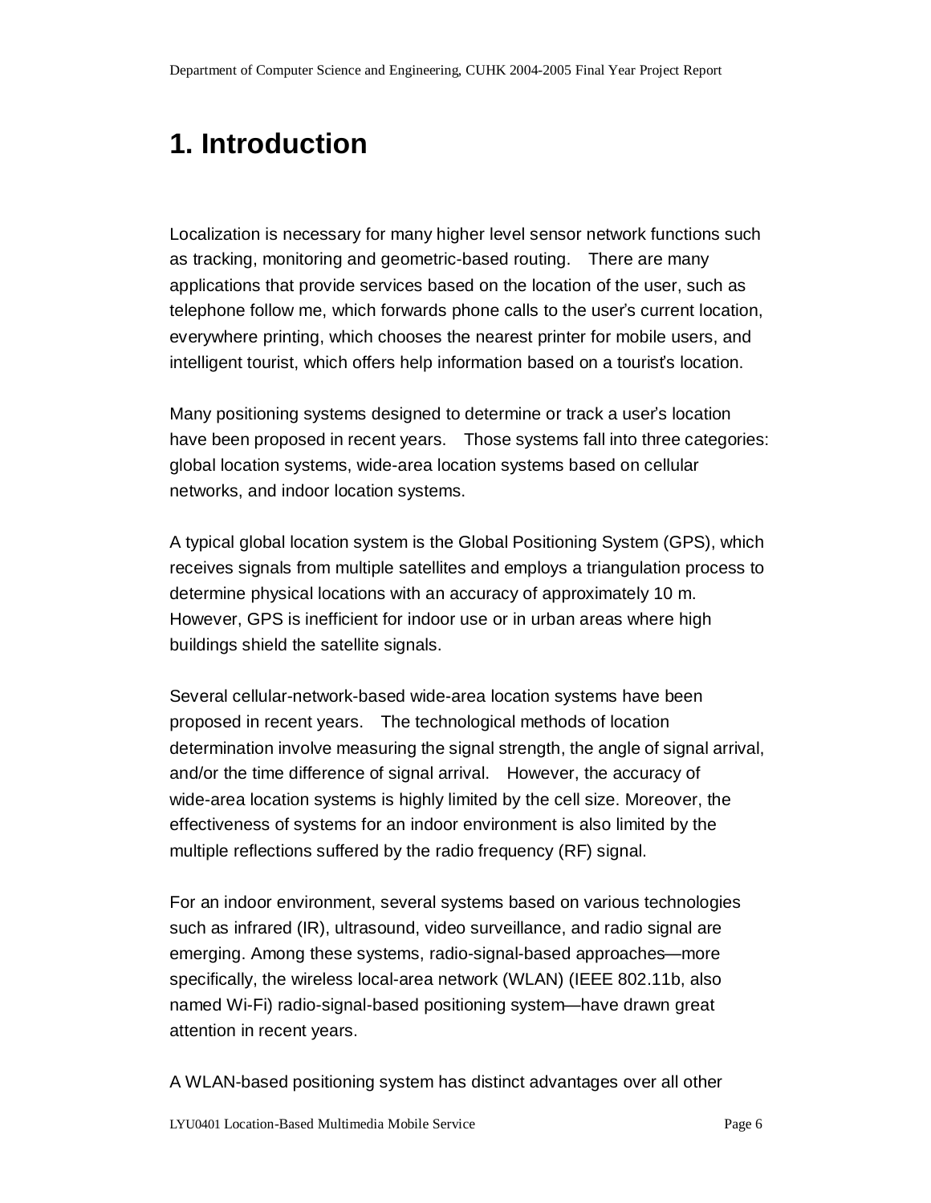# 1. Introduction

Localization is necessary for many higher level sensor network functions such as tracking, monitoring and geometric-based routing. There are many applications that provide services based on the location of the user, such as telephone follow me, which forwards phone calls to the user's current location, everywhere printing, which chooses the nearest printer for mobile users, and intelligent tourist, which offers help information based on a tourist's location.

Many positioning systems designed to determine or track a user's location have been proposed in recent years. Those systems fall into three categories: global location systems, wide-area location systems based on cellular networks, and indoor location systems.

A typical global location system is the Global Positioning System (GPS), which receives signals from multiple satellites and employs a triangulation process to determine physical locations with an accuracy of approximately 10 m. However, GPS is inefficient for indoor use or in urban areas where high buildings shield the satellite signals.

Several cellular-network-based wide-area location systems have been proposed in recent years. The technological methods of location determination involve measuring the signal strength, the angle of signal arrival, and/or the time difference of signal arrival. However, the accuracy of wide-area location systems is highly limited by the cell size. Moreover, the effectiveness of systems for an indoor environment is also limited by the multiple reflections suffered by the radio frequency (RF) signal.

For an indoor environment, several systems based on various technologies such as infrared (IR), ultrasound, video surveillance, and radio signal are emerging. Among these systems, radio-signal-based approaches—more specifically, the wireless local-area network (WLAN) (IEEE 802.11b, also named Wi-Fi) radio-signal-based positioning system—have drawn great attention in recent years.

A WLAN-based positioning system has distinct advantages over all other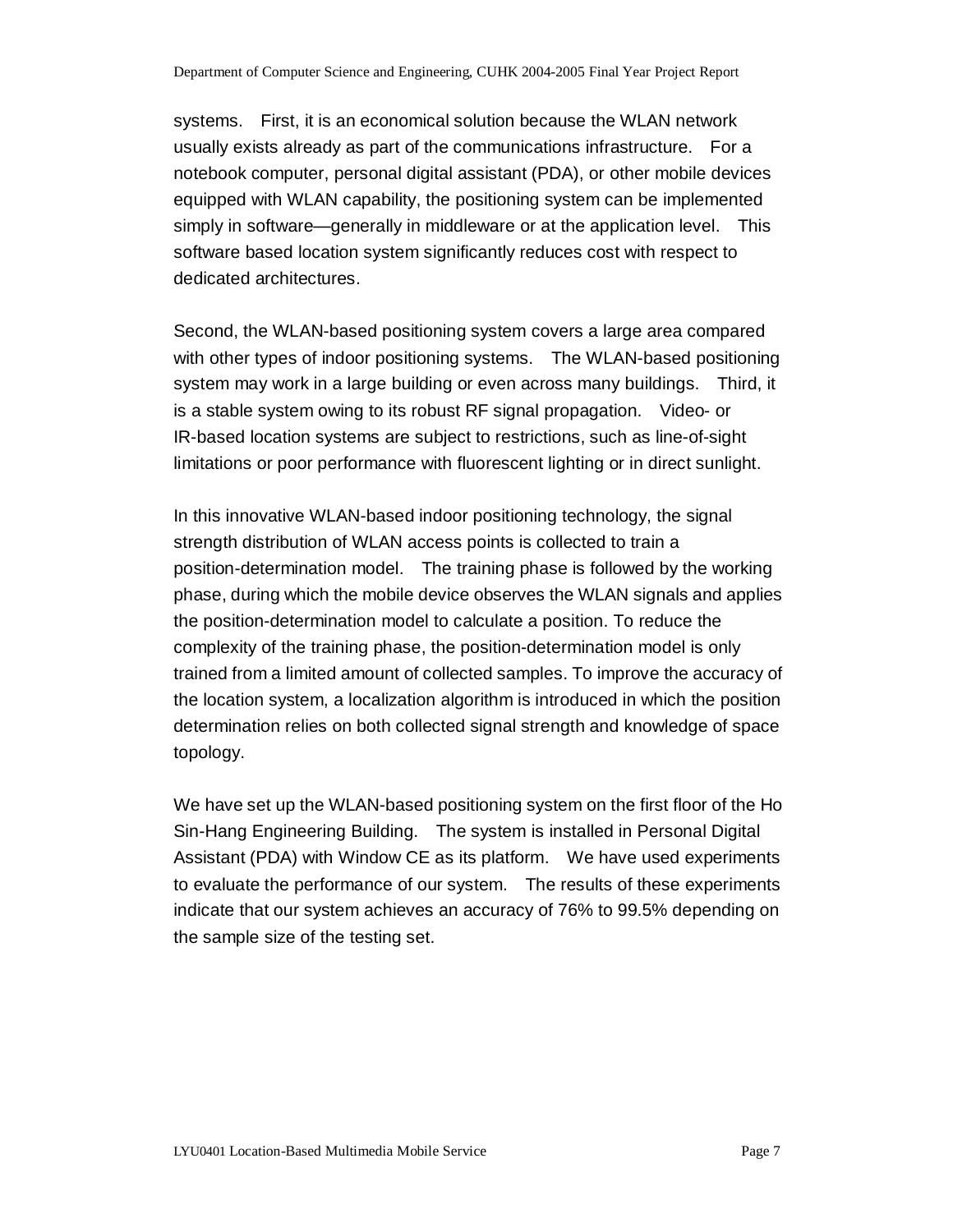systems. First, it is an economical solution because the WLAN network usually exists already as part of the communications infrastructure. For a notebook computer, personal digital assistant (PDA), or other mobile devices equipped with WLAN capability, the positioning system can be implemented simply in software—generally in middleware or at the application level. This software based location system significantly reduces cost with respect to dedicated architectures.

Second, the WLAN-based positioning system covers a large area compared with other types of indoor positioning systems. The WLAN-based positioning system may work in a large building or even across many buildings. Third, it is a stable system owing to its robust RF signal propagation. Video- or IR-based location systems are subject to restrictions, such as line-of-sight limitations or poor performance with fluorescent lighting or in direct sunlight.

In this innovative WLAN-based indoor positioning technology, the signal strength distribution of WLAN access points is collected to train a position-determination model. The training phase is followed by the working phase, during which the mobile device observes the WLAN signals and applies the position-determination model to calculate a position. To reduce the complexity of the training phase, the position-determination model is only trained from a limited amount of collected samples. To improve the accuracy of the location system, a localization algorithm is introduced in which the position determination relies on both collected signal strength and knowledge of space topology.

We have set up the WLAN-based positioning system on the first floor of the Ho Sin-Hang Engineering Building. The system is installed in Personal Digital Assistant (PDA) with Window CE as its platform. We have used experiments to evaluate the performance of our system. The results of these experiments indicate that our system achieves an accuracy of 76% to 99.5% depending on the sample size of the testing set.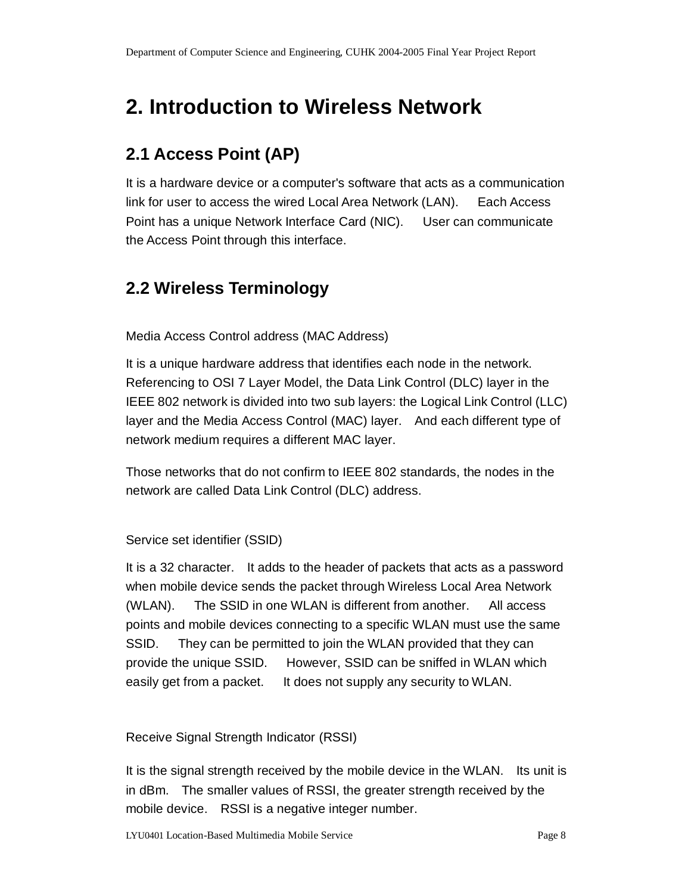# 2. Introduction to Wireless Network

## 2.1 Access Point (AP)

It is a hardware device or a computer's software that acts as a communication link for user to access the wired Local Area Network (LAN). Each Access Point has a unique Network Interface Card (NIC). User can communicate the Access Point through this interface.

## 2.2 Wireless Terminology

Media Access Control address (MAC Address)

It is a unique hardware address that identifies each node in the network. Referencing to OSI 7 Layer Model, the Data Link Control (DLC) layer in the IEEE 802 network is divided into two sub layers: the Logical Link Control (LLC) layer and the Media Access Control (MAC) layer. And each different type of network medium requires a different MAC layer.

Those networks that do not confirm to IEEE 802 standards, the nodes in the network are called Data Link Control (DLC) address.

Service set identifier (SSID)

It is a 32 character. It adds to the header of packets that acts as a password when mobile device sends the packet through Wireless Local Area Network (WLAN). The SSID in one WLAN is different from another. All access points and mobile devices connecting to a specific WLAN must use the same SSID. They can be permitted to join the WLAN provided that they can provide the unique SSID. However, SSID can be sniffed in WLAN which easily get from a packet. It does not supply any security to WLAN.

Receive Signal Strength Indicator (RSSI)

It is the signal strength received by the mobile device in the WLAN. Its unit is in dBm. The smaller values of RSSI, the greater strength received by the mobile device. RSSI is a negative integer number.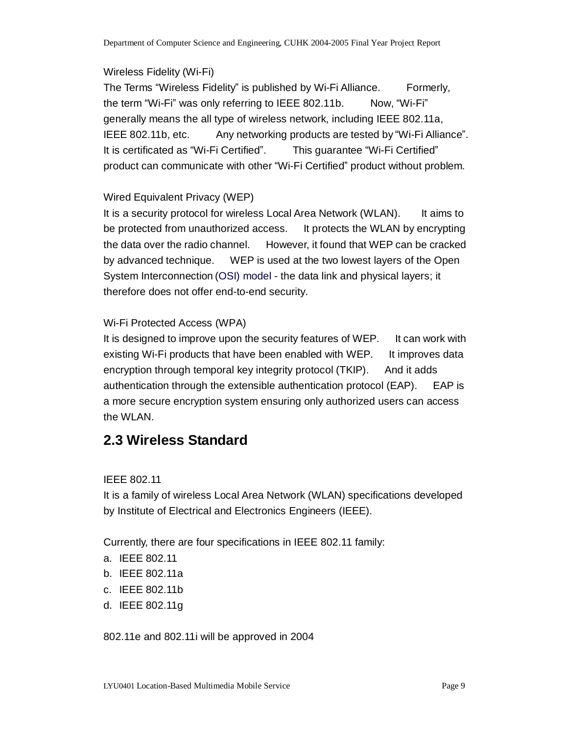Wireless Fidelity (Wi-Fi)

The Terms “Wireless Fidelity” is published by Wi-Fi Alliance. Formerly, the term “Wi-Fi” was only referring to IEEE 802.11b. Now, “Wi-Fi” generally means the all type of wireless network, including IEEE 802.11a, IEEE 802.11b, etc. Any networking products are tested by “Wi-Fi Alliance”. It is certificated as “Wi-Fi Certified”. This guarantee “Wi-Fi Certified” product can communicate with other “Wi-Fi Certified” product without problem.

Wired Equivalent Privacy (WEP)

It is a security protocol for wireless Local Area Network (WLAN). It aims to be protected from unauthorized access. It protects the WLAN by encrypting the data over the radio channel. However, it found that WEP can be cracked by advanced technique. WEP is used at the two lowest layers of the Open System Interconnection (OSI) model - the data link and physical layers; it therefore does not offer end-to-end security.

Wi-Fi Protected Access (WPA)

It is designed to improve upon the security features of WEP. It can work with existing Wi-Fi products that have been enabled with WEP. It improves data encryption through temporal key integrity protocol (TKIP). And it adds authentication through the extensible authentication protocol (EAP). EAP is a more secure encryption system ensuring only authorized users can access the WLAN.

## 2.3 Wireless Standard

IEEE 802.11

It is a family of wireless Local Area Network (WLAN) specifications developed by Institute of Electrical and Electronics Engineers (IEEE).

Currently, there are four specifications in IEEE 802.11 family:

a. IEEE 802.11
b. IEEE 802.11a
c. IEEE 802.11b
d. IEEE 802.11g

802.11e and 802.11i will be approved in 2004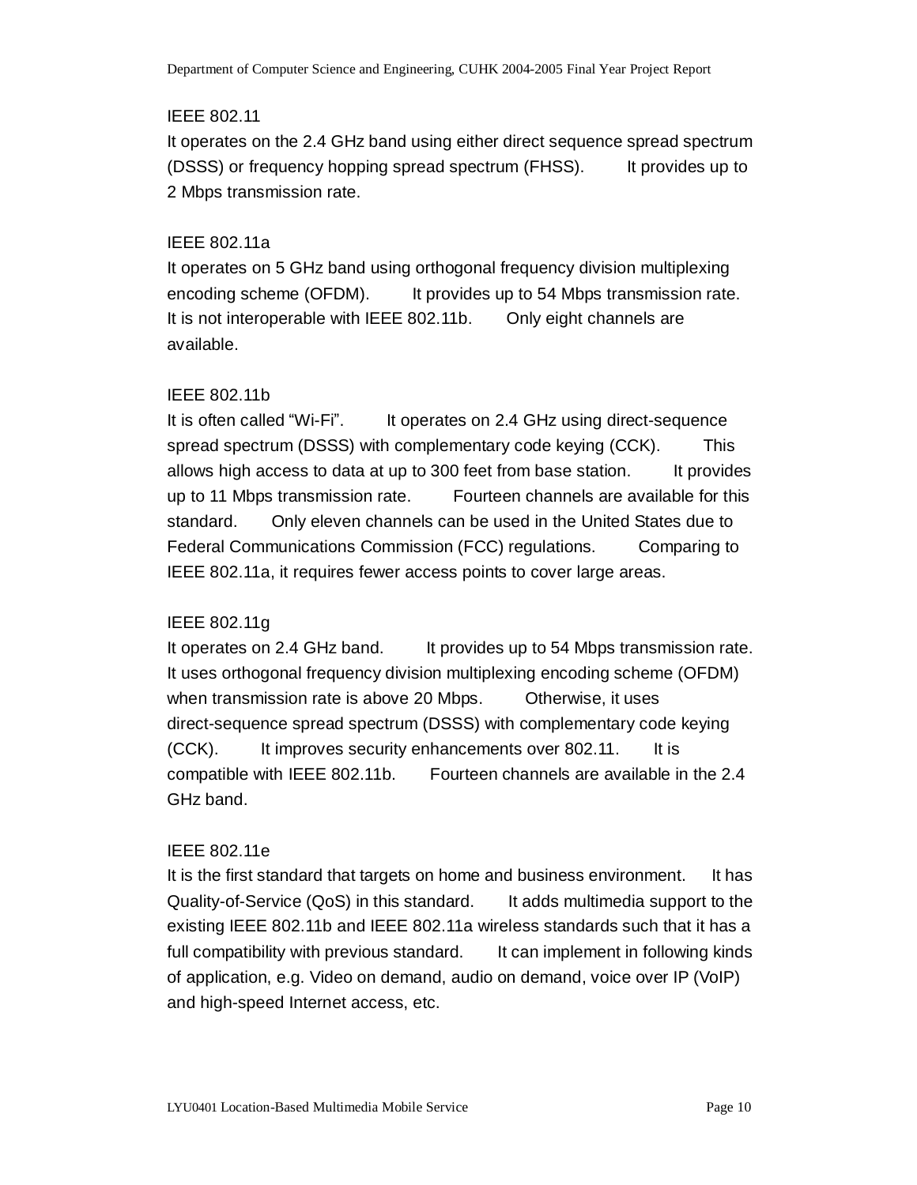IEEE 802.11

It operates on the 2.4 GHz band using either direct sequence spread spectrum (DSSS) or frequency hopping spread spectrum (FHSS). It provides up to 2 Mbps transmission rate.

IEEE 802.11a

It operates on 5 GHz band using orthogonal frequency division multiplexing encoding scheme (OFDM). It provides up to 54 Mbps transmission rate. It is not interoperable with IEEE 802.11b. Only eight channels are available.

IEEE 802.11b

It is often called "Wi-Fi". It operates on 2.4 GHz using direct-sequence spread spectrum (DSSS) with complementary code keying (CCK). This allows high access to data at up to 300 feet from base station. It provides up to 11 Mbps transmission rate. Fourteen channels are available for this standard. Only eleven channels can be used in the United States due to Federal Communications Commission (FCC) regulations. Comparing to IEEE 802.11a, it requires fewer access points to cover large areas.

IEEE 802.11g

It operates on 2.4 GHz band. It provides up to 54 Mbps transmission rate. It uses orthogonal frequency division multiplexing encoding scheme (OFDM) when transmission rate is above 20 Mbps. Otherwise, it uses direct-sequence spread spectrum (DSSS) with complementary code keying (CCK). It improves security enhancements over 802.11. It is compatible with IEEE 802.11b. Fourteen channels are available in the 2.4 GHz band.

IEEE 802.11e

It is the first standard that targets on home and business environment. It has Quality-of-Service (QoS) in this standard. It adds multimedia support to the existing IEEE 802.11b and IEEE 802.11a wireless standards such that it has a full compatibility with previous standard. It can implement in following kinds of application, e.g. Video on demand, audio on demand, voice over IP (VoIP) and high-speed Internet access, etc.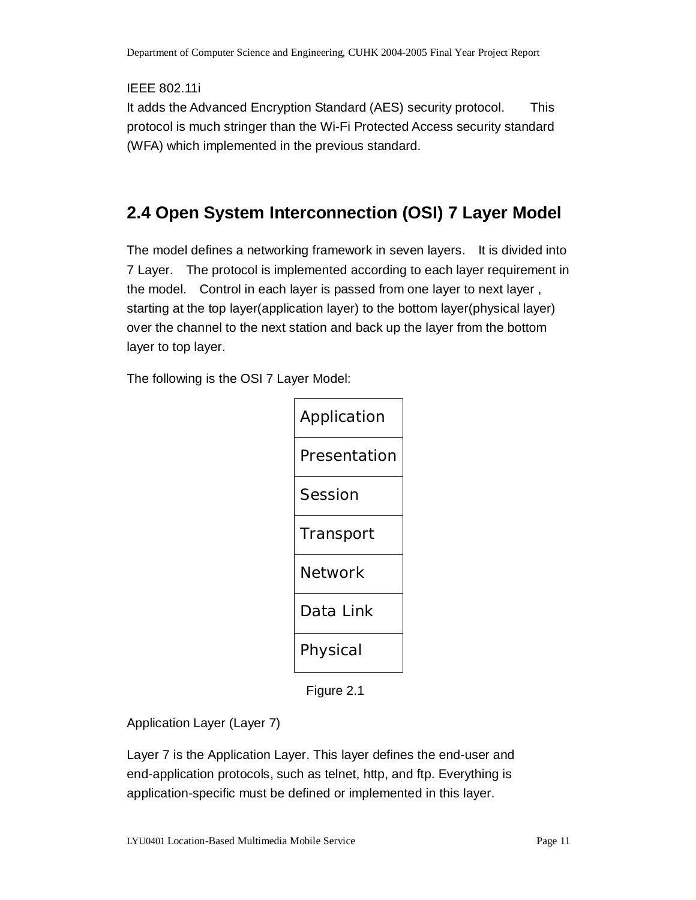IEEE 802.11i

It adds the Advanced Encryption Standard (AES) security protocol. This protocol is much stringer than the Wi-Fi Protected Access security standard (WFA) which implemented in the previous standard.

## 2.4 Open System Interconnection (OSI) 7 Layer Model

The model defines a networking framework in seven layers. It is divided into 7 Layer. The protocol is implemented according to each layer requirement in the model. Control in each layer is passed from one layer to next layer , starting at the top layer(application layer) to the bottom layer(physical layer) over the channel to the next station and back up the layer from the bottom layer to top layer.

The following is the OSI 7 Layer Model:

| Application |
| --- |
| Presentation |
| Session |
| Transport |
| Network |
| Data Link |
| Physical |

Figure 2.1

Application Layer (Layer 7)

Layer 7 is the Application Layer. This layer defines the end-user and end-application protocols, such as telnet, http, and ftp. Everything is application-specific must be defined or implemented in this layer.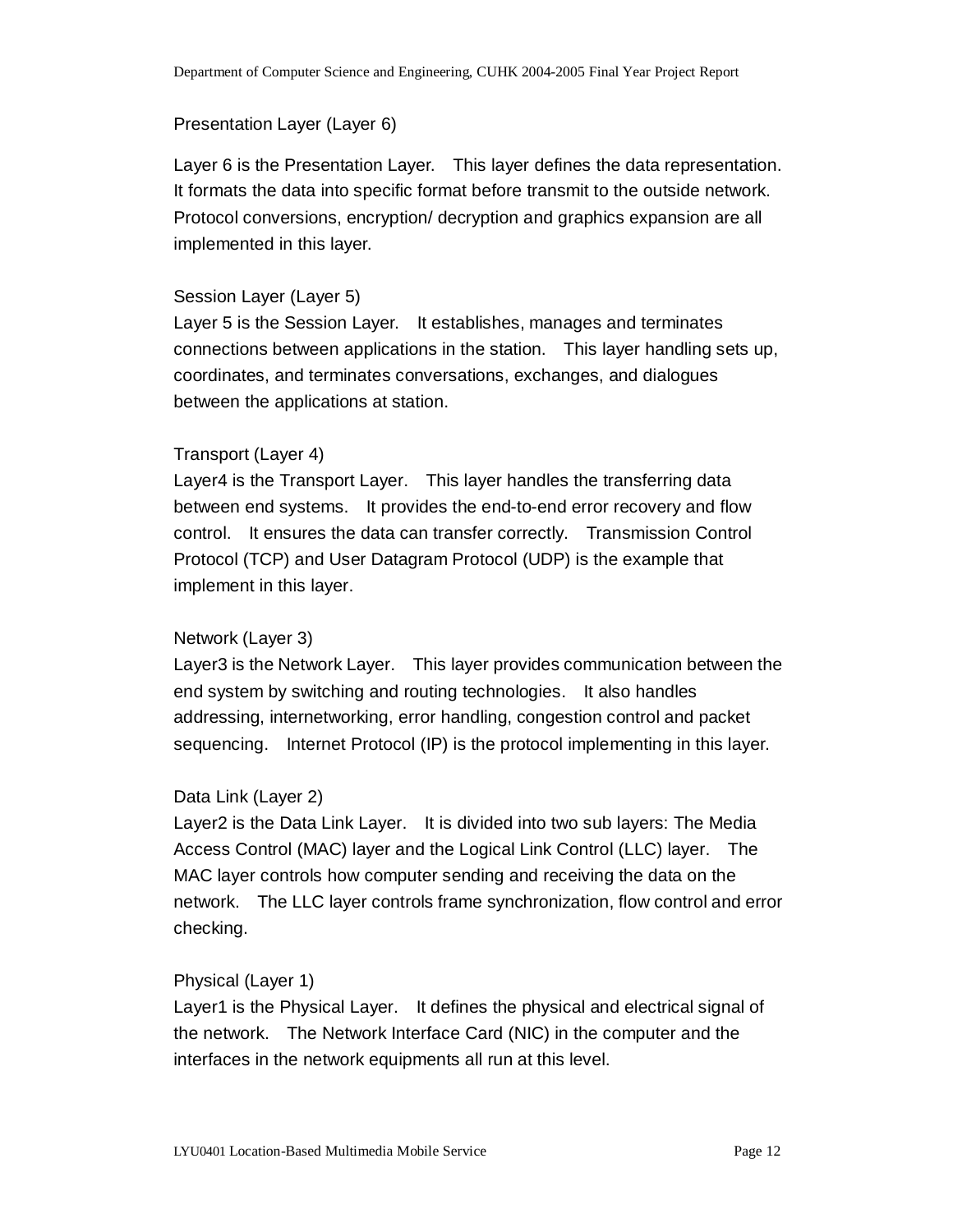Presentation Layer (Layer 6)

Layer 6 is the Presentation Layer. This layer defines the data representation. It formats the data into specific format before transmit to the outside network. Protocol conversions, encryption/ decryption and graphics expansion are all implemented in this layer.

Session Layer (Layer 5)

Layer 5 is the Session Layer. It establishes, manages and terminates connections between applications in the station. This layer handling sets up, coordinates, and terminates conversations, exchanges, and dialogues between the applications at station.

Transport (Layer 4)

Layer4 is the Transport Layer. This layer handles the transferring data between end systems. It provides the end-to-end error recovery and flow control. It ensures the data can transfer correctly. Transmission Control Protocol (TCP) and User Datagram Protocol (UDP) is the example that implement in this layer.

Network (Layer 3)

Layer3 is the Network Layer. This layer provides communication between the end system by switching and routing technologies. It also handles addressing, internetworking, error handling, congestion control and packet sequencing. Internet Protocol (IP) is the protocol implementing in this layer.

Data Link (Layer 2)

Layer2 is the Data Link Layer. It is divided into two sub layers: The Media Access Control (MAC) layer and the Logical Link Control (LLC) layer. The MAC layer controls how computer sending and receiving the data on the network. The LLC layer controls frame synchronization, flow control and error checking.

Physical (Layer 1)

Layer1 is the Physical Layer. It defines the physical and electrical signal of the network. The Network Interface Card (NIC) in the computer and the interfaces in the network equipments all run at this level.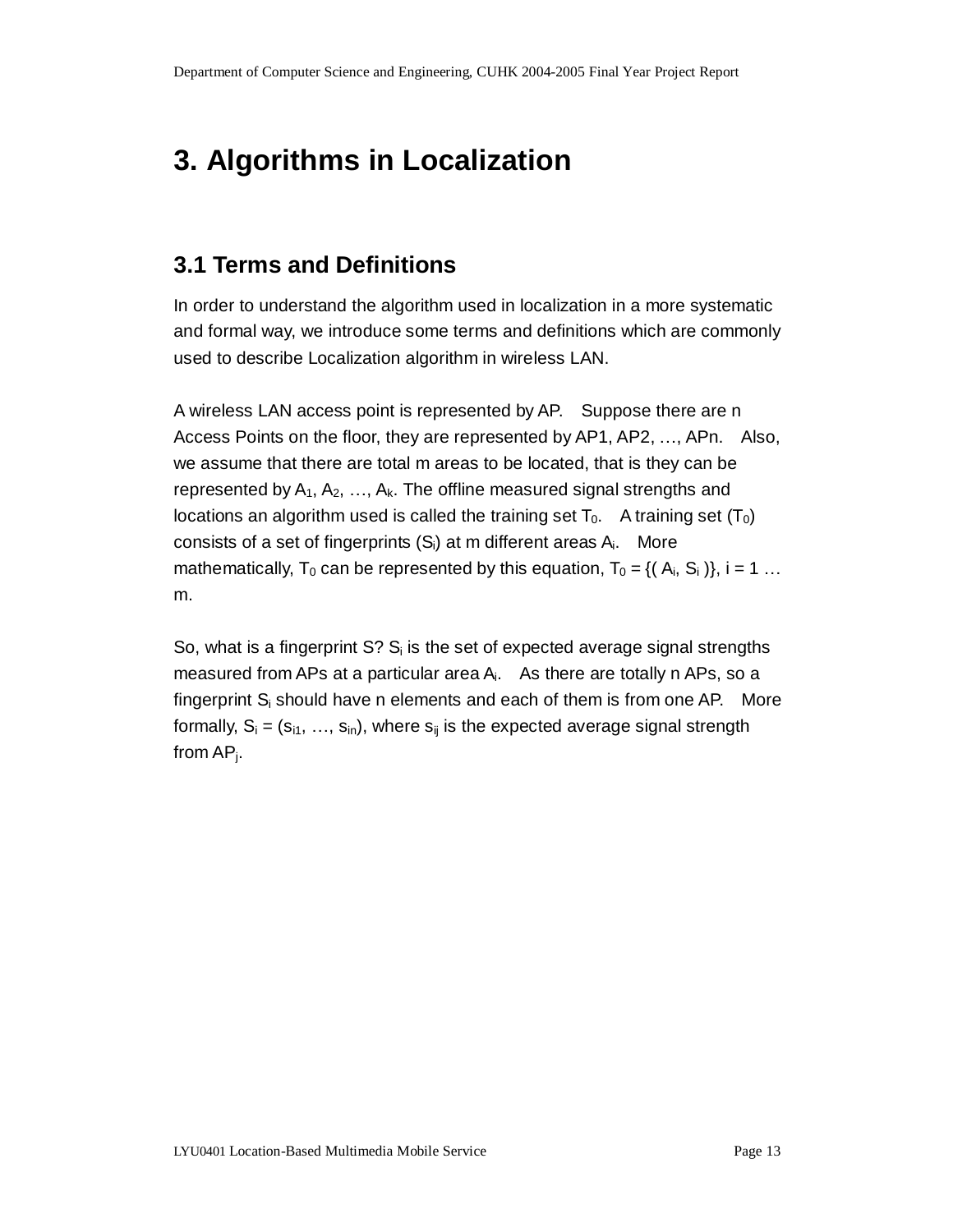# 3. Algorithms in Localization

## 3.1 Terms and Definitions

In order to understand the algorithm used in localization in a more systematic and formal way, we introduce some terms and definitions which are commonly used to describe Localization algorithm in wireless LAN.

A wireless LAN access point is represented by AP. Suppose there are n Access Points on the floor, they are represented by AP1, AP2, …, APn. Also, we assume that there are total m areas to be located, that is they can be represented by $A_1$, $A_2$, …, $A_k$. The offline measured signal strengths and locations an algorithm used is called the training set $T_0$. A training set ($T_0$) consists of a set of fingerprints ($S_i$) at m different areas $A_i$. More mathematically, $T_0$ can be represented by this equation, $T_0 = \{( A_i, S_i )\}$, i = 1 … m.

So, what is a fingerprint S? $S_i$ is the set of expected average signal strengths measured from APs at a particular area $A_i$. As there are totally n APs, so a fingerprint $S_i$ should have n elements and each of them is from one AP. More formally, $S_i = (s_{i1}, \ldots, s_{in})$, where $s_{ij}$ is the expected average signal strength from $AP_j$.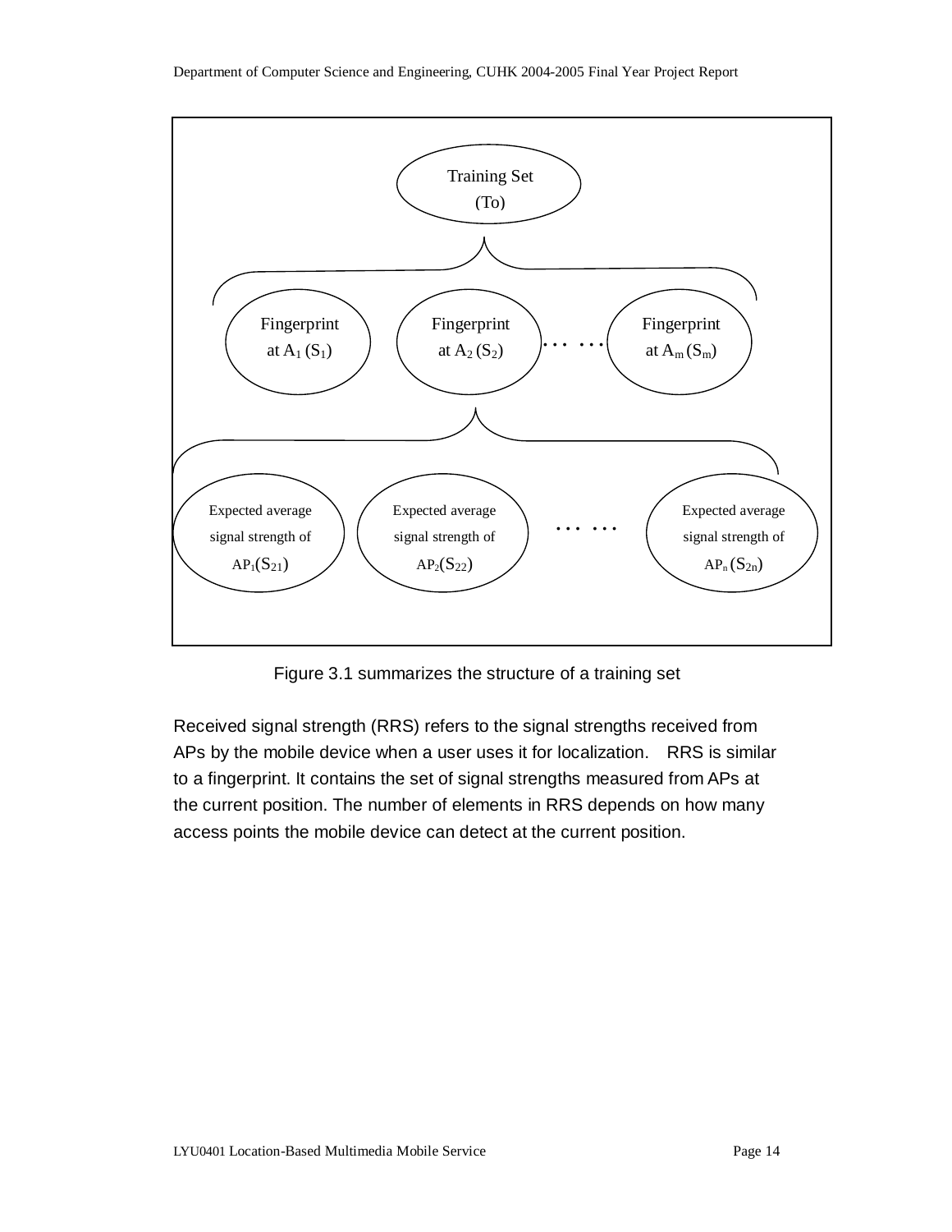Training Set (To)

Fingerprint at $A_1$ ($S_1$) | Fingerprint at $A_2$ ($S_2$) | … … | Fingerprint at $A_m$ ($S_m$)

Expected average signal strength of $AP_1$($S_{21}$) | Expected average signal strength of $AP_2$($S_{22}$) | … … | Expected average signal strength of $AP_n$ ($S_{2n}$)

Figure 3.1 summarizes the structure of a training set

Received signal strength (RRS) refers to the signal strengths received from APs by the mobile device when a user uses it for localization. RRS is similar to a fingerprint. It contains the set of signal strengths measured from APs at the current position. The number of elements in RRS depends on how many access points the mobile device can detect at the current position.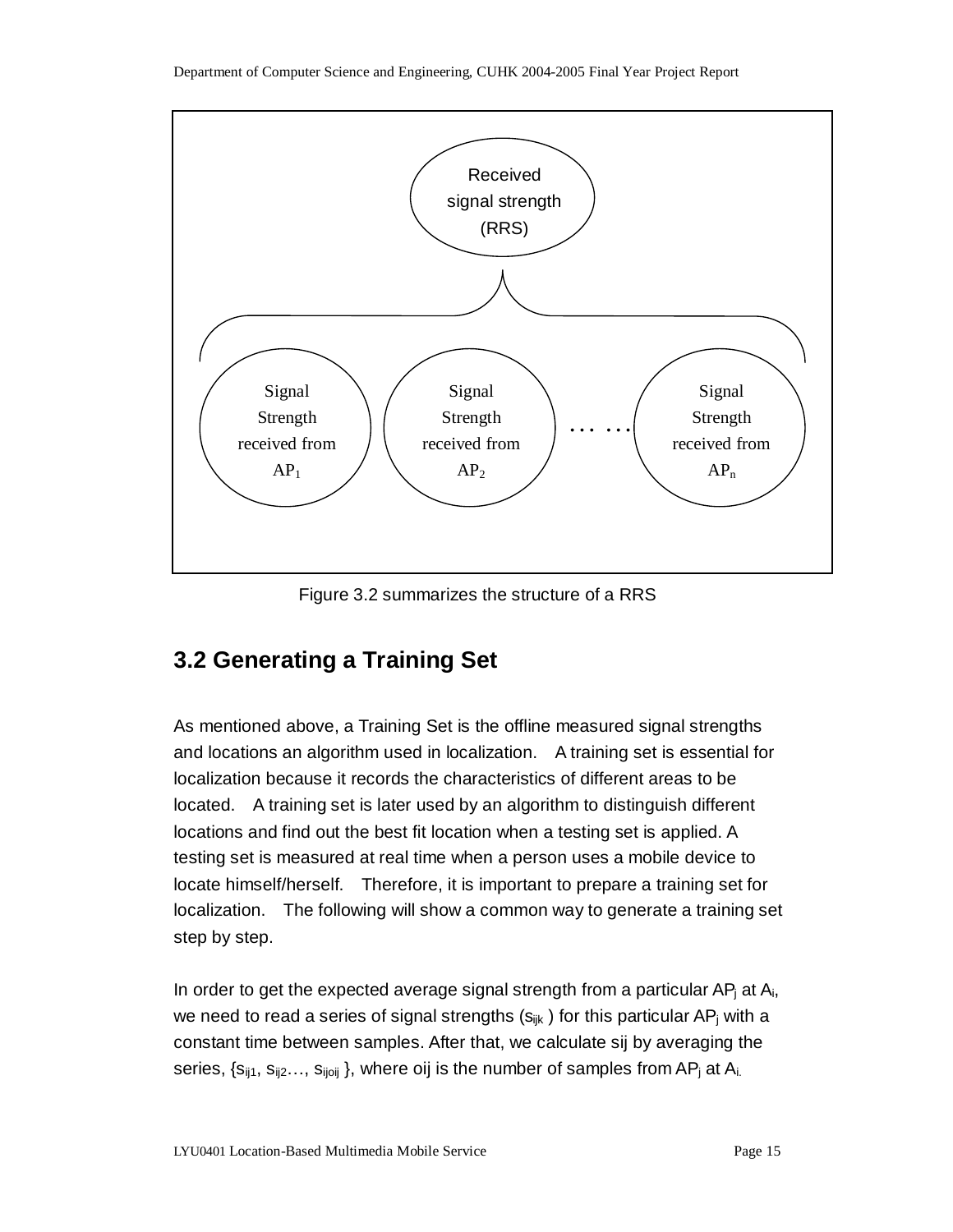Received signal strength (RRS)

Signal Strength received from $AP_1$

Signal Strength received from $AP_2$

… …

Signal Strength received from $AP_n$

Figure 3.2 summarizes the structure of a RRS

## 3.2 Generating a Training Set

As mentioned above, a Training Set is the offline measured signal strengths and locations an algorithm used in localization. A training set is essential for localization because it records the characteristics of different areas to be located. A training set is later used by an algorithm to distinguish different locations and find out the best fit location when a testing set is applied. A testing set is measured at real time when a person uses a mobile device to locate himself/herself. Therefore, it is important to prepare a training set for localization. The following will show a common way to generate a training set step by step.

In order to get the expected average signal strength from a particular $AP_j$ at $A_i$, we need to read a series of signal strengths ($s_{ijk}$ ) for this particular $AP_j$ with a constant time between samples. After that, we calculate sij by averaging the series, $\{s_{ij1}, s_{ij2}…, s_{ijoij}\}$, where oij is the number of samples from $AP_j$ at $A_i$.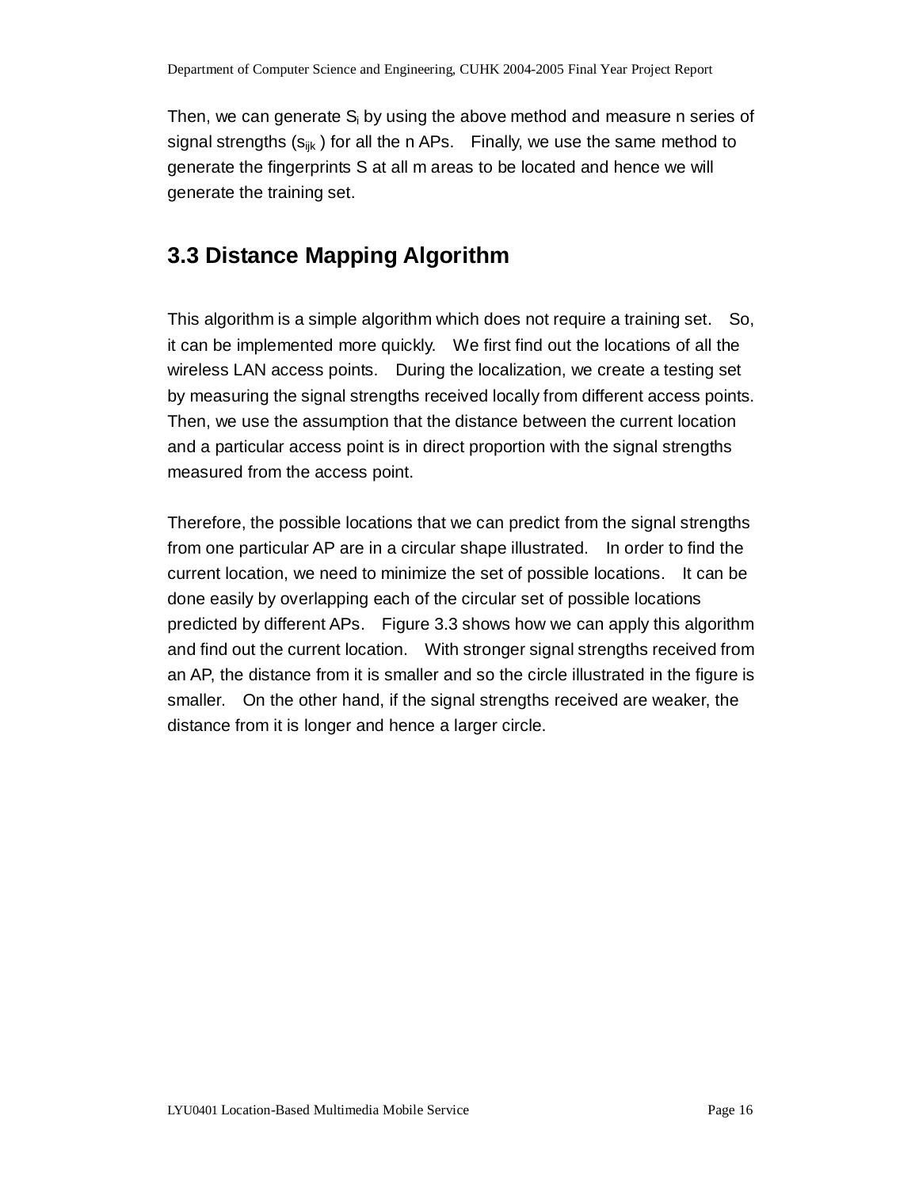Then, we can generate $S_i$ by using the above method and measure n series of signal strengths ($s_{ijk}$ ) for all the n APs. Finally, we use the same method to generate the fingerprints S at all m areas to be located and hence we will generate the training set.

## 3.3 Distance Mapping Algorithm

This algorithm is a simple algorithm which does not require a training set. So, it can be implemented more quickly. We first find out the locations of all the wireless LAN access points. During the localization, we create a testing set by measuring the signal strengths received locally from different access points. Then, we use the assumption that the distance between the current location and a particular access point is in direct proportion with the signal strengths measured from the access point.

Therefore, the possible locations that we can predict from the signal strengths from one particular AP are in a circular shape illustrated. In order to find the current location, we need to minimize the set of possible locations. It can be done easily by overlapping each of the circular set of possible locations predicted by different APs. Figure 3.3 shows how we can apply this algorithm and find out the current location. With stronger signal strengths received from an AP, the distance from it is smaller and so the circle illustrated in the figure is smaller. On the other hand, if the signal strengths received are weaker, the distance from it is longer and hence a larger circle.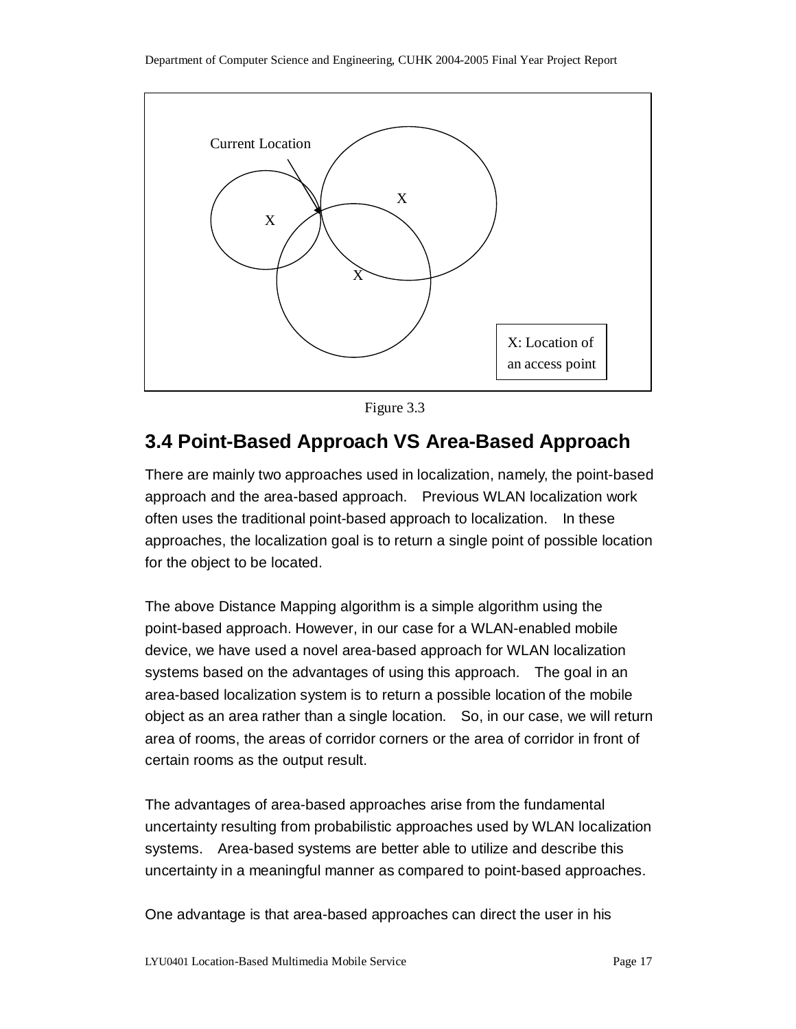Figure 3.3

## 3.4 Point-Based Approach VS Area-Based Approach

There are mainly two approaches used in localization, namely, the point-based approach and the area-based approach. Previous WLAN localization work often uses the traditional point-based approach to localization. In these approaches, the localization goal is to return a single point of possible location for the object to be located.

The above Distance Mapping algorithm is a simple algorithm using the point-based approach. However, in our case for a WLAN-enabled mobile device, we have used a novel area-based approach for WLAN localization systems based on the advantages of using this approach. The goal in an area-based localization system is to return a possible location of the mobile object as an area rather than a single location. So, in our case, we will return area of rooms, the areas of corridor corners or the area of corridor in front of certain rooms as the output result.

The advantages of area-based approaches arise from the fundamental uncertainty resulting from probabilistic approaches used by WLAN localization systems. Area-based systems are better able to utilize and describe this uncertainty in a meaningful manner as compared to point-based approaches.

One advantage is that area-based approaches can direct the user in his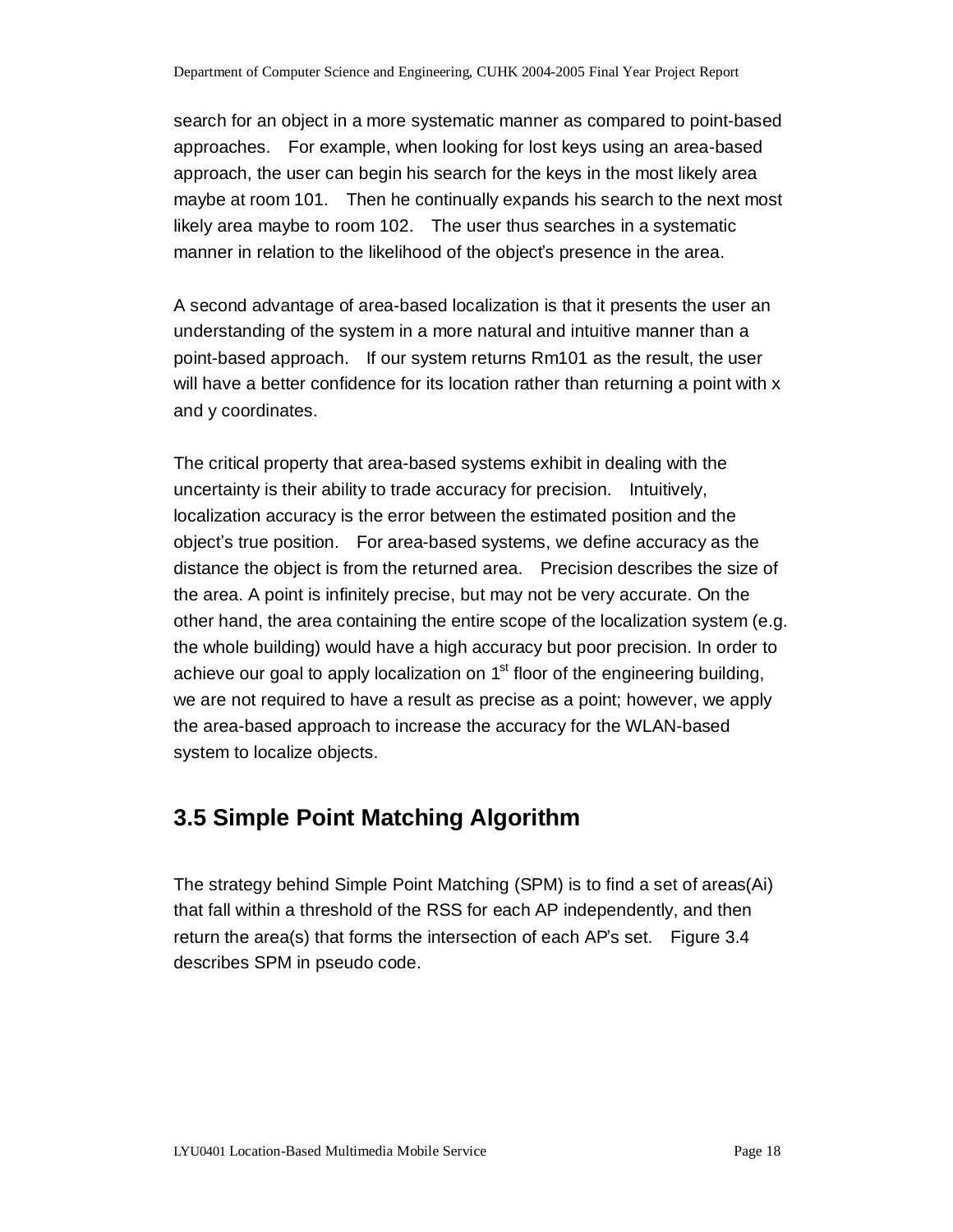search for an object in a more systematic manner as compared to point-based approaches. For example, when looking for lost keys using an area-based approach, the user can begin his search for the keys in the most likely area maybe at room 101. Then he continually expands his search to the next most likely area maybe to room 102. The user thus searches in a systematic manner in relation to the likelihood of the object's presence in the area.

A second advantage of area-based localization is that it presents the user an understanding of the system in a more natural and intuitive manner than a point-based approach. If our system returns Rm101 as the result, the user will have a better confidence for its location rather than returning a point with x and y coordinates.

The critical property that area-based systems exhibit in dealing with the uncertainty is their ability to trade accuracy for precision. Intuitively, localization accuracy is the error between the estimated position and the object's true position. For area-based systems, we define accuracy as the distance the object is from the returned area. Precision describes the size of the area. A point is infinitely precise, but may not be very accurate. On the other hand, the area containing the entire scope of the localization system (e.g. the whole building) would have a high accuracy but poor precision. In order to achieve our goal to apply localization on 1st floor of the engineering building, we are not required to have a result as precise as a point; however, we apply the area-based approach to increase the accuracy for the WLAN-based system to localize objects.

## 3.5 Simple Point Matching Algorithm

The strategy behind Simple Point Matching (SPM) is to find a set of areas(Ai) that fall within a threshold of the RSS for each AP independently, and then return the area(s) that forms the intersection of each AP's set. Figure 3.4 describes SPM in pseudo code.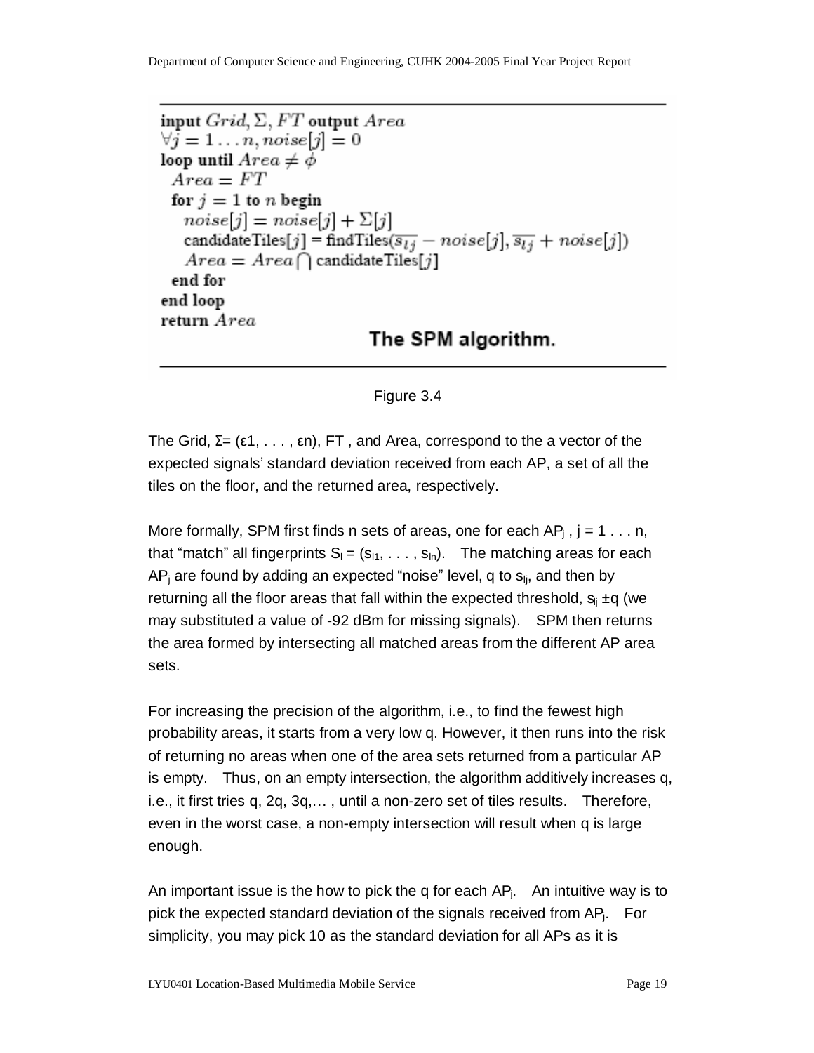```
input Grid, Σ, FT output Area
∀j = 1 . . . n, noise[j] = 0
loop until Area ≠ φ
  Area = FT
  for j = 1 to n begin
    noise[j] = noise[j] + Σ[j]
    candidateTiles[j] = findTiles(s̄_lj − noise[j], s̄_lj + noise[j])
    Area = Area ∩ candidateTiles[j]
  end for
end loop
return Area
```

**The SPM algorithm.**

Figure 3.4

The Grid, Σ= (ε1, . . . , εn), FT , and Area, correspond to the a vector of the expected signals' standard deviation received from each AP, a set of all the tiles on the floor, and the returned area, respectively.

More formally, SPM first finds n sets of areas, one for each $AP_j$ , j = 1 . . . n, that "match" all fingerprints $S_l = (s_{l1}, \ldots, s_{ln})$. The matching areas for each $AP_j$ are found by adding an expected "noise" level, q to $s_{lj}$, and then by returning all the floor areas that fall within the expected threshold, $s_{lj} \pm q$ (we may substituted a value of -92 dBm for missing signals). SPM then returns the area formed by intersecting all matched areas from the different AP area sets.

For increasing the precision of the algorithm, i.e., to find the fewest high probability areas, it starts from a very low q. However, it then runs into the risk of returning no areas when one of the area sets returned from a particular AP is empty. Thus, on an empty intersection, the algorithm additively increases q, i.e., it first tries q, 2q, 3q,… , until a non-zero set of tiles results. Therefore, even in the worst case, a non-empty intersection will result when q is large enough.

An important issue is the how to pick the q for each $AP_j$. An intuitive way is to pick the expected standard deviation of the signals received from $AP_j$. For simplicity, you may pick 10 as the standard deviation for all APs as it is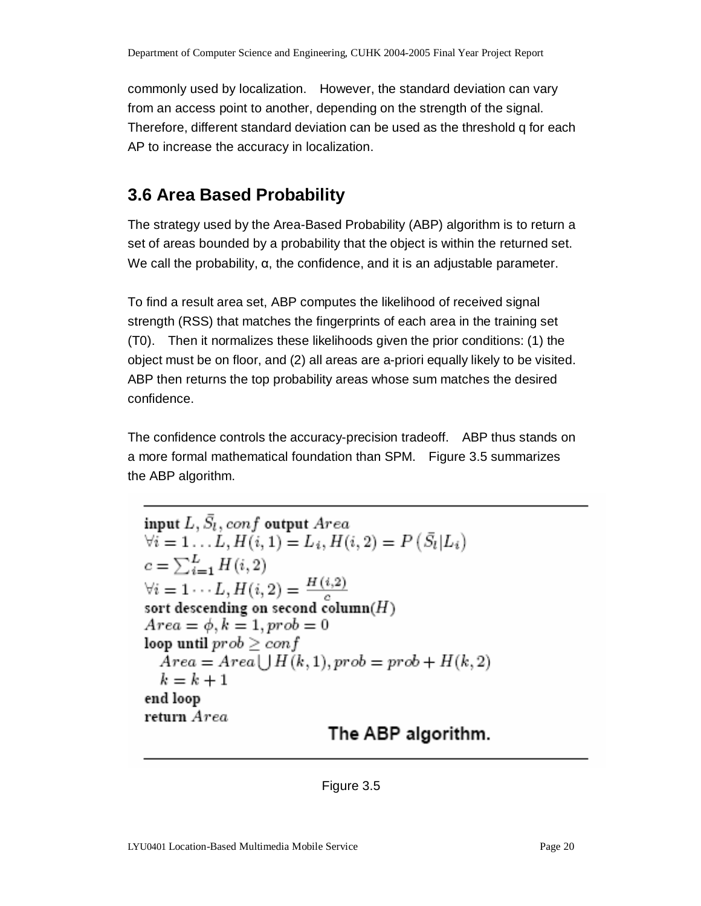commonly used by localization. However, the standard deviation can vary from an access point to another, depending on the strength of the signal. Therefore, different standard deviation can be used as the threshold q for each AP to increase the accuracy in localization.

## 3.6 Area Based Probability

The strategy used by the Area-Based Probability (ABP) algorithm is to return a set of areas bounded by a probability that the object is within the returned set. We call the probability, α, the confidence, and it is an adjustable parameter.

To find a result area set, ABP computes the likelihood of received signal strength (RSS) that matches the fingerprints of each area in the training set (T0). Then it normalizes these likelihoods given the prior conditions: (1) the object must be on floor, and (2) all areas are a-priori equally likely to be visited. ABP then returns the top probability areas whose sum matches the desired confidence.

The confidence controls the accuracy-precision tradeoff. ABP thus stands on a more formal mathematical foundation than SPM. Figure 3.5 summarizes the ABP algorithm.

---

**input** $L, \bar{S}_l, conf$ **output** $Area$
$\forall i = 1 \ldots L, H(i,1) = L_i, H(i,2) = P\left(\bar{S}_l | L_i\right)$
$c = \sum_{i=1}^{L} H(i,2)$
$\forall i = 1 \cdots L, H(i,2) = \frac{H(i,2)}{c}$
**sort descending on second column**$(H)$
$Area = \phi, k = 1, prob = 0$
**loop until** $prob \geq conf$
  $Area = Area \bigcup H(k,1), prob = prob + H(k,2)$
  $k = k + 1$
**end loop**
**return** $Area$

**The ABP algorithm.**

---

Figure 3.5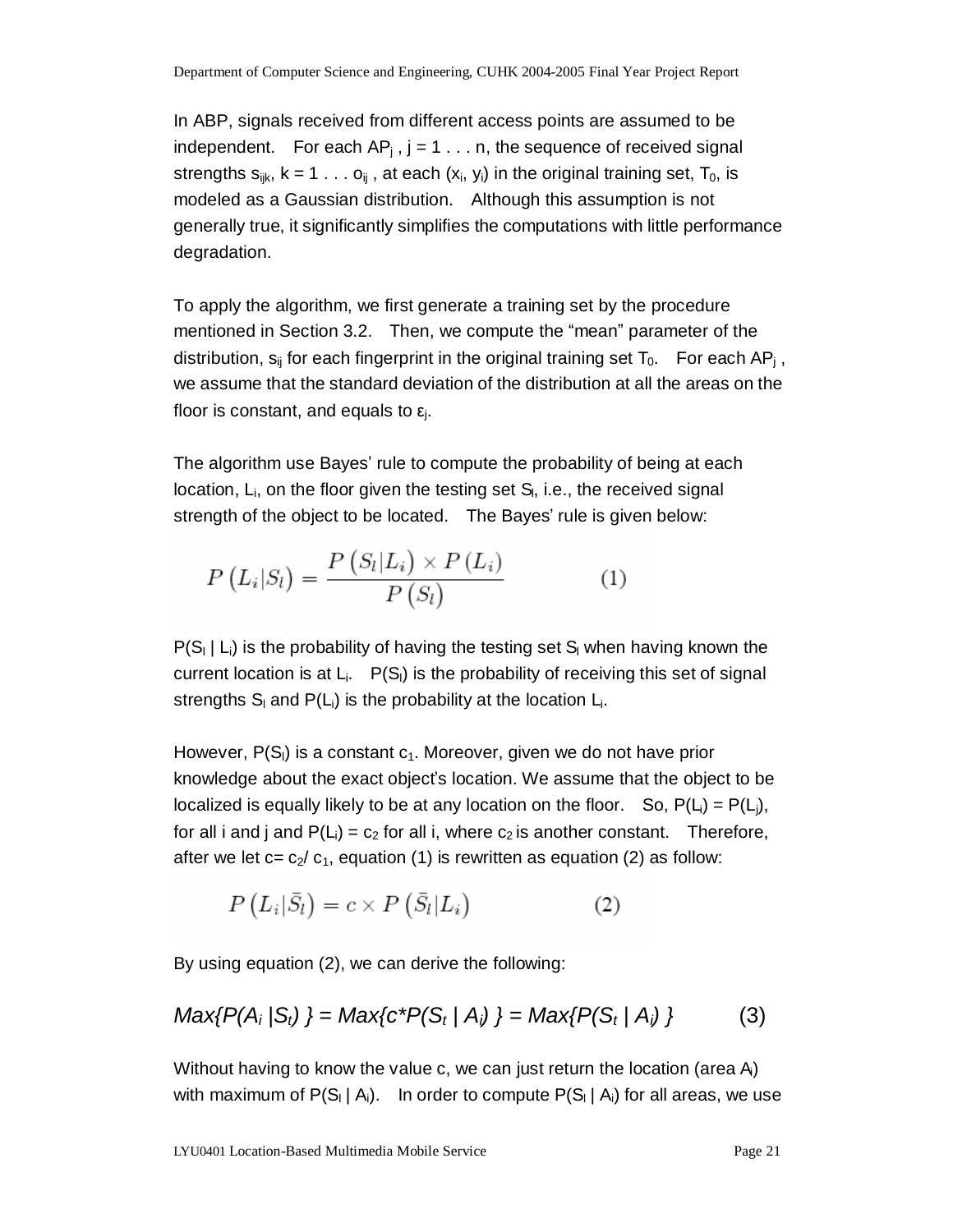In ABP, signals received from different access points are assumed to be independent. For each $AP_j$ , $j = 1 \ldots n$, the sequence of received signal strengths $s_{ijk}$, $k = 1 \ldots o_{ij}$ , at each $(x_i, y_i)$ in the original training set, $T_0$, is modeled as a Gaussian distribution. Although this assumption is not generally true, it significantly simplifies the computations with little performance degradation.

To apply the algorithm, we first generate a training set by the procedure mentioned in Section 3.2. Then, we compute the "mean" parameter of the distribution, $s_{ij}$ for each fingerprint in the original training set $T_0$. For each $AP_j$ , we assume that the standard deviation of the distribution at all the areas on the floor is constant, and equals to $\varepsilon_j$.

The algorithm use Bayes' rule to compute the probability of being at each location, $L_i$, on the floor given the testing set $S_l$, i.e., the received signal strength of the object to be located. The Bayes' rule is given below:

$$P\left(L_i|S_l\right) = \frac{P\left(S_l|L_i\right) \times P\left(L_i\right)}{P\left(S_l\right)} \qquad (1)$$

$P(S_l \mid L_i)$ is the probability of having the testing set $S_l$ when having known the current location is at $L_i$. $P(S_l)$ is the probability of receiving this set of signal strengths $S_l$ and $P(L_i)$ is the probability at the location $L_i$.

However, $P(S_l)$ is a constant $c_1$. Moreover, given we do not have prior knowledge about the exact object's location. We assume that the object to be localized is equally likely to be at any location on the floor. So, $P(L_i) = P(L_j)$, for all i and j and $P(L_i) = c_2$ for all i, where $c_2$ is another constant. Therefore, after we let $c = c_2/c_1$, equation (1) is rewritten as equation (2) as follow:

$$P\left(L_i|\bar{S}_l\right) = c \times P\left(\bar{S}_l|L_i\right) \qquad (2)$$

By using equation (2), we can derive the following:

$$Max\{P(A_i \mid S_t)\} = Max\{c*P(S_t \mid A_i)\} = Max\{P(S_t \mid A_i)\} \qquad (3)$$

Without having to know the value c, we can just return the location (area $A_i$) with maximum of $P(S_l \mid A_i)$. In order to compute $P(S_l \mid A_i)$ for all areas, we use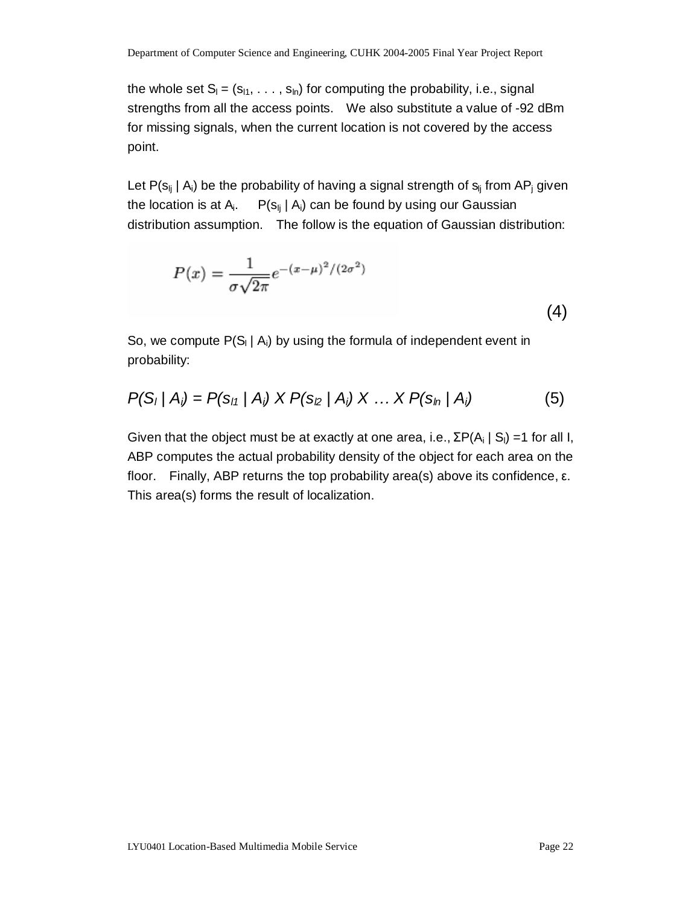the whole set $S_l = (s_{l1}, \ldots, s_{ln})$ for computing the probability, i.e., signal strengths from all the access points. We also substitute a value of -92 dBm for missing signals, when the current location is not covered by the access point.

Let $P(s_{lj} \mid A_i)$ be the probability of having a signal strength of $s_{lj}$ from $AP_j$ given the location is at $A_i$. $P(s_{lj} \mid A_i)$ can be found by using our Gaussian distribution assumption. The follow is the equation of Gaussian distribution:

$$P(x) = \frac{1}{\sigma\sqrt{2\pi}} e^{-(x-\mu)^2/(2\sigma^2)} \tag{4}$$

So, we compute $P(S_l \mid A_i)$ by using the formula of independent event in probability:

$$P(S_l \mid A_i) = P(s_{l1} \mid A_i) \times P(s_{l2} \mid A_i) \times \ldots \times P(s_{ln} \mid A_i) \tag{5}$$

Given that the object must be at exactly at one area, i.e., $\Sigma P(A_i \mid S_l) = 1$ for all I, ABP computes the actual probability density of the object for each area on the floor. Finally, ABP returns the top probability area(s) above its confidence, $\varepsilon$. This area(s) forms the result of localization.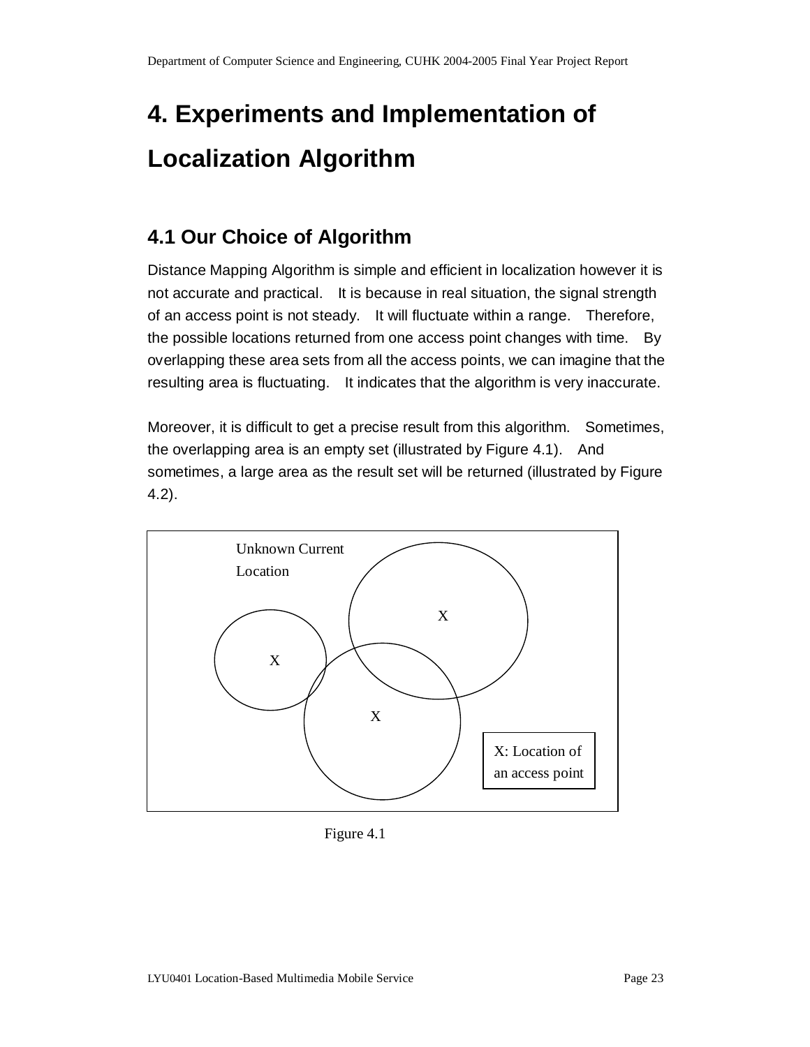# 4. Experiments and Implementation of Localization Algorithm

## 4.1 Our Choice of Algorithm

Distance Mapping Algorithm is simple and efficient in localization however it is not accurate and practical. It is because in real situation, the signal strength of an access point is not steady. It will fluctuate within a range. Therefore, the possible locations returned from one access point changes with time. By overlapping these area sets from all the access points, we can imagine that the resulting area is fluctuating. It indicates that the algorithm is very inaccurate.

Moreover, it is difficult to get a precise result from this algorithm. Sometimes, the overlapping area is an empty set (illustrated by Figure 4.1). And sometimes, a large area as the result set will be returned (illustrated by Figure 4.2).

Unknown Current Location

X: Location of an access point

Figure 4.1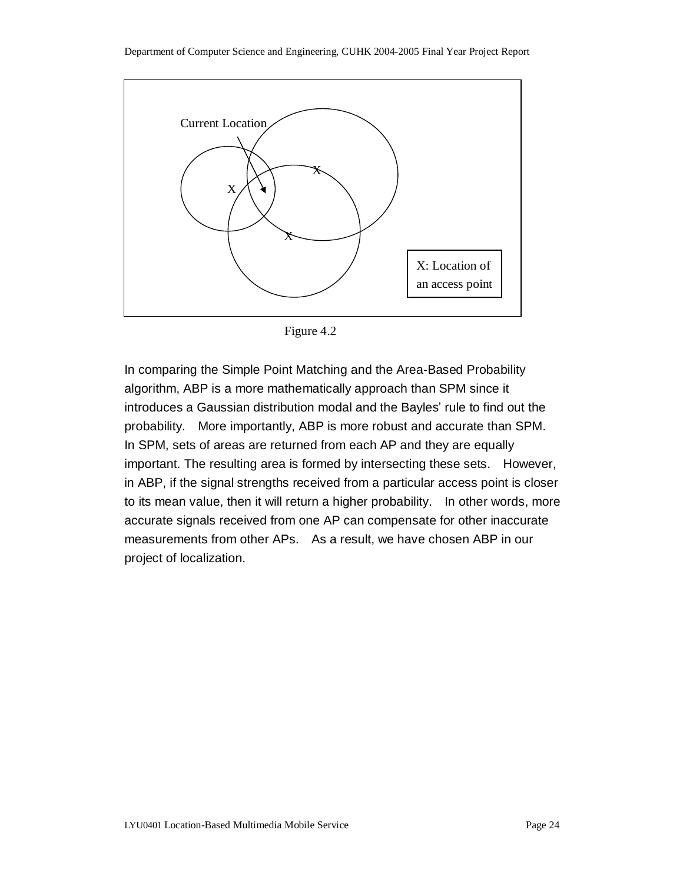Current Location

X

X

X

X: Location of an access point

Figure 4.2

In comparing the Simple Point Matching and the Area-Based Probability algorithm, ABP is a more mathematically approach than SPM since it introduces a Gaussian distribution modal and the Bayles' rule to find out the probability. More importantly, ABP is more robust and accurate than SPM. In SPM, sets of areas are returned from each AP and they are equally important. The resulting area is formed by intersecting these sets. However, in ABP, if the signal strengths received from a particular access point is closer to its mean value, then it will return a higher probability. In other words, more accurate signals received from one AP can compensate for other inaccurate measurements from other APs. As a result, we have chosen ABP in our project of localization.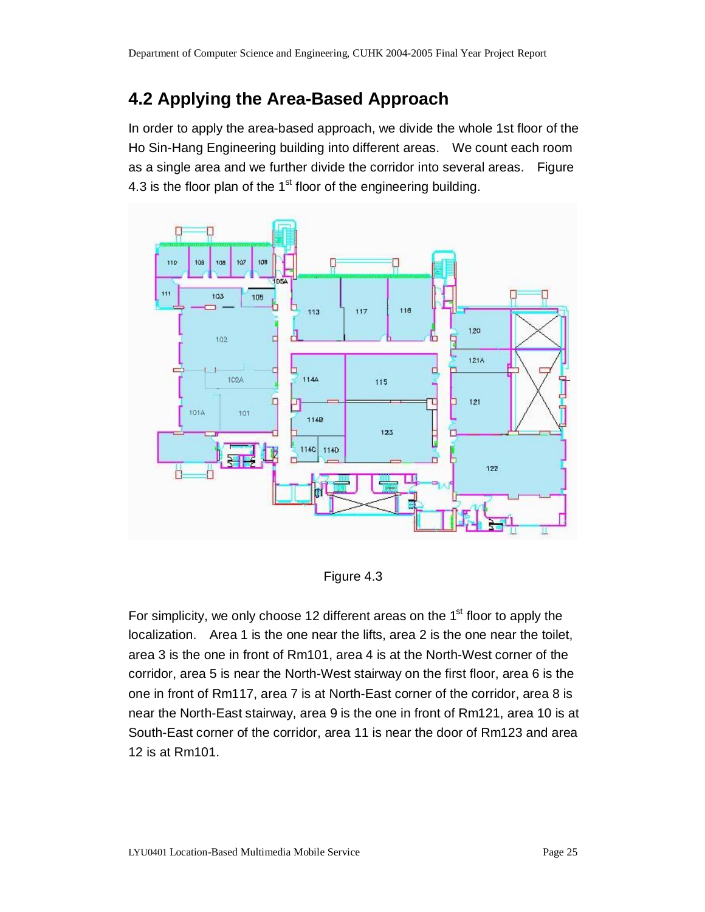## 4.2 Applying the Area-Based Approach

In order to apply the area-based approach, we divide the whole 1st floor of the Ho Sin-Hang Engineering building into different areas. We count each room as a single area and we further divide the corridor into several areas. Figure 4.3 is the floor plan of the 1st floor of the engineering building.

Figure 4.3

For simplicity, we only choose 12 different areas on the 1st floor to apply the localization. Area 1 is the one near the lifts, area 2 is the one near the toilet, area 3 is the one in front of Rm101, area 4 is at the North-West corner of the corridor, area 5 is near the North-West stairway on the first floor, area 6 is the one in front of Rm117, area 7 is at North-East corner of the corridor, area 8 is near the North-East stairway, area 9 is the one in front of Rm121, area 10 is at South-East corner of the corridor, area 11 is near the door of Rm123 and area 12 is at Rm101.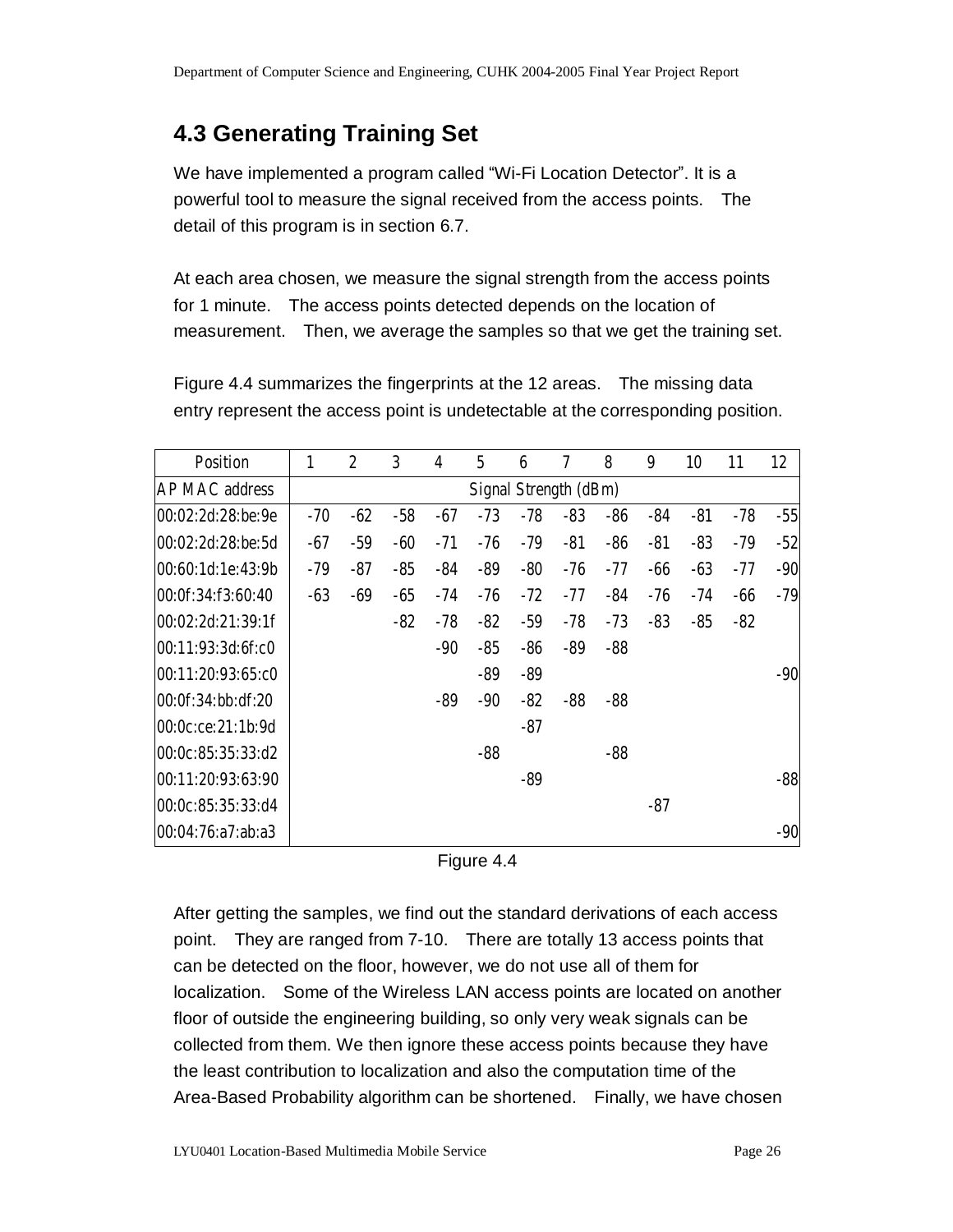## 4.3 Generating Training Set

We have implemented a program called "Wi-Fi Location Detector". It is a powerful tool to measure the signal received from the access points. The detail of this program is in section 6.7.

At each area chosen, we measure the signal strength from the access points for 1 minute. The access points detected depends on the location of measurement. Then, we average the samples so that we get the training set.

Figure 4.4 summarizes the fingerprints at the 12 areas. The missing data entry represent the access point is undetectable at the corresponding position.

| Position | 1 | 2 | 3 | 4 | 5 | 6 | 7 | 8 | 9 | 10 | 11 | 12 |
|---|---|---|---|---|---|---|---|---|---|---|---|---|
| AP MAC address | Signal Strength (dBm) | | | | | | | | | | | |
| 00:02:2d:28:be:9e | -70 | -62 | -58 | -67 | -73 | -78 | -83 | -86 | -84 | -81 | -78 | -55 |
| 00:02:2d:28:be:5d | -67 | -59 | -60 | -71 | -76 | -79 | -81 | -86 | -81 | -83 | -79 | -52 |
| 00:60:1d:1e:43:9b | -79 | -87 | -85 | -84 | -89 | -80 | -76 | -77 | -66 | -63 | -77 | -90 |
| 00:0f:34:f3:60:40 | -63 | -69 | -65 | -74 | -76 | -72 | -77 | -84 | -76 | -74 | -66 | -79 |
| 00:02:2d:21:39:1f | | | -82 | -78 | -82 | -59 | -78 | -73 | -83 | -85 | -82 | |
| 00:11:93:3d:6f:c0 | | | | -90 | -85 | -86 | -89 | -88 | | | | |
| 00:11:20:93:65:c0 | | | | | -89 | -89 | | | | | | -90 |
| 00:0f:34:bb:df:20 | | | | -89 | -90 | -82 | -88 | -88 | | | | |
| 00:0c:ce:21:1b:9d | | | | | | -87 | | | | | | |
| 00:0c:85:35:33:d2 | | | | | -88 | | | -88 | | | | |
| 00:11:20:93:63:90 | | | | | | -89 | | | | | | -88 |
| 00:0c:85:35:33:d4 | | | | | | | | | -87 | | | |
| 00:04:76:a7:ab:a3 | | | | | | | | | | | | -90 |

Figure 4.4

After getting the samples, we find out the standard derivations of each access point. They are ranged from 7-10. There are totally 13 access points that can be detected on the floor, however, we do not use all of them for localization. Some of the Wireless LAN access points are located on another floor of outside the engineering building, so only very weak signals can be collected from them. We then ignore these access points because they have the least contribution to localization and also the computation time of the Area-Based Probability algorithm can be shortened. Finally, we have chosen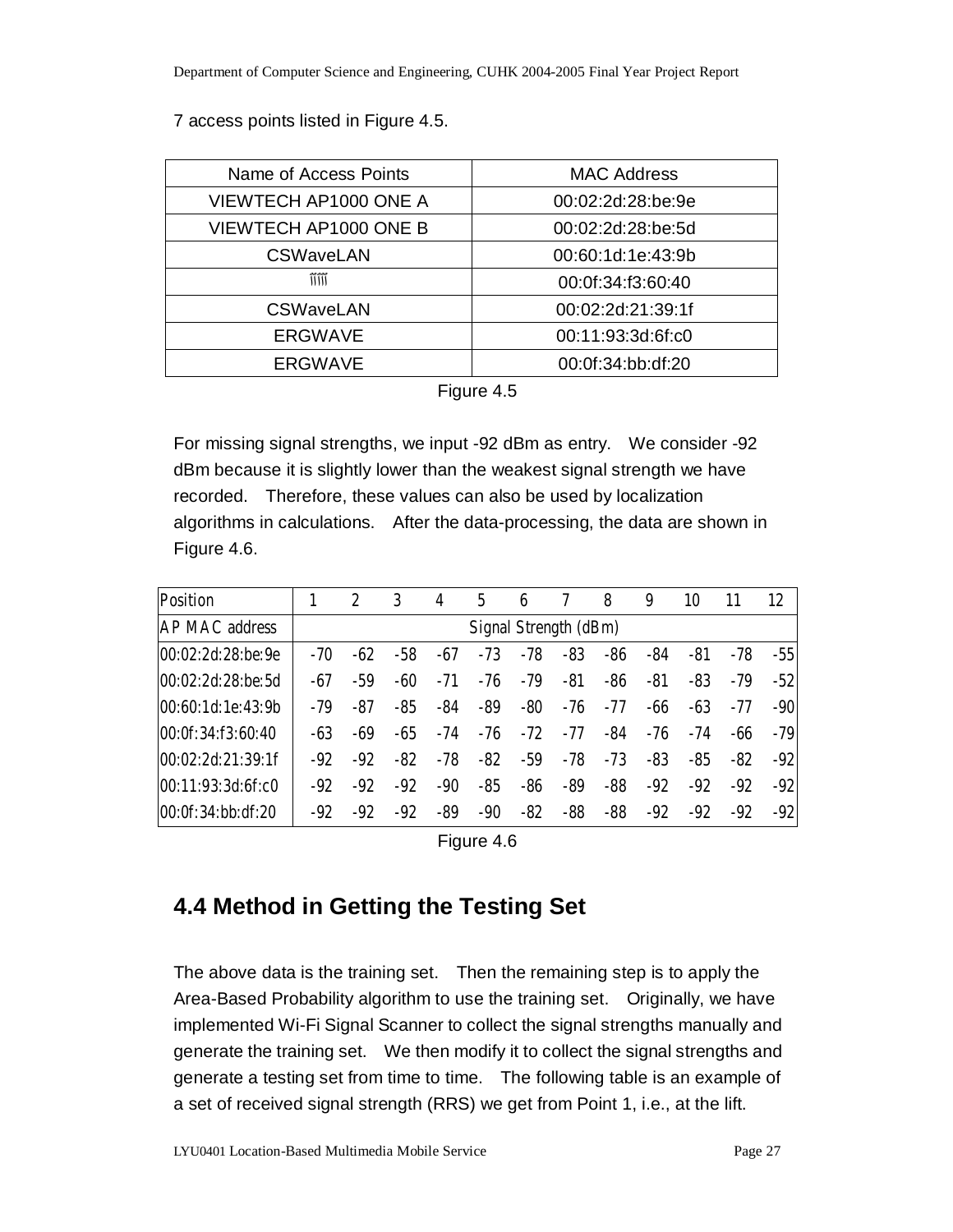7 access points listed in Figure 4.5.

| Name of Access Points | MAC Address |
|---|---|
| VIEWTECH AP1000 ONE A | 00:02:2d:28:be:9e |
| VIEWTECH AP1000 ONE B | 00:02:2d:28:be:5d |
| CSWaveLAN | 00:60:1d:1e:43:9b |
| ĩĩĩĩĩ | 00:0f:34:f3:60:40 |
| CSWaveLAN | 00:02:2d:21:39:1f |
| ERGWAVE | 00:11:93:3d:6f:c0 |
| ERGWAVE | 00:0f:34:bb:df:20 |

Figure 4.5

For missing signal strengths, we input -92 dBm as entry. We consider -92 dBm because it is slightly lower than the weakest signal strength we have recorded. Therefore, these values can also be used by localization algorithms in calculations. After the data-processing, the data are shown in Figure 4.6.

| Position | 1 | 2 | 3 | 4 | 5 | 6 | 7 | 8 | 9 | 10 | 11 | 12 |
|---|---|---|---|---|---|---|---|---|---|---|---|---|
| AP MAC address | Signal Strength (dBm) | | | | | | | | | | | |
| 00:02:2d:28:be:9e | -70 | -62 | -58 | -67 | -73 | -78 | -83 | -86 | -84 | -81 | -78 | -55 |
| 00:02:2d:28:be:5d | -67 | -59 | -60 | -71 | -76 | -79 | -81 | -86 | -81 | -83 | -79 | -52 |
| 00:60:1d:1e:43:9b | -79 | -87 | -85 | -84 | -89 | -80 | -76 | -77 | -66 | -63 | -77 | -90 |
| 00:0f:34:f3:60:40 | -63 | -69 | -65 | -74 | -76 | -72 | -77 | -84 | -76 | -74 | -66 | -79 |
| 00:02:2d:21:39:1f | -92 | -92 | -82 | -78 | -82 | -59 | -78 | -73 | -83 | -85 | -82 | -92 |
| 00:11:93:3d:6f:c0 | -92 | -92 | -92 | -90 | -85 | -86 | -89 | -88 | -92 | -92 | -92 | -92 |
| 00:0f:34:bb:df:20 | -92 | -92 | -92 | -89 | -90 | -82 | -88 | -88 | -92 | -92 | -92 | -92 |

Figure 4.6

## 4.4 Method in Getting the Testing Set

The above data is the training set. Then the remaining step is to apply the Area-Based Probability algorithm to use the training set. Originally, we have implemented Wi-Fi Signal Scanner to collect the signal strengths manually and generate the training set. We then modify it to collect the signal strengths and generate a testing set from time to time. The following table is an example of a set of received signal strength (RRS) we get from Point 1, i.e., at the lift.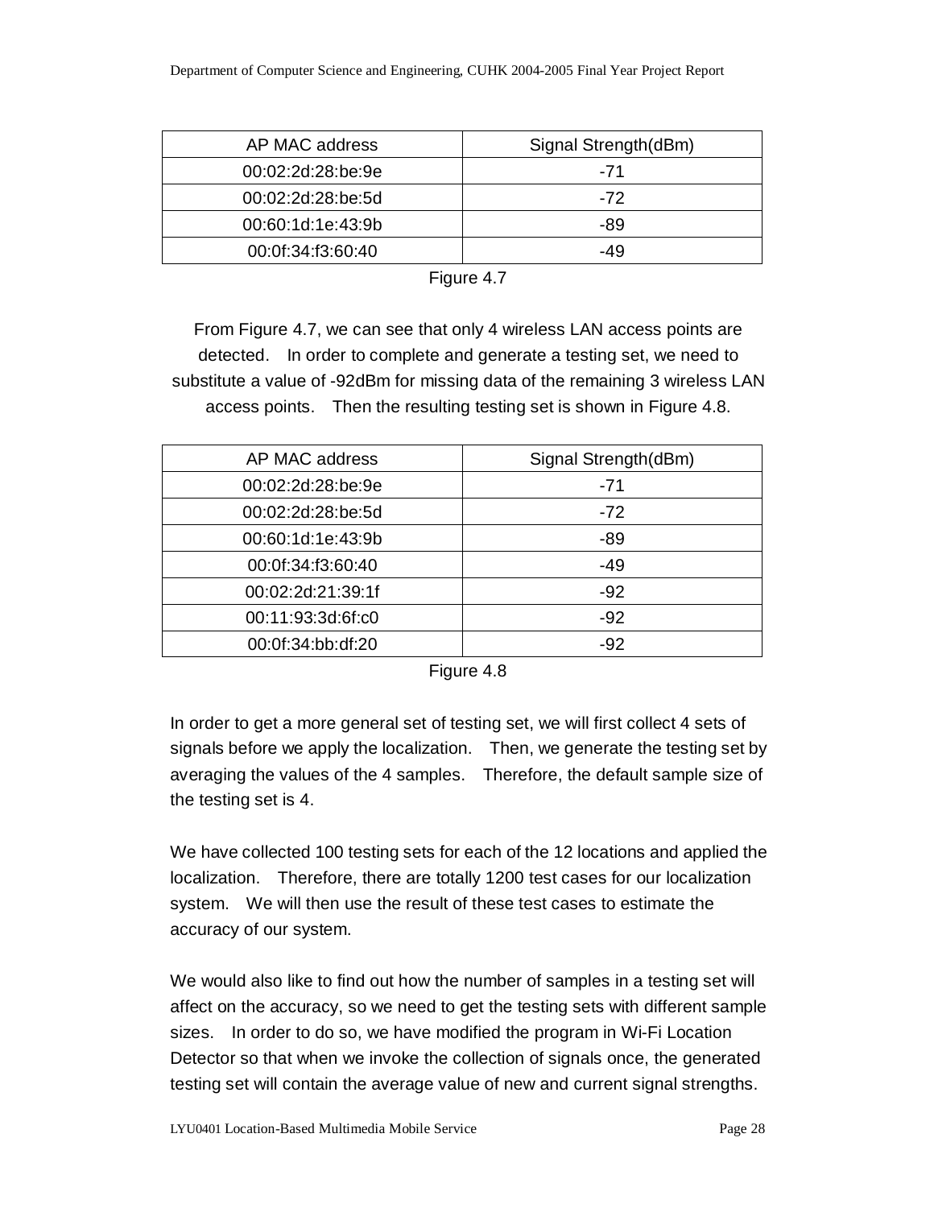| AP MAC address | Signal Strength(dBm) |
|---|---|
| 00:02:2d:28:be:9e | -71 |
| 00:02:2d:28:be:5d | -72 |
| 00:60:1d:1e:43:9b | -89 |
| 00:0f:34:f3:60:40 | -49 |

Figure 4.7

From Figure 4.7, we can see that only 4 wireless LAN access points are detected. In order to complete and generate a testing set, we need to substitute a value of -92dBm for missing data of the remaining 3 wireless LAN access points. Then the resulting testing set is shown in Figure 4.8.

| AP MAC address | Signal Strength(dBm) |
|---|---|
| 00:02:2d:28:be:9e | -71 |
| 00:02:2d:28:be:5d | -72 |
| 00:60:1d:1e:43:9b | -89 |
| 00:0f:34:f3:60:40 | -49 |
| 00:02:2d:21:39:1f | -92 |
| 00:11:93:3d:6f:c0 | -92 |
| 00:0f:34:bb:df:20 | -92 |

Figure 4.8

In order to get a more general set of testing set, we will first collect 4 sets of signals before we apply the localization. Then, we generate the testing set by averaging the values of the 4 samples. Therefore, the default sample size of the testing set is 4.

We have collected 100 testing sets for each of the 12 locations and applied the localization. Therefore, there are totally 1200 test cases for our localization system. We will then use the result of these test cases to estimate the accuracy of our system.

We would also like to find out how the number of samples in a testing set will affect on the accuracy, so we need to get the testing sets with different sample sizes. In order to do so, we have modified the program in Wi-Fi Location Detector so that when we invoke the collection of signals once, the generated testing set will contain the average value of new and current signal strengths.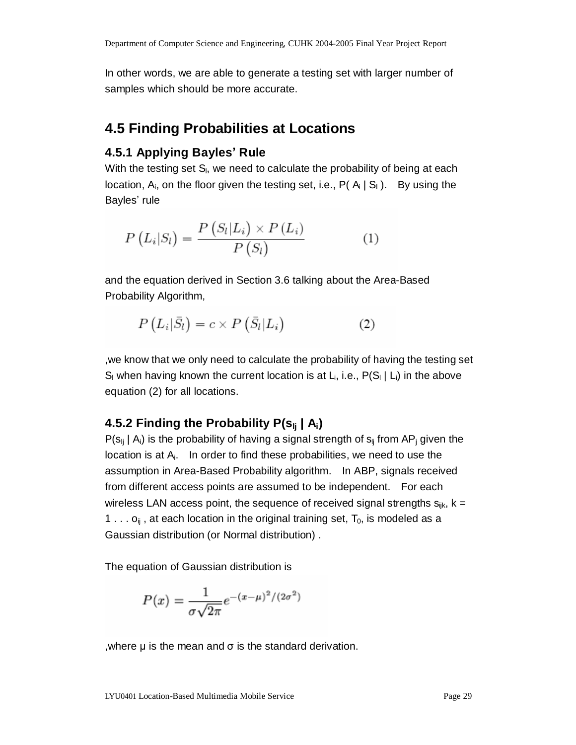In other words, we are able to generate a testing set with larger number of samples which should be more accurate.

## 4.5 Finding Probabilities at Locations

### 4.5.1 Applying Bayles' Rule

With the testing set $S_l$, we need to calculate the probability of being at each location, $A_i$, on the floor given the testing set, i.e., $P( A_i | S_l )$. By using the Bayles' rule

$$P\left(L_i|S_l\right) = \frac{P\left(S_l|L_i\right) \times P\left(L_i\right)}{P\left(S_l\right)} \qquad (1)$$

and the equation derived in Section 3.6 talking about the Area-Based Probability Algorithm,

$$P\left(L_i|\bar{S}_l\right) = c \times P\left(\bar{S}_l|L_i\right) \qquad (2)$$

,we know that we only need to calculate the probability of having the testing set $S_l$ when having known the current location is at $L_i$, i.e., $P(S_l | L_i)$ in the above equation (2) for all locations.

### 4.5.2 Finding the Probability $P(s_{lj} | A_i)$

$P(s_{lj} | A_i)$ is the probability of having a signal strength of $s_{lj}$ from $AP_j$ given the location is at $A_i$. In order to find these probabilities, we need to use the assumption in Area-Based Probability algorithm. In ABP, signals received from different access points are assumed to be independent. For each wireless LAN access point, the sequence of received signal strengths $s_{ijk}$, $k = 1 \ldots o_{ij}$, at each location in the original training set, $T_0$, is modeled as a Gaussian distribution (or Normal distribution) .

The equation of Gaussian distribution is

$$P(x) = \frac{1}{\sigma\sqrt{2\pi}} e^{-(x-\mu)^2/(2\sigma^2)}$$

,where μ is the mean and σ is the standard derivation.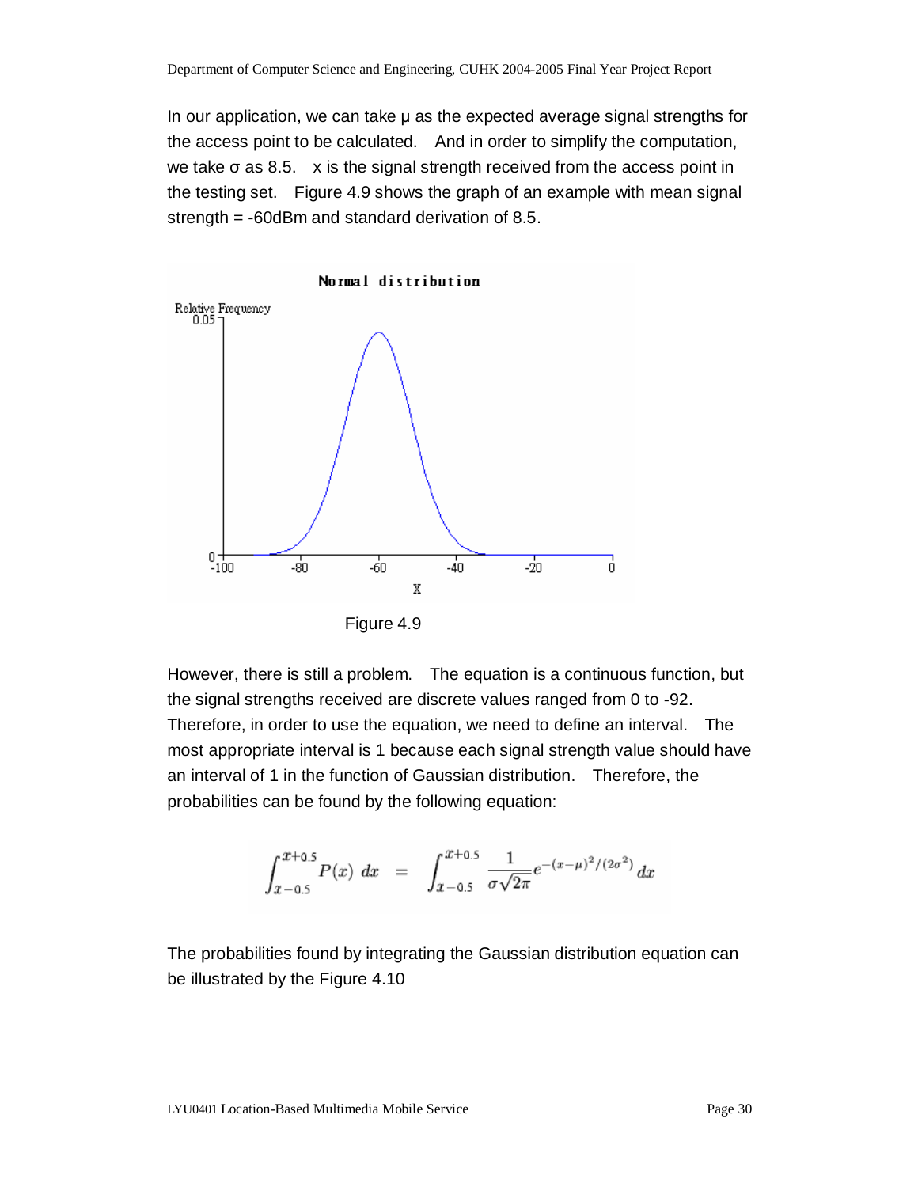In our application, we can take μ as the expected average signal strengths for the access point to be calculated. And in order to simplify the computation, we take σ as 8.5. x is the signal strength received from the access point in the testing set. Figure 4.9 shows the graph of an example with mean signal strength = -60dBm and standard derivation of 8.5.

Figure 4.9

However, there is still a problem. The equation is a continuous function, but the signal strengths received are discrete values ranged from 0 to -92. Therefore, in order to use the equation, we need to define an interval. The most appropriate interval is 1 because each signal strength value should have an interval of 1 in the function of Gaussian distribution. Therefore, the probabilities can be found by the following equation:

$$\int_{x-0.5}^{x+0.5} P(x)\ dx \quad = \quad \int_{x-0.5}^{x+0.5} \frac{1}{\sigma\sqrt{2\pi}} e^{-(x-\mu)^2/(2\sigma^2)}\, dx$$

The probabilities found by integrating the Gaussian distribution equation can be illustrated by the Figure 4.10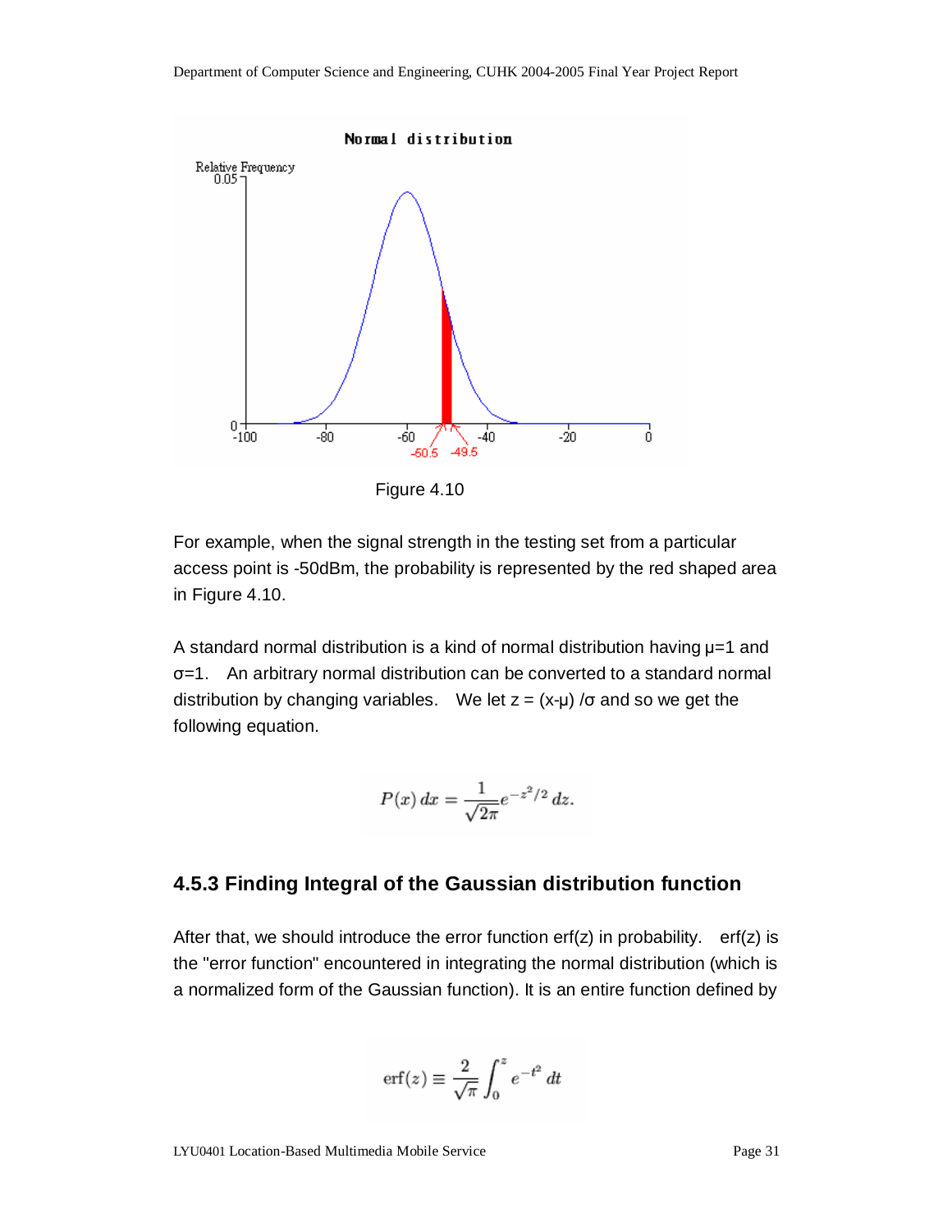Figure 4.10

For example, when the signal strength in the testing set from a particular access point is -50dBm, the probability is represented by the red shaped area in Figure 4.10.

A standard normal distribution is a kind of normal distribution having μ=1 and σ=1. An arbitrary normal distribution can be converted to a standard normal distribution by changing variables. We let z = (x-μ) /σ and so we get the following equation.

$$P(x)\,dx = \frac{1}{\sqrt{2\pi}} e^{-z^2/2}\,dz.$$

### 4.5.3 Finding Integral of the Gaussian distribution function

After that, we should introduce the error function erf(z) in probability. erf(z) is the "error function" encountered in integrating the normal distribution (which is a normalized form of the Gaussian function). It is an entire function defined by

$$\operatorname{erf}(z) \equiv \frac{2}{\sqrt{\pi}} \int_0^z e^{-t^2}\,dt$$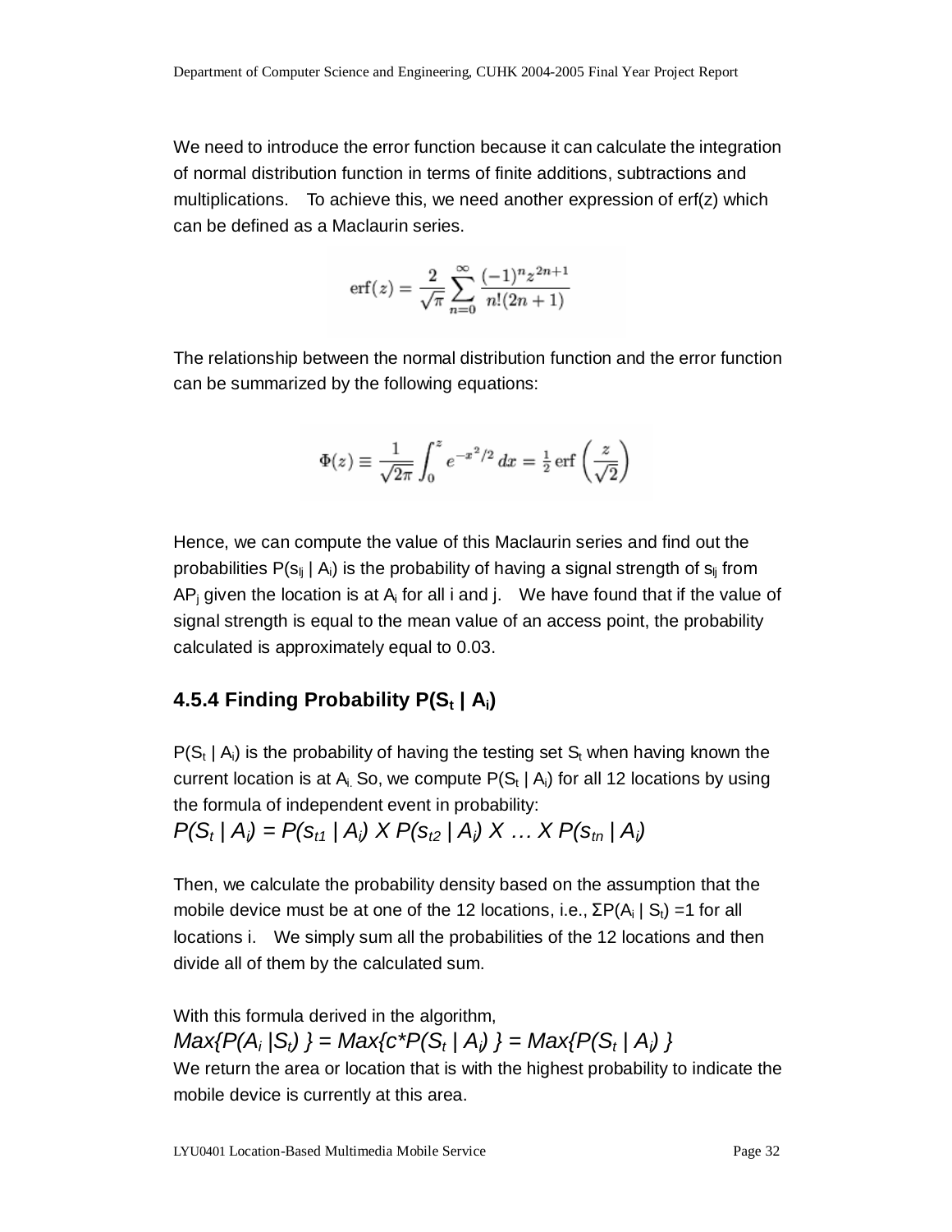We need to introduce the error function because it can calculate the integration of normal distribution function in terms of finite additions, subtractions and multiplications. To achieve this, we need another expression of erf(z) which can be defined as a Maclaurin series.

$$\operatorname{erf}(z) = \frac{2}{\sqrt{\pi}} \sum_{n=0}^{\infty} \frac{(-1)^n z^{2n+1}}{n!(2n+1)}$$

The relationship between the normal distribution function and the error function can be summarized by the following equations:

$$\Phi(z) \equiv \frac{1}{\sqrt{2\pi}} \int_0^z e^{-x^2/2}\, dx = \frac{1}{2} \operatorname{erf}\left(\frac{z}{\sqrt{2}}\right)$$

Hence, we can compute the value of this Maclaurin series and find out the probabilities $P(s_{lj} \mid A_i)$ is the probability of having a signal strength of $s_{lj}$ from $AP_j$ given the location is at $A_i$ for all i and j. We have found that if the value of signal strength is equal to the mean value of an access point, the probability calculated is approximately equal to 0.03.

### 4.5.4 Finding Probability $P(S_t \mid A_i)$

$P(S_t \mid A_i)$ is the probability of having the testing set $S_t$ when having known the current location is at $A_i$. So, we compute $P(S_t \mid A_i)$ for all 12 locations by using the formula of independent event in probability:

$$P(S_t \mid A_i) = P(s_{t1} \mid A_i) \text{ X } P(s_{t2} \mid A_i) \text{ X } \ldots \text{ X } P(s_{tn} \mid A_i)$$

Then, we calculate the probability density based on the assumption that the mobile device must be at one of the 12 locations, i.e., $\Sigma P(A_i \mid S_t) = 1$ for all locations i. We simply sum all the probabilities of the 12 locations and then divide all of them by the calculated sum.

With this formula derived in the algorithm,

$$Max\{P(A_i \mid S_t)\} = Max\{c*P(S_t \mid A_i)\} = Max\{P(S_t \mid A_i)\}$$

We return the area or location that is with the highest probability to indicate the mobile device is currently at this area.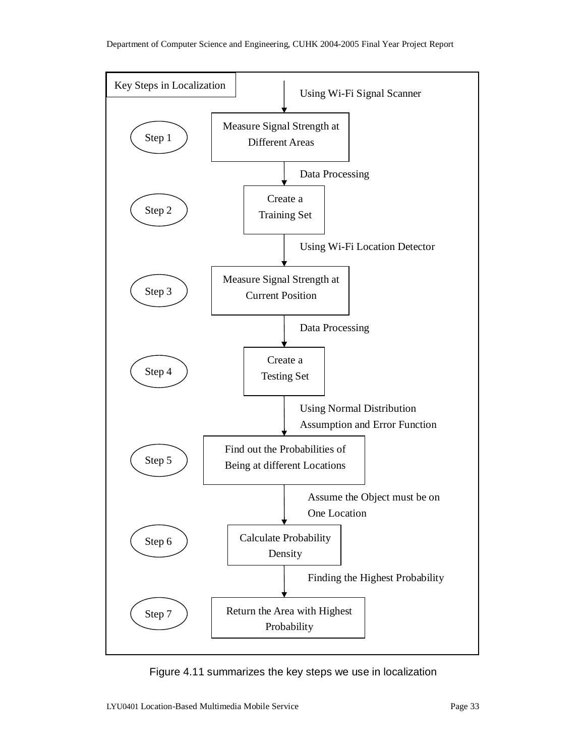**Key Steps in Localization**

- Using Wi-Fi Signal Scanner
- **Step 1**: Measure Signal Strength at Different Areas
- Data Processing
- **Step 2**: Create a Training Set
- Using Wi-Fi Location Detector
- **Step 3**: Measure Signal Strength at Current Position
- Data Processing
- **Step 4**: Create a Testing Set
- Using Normal Distribution Assumption and Error Function
- **Step 5**: Find out the Probabilities of Being at different Locations
- Assume the Object must be on One Location
- **Step 6**: Calculate Probability Density
- Finding the Highest Probability
- **Step 7**: Return the Area with Highest Probability

Figure 4.11 summarizes the key steps we use in localization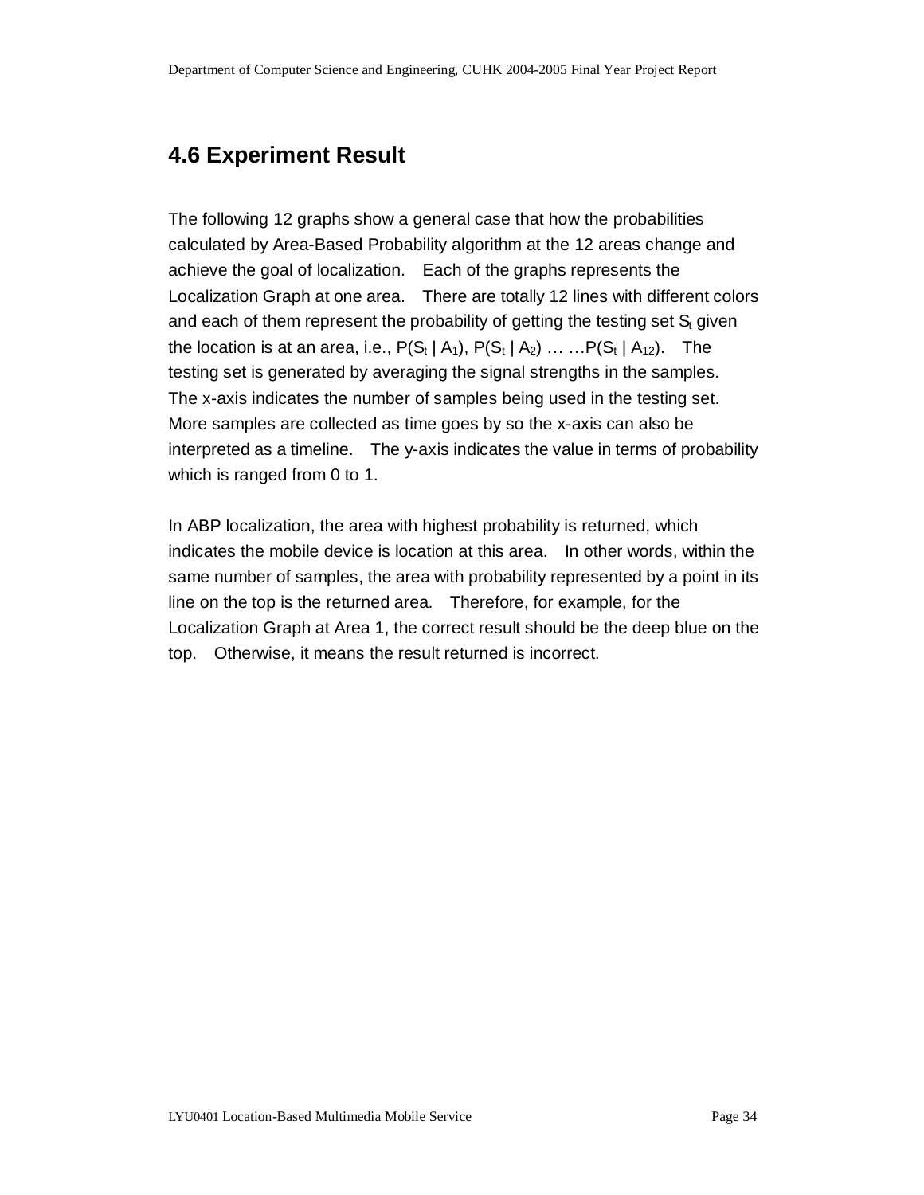## 4.6 Experiment Result

The following 12 graphs show a general case that how the probabilities calculated by Area-Based Probability algorithm at the 12 areas change and achieve the goal of localization. Each of the graphs represents the Localization Graph at one area. There are totally 12 lines with different colors and each of them represent the probability of getting the testing set $S_t$ given the location is at an area, i.e., $P(S_t \mid A_1)$, $P(S_t \mid A_2)$ … …$P(S_t \mid A_{12})$. The testing set is generated by averaging the signal strengths in the samples. The x-axis indicates the number of samples being used in the testing set. More samples are collected as time goes by so the x-axis can also be interpreted as a timeline. The y-axis indicates the value in terms of probability which is ranged from 0 to 1.

In ABP localization, the area with highest probability is returned, which indicates the mobile device is location at this area. In other words, within the same number of samples, the area with probability represented by a point in its line on the top is the returned area. Therefore, for example, for the Localization Graph at Area 1, the correct result should be the deep blue on the top. Otherwise, it means the result returned is incorrect.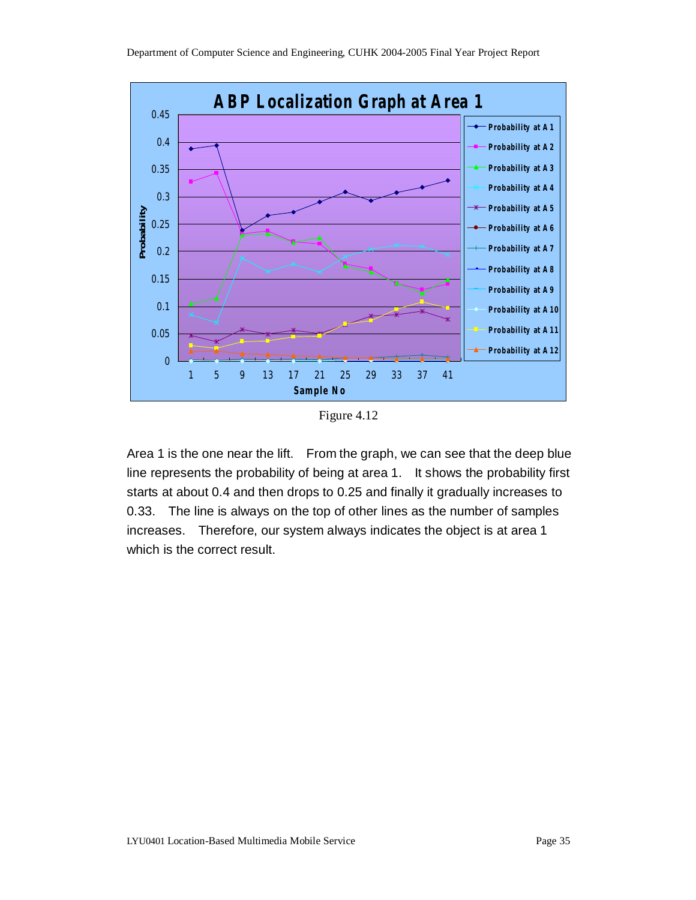Figure 4.12

Area 1 is the one near the lift. From the graph, we can see that the deep blue line represents the probability of being at area 1. It shows the probability first starts at about 0.4 and then drops to 0.25 and finally it gradually increases to 0.33. The line is always on the top of other lines as the number of samples increases. Therefore, our system always indicates the object is at area 1 which is the correct result.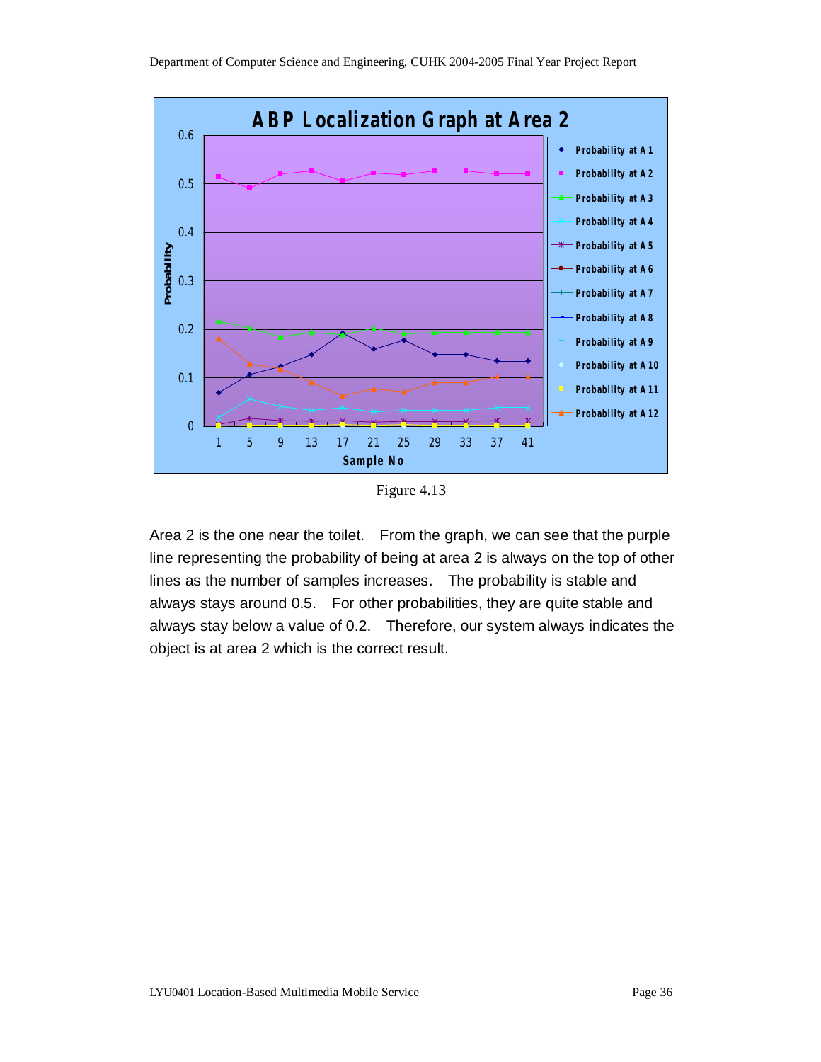Figure 4.13

Area 2 is the one near the toilet. From the graph, we can see that the purple line representing the probability of being at area 2 is always on the top of other lines as the number of samples increases. The probability is stable and always stays around 0.5. For other probabilities, they are quite stable and always stay below a value of 0.2. Therefore, our system always indicates the object is at area 2 which is the correct result.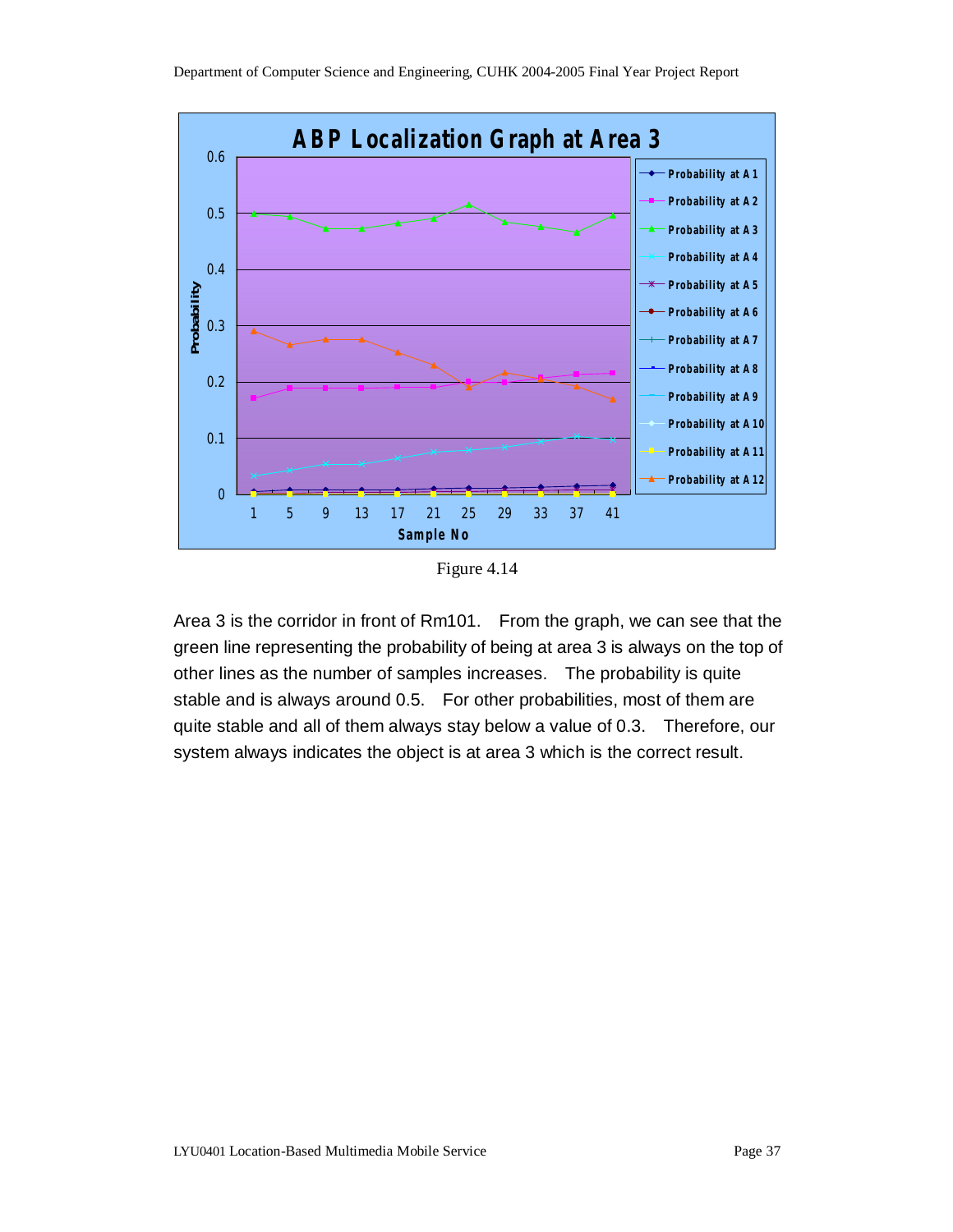Figure 4.14

Area 3 is the corridor in front of Rm101. From the graph, we can see that the green line representing the probability of being at area 3 is always on the top of other lines as the number of samples increases. The probability is quite stable and is always around 0.5. For other probabilities, most of them are quite stable and all of them always stay below a value of 0.3. Therefore, our system always indicates the object is at area 3 which is the correct result.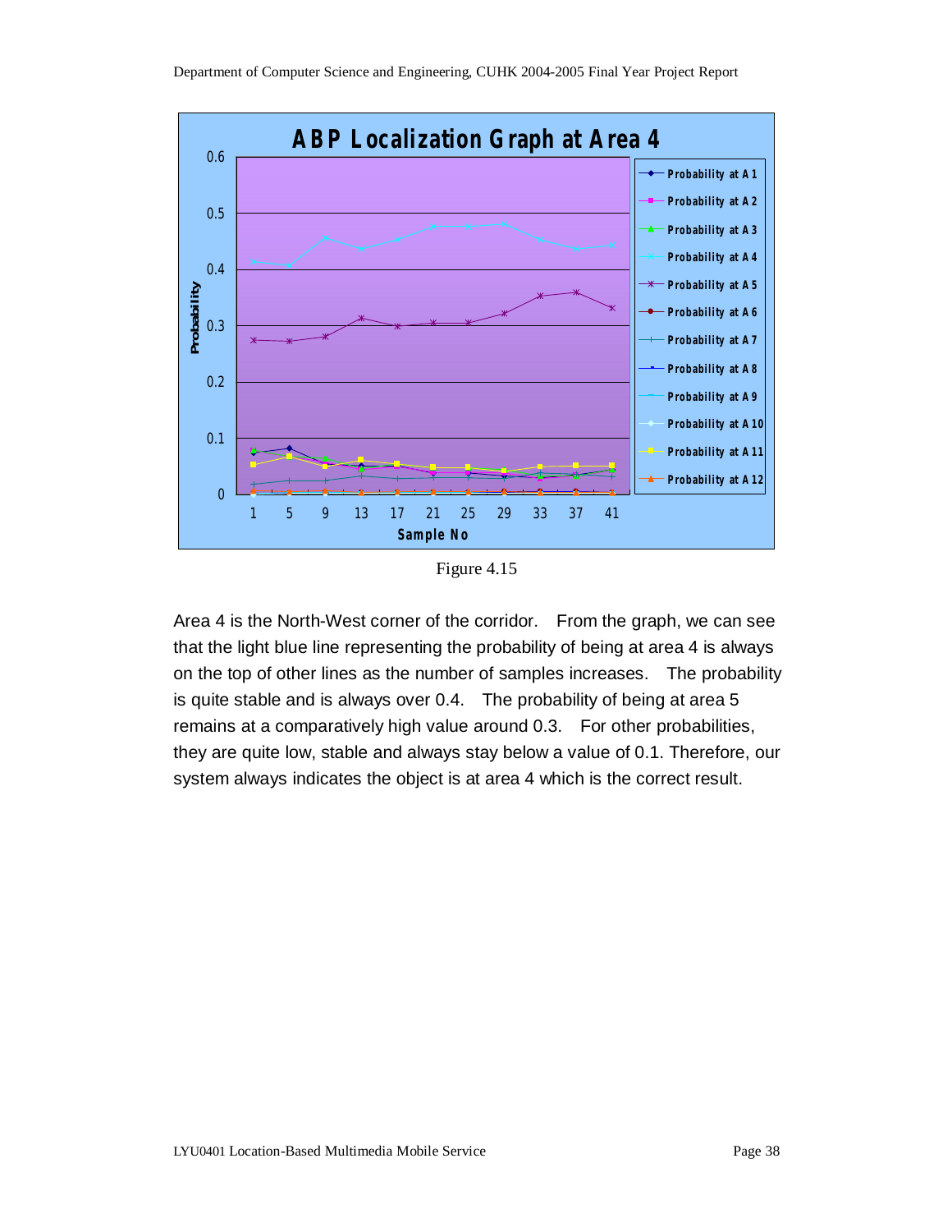Figure 4.15

Area 4 is the North-West corner of the corridor. From the graph, we can see that the light blue line representing the probability of being at area 4 is always on the top of other lines as the number of samples increases. The probability is quite stable and is always over 0.4. The probability of being at area 5 remains at a comparatively high value around 0.3. For other probabilities, they are quite low, stable and always stay below a value of 0.1. Therefore, our system always indicates the object is at area 4 which is the correct result.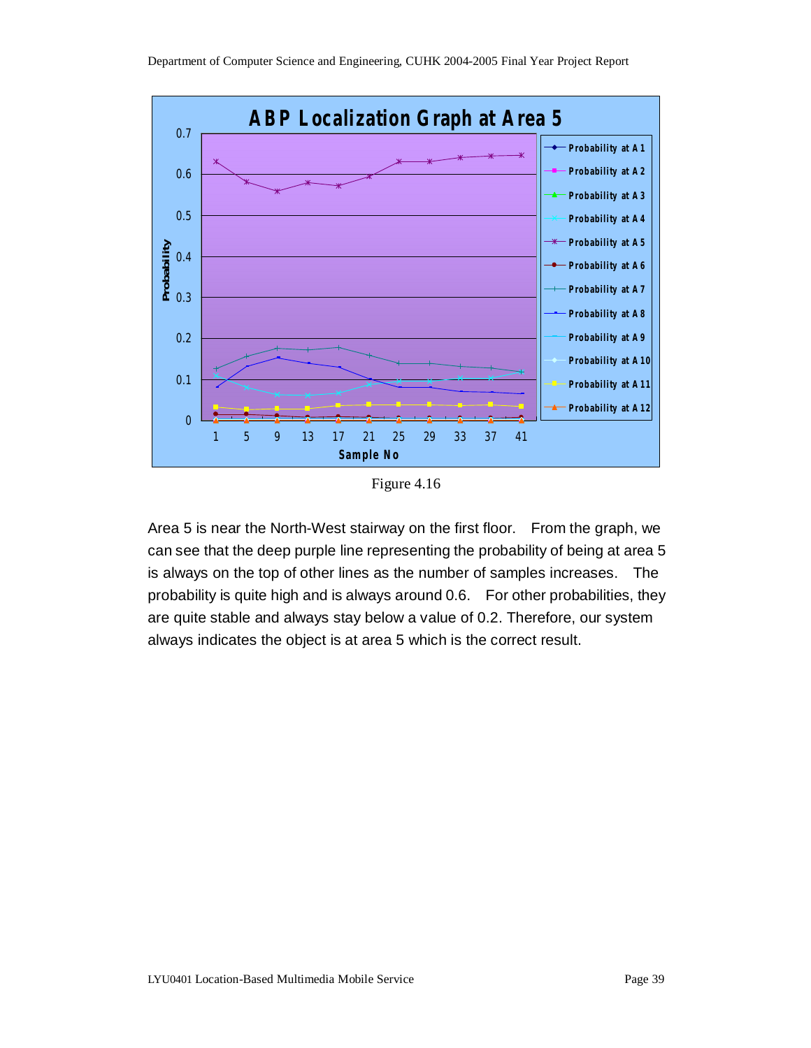Figure 4.16

Area 5 is near the North-West stairway on the first floor. From the graph, we can see that the deep purple line representing the probability of being at area 5 is always on the top of other lines as the number of samples increases. The probability is quite high and is always around 0.6. For other probabilities, they are quite stable and always stay below a value of 0.2. Therefore, our system always indicates the object is at area 5 which is the correct result.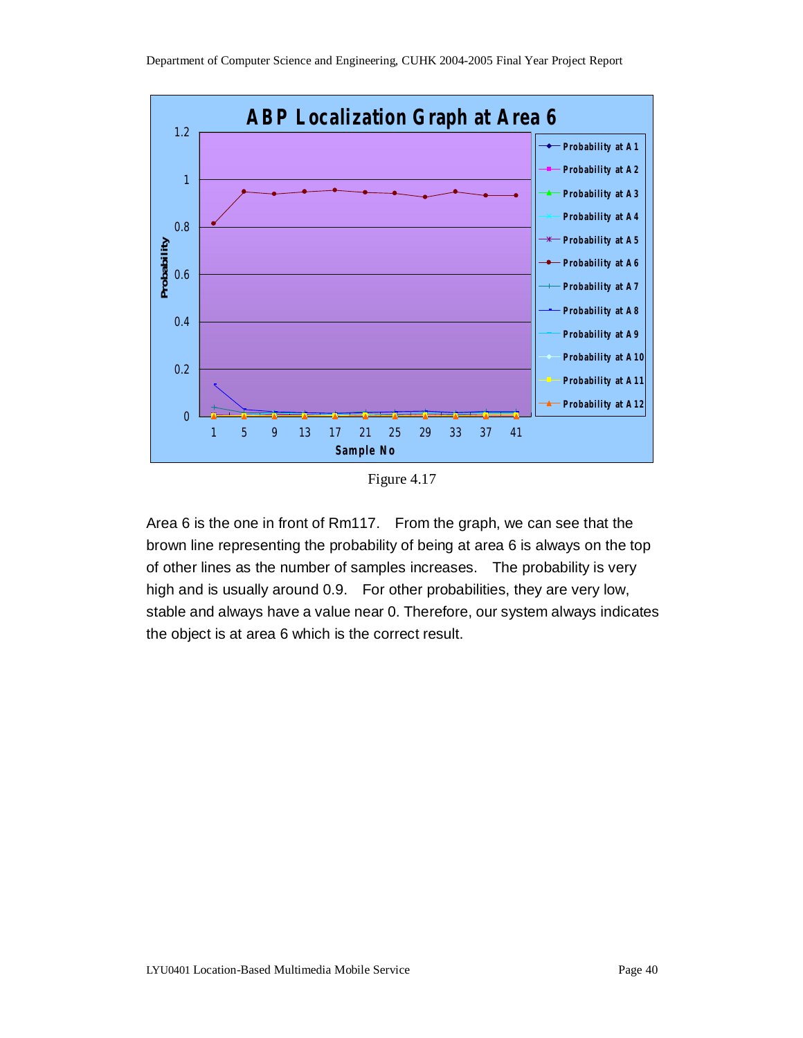Figure 4.17

Area 6 is the one in front of Rm117. From the graph, we can see that the brown line representing the probability of being at area 6 is always on the top of other lines as the number of samples increases. The probability is very high and is usually around 0.9. For other probabilities, they are very low, stable and always have a value near 0. Therefore, our system always indicates the object is at area 6 which is the correct result.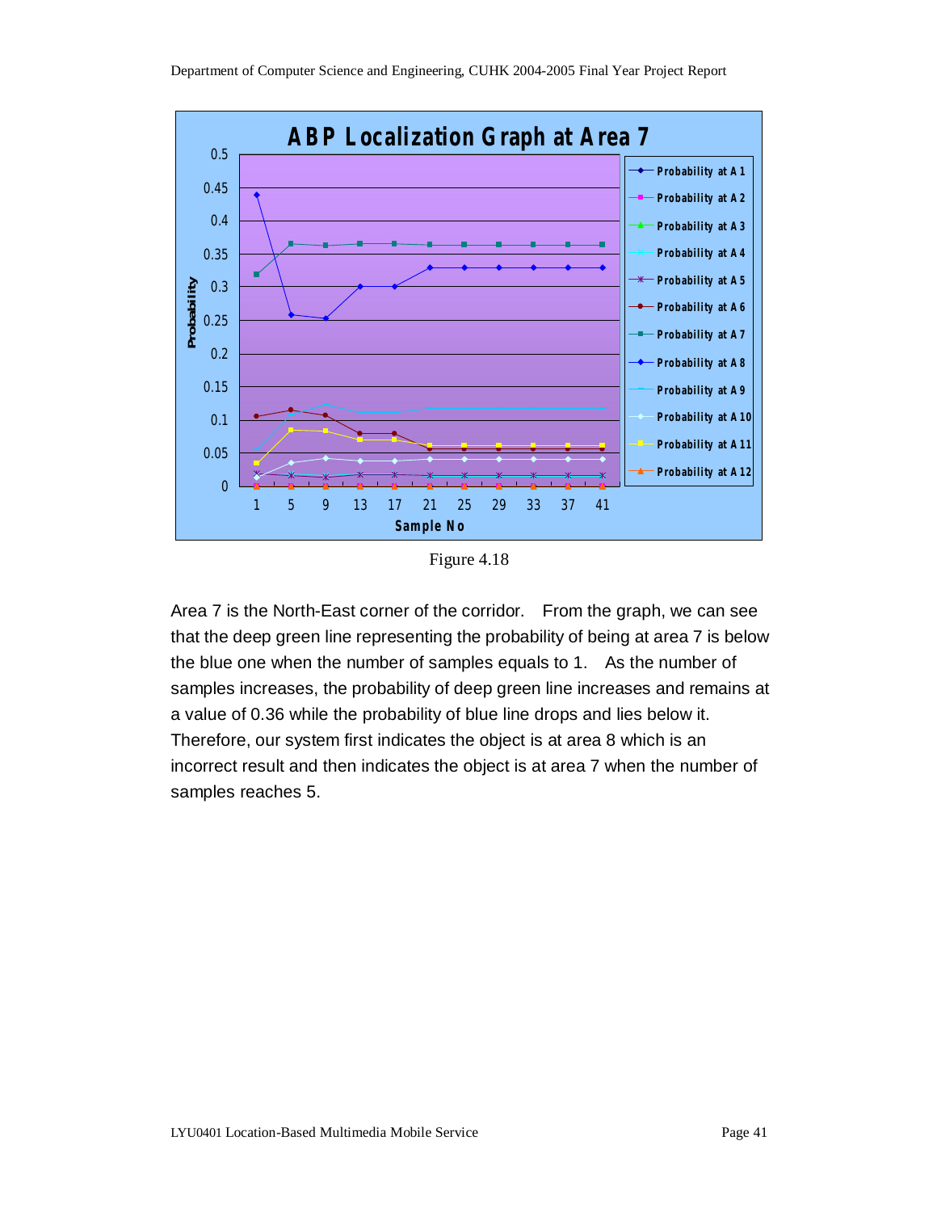Figure 4.18

Area 7 is the North-East corner of the corridor. From the graph, we can see that the deep green line representing the probability of being at area 7 is below the blue one when the number of samples equals to 1. As the number of samples increases, the probability of deep green line increases and remains at a value of 0.36 while the probability of blue line drops and lies below it. Therefore, our system first indicates the object is at area 8 which is an incorrect result and then indicates the object is at area 7 when the number of samples reaches 5.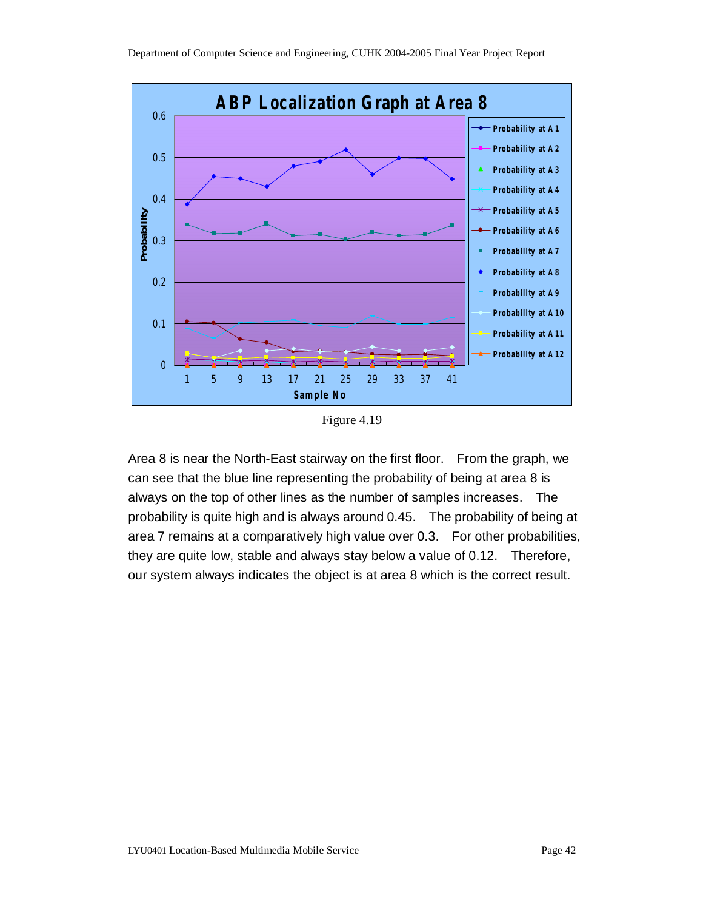Figure 4.19

Area 8 is near the North-East stairway on the first floor. From the graph, we can see that the blue line representing the probability of being at area 8 is always on the top of other lines as the number of samples increases. The probability is quite high and is always around 0.45. The probability of being at area 7 remains at a comparatively high value over 0.3. For other probabilities, they are quite low, stable and always stay below a value of 0.12. Therefore, our system always indicates the object is at area 8 which is the correct result.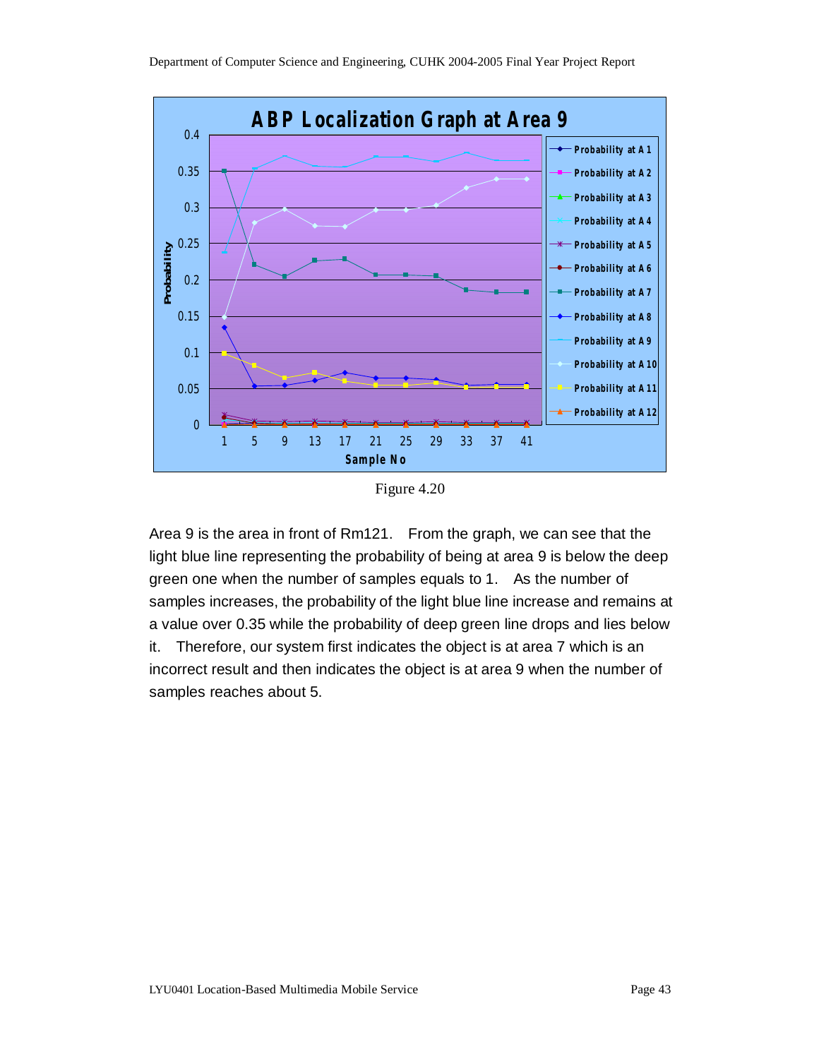Figure 4.20

Area 9 is the area in front of Rm121. From the graph, we can see that the light blue line representing the probability of being at area 9 is below the deep green one when the number of samples equals to 1. As the number of samples increases, the probability of the light blue line increase and remains at a value over 0.35 while the probability of deep green line drops and lies below it. Therefore, our system first indicates the object is at area 7 which is an incorrect result and then indicates the object is at area 9 when the number of samples reaches about 5.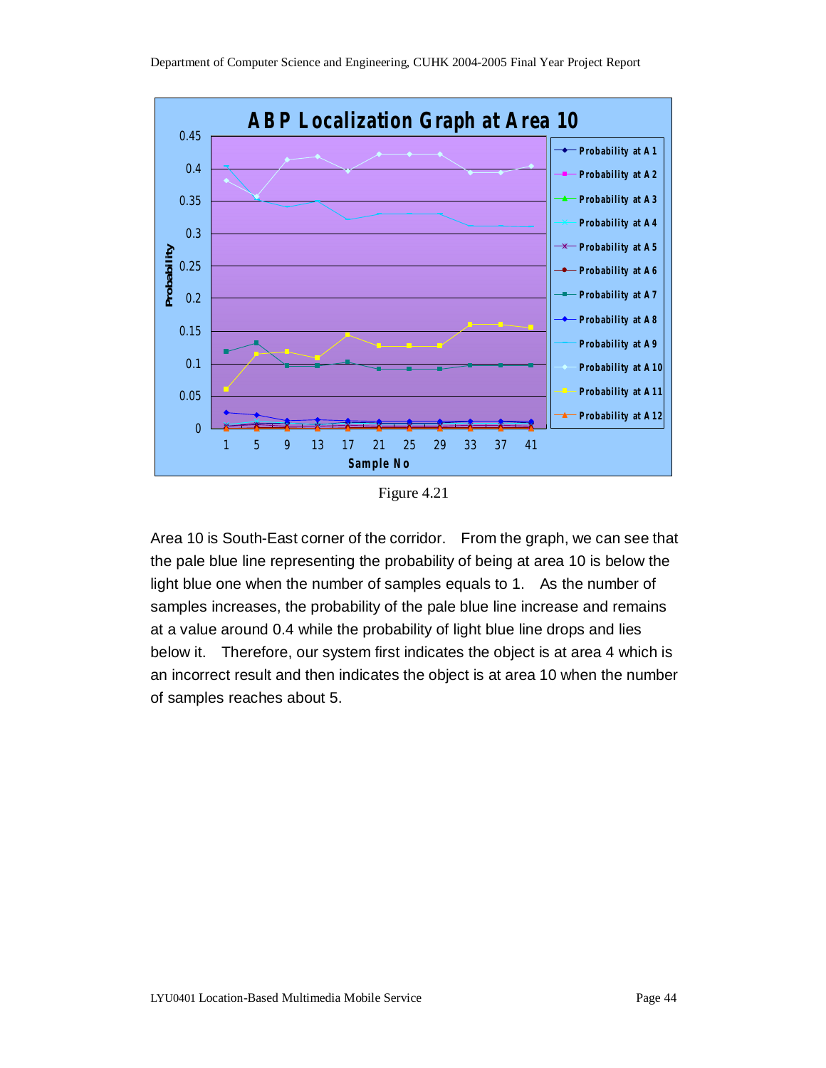Figure 4.21

Area 10 is South-East corner of the corridor. From the graph, we can see that the pale blue line representing the probability of being at area 10 is below the light blue one when the number of samples equals to 1. As the number of samples increases, the probability of the pale blue line increase and remains at a value around 0.4 while the probability of light blue line drops and lies below it. Therefore, our system first indicates the object is at area 4 which is an incorrect result and then indicates the object is at area 10 when the number of samples reaches about 5.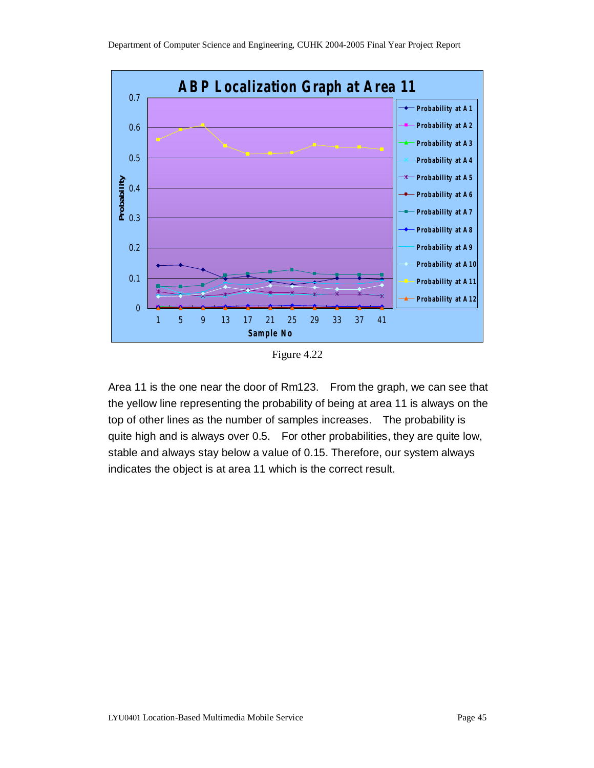Figure 4.22

Area 11 is the one near the door of Rm123. From the graph, we can see that the yellow line representing the probability of being at area 11 is always on the top of other lines as the number of samples increases. The probability is quite high and is always over 0.5. For other probabilities, they are quite low, stable and always stay below a value of 0.15. Therefore, our system always indicates the object is at area 11 which is the correct result.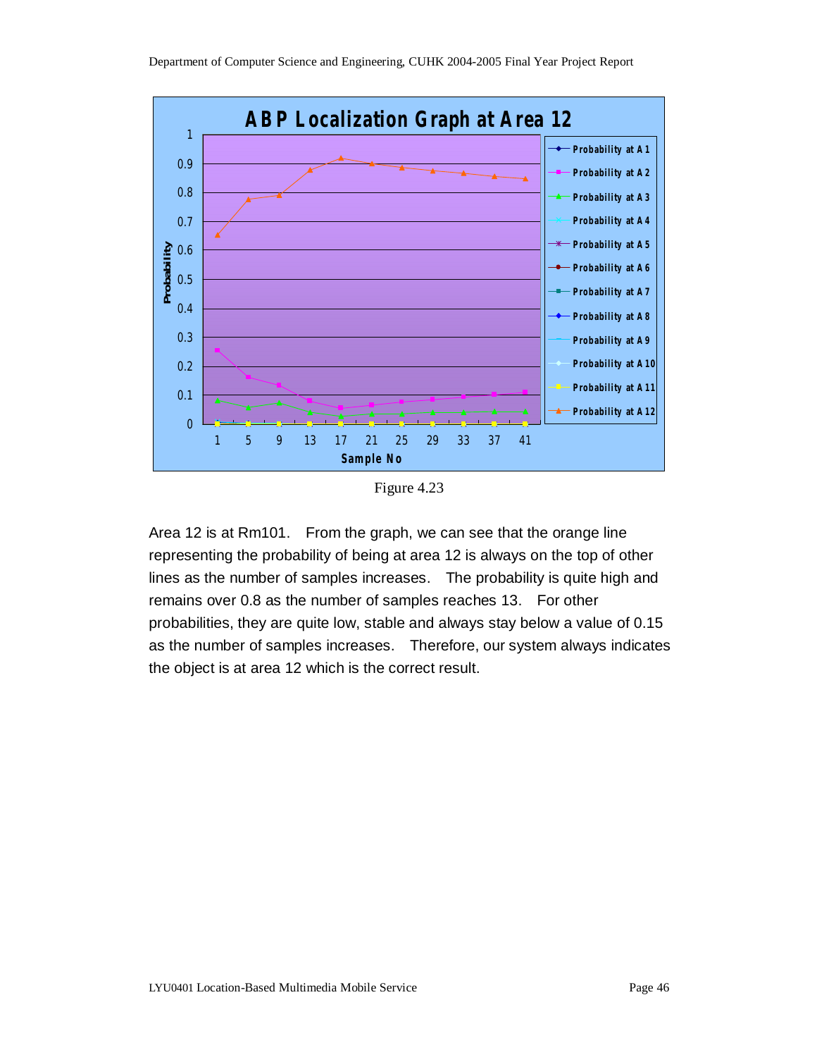Figure 4.23

Area 12 is at Rm101. From the graph, we can see that the orange line representing the probability of being at area 12 is always on the top of other lines as the number of samples increases. The probability is quite high and remains over 0.8 as the number of samples reaches 13. For other probabilities, they are quite low, stable and always stay below a value of 0.15 as the number of samples increases. Therefore, our system always indicates the object is at area 12 which is the correct result.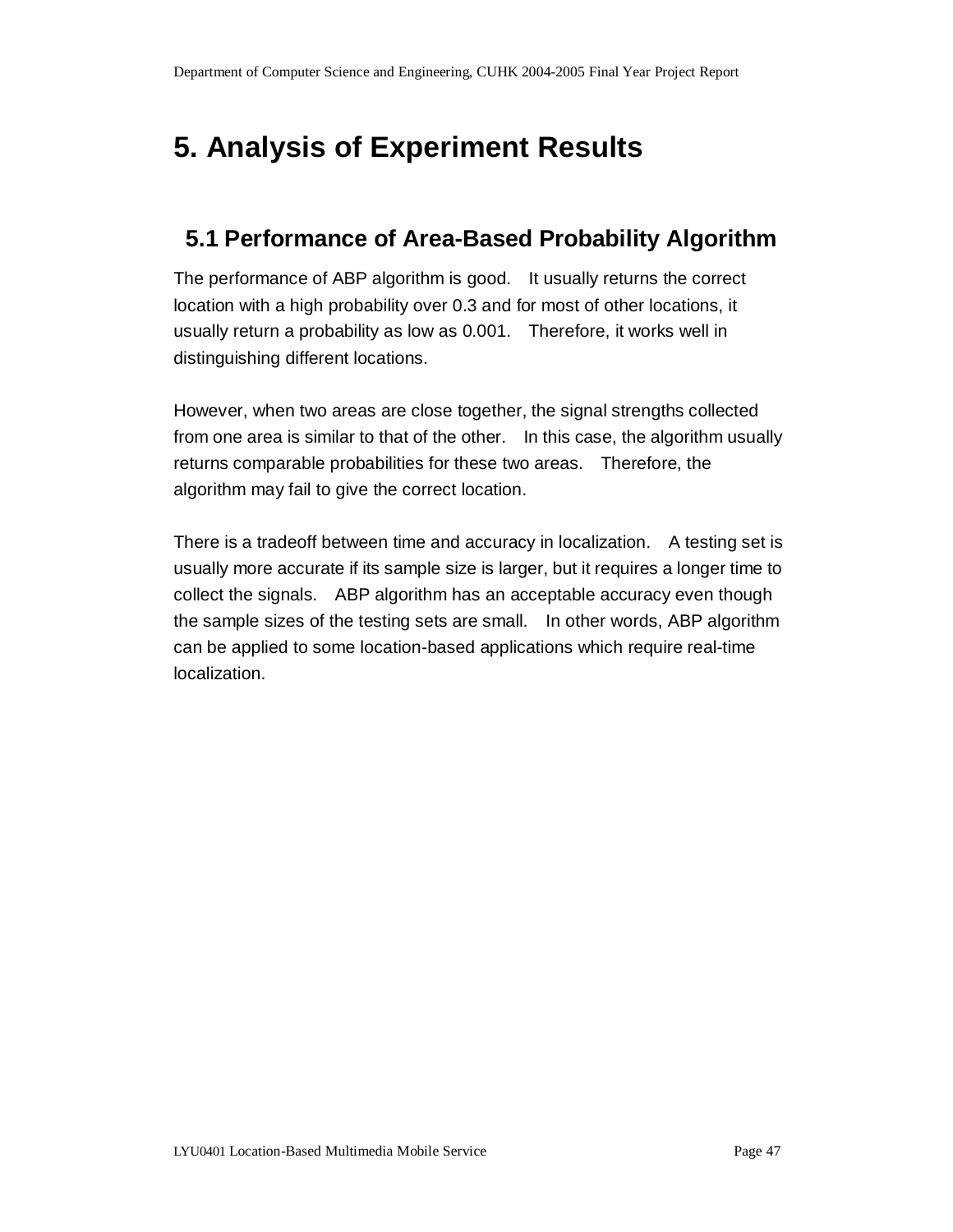# 5. Analysis of Experiment Results

## 5.1 Performance of Area-Based Probability Algorithm

The performance of ABP algorithm is good. It usually returns the correct location with a high probability over 0.3 and for most of other locations, it usually return a probability as low as 0.001. Therefore, it works well in distinguishing different locations.

However, when two areas are close together, the signal strengths collected from one area is similar to that of the other. In this case, the algorithm usually returns comparable probabilities for these two areas. Therefore, the algorithm may fail to give the correct location.

There is a tradeoff between time and accuracy in localization. A testing set is usually more accurate if its sample size is larger, but it requires a longer time to collect the signals. ABP algorithm has an acceptable accuracy even though the sample sizes of the testing sets are small. In other words, ABP algorithm can be applied to some location-based applications which require real-time localization.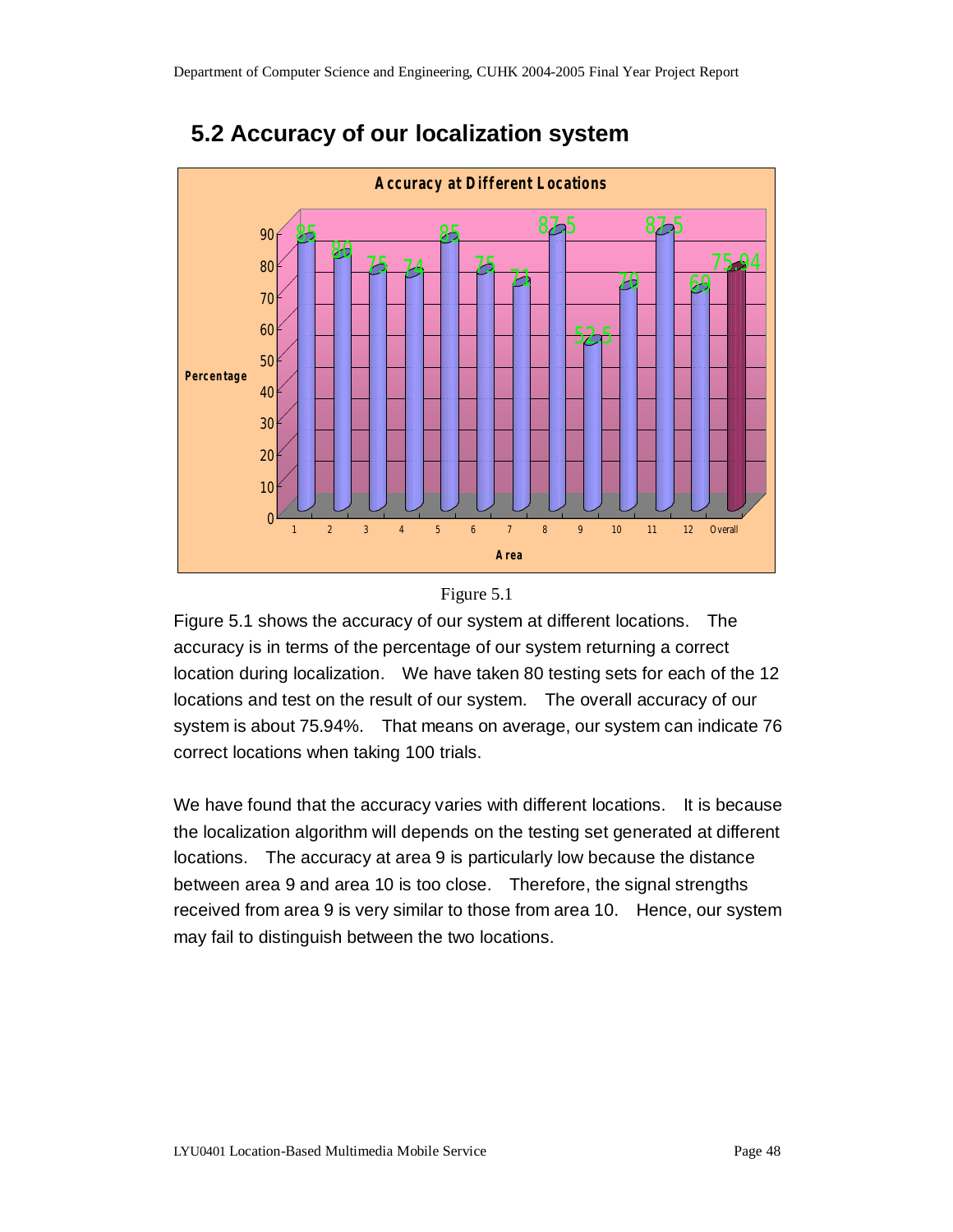## 5.2 Accuracy of our localization system

Figure 5.1

Figure 5.1 shows the accuracy of our system at different locations. The accuracy is in terms of the percentage of our system returning a correct location during localization. We have taken 80 testing sets for each of the 12 locations and test on the result of our system. The overall accuracy of our system is about 75.94%. That means on average, our system can indicate 76 correct locations when taking 100 trials.

We have found that the accuracy varies with different locations. It is because the localization algorithm will depends on the testing set generated at different locations. The accuracy at area 9 is particularly low because the distance between area 9 and area 10 is too close. Therefore, the signal strengths received from area 9 is very similar to those from area 10. Hence, our system may fail to distinguish between the two locations.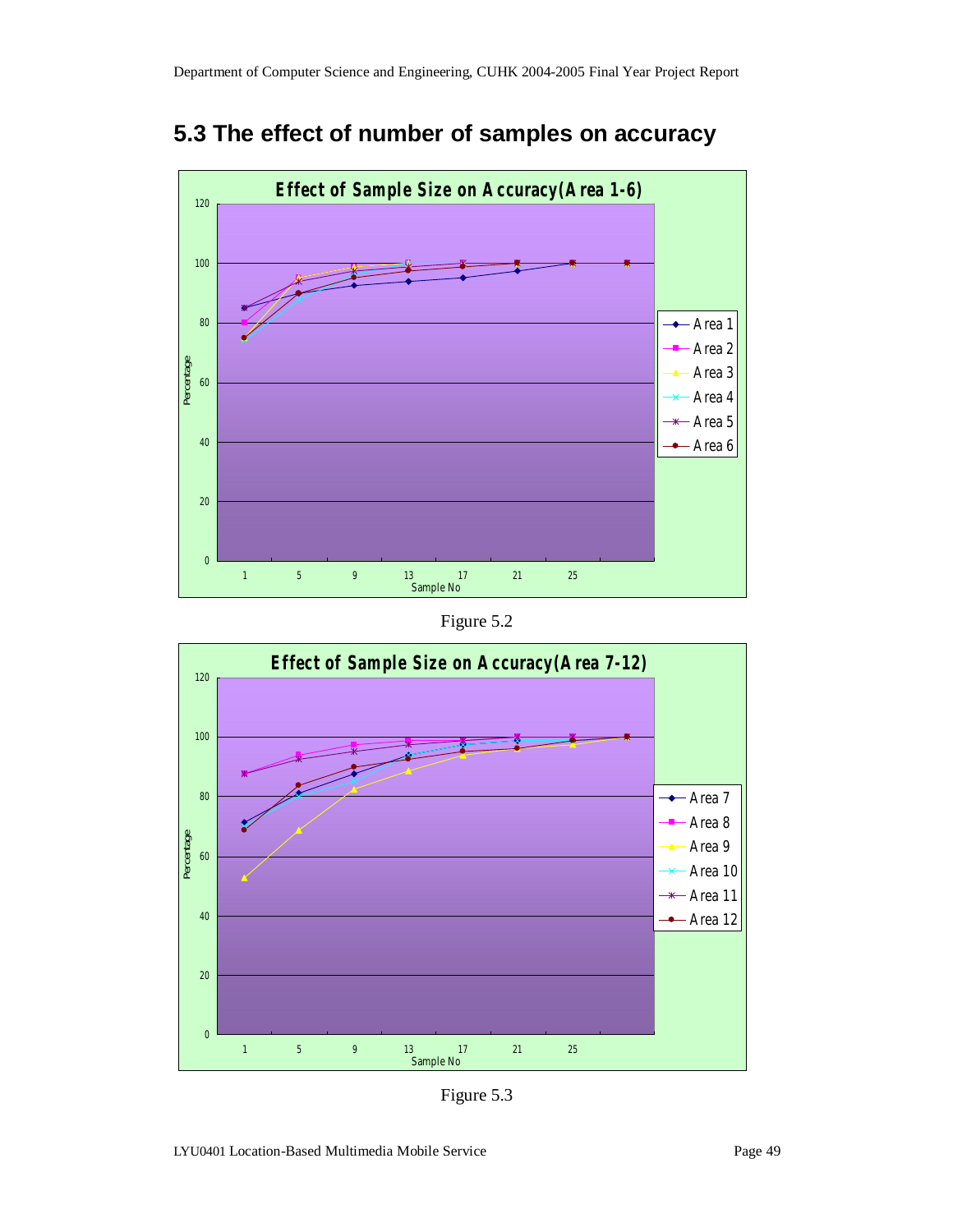## 5.3 The effect of number of samples on accuracy

Figure 5.2

Figure 5.3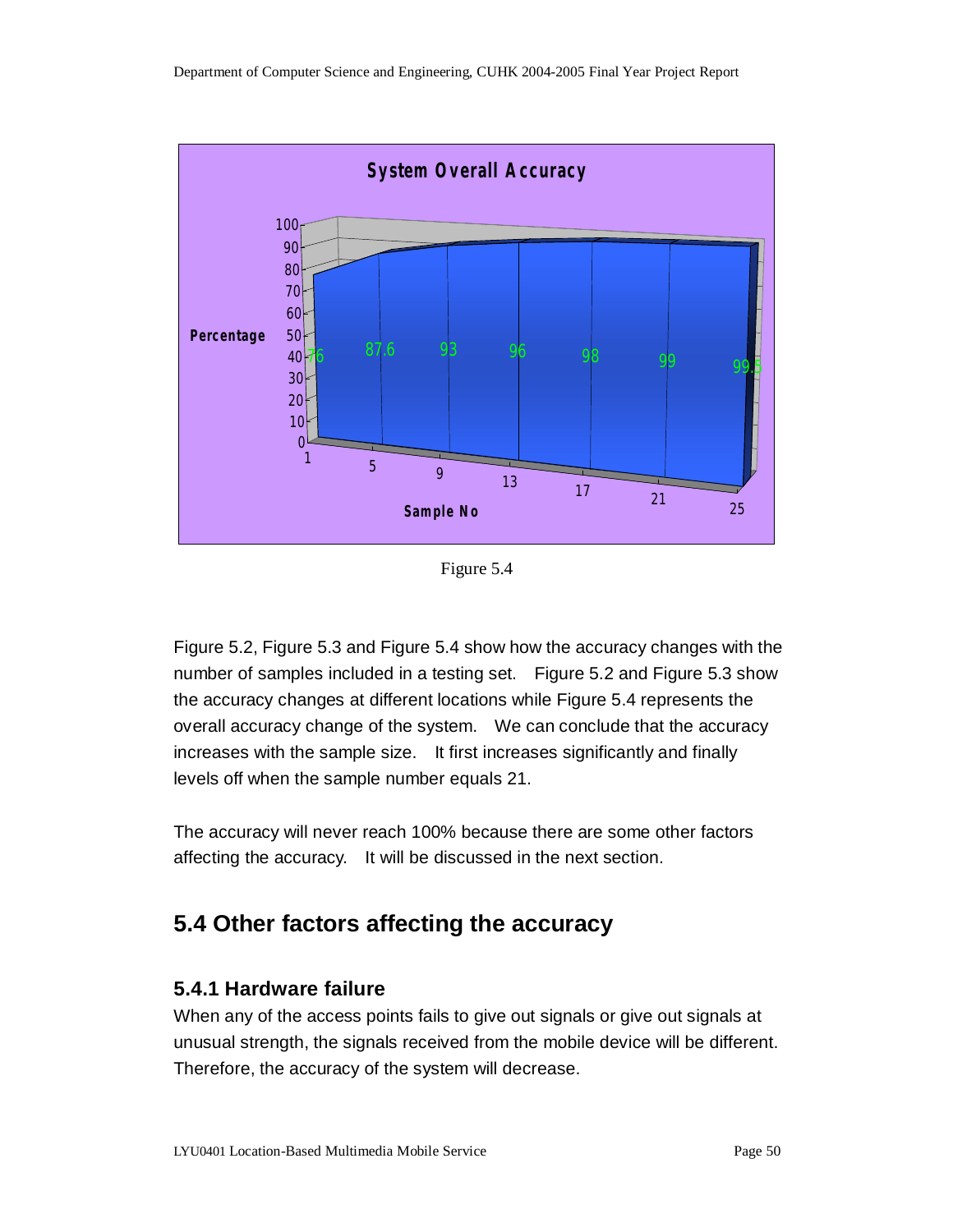Figure 5.4

Figure 5.2, Figure 5.3 and Figure 5.4 show how the accuracy changes with the number of samples included in a testing set. Figure 5.2 and Figure 5.3 show the accuracy changes at different locations while Figure 5.4 represents the overall accuracy change of the system. We can conclude that the accuracy increases with the sample size. It first increases significantly and finally levels off when the sample number equals 21.

The accuracy will never reach 100% because there are some other factors affecting the accuracy. It will be discussed in the next section.

## 5.4 Other factors affecting the accuracy

### 5.4.1 Hardware failure

When any of the access points fails to give out signals or give out signals at unusual strength, the signals received from the mobile device will be different. Therefore, the accuracy of the system will decrease.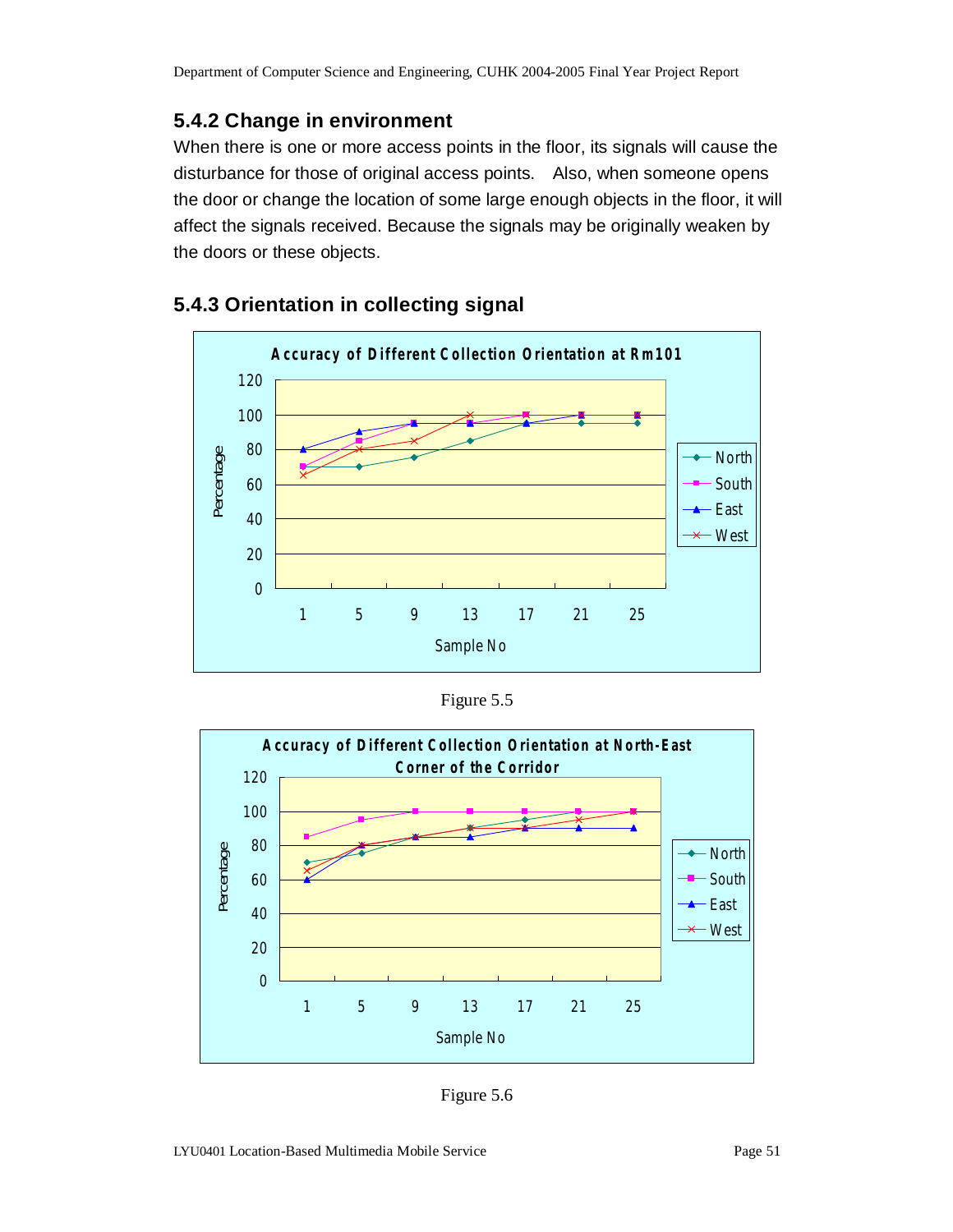### 5.4.2 Change in environment

When there is one or more access points in the floor, its signals will cause the disturbance for those of original access points. Also, when someone opens the door or change the location of some large enough objects in the floor, it will affect the signals received. Because the signals may be originally weaken by the doors or these objects.

### 5.4.3 Orientation in collecting signal

Figure 5.5

Figure 5.6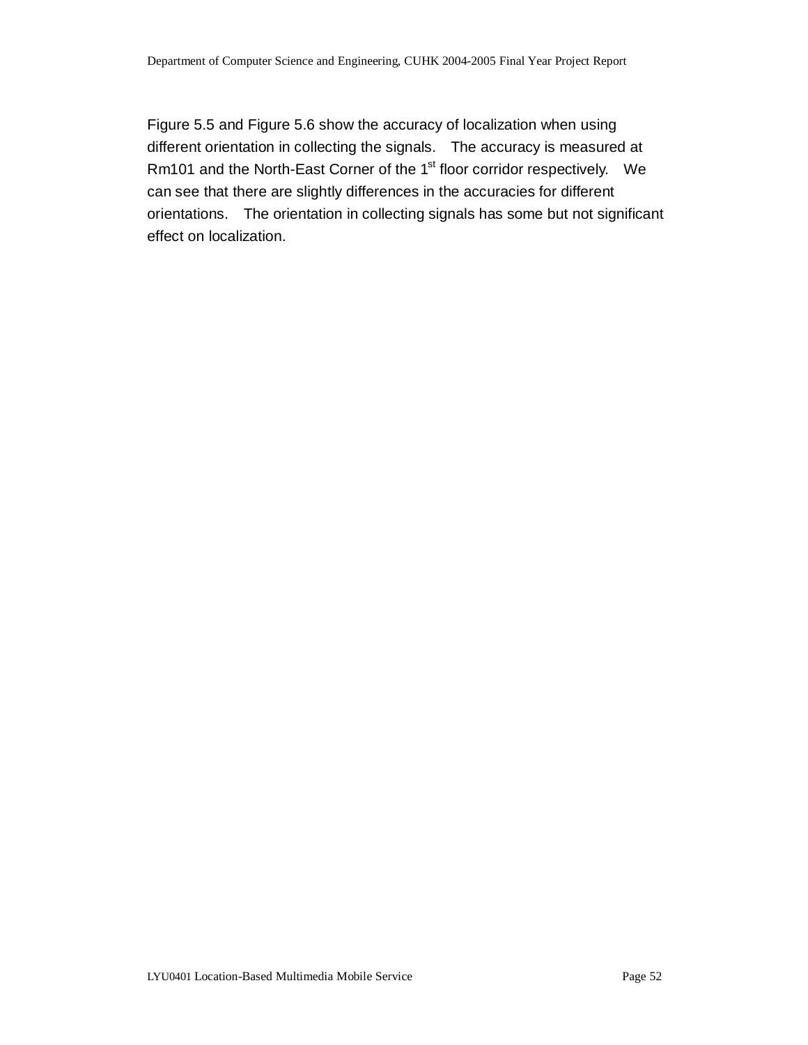Figure 5.5 and Figure 5.6 show the accuracy of localization when using different orientation in collecting the signals. The accuracy is measured at Rm101 and the North-East Corner of the 1st floor corridor respectively. We can see that there are slightly differences in the accuracies for different orientations. The orientation in collecting signals has some but not significant effect on localization.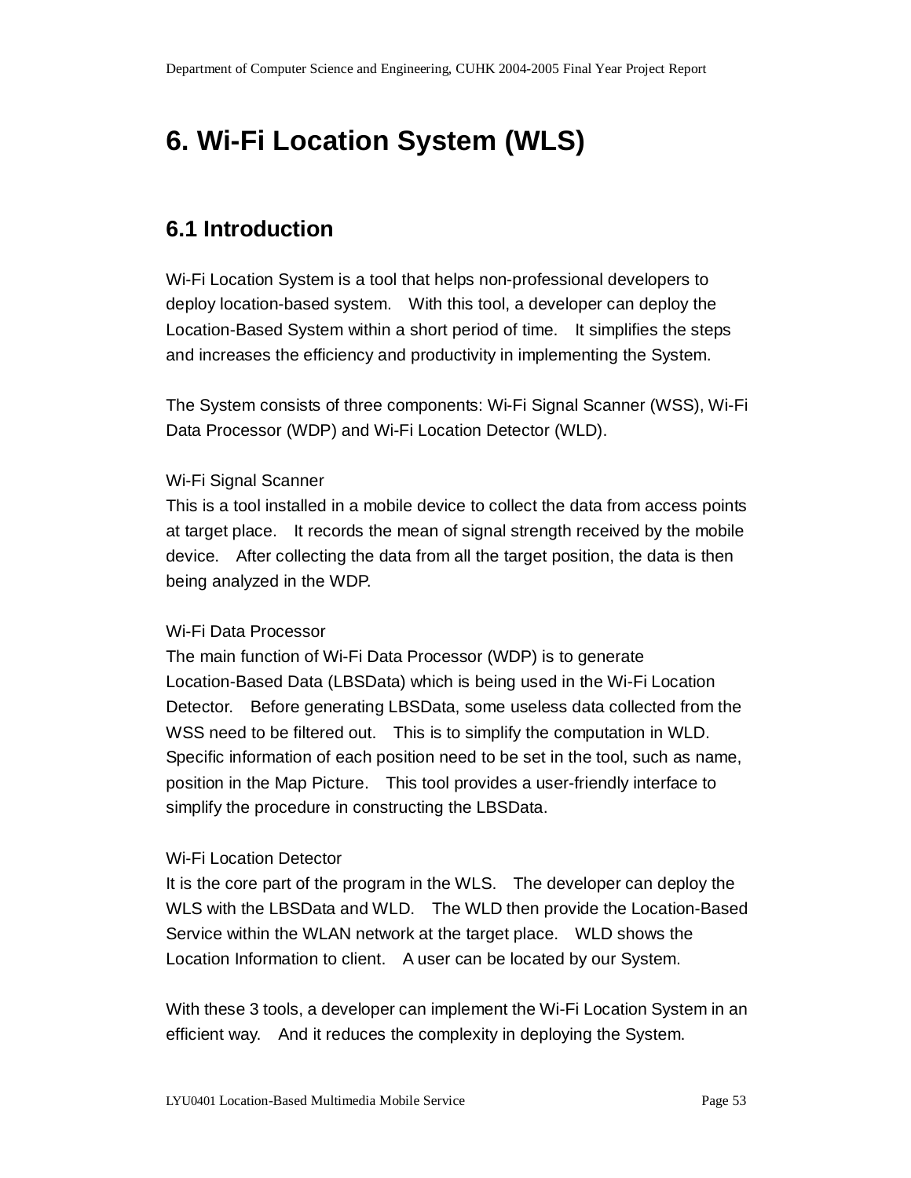# 6. Wi-Fi Location System (WLS)

## 6.1 Introduction

Wi-Fi Location System is a tool that helps non-professional developers to deploy location-based system. With this tool, a developer can deploy the Location-Based System within a short period of time. It simplifies the steps and increases the efficiency and productivity in implementing the System.

The System consists of three components: Wi-Fi Signal Scanner (WSS), Wi-Fi Data Processor (WDP) and Wi-Fi Location Detector (WLD).

Wi-Fi Signal Scanner
This is a tool installed in a mobile device to collect the data from access points at target place. It records the mean of signal strength received by the mobile device. After collecting the data from all the target position, the data is then being analyzed in the WDP.

Wi-Fi Data Processor
The main function of Wi-Fi Data Processor (WDP) is to generate Location-Based Data (LBSData) which is being used in the Wi-Fi Location Detector. Before generating LBSData, some useless data collected from the WSS need to be filtered out. This is to simplify the computation in WLD. Specific information of each position need to be set in the tool, such as name, position in the Map Picture. This tool provides a user-friendly interface to simplify the procedure in constructing the LBSData.

Wi-Fi Location Detector
It is the core part of the program in the WLS. The developer can deploy the WLS with the LBSData and WLD. The WLD then provide the Location-Based Service within the WLAN network at the target place. WLD shows the Location Information to client. A user can be located by our System.

With these 3 tools, a developer can implement the Wi-Fi Location System in an efficient way. And it reduces the complexity in deploying the System.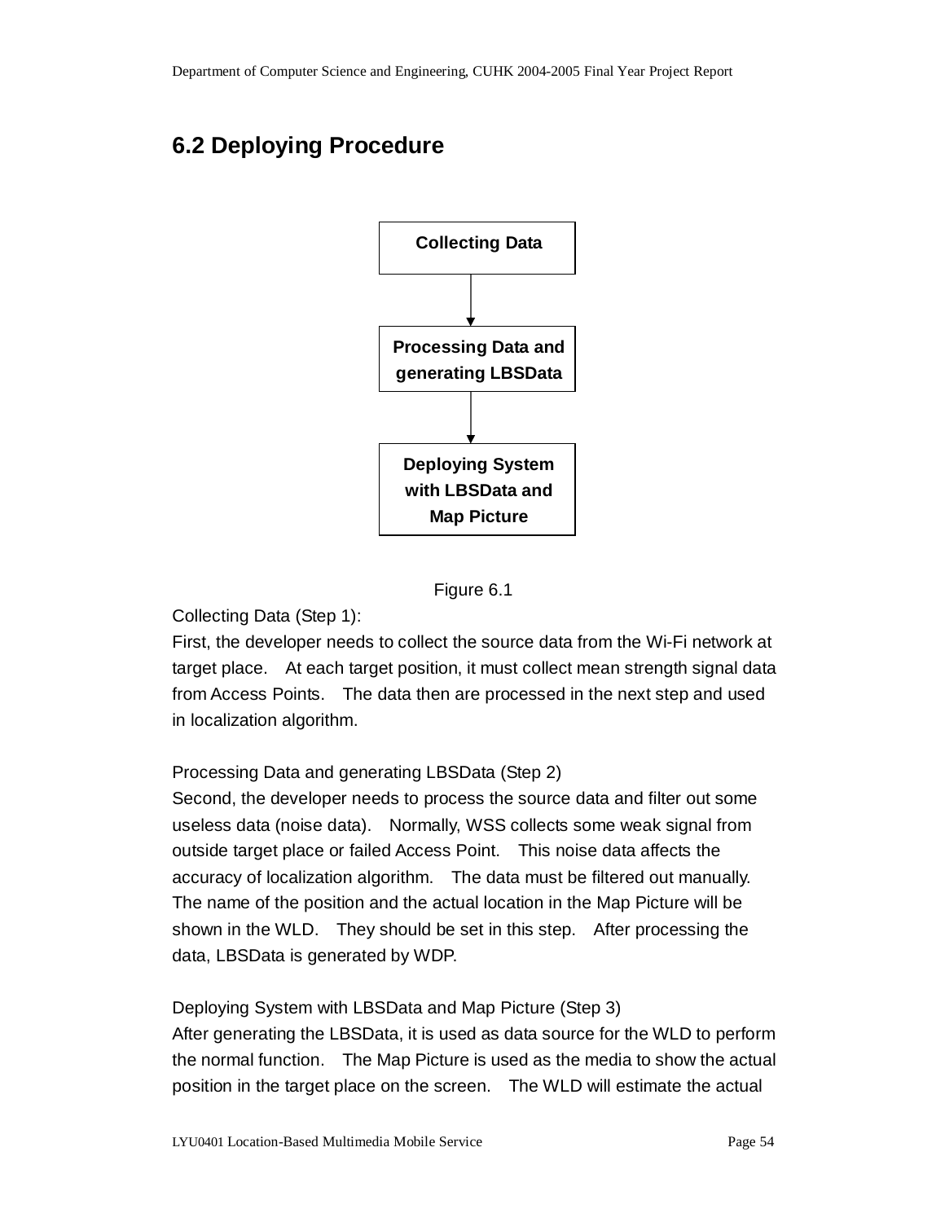## 6.2 Deploying Procedure

Collecting Data

Processing Data and generating LBSData

Deploying System with LBSData and Map Picture

Figure 6.1

Collecting Data (Step 1):

First, the developer needs to collect the source data from the Wi-Fi network at target place. At each target position, it must collect mean strength signal data from Access Points. The data then are processed in the next step and used in localization algorithm.

Processing Data and generating LBSData (Step 2)

Second, the developer needs to process the source data and filter out some useless data (noise data). Normally, WSS collects some weak signal from outside target place or failed Access Point. This noise data affects the accuracy of localization algorithm. The data must be filtered out manually. The name of the position and the actual location in the Map Picture will be shown in the WLD. They should be set in this step. After processing the data, LBSData is generated by WDP.

Deploying System with LBSData and Map Picture (Step 3)

After generating the LBSData, it is used as data source for the WLD to perform the normal function. The Map Picture is used as the media to show the actual position in the target place on the screen. The WLD will estimate the actual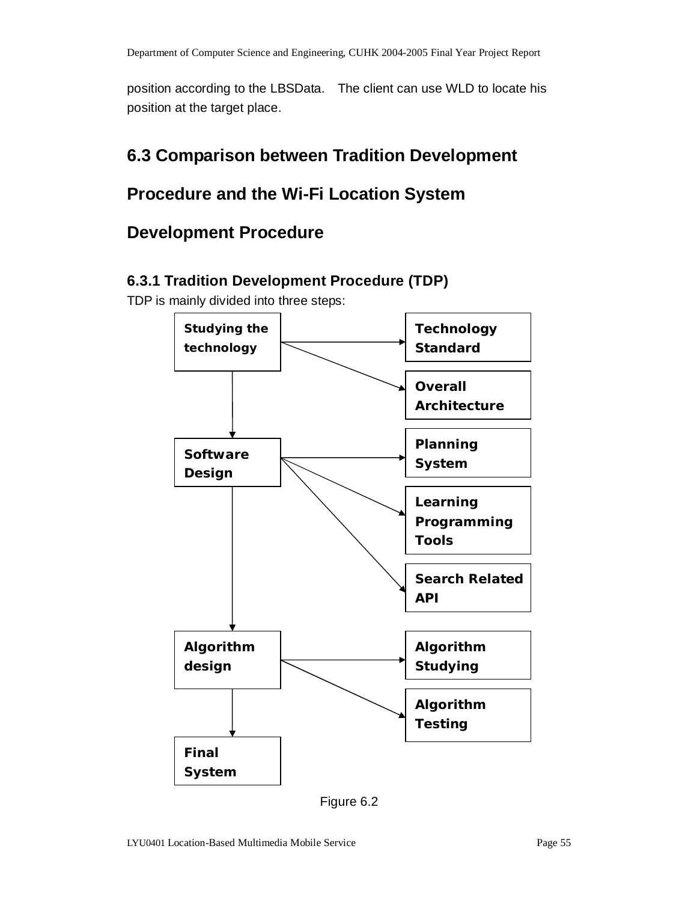position according to the LBSData. The client can use WLD to locate his position at the target place.

## 6.3 Comparison between Tradition Development Procedure and the Wi-Fi Location System Development Procedure

### 6.3.1 Tradition Development Procedure (TDP)

TDP is mainly divided into three steps:

**Studying the technology** → **Technology Standard**, **Overall Architecture**

↓

**Software Design** → **Planning System**, **Learning Programming Tools**, **Search Related API**

↓

**Algorithm design** → **Algorithm Studying**, **Algorithm Testing**

↓

**Final System**

Figure 6.2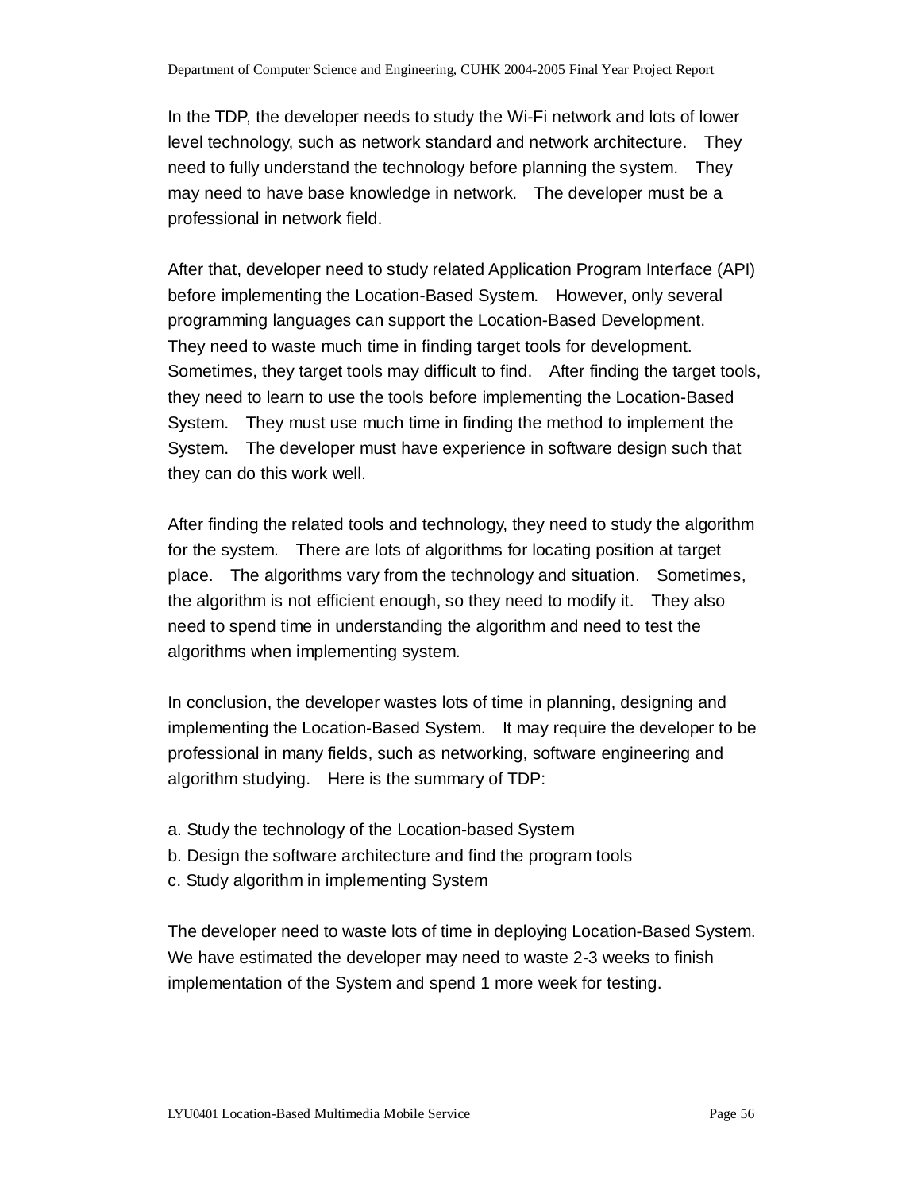In the TDP, the developer needs to study the Wi-Fi network and lots of lower level technology, such as network standard and network architecture. They need to fully understand the technology before planning the system. They may need to have base knowledge in network. The developer must be a professional in network field.

After that, developer need to study related Application Program Interface (API) before implementing the Location-Based System. However, only several programming languages can support the Location-Based Development. They need to waste much time in finding target tools for development. Sometimes, they target tools may difficult to find. After finding the target tools, they need to learn to use the tools before implementing the Location-Based System. They must use much time in finding the method to implement the System. The developer must have experience in software design such that they can do this work well.

After finding the related tools and technology, they need to study the algorithm for the system. There are lots of algorithms for locating position at target place. The algorithms vary from the technology and situation. Sometimes, the algorithm is not efficient enough, so they need to modify it. They also need to spend time in understanding the algorithm and need to test the algorithms when implementing system.

In conclusion, the developer wastes lots of time in planning, designing and implementing the Location-Based System. It may require the developer to be professional in many fields, such as networking, software engineering and algorithm studying. Here is the summary of TDP:

a. Study the technology of the Location-based System
b. Design the software architecture and find the program tools
c. Study algorithm in implementing System

The developer need to waste lots of time in deploying Location-Based System. We have estimated the developer may need to waste 2-3 weeks to finish implementation of the System and spend 1 more week for testing.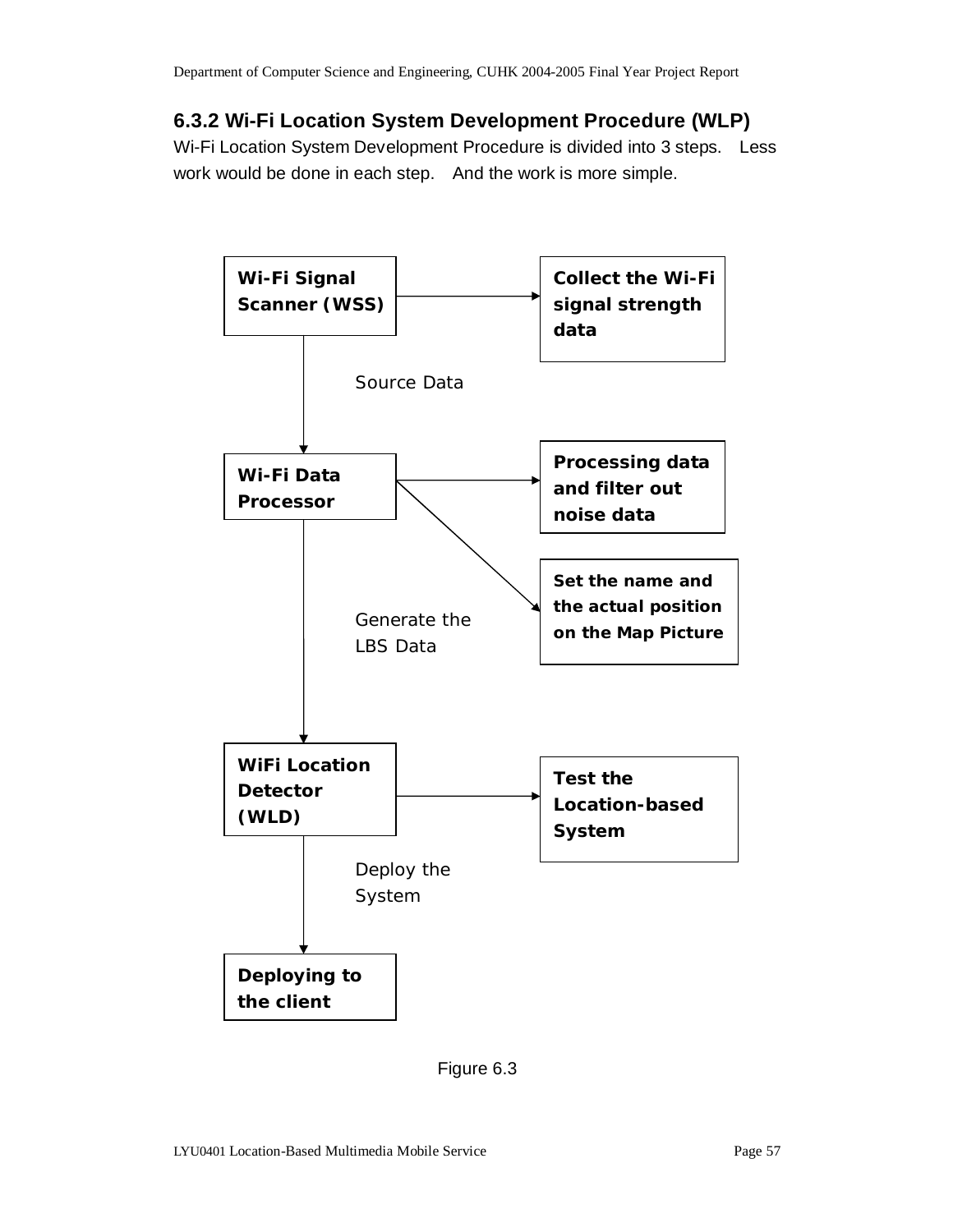### 6.3.2 Wi-Fi Location System Development Procedure (WLP)

Wi-Fi Location System Development Procedure is divided into 3 steps. Less work would be done in each step. And the work is more simple.

**Wi-Fi Signal Scanner (WSS)** → **Collect the Wi-Fi signal strength data**

Source Data

**Wi-Fi Data Processor** → **Processing data and filter out noise data**

**Wi-Fi Data Processor** → **Set the name and the actual position on the Map Picture**

Generate the LBS Data

**WiFi Location Detector (WLD)** → **Test the Location-based System**

Deploy the System

**Deploying to the client**

Figure 6.3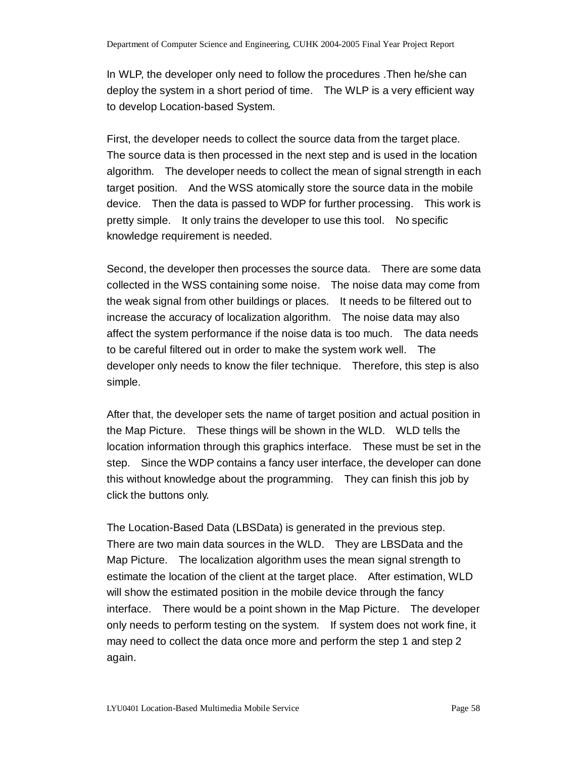In WLP, the developer only need to follow the procedures .Then he/she can deploy the system in a short period of time. The WLP is a very efficient way to develop Location-based System.

First, the developer needs to collect the source data from the target place. The source data is then processed in the next step and is used in the location algorithm. The developer needs to collect the mean of signal strength in each target position. And the WSS atomically store the source data in the mobile device. Then the data is passed to WDP for further processing. This work is pretty simple. It only trains the developer to use this tool. No specific knowledge requirement is needed.

Second, the developer then processes the source data. There are some data collected in the WSS containing some noise. The noise data may come from the weak signal from other buildings or places. It needs to be filtered out to increase the accuracy of localization algorithm. The noise data may also affect the system performance if the noise data is too much. The data needs to be careful filtered out in order to make the system work well. The developer only needs to know the filer technique. Therefore, this step is also simple.

After that, the developer sets the name of target position and actual position in the Map Picture. These things will be shown in the WLD. WLD tells the location information through this graphics interface. These must be set in the step. Since the WDP contains a fancy user interface, the developer can done this without knowledge about the programming. They can finish this job by click the buttons only.

The Location-Based Data (LBSData) is generated in the previous step. There are two main data sources in the WLD. They are LBSData and the Map Picture. The localization algorithm uses the mean signal strength to estimate the location of the client at the target place. After estimation, WLD will show the estimated position in the mobile device through the fancy interface. There would be a point shown in the Map Picture. The developer only needs to perform testing on the system. If system does not work fine, it may need to collect the data once more and perform the step 1 and step 2 again.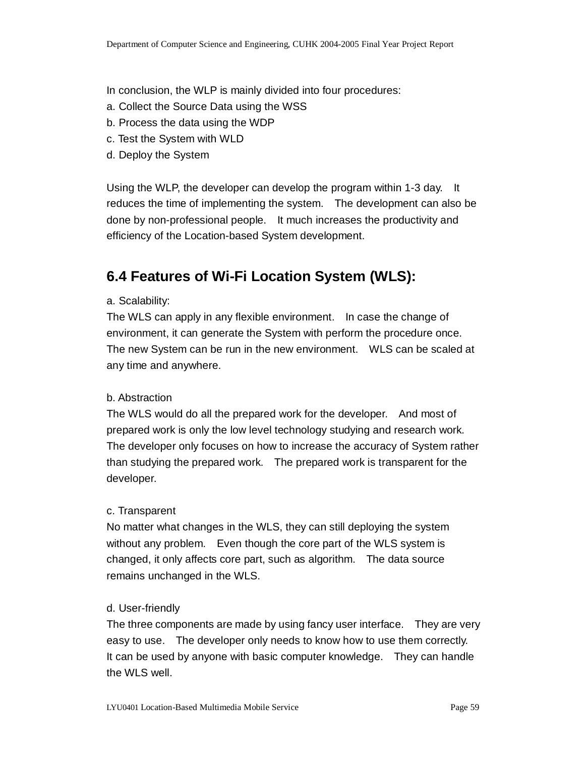In conclusion, the WLP is mainly divided into four procedures:

a. Collect the Source Data using the WSS
b. Process the data using the WDP
c. Test the System with WLD
d. Deploy the System

Using the WLP, the developer can develop the program within 1-3 day. It reduces the time of implementing the system. The development can also be done by non-professional people. It much increases the productivity and efficiency of the Location-based System development.

## 6.4 Features of Wi-Fi Location System (WLS):

a. Scalability:
The WLS can apply in any flexible environment. In case the change of environment, it can generate the System with perform the procedure once. The new System can be run in the new environment. WLS can be scaled at any time and anywhere.

b. Abstraction
The WLS would do all the prepared work for the developer. And most of prepared work is only the low level technology studying and research work. The developer only focuses on how to increase the accuracy of System rather than studying the prepared work. The prepared work is transparent for the developer.

c. Transparent
No matter what changes in the WLS, they can still deploying the system without any problem. Even though the core part of the WLS system is changed, it only affects core part, such as algorithm. The data source remains unchanged in the WLS.

d. User-friendly
The three components are made by using fancy user interface. They are very easy to use. The developer only needs to know how to use them correctly. It can be used by anyone with basic computer knowledge. They can handle the WLS well.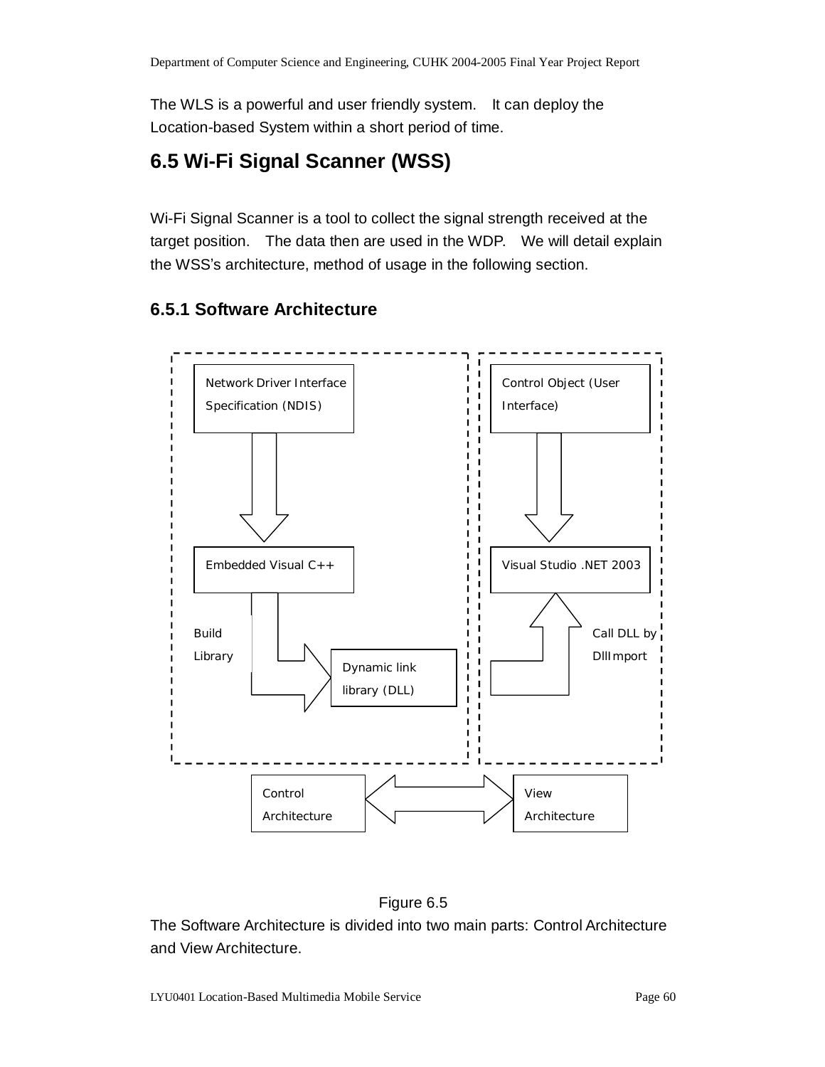The WLS is a powerful and user friendly system. It can deploy the Location-based System within a short period of time.

## 6.5 Wi-Fi Signal Scanner (WSS)

Wi-Fi Signal Scanner is a tool to collect the signal strength received at the target position. The data then are used in the WDP. We will detail explain the WSS's architecture, method of usage in the following section.

### 6.5.1 Software Architecture

Network Driver Interface Specification (NDIS)

Embedded Visual C++

Build Library

Dynamic link library (DLL)

Control Object (User Interface)

Visual Studio .NET 2003

Call DLL by DllImport

Control Architecture

View Architecture

Figure 6.5

The Software Architecture is divided into two main parts: Control Architecture and View Architecture.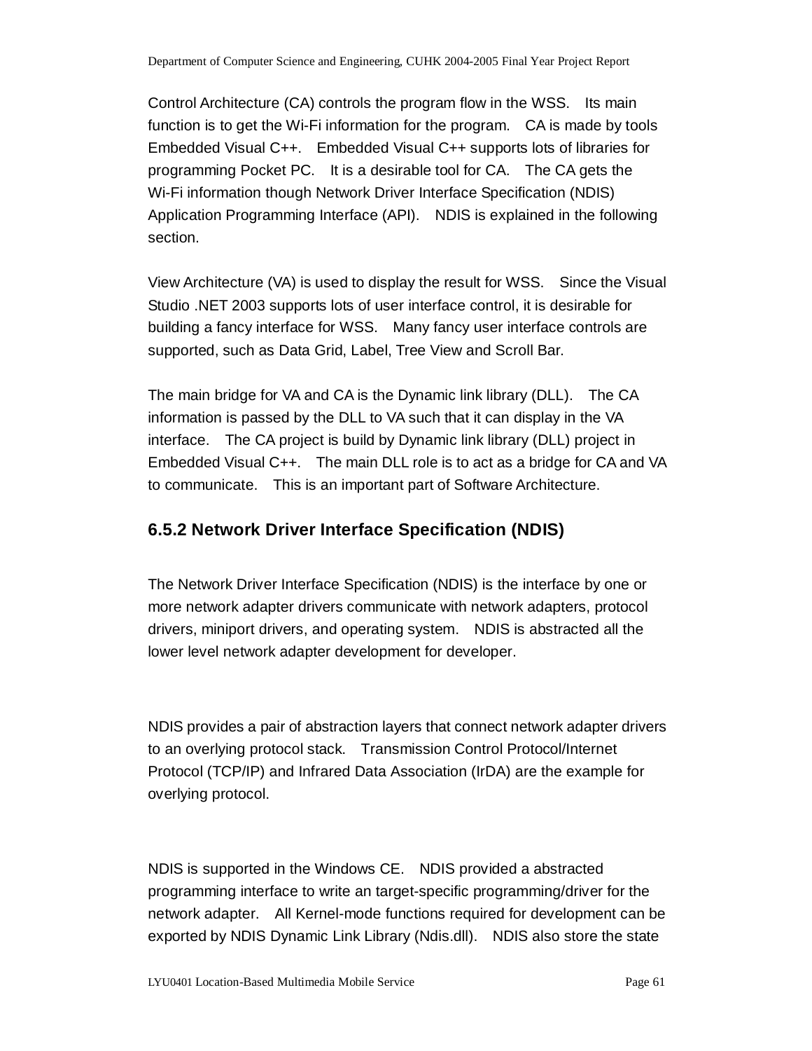Control Architecture (CA) controls the program flow in the WSS. Its main function is to get the Wi-Fi information for the program. CA is made by tools Embedded Visual C++. Embedded Visual C++ supports lots of libraries for programming Pocket PC. It is a desirable tool for CA. The CA gets the Wi-Fi information though Network Driver Interface Specification (NDIS) Application Programming Interface (API). NDIS is explained in the following section.

View Architecture (VA) is used to display the result for WSS. Since the Visual Studio .NET 2003 supports lots of user interface control, it is desirable for building a fancy interface for WSS. Many fancy user interface controls are supported, such as Data Grid, Label, Tree View and Scroll Bar.

The main bridge for VA and CA is the Dynamic link library (DLL). The CA information is passed by the DLL to VA such that it can display in the VA interface. The CA project is build by Dynamic link library (DLL) project in Embedded Visual C++. The main DLL role is to act as a bridge for CA and VA to communicate. This is an important part of Software Architecture.

### 6.5.2 Network Driver Interface Specification (NDIS)

The Network Driver Interface Specification (NDIS) is the interface by one or more network adapter drivers communicate with network adapters, protocol drivers, miniport drivers, and operating system. NDIS is abstracted all the lower level network adapter development for developer.

NDIS provides a pair of abstraction layers that connect network adapter drivers to an overlying protocol stack. Transmission Control Protocol/Internet Protocol (TCP/IP) and Infrared Data Association (IrDA) are the example for overlying protocol.

NDIS is supported in the Windows CE. NDIS provided a abstracted programming interface to write an target-specific programming/driver for the network adapter. All Kernel-mode functions required for development can be exported by NDIS Dynamic Link Library (Ndis.dll). NDIS also store the state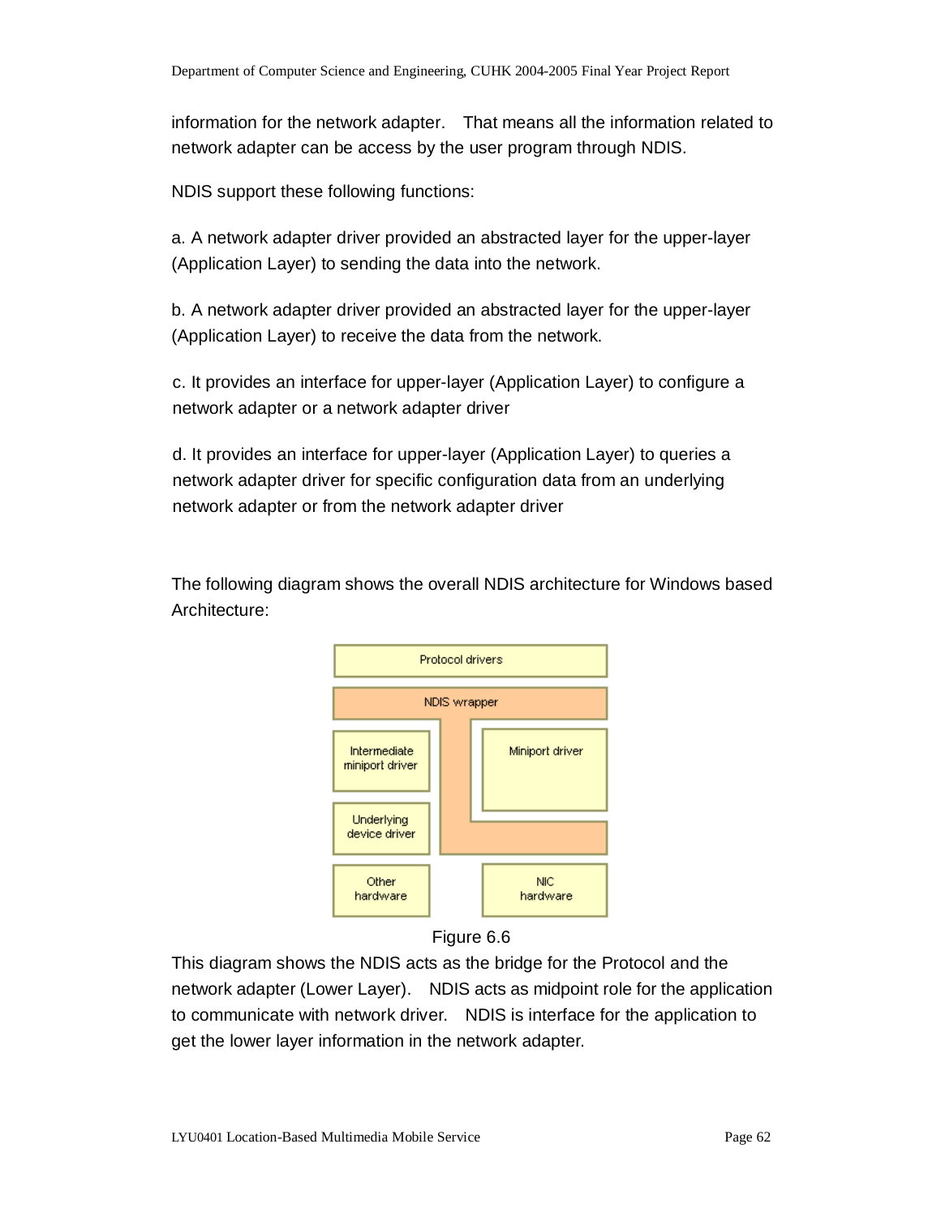information for the network adapter. That means all the information related to network adapter can be access by the user program through NDIS.

NDIS support these following functions:

a. A network adapter driver provided an abstracted layer for the upper-layer (Application Layer) to sending the data into the network.

b. A network adapter driver provided an abstracted layer for the upper-layer (Application Layer) to receive the data from the network.

c. It provides an interface for upper-layer (Application Layer) to configure a network adapter or a network adapter driver

d. It provides an interface for upper-layer (Application Layer) to queries a network adapter driver for specific configuration data from an underlying network adapter or from the network adapter driver

The following diagram shows the overall NDIS architecture for Windows based Architecture:

Figure 6.6

This diagram shows the NDIS acts as the bridge for the Protocol and the network adapter (Lower Layer). NDIS acts as midpoint role for the application to communicate with network driver. NDIS is interface for the application to get the lower layer information in the network adapter.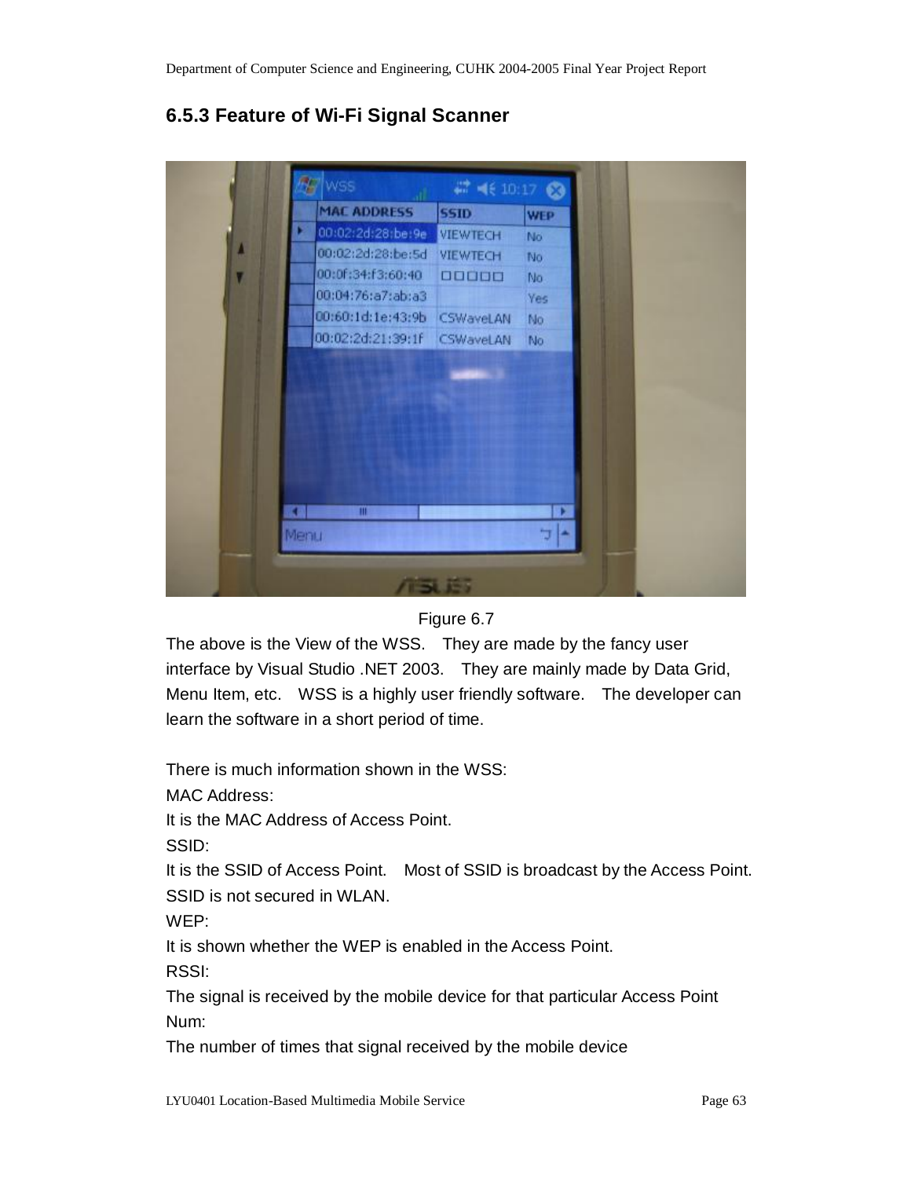### 6.5.3 Feature of Wi-Fi Signal Scanner

Figure 6.7

The above is the View of the WSS. They are made by the fancy user interface by Visual Studio .NET 2003. They are mainly made by Data Grid, Menu Item, etc. WSS is a highly user friendly software. The developer can learn the software in a short period of time.

There is much information shown in the WSS:

MAC Address:

It is the MAC Address of Access Point.

SSID:

It is the SSID of Access Point. Most of SSID is broadcast by the Access Point. SSID is not secured in WLAN.

WEP:

It is shown whether the WEP is enabled in the Access Point.

RSSI:

The signal is received by the mobile device for that particular Access Point

Num:

The number of times that signal received by the mobile device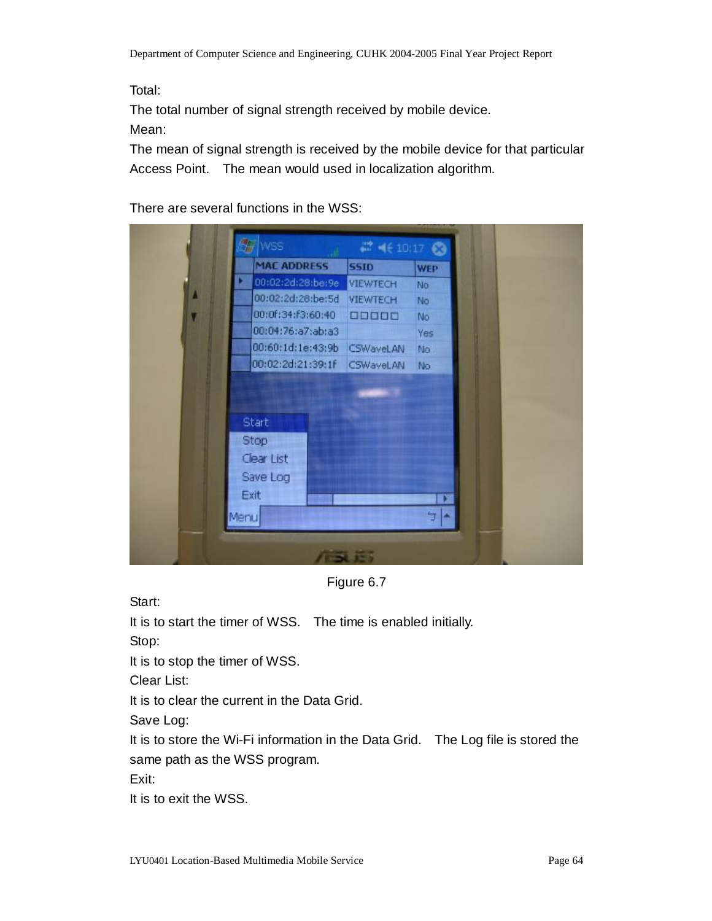Total:

The total number of signal strength received by mobile device.

Mean:

The mean of signal strength is received by the mobile device for that particular Access Point.  The mean would used in localization algorithm.

There are several functions in the WSS:

Figure 6.7

Start:

It is to start the timer of WSS.  The time is enabled initially.

Stop:

It is to stop the timer of WSS.

Clear List:

It is to clear the current in the Data Grid.

Save Log:

It is to store the Wi-Fi information in the Data Grid.  The Log file is stored the same path as the WSS program.

Exit:

It is to exit the WSS.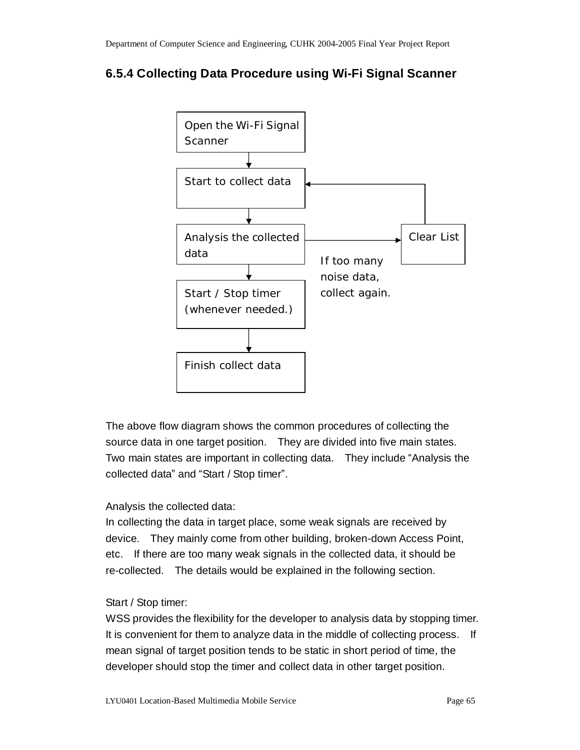### 6.5.4 Collecting Data Procedure using Wi-Fi Signal Scanner

Open the Wi-Fi Signal Scanner

Start to collect data

Analysis the collected data

Clear List

If too many noise data, collect again.

Start / Stop timer (whenever needed.)

Finish collect data

The above flow diagram shows the common procedures of collecting the source data in one target position. They are divided into five main states. Two main states are important in collecting data. They include "Analysis the collected data" and "Start / Stop timer".

Analysis the collected data:
In collecting the data in target place, some weak signals are received by device. They mainly come from other building, broken-down Access Point, etc. If there are too many weak signals in the collected data, it should be re-collected. The details would be explained in the following section.

Start / Stop timer:
WSS provides the flexibility for the developer to analysis data by stopping timer. It is convenient for them to analyze data in the middle of collecting process. If mean signal of target position tends to be static in short period of time, the developer should stop the timer and collect data in other target position.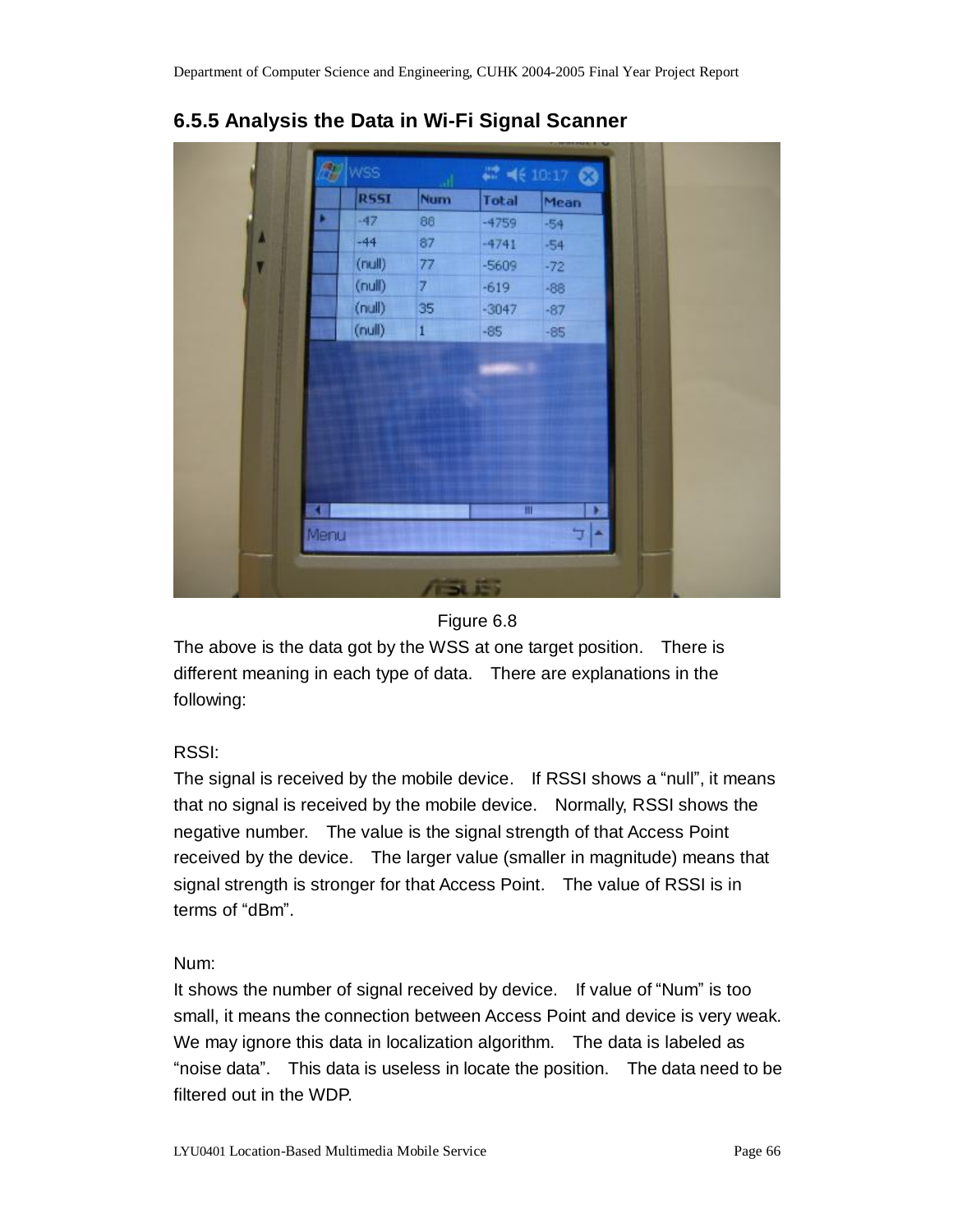### 6.5.5 Analysis the Data in Wi-Fi Signal Scanner

Figure 6.8

The above is the data got by the WSS at one target position. There is different meaning in each type of data. There are explanations in the following:

RSSI:
The signal is received by the mobile device. If RSSI shows a "null", it means that no signal is received by the mobile device. Normally, RSSI shows the negative number. The value is the signal strength of that Access Point received by the device. The larger value (smaller in magnitude) means that signal strength is stronger for that Access Point. The value of RSSI is in terms of "dBm".

Num:
It shows the number of signal received by device. If value of "Num" is too small, it means the connection between Access Point and device is very weak. We may ignore this data in localization algorithm. The data is labeled as "noise data". This data is useless in locate the position. The data need to be filtered out in the WDP.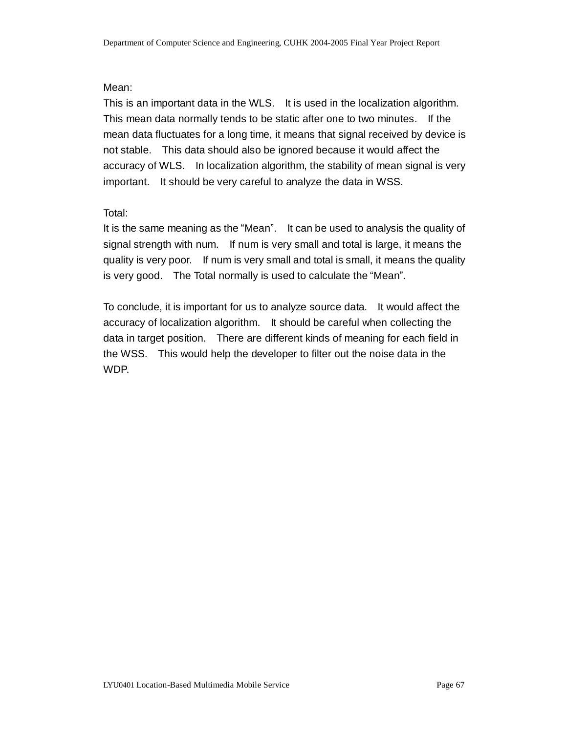Mean:

This is an important data in the WLS. It is used in the localization algorithm. This mean data normally tends to be static after one to two minutes. If the mean data fluctuates for a long time, it means that signal received by device is not stable. This data should also be ignored because it would affect the accuracy of WLS. In localization algorithm, the stability of mean signal is very important. It should be very careful to analyze the data in WSS.

Total:

It is the same meaning as the “Mean”. It can be used to analysis the quality of signal strength with num. If num is very small and total is large, it means the quality is very poor. If num is very small and total is small, it means the quality is very good. The Total normally is used to calculate the “Mean”.

To conclude, it is important for us to analyze source data. It would affect the accuracy of localization algorithm. It should be careful when collecting the data in target position. There are different kinds of meaning for each field in the WSS. This would help the developer to filter out the noise data in the WDP.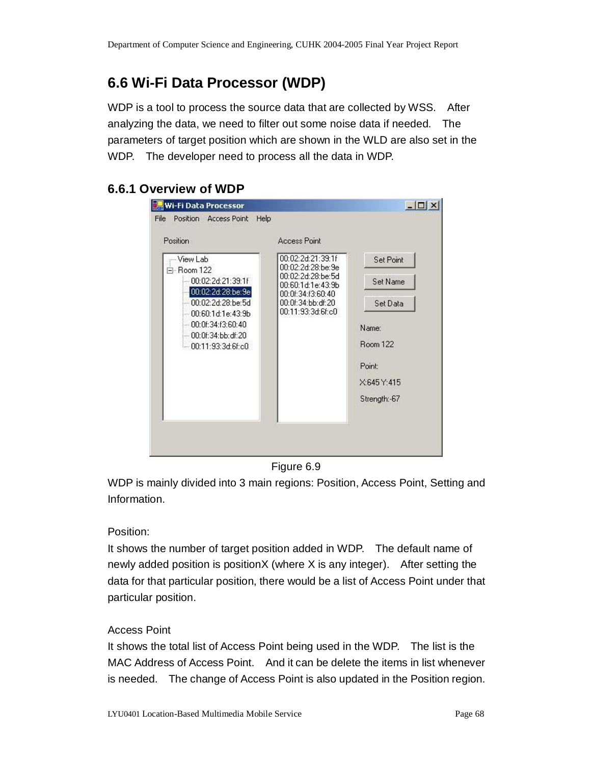## 6.6 Wi-Fi Data Processor (WDP)

WDP is a tool to process the source data that are collected by WSS. After analyzing the data, we need to filter out some noise data if needed. The parameters of target position which are shown in the WLD are also set in the WDP. The developer need to process all the data in WDP.

### 6.6.1 Overview of WDP

Figure 6.9

WDP is mainly divided into 3 main regions: Position, Access Point, Setting and Information.

Position:

It shows the number of target position added in WDP. The default name of newly added position is positionX (where X is any integer). After setting the data for that particular position, there would be a list of Access Point under that particular position.

Access Point

It shows the total list of Access Point being used in the WDP. The list is the MAC Address of Access Point. And it can be delete the items in list whenever is needed. The change of Access Point is also updated in the Position region.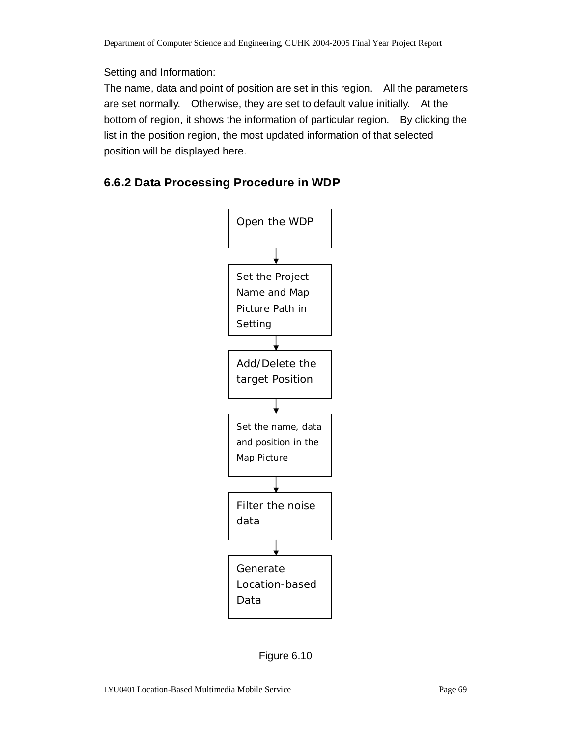Setting and Information:

The name, data and point of position are set in this region. All the parameters are set normally. Otherwise, they are set to default value initially. At the bottom of region, it shows the information of particular region. By clicking the list in the position region, the most updated information of that selected position will be displayed here.

### 6.6.2 Data Processing Procedure in WDP

Open the WDP

↓

Set the Project Name and Map Picture Path in Setting

↓

Add/Delete the target Position

↓

Set the name, data and position in the Map Picture

↓

Filter the noise data

↓

Generate Location-based Data

Figure 6.10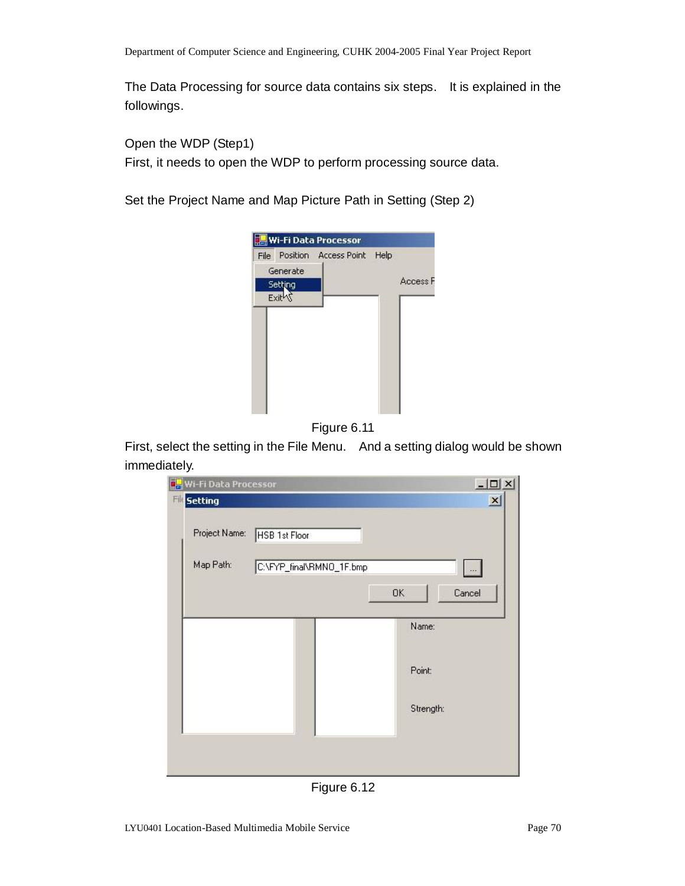The Data Processing for source data contains six steps. It is explained in the followings.

Open the WDP (Step1)

First, it needs to open the WDP to perform processing source data.

Set the Project Name and Map Picture Path in Setting (Step 2)

Figure 6.11

First, select the setting in the File Menu. And a setting dialog would be shown immediately.

Figure 6.12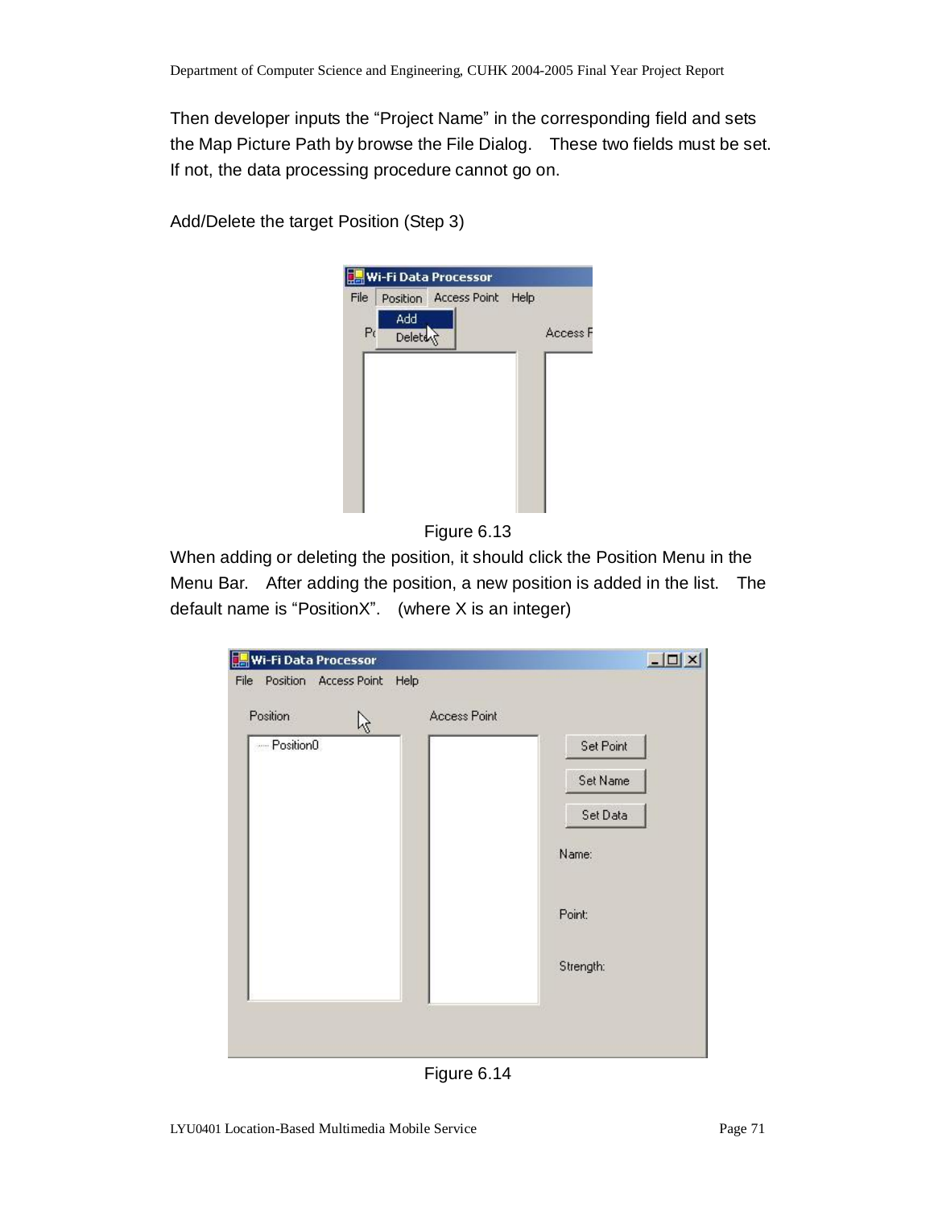Then developer inputs the “Project Name” in the corresponding field and sets the Map Picture Path by browse the File Dialog. These two fields must be set. If not, the data processing procedure cannot go on.

Add/Delete the target Position (Step 3)

Figure 6.13

When adding or deleting the position, it should click the Position Menu in the Menu Bar. After adding the position, a new position is added in the list. The default name is “PositionX”. (where X is an integer)

Figure 6.14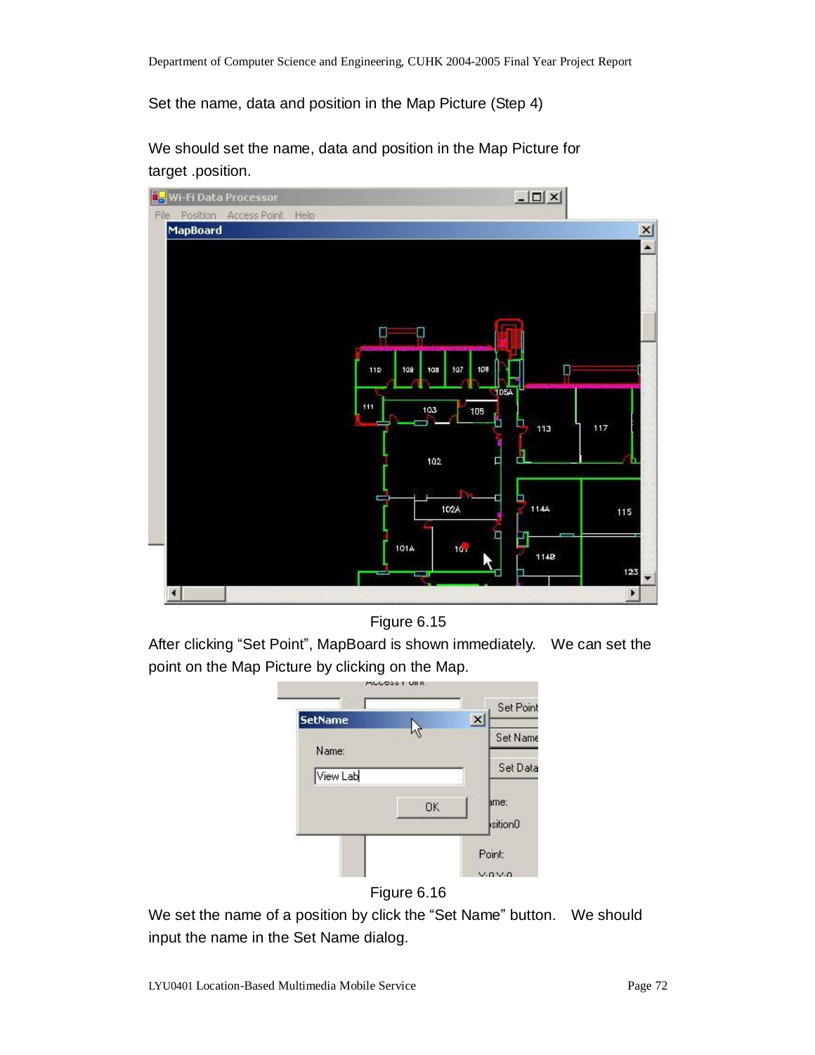Set the name, data and position in the Map Picture (Step 4)

We should set the name, data and position in the Map Picture for target .position.

Figure 6.15

After clicking “Set Point”, MapBoard is shown immediately. We can set the point on the Map Picture by clicking on the Map.

Figure 6.16

We set the name of a position by click the “Set Name” button. We should input the name in the Set Name dialog.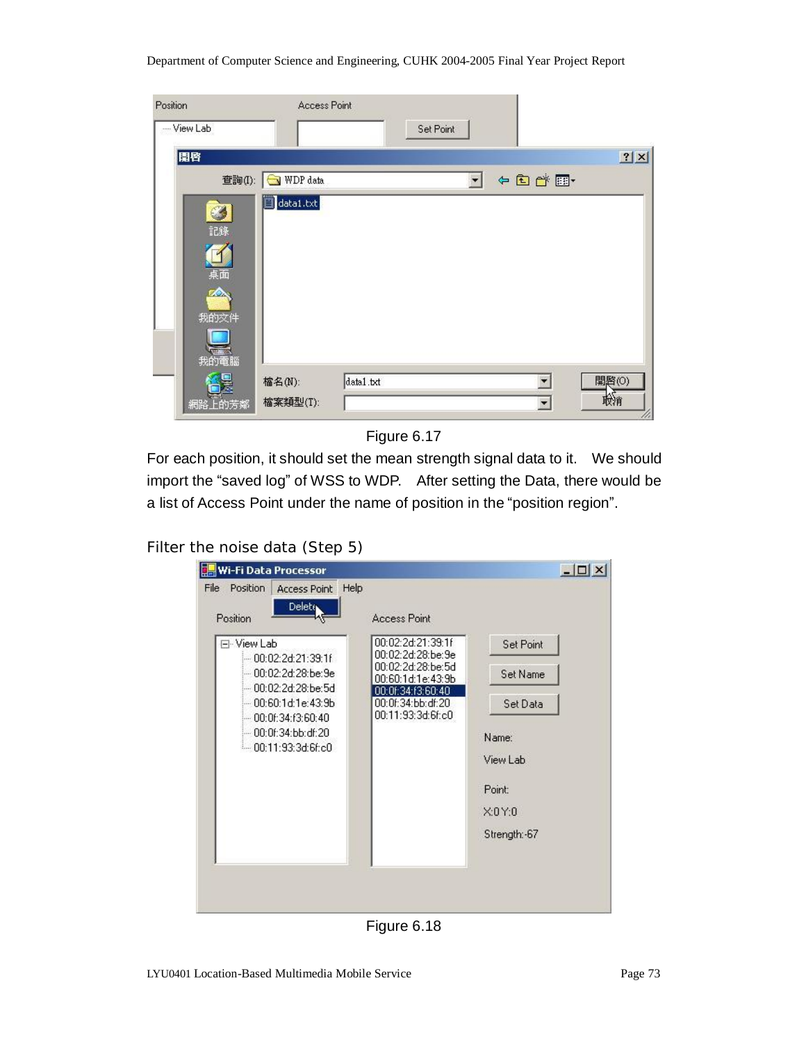Figure 6.17

For each position, it should set the mean strength signal data to it. We should import the "saved log" of WSS to WDP. After setting the Data, there would be a list of Access Point under the name of position in the "position region".

## Filter the noise data (Step 5)

Figure 6.18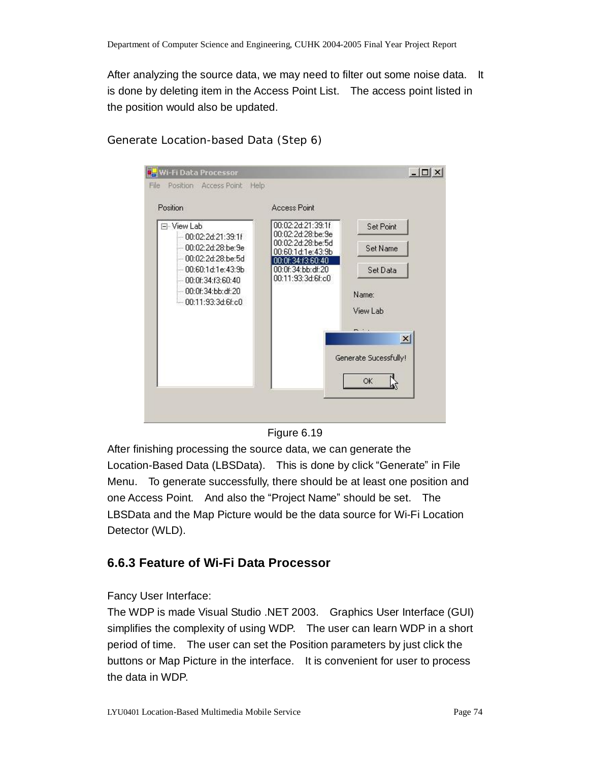After analyzing the source data, we may need to filter out some noise data. It is done by deleting item in the Access Point List. The access point listed in the position would also be updated.

Generate Location-based Data (Step 6)

Figure 6.19

After finishing processing the source data, we can generate the Location-Based Data (LBSData). This is done by click "Generate" in File Menu. To generate successfully, there should be at least one position and one Access Point. And also the "Project Name" should be set. The LBSData and the Map Picture would be the data source for Wi-Fi Location Detector (WLD).

### 6.6.3 Feature of Wi-Fi Data Processor

Fancy User Interface:

The WDP is made Visual Studio .NET 2003. Graphics User Interface (GUI) simplifies the complexity of using WDP. The user can learn WDP in a short period of time. The user can set the Position parameters by just click the buttons or Map Picture in the interface. It is convenient for user to process the data in WDP.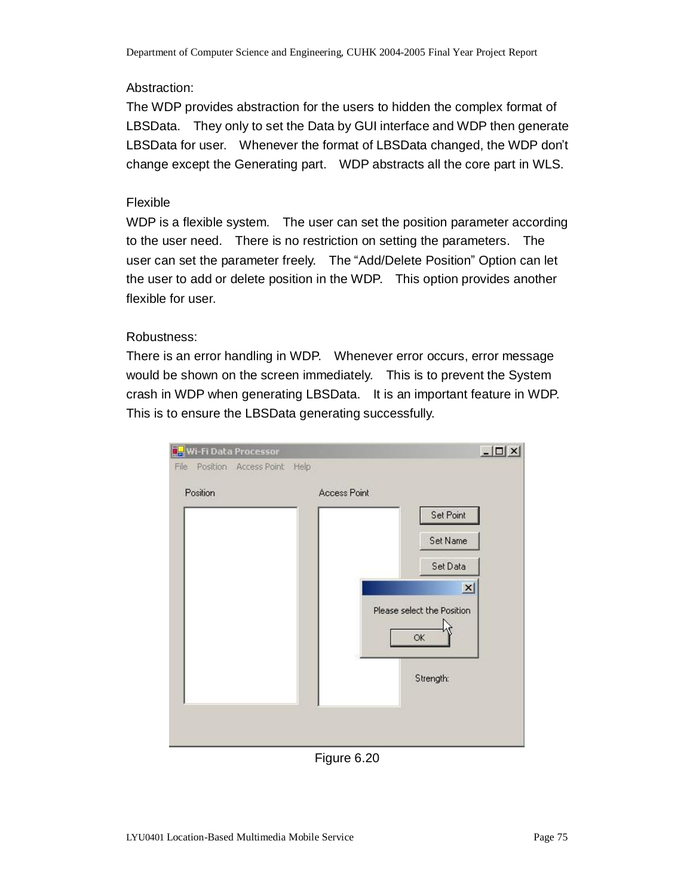Abstraction:

The WDP provides abstraction for the users to hidden the complex format of LBSData. They only to set the Data by GUI interface and WDP then generate LBSData for user. Whenever the format of LBSData changed, the WDP don't change except the Generating part. WDP abstracts all the core part in WLS.

Flexible

WDP is a flexible system. The user can set the position parameter according to the user need. There is no restriction on setting the parameters. The user can set the parameter freely. The "Add/Delete Position" Option can let the user to add or delete position in the WDP. This option provides another flexible for user.

Robustness:

There is an error handling in WDP. Whenever error occurs, error message would be shown on the screen immediately. This is to prevent the System crash in WDP when generating LBSData. It is an important feature in WDP. This is to ensure the LBSData generating successfully.

Figure 6.20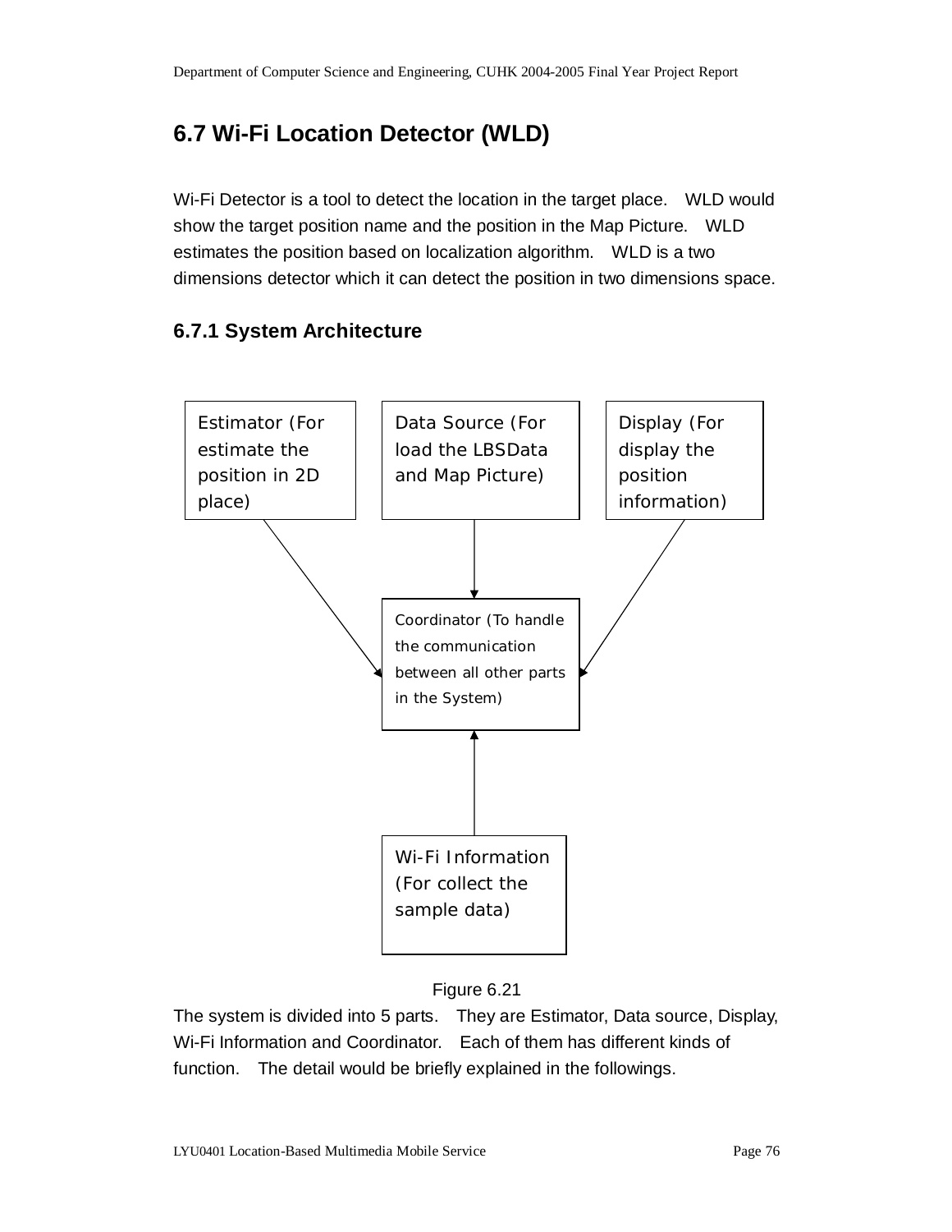## 6.7 Wi-Fi Location Detector (WLD)

Wi-Fi Detector is a tool to detect the location in the target place. WLD would show the target position name and the position in the Map Picture. WLD estimates the position based on localization algorithm. WLD is a two dimensions detector which it can detect the position in two dimensions space.

### 6.7.1 System Architecture

Estimator (For estimate the position in 2D place)

Data Source (For load the LBSData and Map Picture)

Display (For display the position information)

Coordinator (To handle the communication between all other parts in the System)

Wi-Fi Information (For collect the sample data)

Figure 6.21

The system is divided into 5 parts. They are Estimator, Data source, Display, Wi-Fi Information and Coordinator. Each of them has different kinds of function. The detail would be briefly explained in the followings.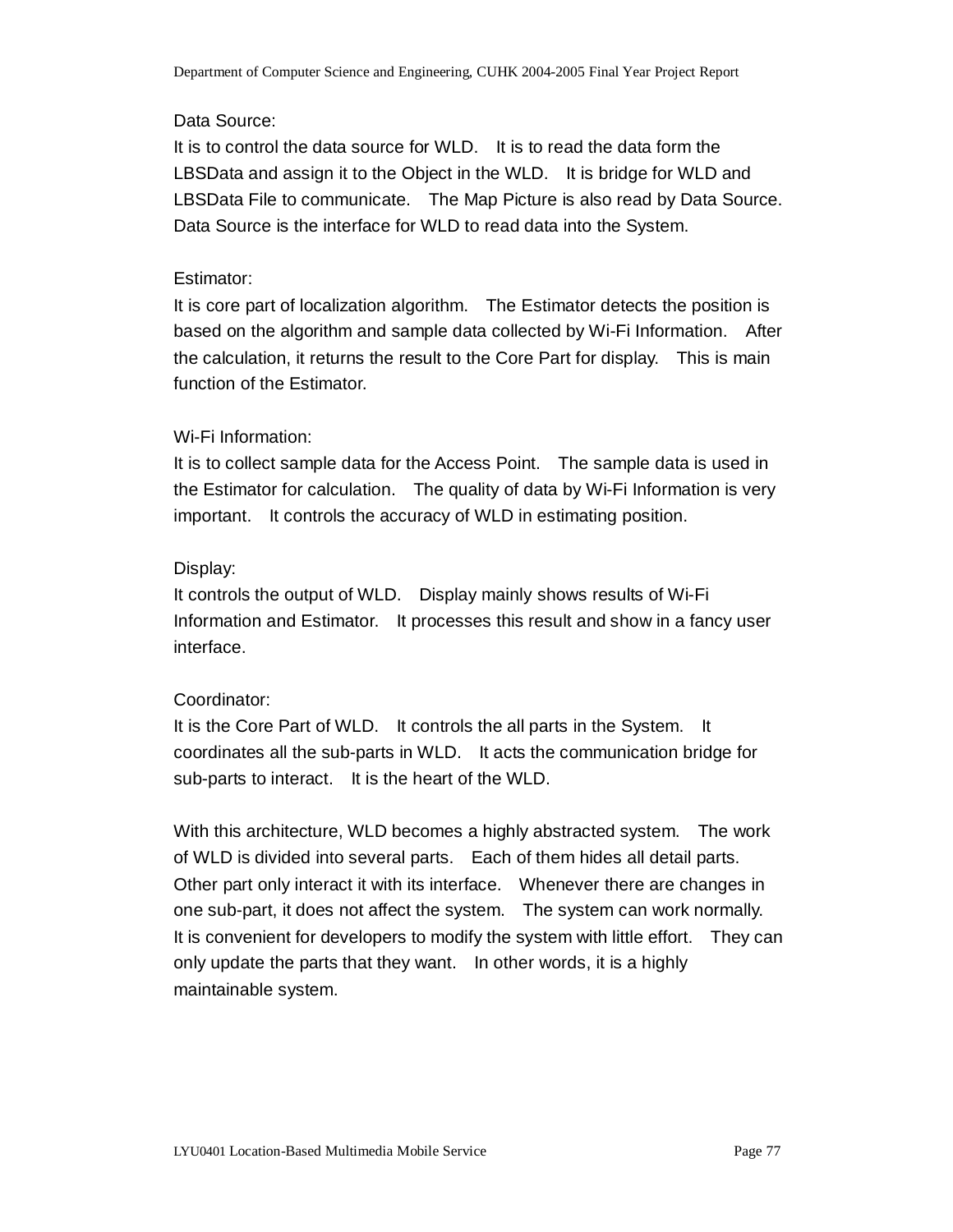Data Source:
It is to control the data source for WLD. It is to read the data form the LBSData and assign it to the Object in the WLD. It is bridge for WLD and LBSData File to communicate. The Map Picture is also read by Data Source. Data Source is the interface for WLD to read data into the System.

Estimator:
It is core part of localization algorithm. The Estimator detects the position is based on the algorithm and sample data collected by Wi-Fi Information. After the calculation, it returns the result to the Core Part for display. This is main function of the Estimator.

Wi-Fi Information:
It is to collect sample data for the Access Point. The sample data is used in the Estimator for calculation. The quality of data by Wi-Fi Information is very important. It controls the accuracy of WLD in estimating position.

Display:
It controls the output of WLD. Display mainly shows results of Wi-Fi Information and Estimator. It processes this result and show in a fancy user interface.

Coordinator:
It is the Core Part of WLD. It controls the all parts in the System. It coordinates all the sub-parts in WLD. It acts the communication bridge for sub-parts to interact. It is the heart of the WLD.

With this architecture, WLD becomes a highly abstracted system. The work of WLD is divided into several parts. Each of them hides all detail parts. Other part only interact it with its interface. Whenever there are changes in one sub-part, it does not affect the system. The system can work normally. It is convenient for developers to modify the system with little effort. They can only update the parts that they want. In other words, it is a highly maintainable system.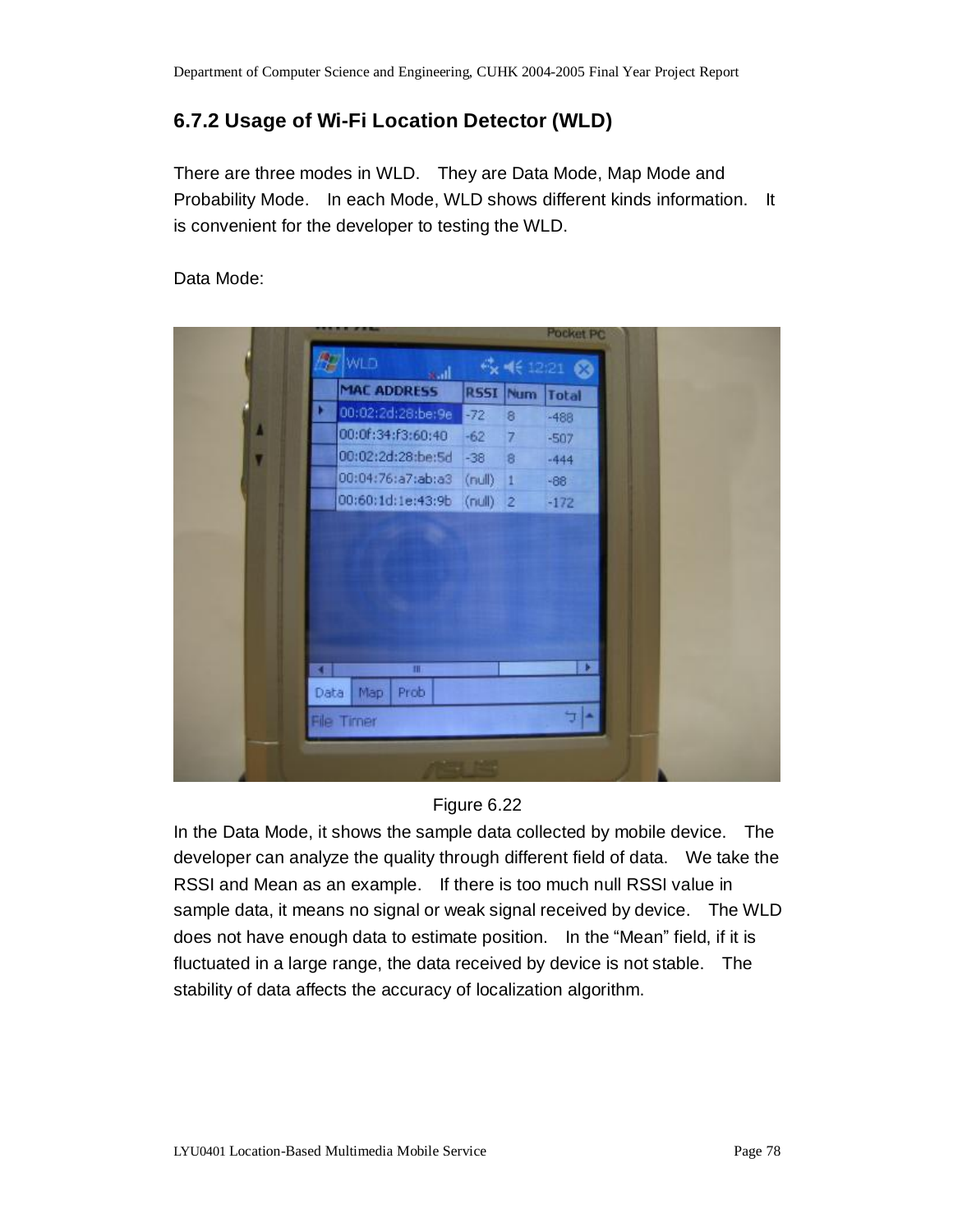### 6.7.2 Usage of Wi-Fi Location Detector (WLD)

There are three modes in WLD. They are Data Mode, Map Mode and Probability Mode. In each Mode, WLD shows different kinds information. It is convenient for the developer to testing the WLD.

Data Mode:

Figure 6.22

In the Data Mode, it shows the sample data collected by mobile device. The developer can analyze the quality through different field of data. We take the RSSI and Mean as an example. If there is too much null RSSI value in sample data, it means no signal or weak signal received by device. The WLD does not have enough data to estimate position. In the "Mean" field, if it is fluctuated in a large range, the data received by device is not stable. The stability of data affects the accuracy of localization algorithm.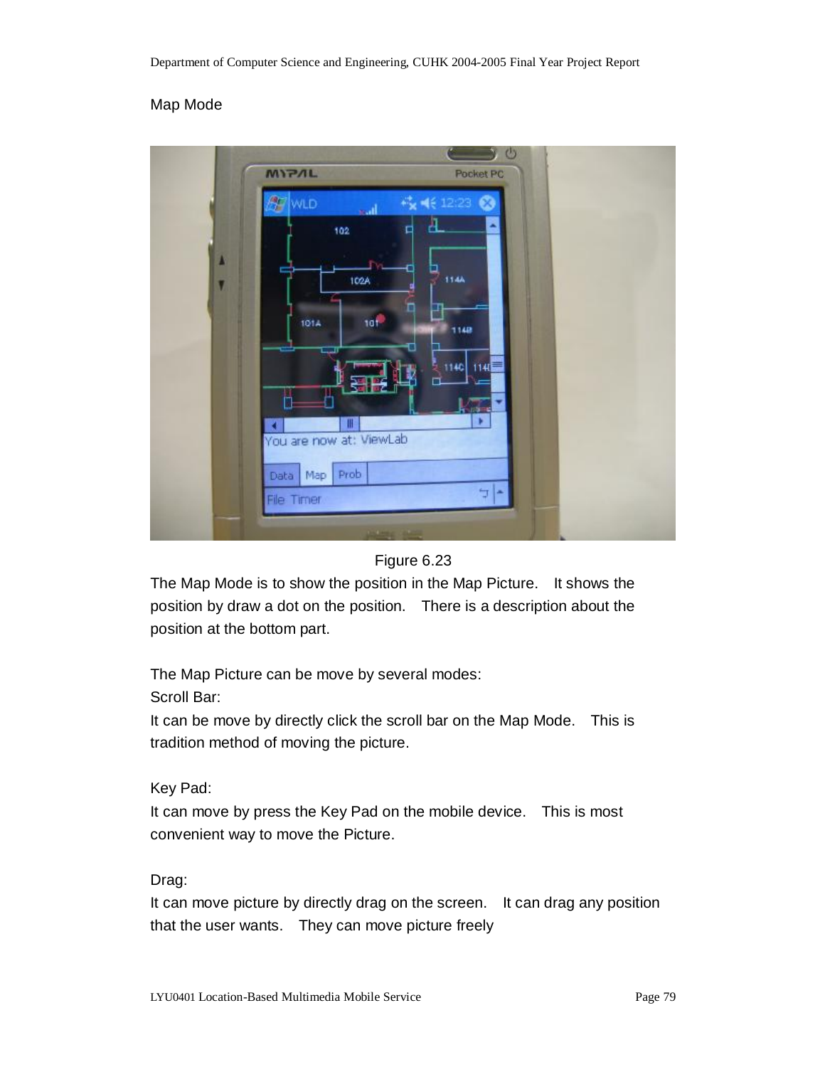Map Mode

Figure 6.23

The Map Mode is to show the position in the Map Picture.    It shows the position by draw a dot on the position.    There is a description about the position at the bottom part.

The Map Picture can be move by several modes:

Scroll Bar:

It can be move by directly click the scroll bar on the Map Mode.    This is tradition method of moving the picture.

Key Pad:

It can move by press the Key Pad on the mobile device.    This is most convenient way to move the Picture.

Drag:

It can move picture by directly drag on the screen.    It can drag any position that the user wants.    They can move picture freely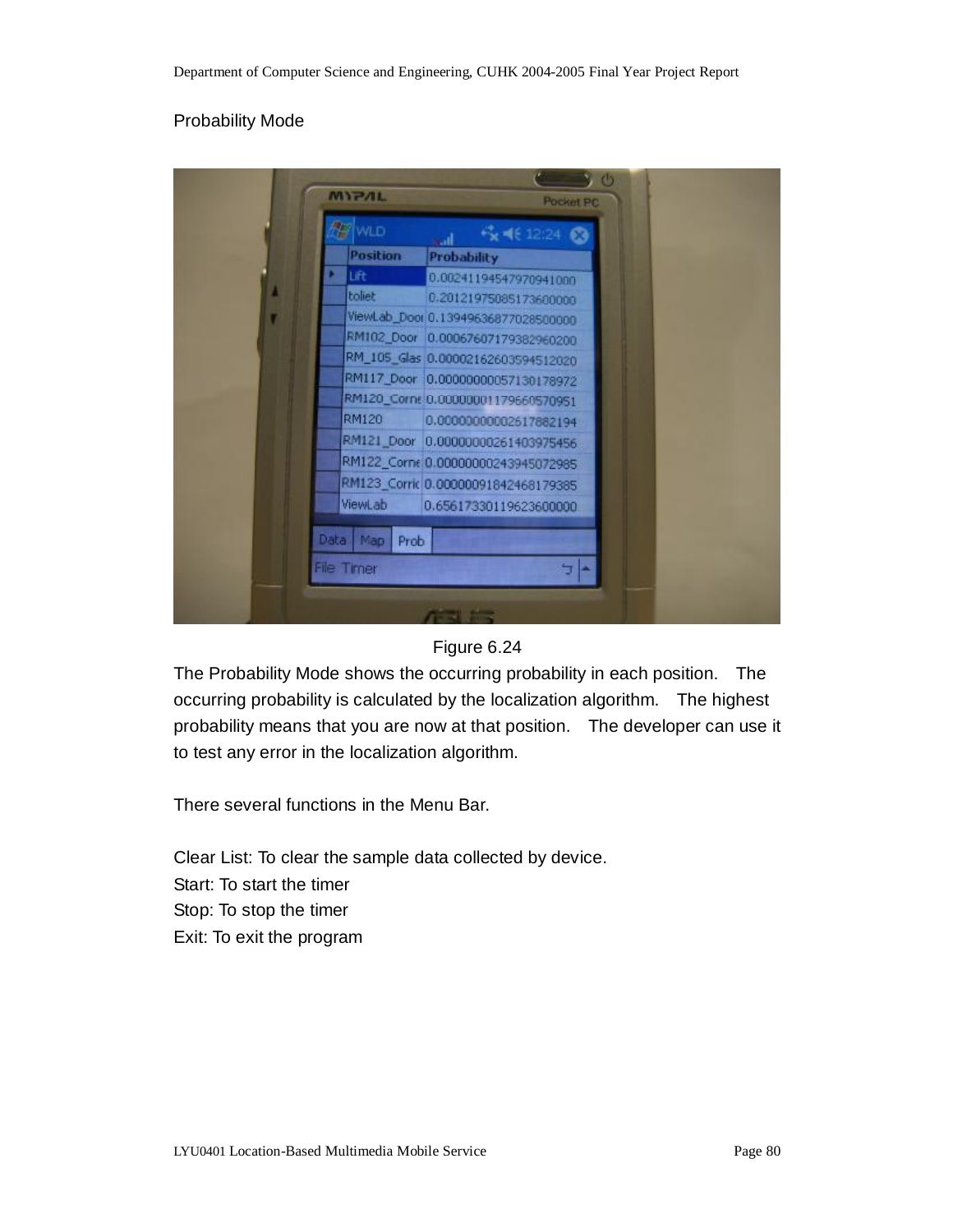Probability Mode

Figure 6.24

The Probability Mode shows the occurring probability in each position. The occurring probability is calculated by the localization algorithm. The highest probability means that you are now at that position. The developer can use it to test any error in the localization algorithm.

There several functions in the Menu Bar.

Clear List: To clear the sample data collected by device.
Start: To start the timer
Stop: To stop the timer
Exit: To exit the program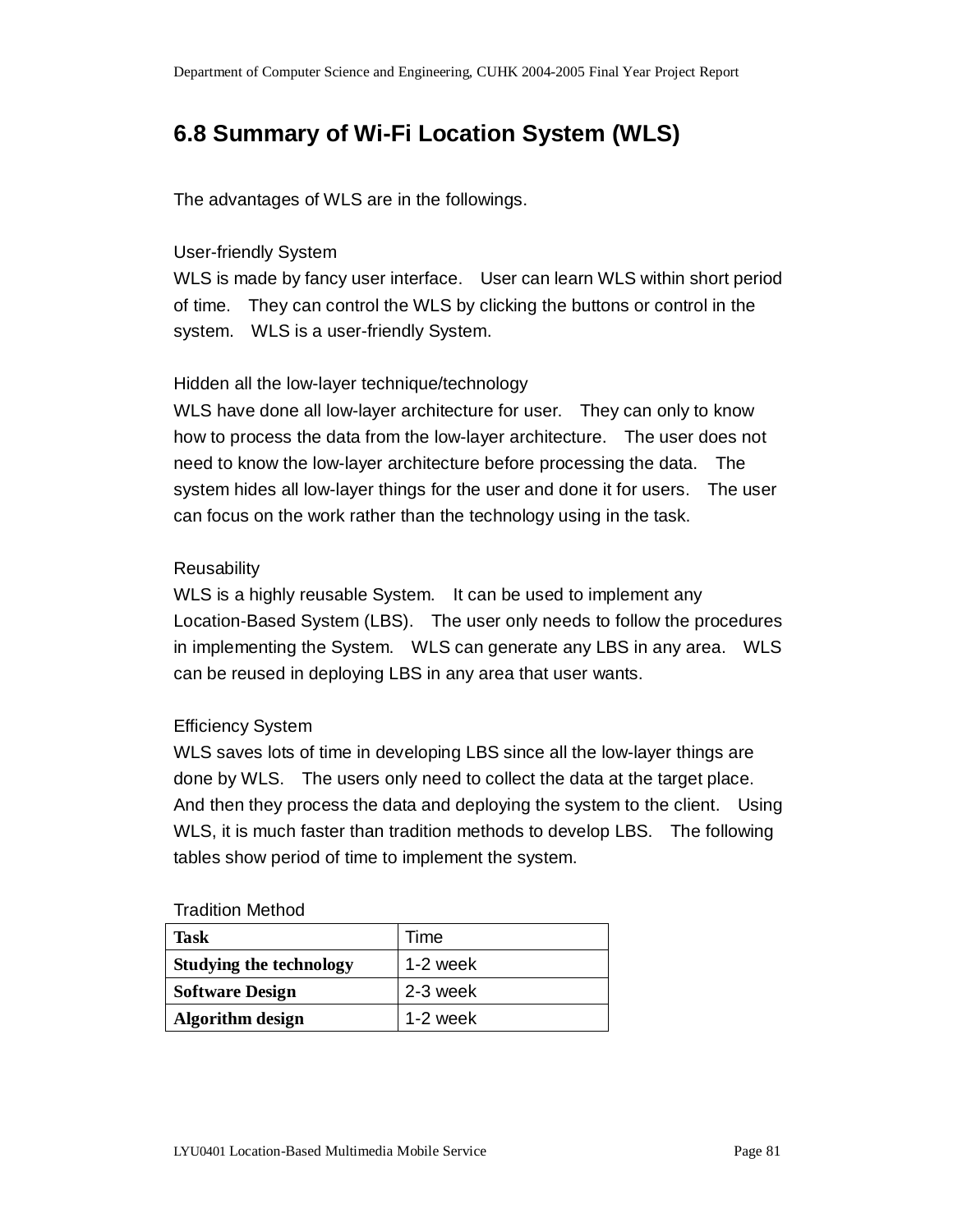## 6.8 Summary of Wi-Fi Location System (WLS)

The advantages of WLS are in the followings.

User-friendly System
WLS is made by fancy user interface. User can learn WLS within short period of time. They can control the WLS by clicking the buttons or control in the system. WLS is a user-friendly System.

Hidden all the low-layer technique/technology
WLS have done all low-layer architecture for user. They can only to know how to process the data from the low-layer architecture. The user does not need to know the low-layer architecture before processing the data. The system hides all low-layer things for the user and done it for users. The user can focus on the work rather than the technology using in the task.

Reusability
WLS is a highly reusable System. It can be used to implement any Location-Based System (LBS). The user only needs to follow the procedures in implementing the System. WLS can generate any LBS in any area. WLS can be reused in deploying LBS in any area that user wants.

Efficiency System
WLS saves lots of time in developing LBS since all the low-layer things are done by WLS. The users only need to collect the data at the target place. And then they process the data and deploying the system to the client. Using WLS, it is much faster than tradition methods to develop LBS. The following tables show period of time to implement the system.

Tradition Method

| **Task** | Time |
|---|---|
| **Studying the technology** | 1-2 week |
| **Software Design** | 2-3 week |
| **Algorithm design** | 1-2 week |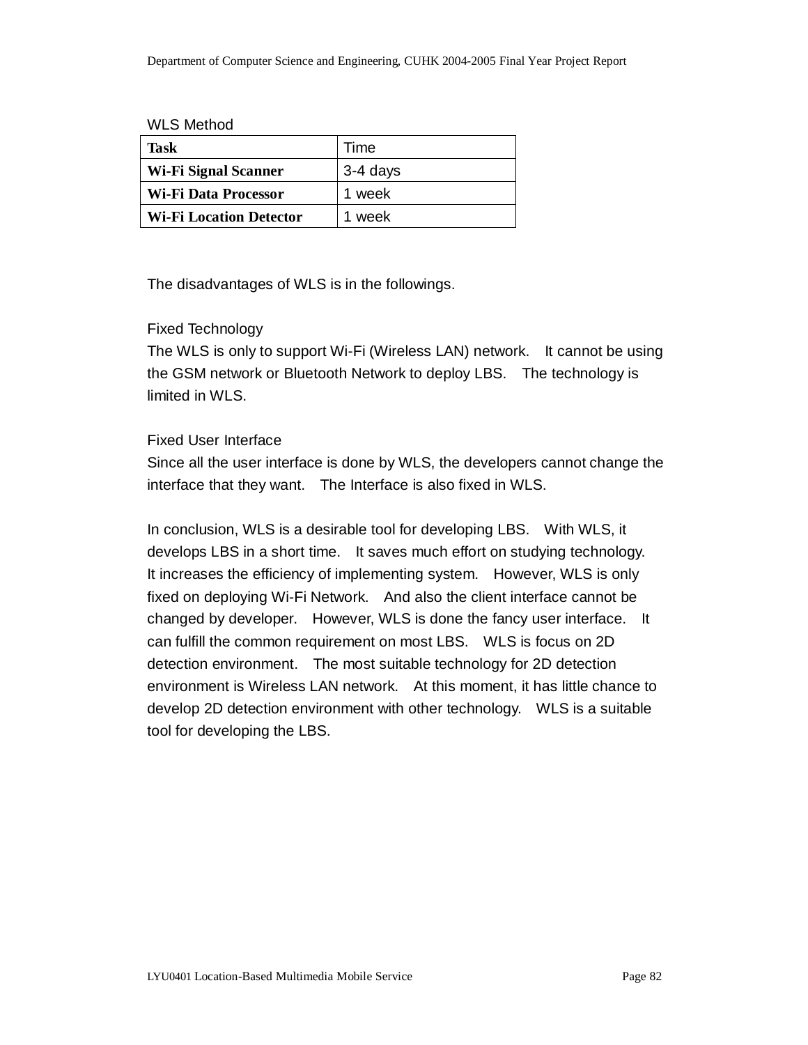WLS Method

| **Task** | Time |
| --- | --- |
| **Wi-Fi Signal Scanner** | 3-4 days |
| **Wi-Fi Data Processor** | 1 week |
| **Wi-Fi Location Detector** | 1 week |

The disadvantages of WLS is in the followings.

Fixed Technology

The WLS is only to support Wi-Fi (Wireless LAN) network. It cannot be using the GSM network or Bluetooth Network to deploy LBS. The technology is limited in WLS.

Fixed User Interface

Since all the user interface is done by WLS, the developers cannot change the interface that they want. The Interface is also fixed in WLS.

In conclusion, WLS is a desirable tool for developing LBS. With WLS, it develops LBS in a short time. It saves much effort on studying technology. It increases the efficiency of implementing system. However, WLS is only fixed on deploying Wi-Fi Network. And also the client interface cannot be changed by developer. However, WLS is done the fancy user interface. It can fulfill the common requirement on most LBS. WLS is focus on 2D detection environment. The most suitable technology for 2D detection environment is Wireless LAN network. At this moment, it has little chance to develop 2D detection environment with other technology. WLS is a suitable tool for developing the LBS.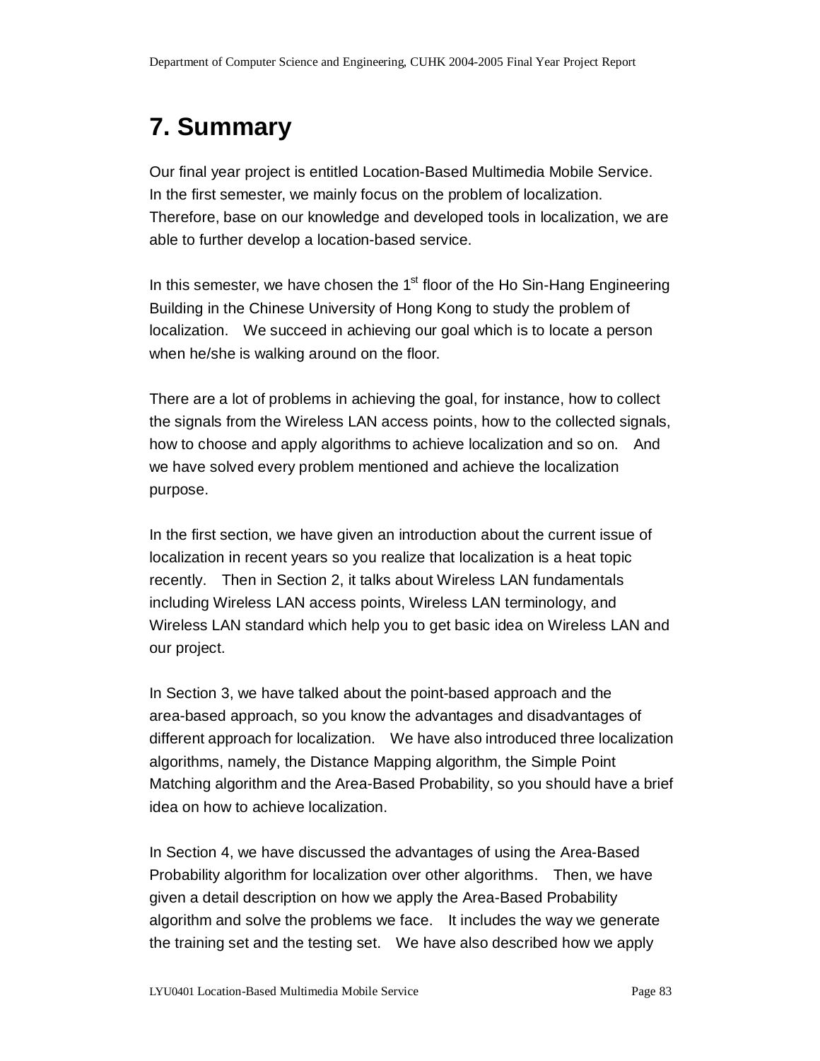# 7. Summary

Our final year project is entitled Location-Based Multimedia Mobile Service. In the first semester, we mainly focus on the problem of localization. Therefore, base on our knowledge and developed tools in localization, we are able to further develop a location-based service.

In this semester, we have chosen the 1st floor of the Ho Sin-Hang Engineering Building in the Chinese University of Hong Kong to study the problem of localization. We succeed in achieving our goal which is to locate a person when he/she is walking around on the floor.

There are a lot of problems in achieving the goal, for instance, how to collect the signals from the Wireless LAN access points, how to the collected signals, how to choose and apply algorithms to achieve localization and so on. And we have solved every problem mentioned and achieve the localization purpose.

In the first section, we have given an introduction about the current issue of localization in recent years so you realize that localization is a heat topic recently. Then in Section 2, it talks about Wireless LAN fundamentals including Wireless LAN access points, Wireless LAN terminology, and Wireless LAN standard which help you to get basic idea on Wireless LAN and our project.

In Section 3, we have talked about the point-based approach and the area-based approach, so you know the advantages and disadvantages of different approach for localization. We have also introduced three localization algorithms, namely, the Distance Mapping algorithm, the Simple Point Matching algorithm and the Area-Based Probability, so you should have a brief idea on how to achieve localization.

In Section 4, we have discussed the advantages of using the Area-Based Probability algorithm for localization over other algorithms. Then, we have given a detail description on how we apply the Area-Based Probability algorithm and solve the problems we face. It includes the way we generate the training set and the testing set. We have also described how we apply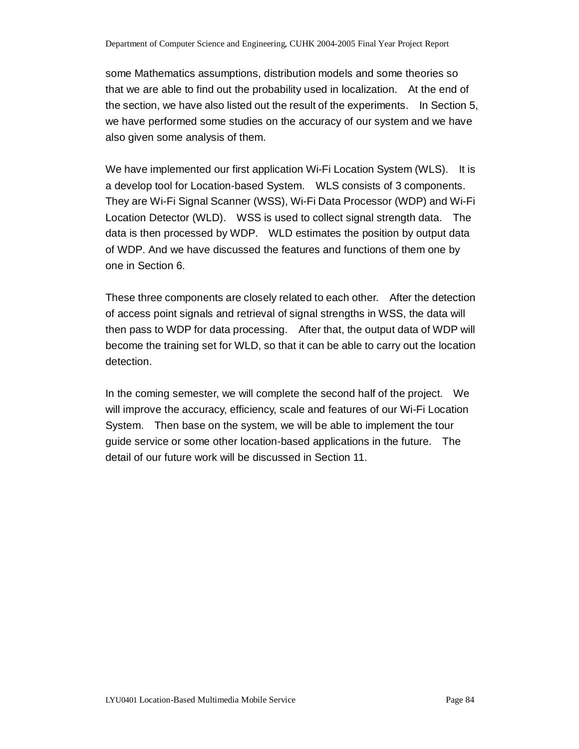some Mathematics assumptions, distribution models and some theories so that we are able to find out the probability used in localization. At the end of the section, we have also listed out the result of the experiments. In Section 5, we have performed some studies on the accuracy of our system and we have also given some analysis of them.

We have implemented our first application Wi-Fi Location System (WLS). It is a develop tool for Location-based System. WLS consists of 3 components. They are Wi-Fi Signal Scanner (WSS), Wi-Fi Data Processor (WDP) and Wi-Fi Location Detector (WLD). WSS is used to collect signal strength data. The data is then processed by WDP. WLD estimates the position by output data of WDP. And we have discussed the features and functions of them one by one in Section 6.

These three components are closely related to each other. After the detection of access point signals and retrieval of signal strengths in WSS, the data will then pass to WDP for data processing. After that, the output data of WDP will become the training set for WLD, so that it can be able to carry out the location detection.

In the coming semester, we will complete the second half of the project. We will improve the accuracy, efficiency, scale and features of our Wi-Fi Location System. Then base on the system, we will be able to implement the tour guide service or some other location-based applications in the future. The detail of our future work will be discussed in Section 11.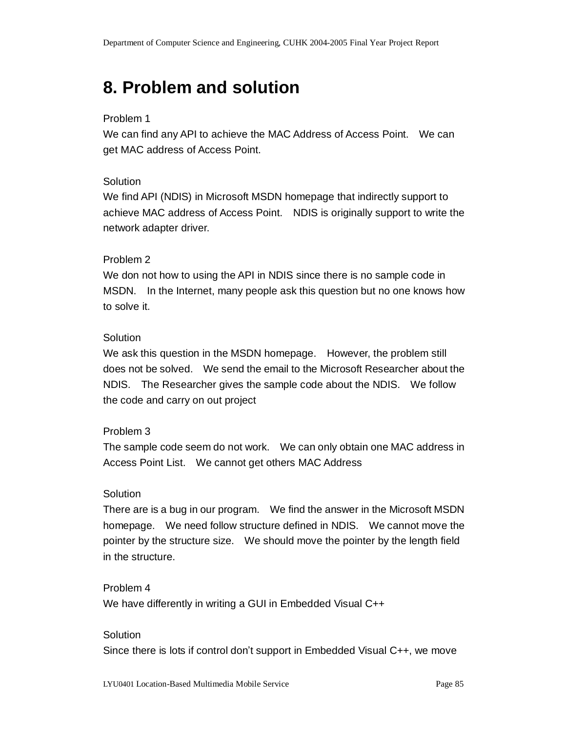# 8. Problem and solution

Problem 1

We can find any API to achieve the MAC Address of Access Point. We can get MAC address of Access Point.

Solution

We find API (NDIS) in Microsoft MSDN homepage that indirectly support to achieve MAC address of Access Point. NDIS is originally support to write the network adapter driver.

Problem 2

We don not how to using the API in NDIS since there is no sample code in MSDN. In the Internet, many people ask this question but no one knows how to solve it.

Solution

We ask this question in the MSDN homepage. However, the problem still does not be solved. We send the email to the Microsoft Researcher about the NDIS. The Researcher gives the sample code about the NDIS. We follow the code and carry on out project

Problem 3

The sample code seem do not work. We can only obtain one MAC address in Access Point List. We cannot get others MAC Address

Solution

There are is a bug in our program. We find the answer in the Microsoft MSDN homepage. We need follow structure defined in NDIS. We cannot move the pointer by the structure size. We should move the pointer by the length field in the structure.

Problem 4

We have differently in writing a GUI in Embedded Visual C++

Solution

Since there is lots if control don't support in Embedded Visual C++, we move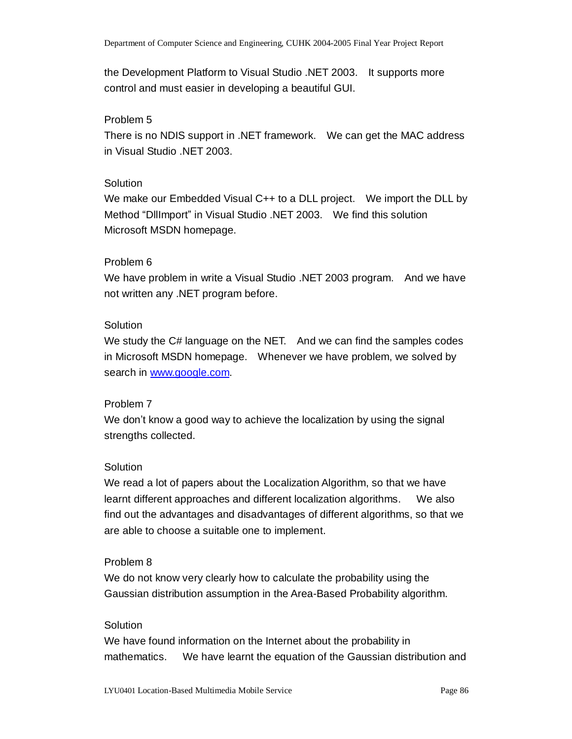the Development Platform to Visual Studio .NET 2003. It supports more control and must easier in developing a beautiful GUI.

Problem 5

There is no NDIS support in .NET framework. We can get the MAC address in Visual Studio .NET 2003.

Solution

We make our Embedded Visual C++ to a DLL project. We import the DLL by Method “DllImport” in Visual Studio .NET 2003. We find this solution Microsoft MSDN homepage.

Problem 6

We have problem in write a Visual Studio .NET 2003 program. And we have not written any .NET program before.

Solution

We study the C# language on the NET. And we can find the samples codes in Microsoft MSDN homepage. Whenever we have problem, we solved by search in [www.google.com](www.google.com).

Problem 7

We don’t know a good way to achieve the localization by using the signal strengths collected.

Solution

We read a lot of papers about the Localization Algorithm, so that we have learnt different approaches and different localization algorithms. We also find out the advantages and disadvantages of different algorithms, so that we are able to choose a suitable one to implement.

Problem 8

We do not know very clearly how to calculate the probability using the Gaussian distribution assumption in the Area-Based Probability algorithm.

Solution

We have found information on the Internet about the probability in mathematics. We have learnt the equation of the Gaussian distribution and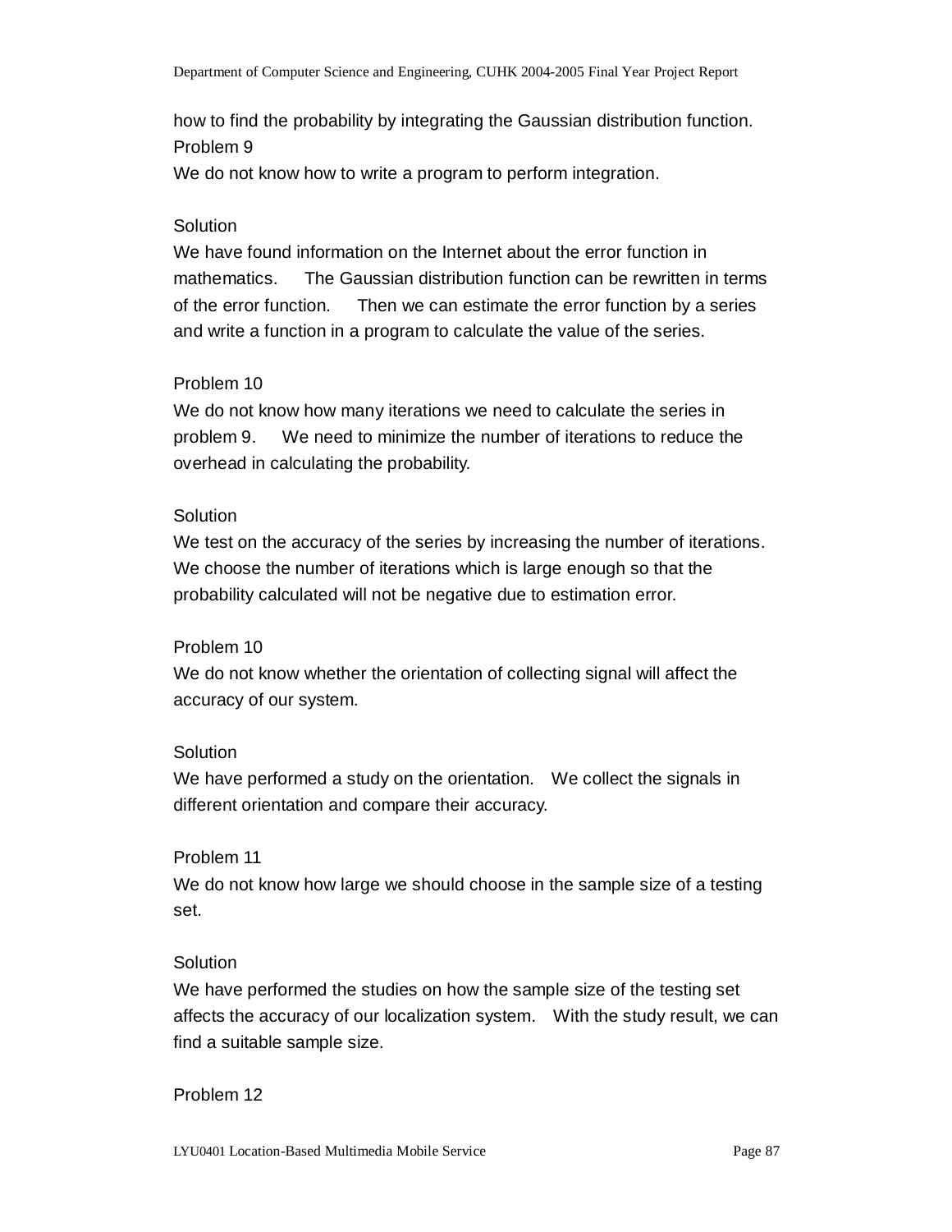how to find the probability by integrating the Gaussian distribution function.

Problem 9

We do not know how to write a program to perform integration.

Solution

We have found information on the Internet about the error function in mathematics. The Gaussian distribution function can be rewritten in terms of the error function. Then we can estimate the error function by a series and write a function in a program to calculate the value of the series.

Problem 10

We do not know how many iterations we need to calculate the series in problem 9. We need to minimize the number of iterations to reduce the overhead in calculating the probability.

Solution

We test on the accuracy of the series by increasing the number of iterations. We choose the number of iterations which is large enough so that the probability calculated will not be negative due to estimation error.

Problem 10

We do not know whether the orientation of collecting signal will affect the accuracy of our system.

Solution

We have performed a study on the orientation. We collect the signals in different orientation and compare their accuracy.

Problem 11

We do not know how large we should choose in the sample size of a testing set.

Solution

We have performed the studies on how the sample size of the testing set affects the accuracy of our localization system. With the study result, we can find a suitable sample size.

Problem 12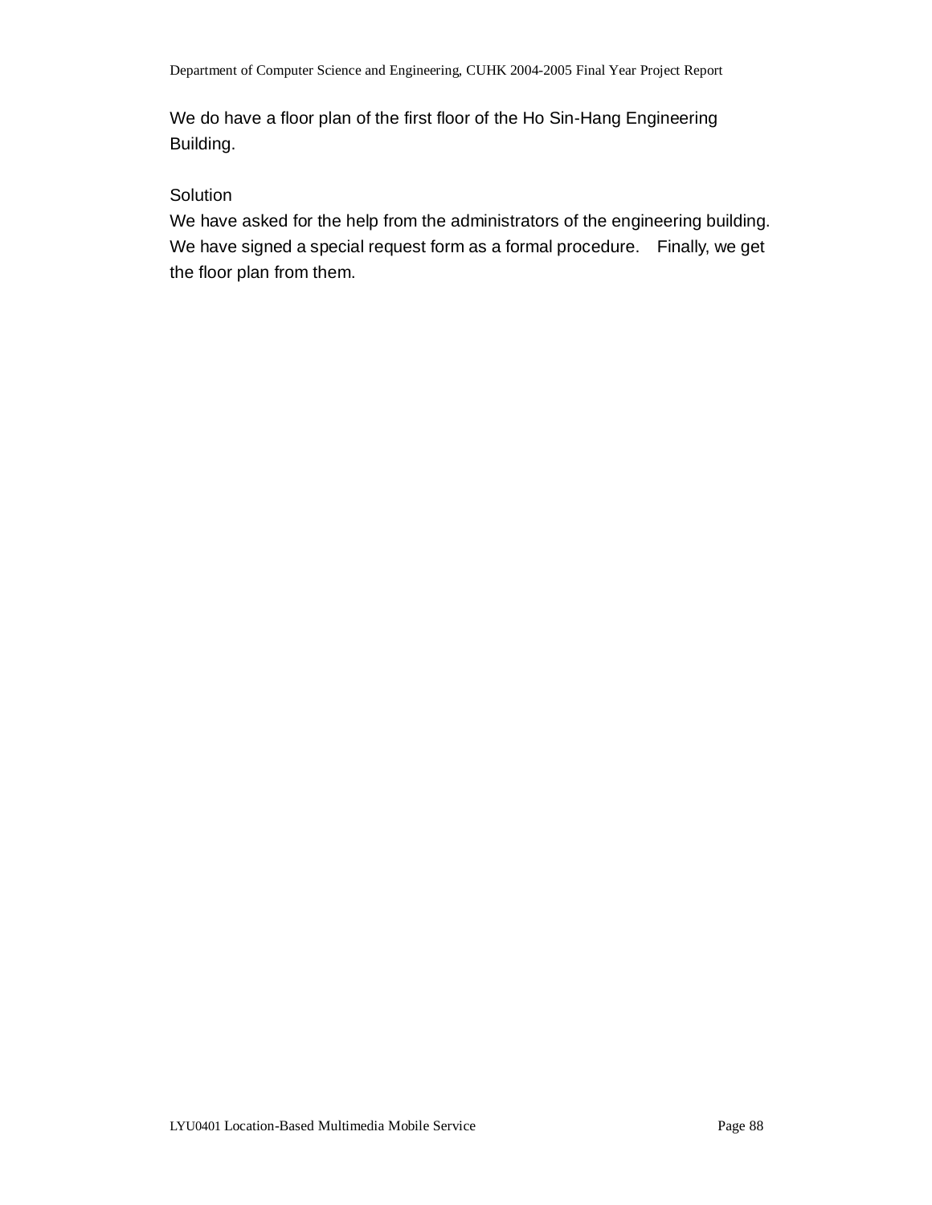We do have a floor plan of the first floor of the Ho Sin-Hang Engineering Building.

Solution

We have asked for the help from the administrators of the engineering building. We have signed a special request form as a formal procedure. Finally, we get the floor plan from them.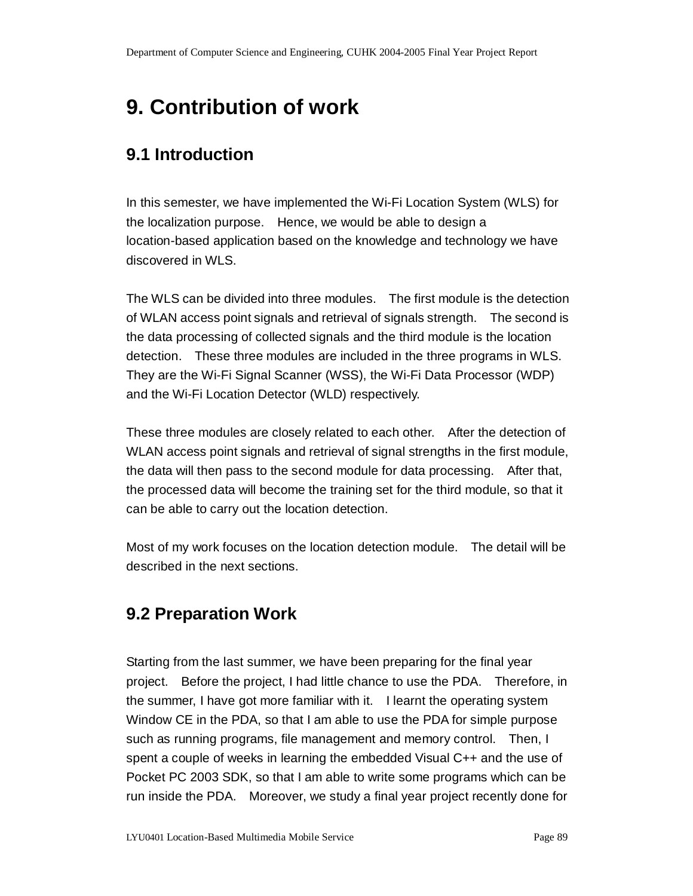# 9. Contribution of work

## 9.1 Introduction

In this semester, we have implemented the Wi-Fi Location System (WLS) for the localization purpose. Hence, we would be able to design a location-based application based on the knowledge and technology we have discovered in WLS.

The WLS can be divided into three modules. The first module is the detection of WLAN access point signals and retrieval of signals strength. The second is the data processing of collected signals and the third module is the location detection. These three modules are included in the three programs in WLS. They are the Wi-Fi Signal Scanner (WSS), the Wi-Fi Data Processor (WDP) and the Wi-Fi Location Detector (WLD) respectively.

These three modules are closely related to each other. After the detection of WLAN access point signals and retrieval of signal strengths in the first module, the data will then pass to the second module for data processing. After that, the processed data will become the training set for the third module, so that it can be able to carry out the location detection.

Most of my work focuses on the location detection module. The detail will be described in the next sections.

## 9.2 Preparation Work

Starting from the last summer, we have been preparing for the final year project. Before the project, I had little chance to use the PDA. Therefore, in the summer, I have got more familiar with it. I learnt the operating system Window CE in the PDA, so that I am able to use the PDA for simple purpose such as running programs, file management and memory control. Then, I spent a couple of weeks in learning the embedded Visual C++ and the use of Pocket PC 2003 SDK, so that I am able to write some programs which can be run inside the PDA. Moreover, we study a final year project recently done for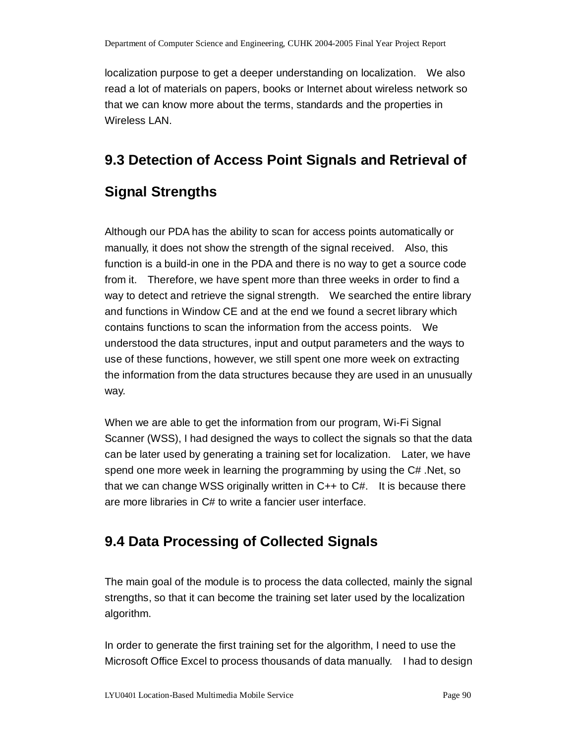localization purpose to get a deeper understanding on localization.   We also read a lot of materials on papers, books or Internet about wireless network so that we can know more about the terms, standards and the properties in Wireless LAN.

## 9.3 Detection of Access Point Signals and Retrieval of Signal Strengths

Although our PDA has the ability to scan for access points automatically or manually, it does not show the strength of the signal received.   Also, this function is a build-in one in the PDA and there is no way to get a source code from it.   Therefore, we have spent more than three weeks in order to find a way to detect and retrieve the signal strength.   We searched the entire library and functions in Window CE and at the end we found a secret library which contains functions to scan the information from the access points.   We understood the data structures, input and output parameters and the ways to use of these functions, however, we still spent one more week on extracting the information from the data structures because they are used in an unusually way.

When we are able to get the information from our program, Wi-Fi Signal Scanner (WSS), I had designed the ways to collect the signals so that the data can be later used by generating a training set for localization.   Later, we have spend one more week in learning the programming by using the C# .Net, so that we can change WSS originally written in C++ to C#.   It is because there are more libraries in C# to write a fancier user interface.

## 9.4 Data Processing of Collected Signals

The main goal of the module is to process the data collected, mainly the signal strengths, so that it can become the training set later used by the localization algorithm.

In order to generate the first training set for the algorithm, I need to use the Microsoft Office Excel to process thousands of data manually.   I had to design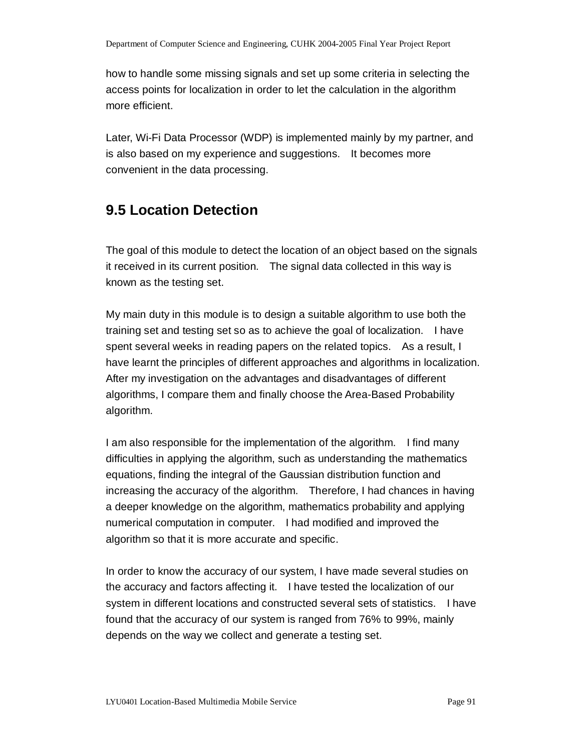how to handle some missing signals and set up some criteria in selecting the access points for localization in order to let the calculation in the algorithm more efficient.

Later, Wi-Fi Data Processor (WDP) is implemented mainly by my partner, and is also based on my experience and suggestions. It becomes more convenient in the data processing.

## 9.5 Location Detection

The goal of this module to detect the location of an object based on the signals it received in its current position. The signal data collected in this way is known as the testing set.

My main duty in this module is to design a suitable algorithm to use both the training set and testing set so as to achieve the goal of localization. I have spent several weeks in reading papers on the related topics. As a result, I have learnt the principles of different approaches and algorithms in localization. After my investigation on the advantages and disadvantages of different algorithms, I compare them and finally choose the Area-Based Probability algorithm.

I am also responsible for the implementation of the algorithm. I find many difficulties in applying the algorithm, such as understanding the mathematics equations, finding the integral of the Gaussian distribution function and increasing the accuracy of the algorithm. Therefore, I had chances in having a deeper knowledge on the algorithm, mathematics probability and applying numerical computation in computer. I had modified and improved the algorithm so that it is more accurate and specific.

In order to know the accuracy of our system, I have made several studies on the accuracy and factors affecting it. I have tested the localization of our system in different locations and constructed several sets of statistics. I have found that the accuracy of our system is ranged from 76% to 99%, mainly depends on the way we collect and generate a testing set.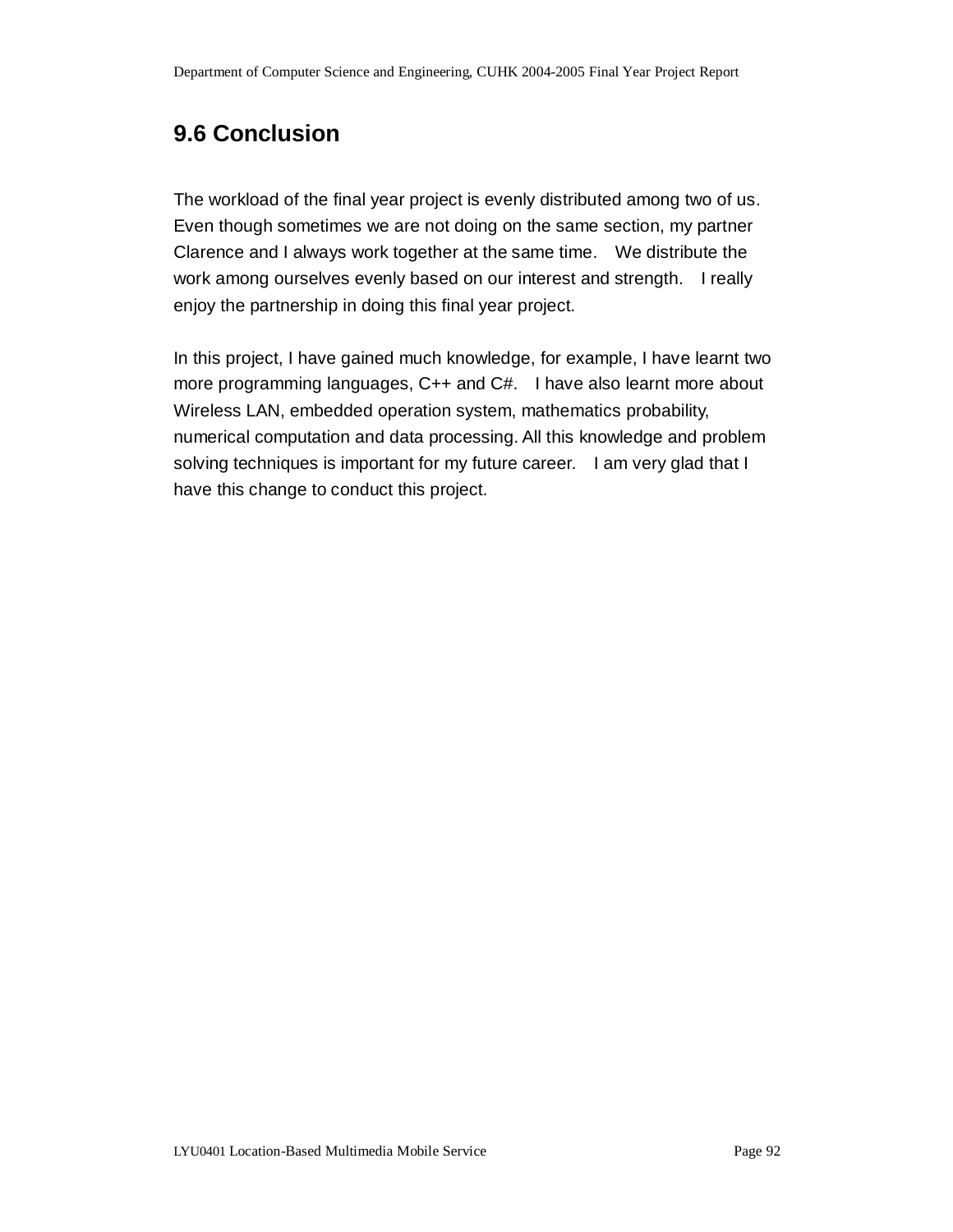## 9.6 Conclusion

The workload of the final year project is evenly distributed among two of us. Even though sometimes we are not doing on the same section, my partner Clarence and I always work together at the same time. We distribute the work among ourselves evenly based on our interest and strength. I really enjoy the partnership in doing this final year project.

In this project, I have gained much knowledge, for example, I have learnt two more programming languages, C++ and C#. I have also learnt more about Wireless LAN, embedded operation system, mathematics probability, numerical computation and data processing. All this knowledge and problem solving techniques is important for my future career. I am very glad that I have this change to conduct this project.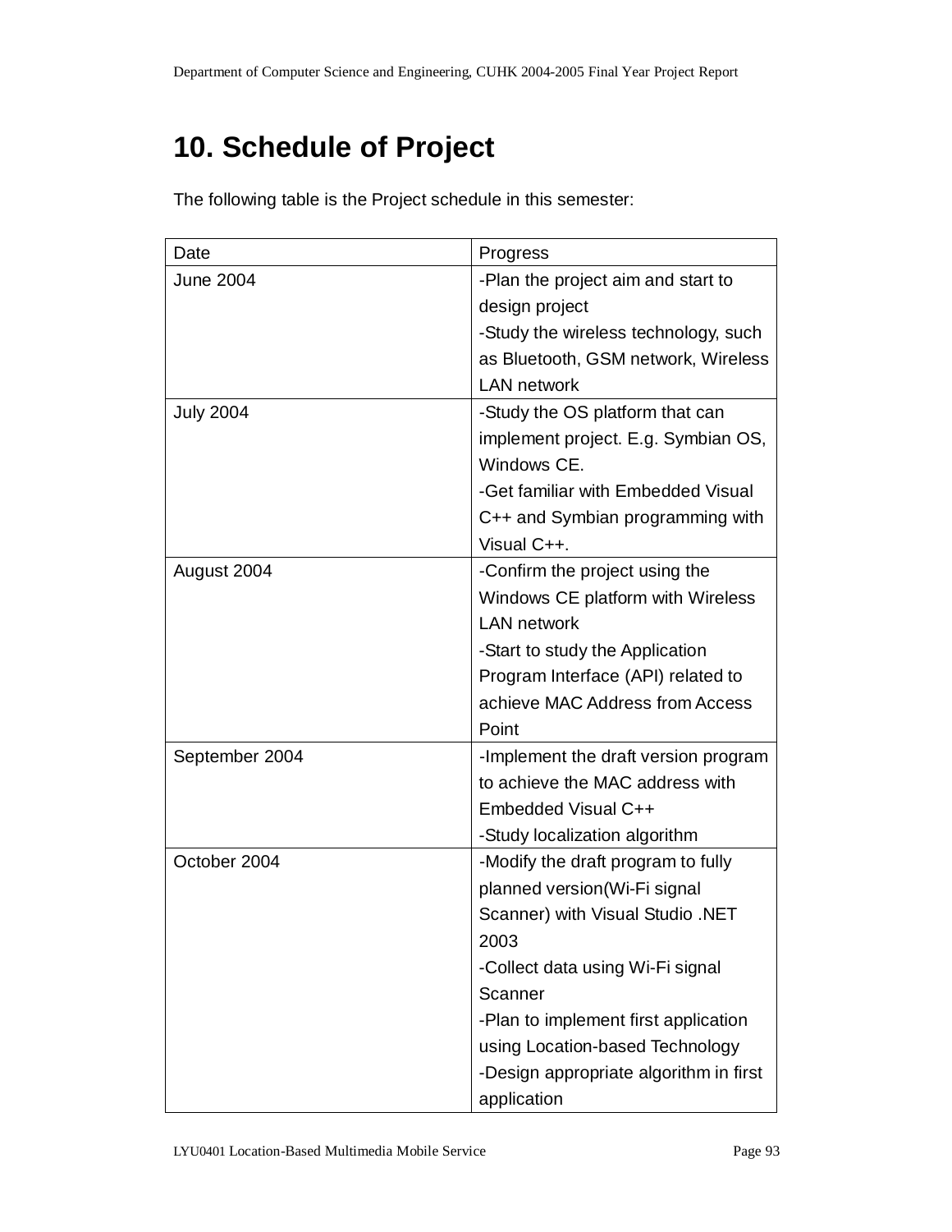# 10. Schedule of Project

The following table is the Project schedule in this semester:

| Date | Progress |
|---|---|
| June 2004 | -Plan the project aim and start to design project<br>-Study the wireless technology, such as Bluetooth, GSM network, Wireless LAN network |
| July 2004 | -Study the OS platform that can implement project. E.g. Symbian OS, Windows CE.<br>-Get familiar with Embedded Visual C++ and Symbian programming with Visual C++. |
| August 2004 | -Confirm the project using the Windows CE platform with Wireless LAN network<br>-Start to study the Application Program Interface (API) related to achieve MAC Address from Access Point |
| September 2004 | -Implement the draft version program to achieve the MAC address with Embedded Visual C++<br>-Study localization algorithm |
| October 2004 | -Modify the draft program to fully planned version(Wi-Fi signal Scanner) with Visual Studio .NET 2003<br>-Collect data using Wi-Fi signal Scanner<br>-Plan to implement first application using Location-based Technology<br>-Design appropriate algorithm in first application |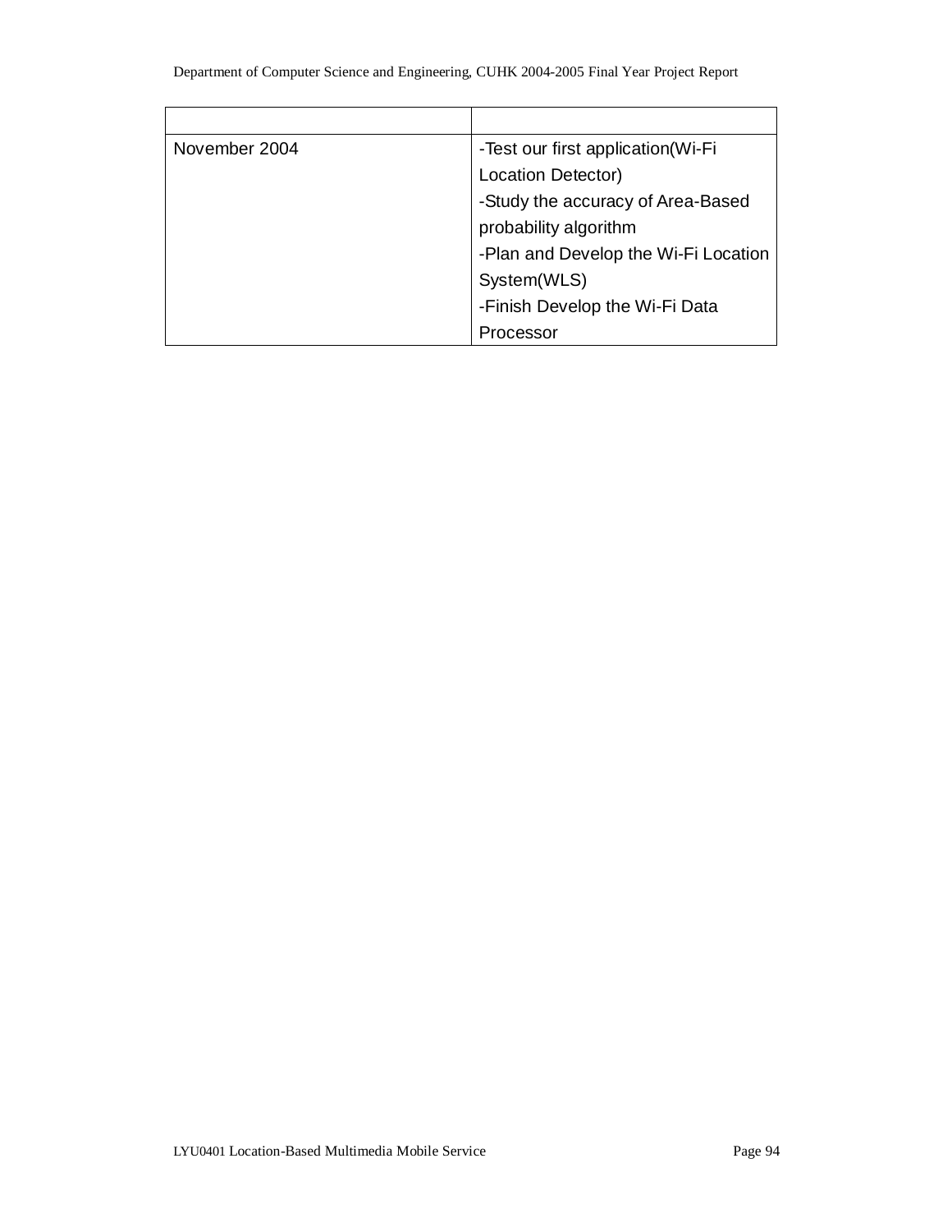| | |
|---|---|
| November 2004 | -Test our first application(Wi-Fi Location Detector)<br>-Study the accuracy of Area-Based probability algorithm<br>-Plan and Develop the Wi-Fi Location System(WLS)<br>-Finish Develop the Wi-Fi Data Processor |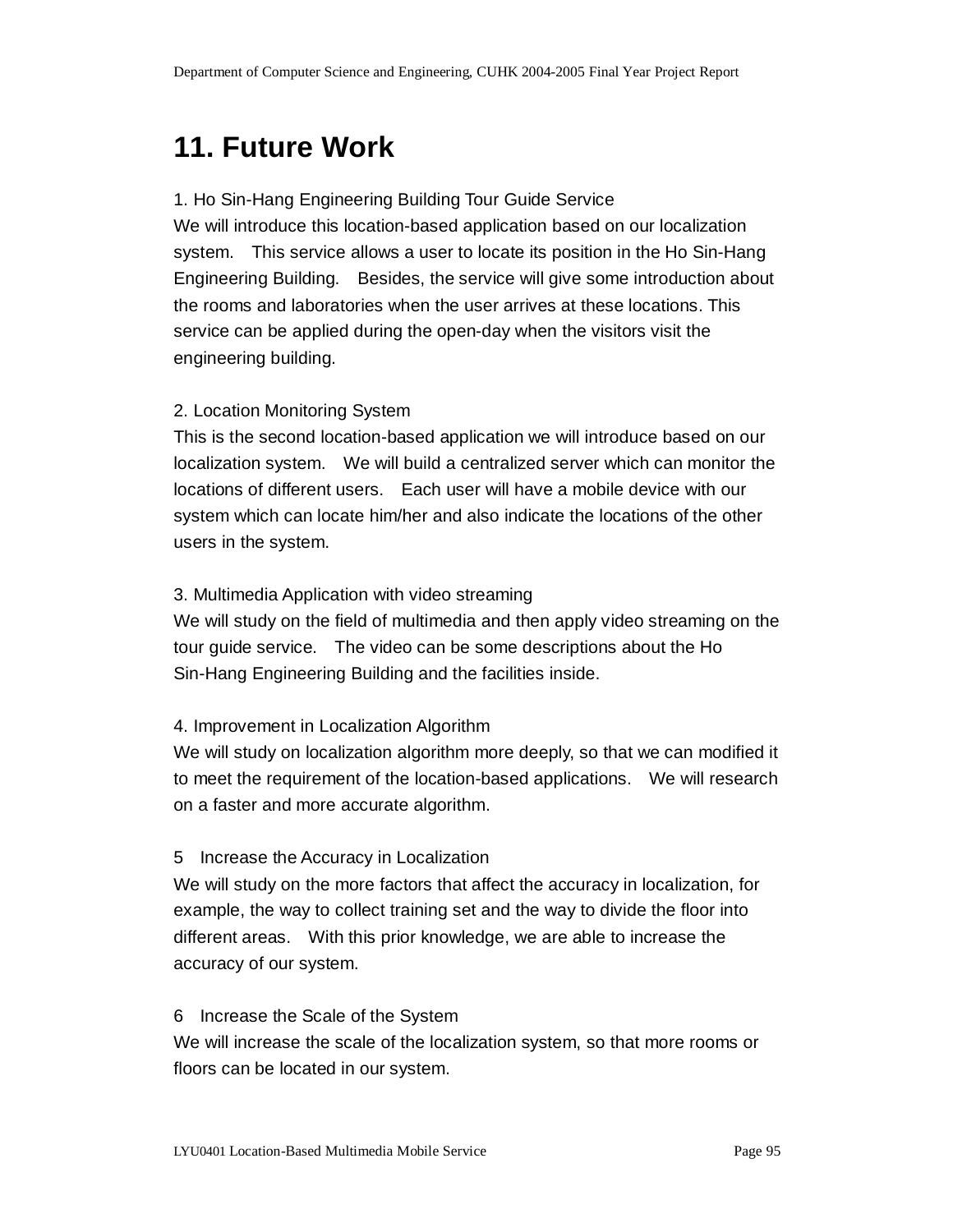# 11. Future Work

1. Ho Sin-Hang Engineering Building Tour Guide Service

We will introduce this location-based application based on our localization system. This service allows a user to locate its position in the Ho Sin-Hang Engineering Building. Besides, the service will give some introduction about the rooms and laboratories when the user arrives at these locations. This service can be applied during the open-day when the visitors visit the engineering building.

2. Location Monitoring System

This is the second location-based application we will introduce based on our localization system. We will build a centralized server which can monitor the locations of different users. Each user will have a mobile device with our system which can locate him/her and also indicate the locations of the other users in the system.

3. Multimedia Application with video streaming

We will study on the field of multimedia and then apply video streaming on the tour guide service. The video can be some descriptions about the Ho Sin-Hang Engineering Building and the facilities inside.

4. Improvement in Localization Algorithm

We will study on localization algorithm more deeply, so that we can modified it to meet the requirement of the location-based applications. We will research on a faster and more accurate algorithm.

5 Increase the Accuracy in Localization

We will study on the more factors that affect the accuracy in localization, for example, the way to collect training set and the way to divide the floor into different areas. With this prior knowledge, we are able to increase the accuracy of our system.

6 Increase the Scale of the System

We will increase the scale of the localization system, so that more rooms or floors can be located in our system.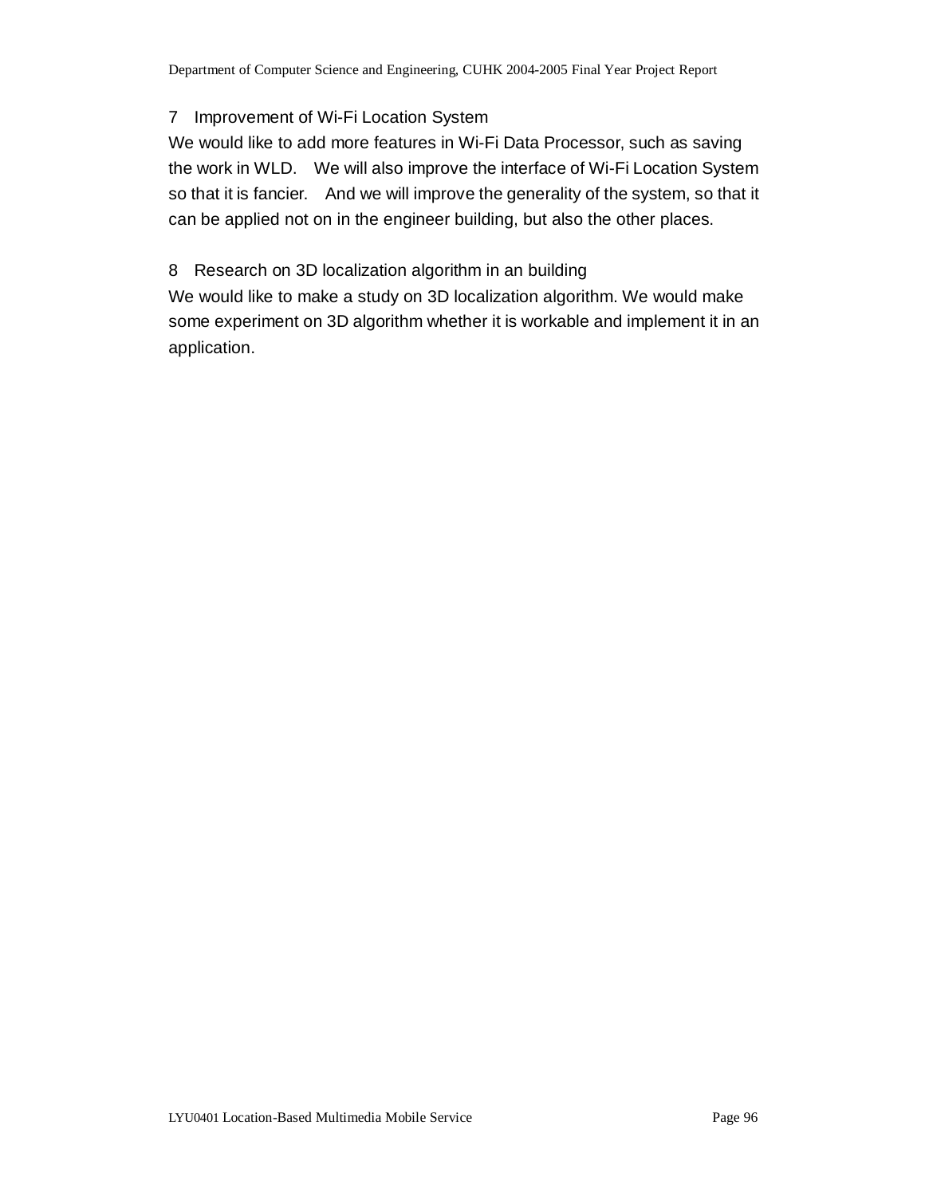7 Improvement of Wi-Fi Location System

We would like to add more features in Wi-Fi Data Processor, such as saving the work in WLD. We will also improve the interface of Wi-Fi Location System so that it is fancier. And we will improve the generality of the system, so that it can be applied not on in the engineer building, but also the other places.

8 Research on 3D localization algorithm in an building

We would like to make a study on 3D localization algorithm. We would make some experiment on 3D algorithm whether it is workable and implement it in an application.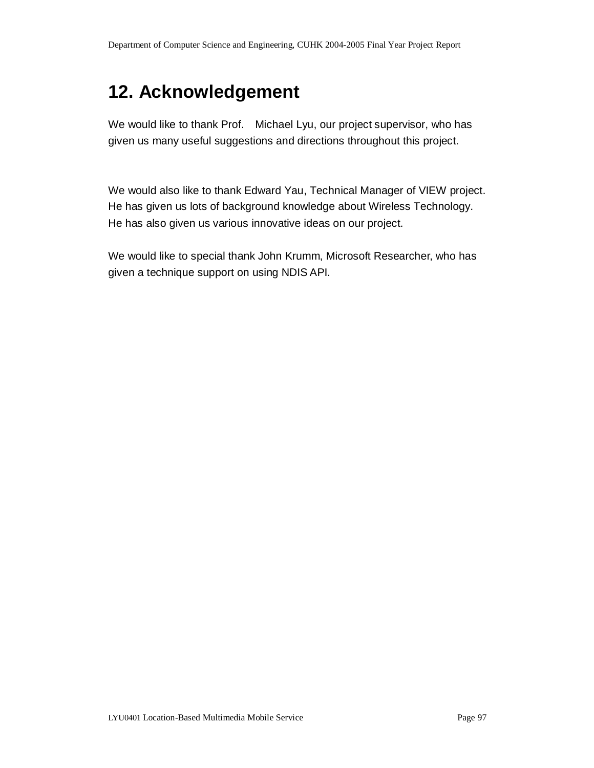# 12. Acknowledgement

We would like to thank Prof. Michael Lyu, our project supervisor, who has given us many useful suggestions and directions throughout this project.

We would also like to thank Edward Yau, Technical Manager of VIEW project. He has given us lots of background knowledge about Wireless Technology. He has also given us various innovative ideas on our project.

We would like to special thank John Krumm, Microsoft Researcher, who has given a technique support on using NDIS API.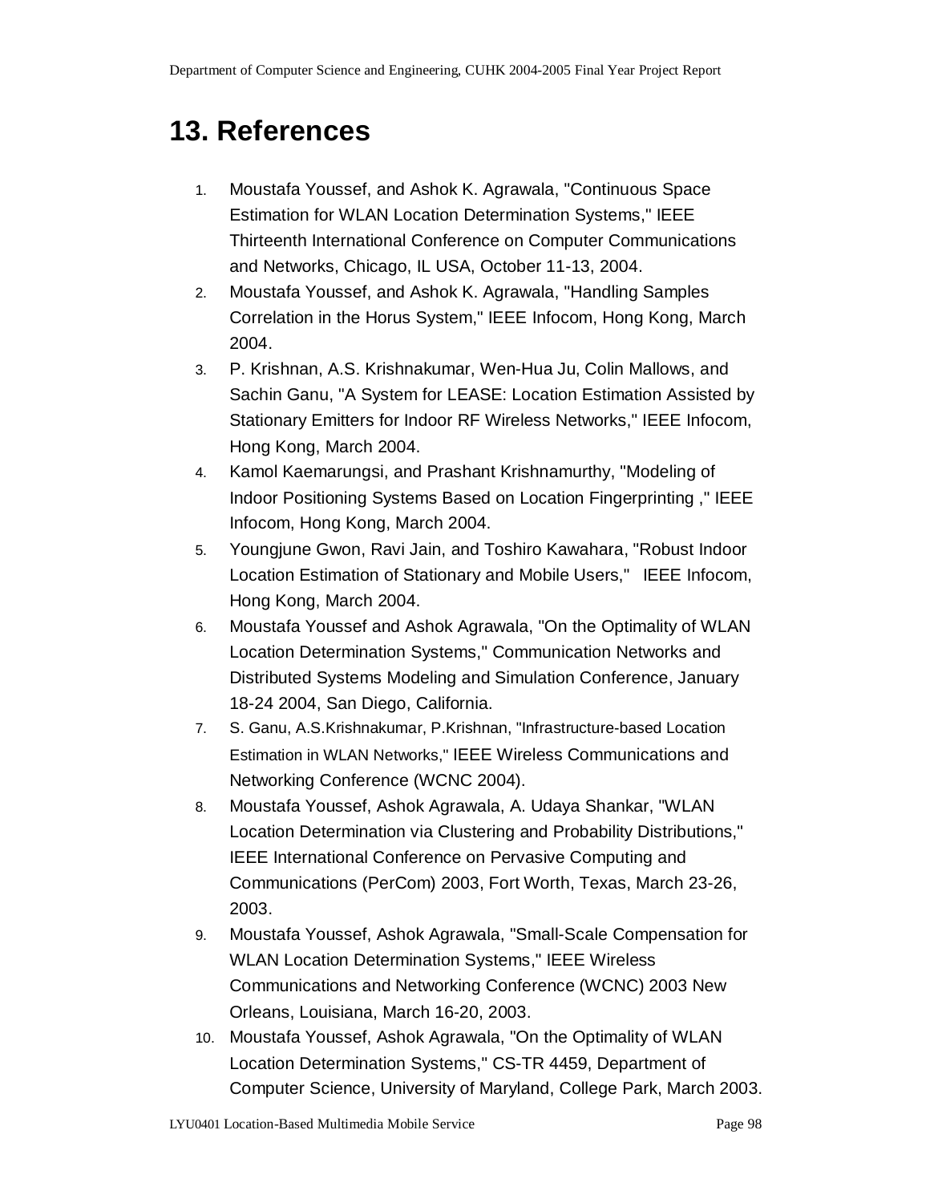# 13. References

1. Moustafa Youssef, and Ashok K. Agrawala, "Continuous Space Estimation for WLAN Location Determination Systems," IEEE Thirteenth International Conference on Computer Communications and Networks, Chicago, IL USA, October 11-13, 2004.
2. Moustafa Youssef, and Ashok K. Agrawala, "Handling Samples Correlation in the Horus System," IEEE Infocom, Hong Kong, March 2004.
3. P. Krishnan, A.S. Krishnakumar, Wen-Hua Ju, Colin Mallows, and Sachin Ganu, "A System for LEASE: Location Estimation Assisted by Stationary Emitters for Indoor RF Wireless Networks," IEEE Infocom, Hong Kong, March 2004.
4. Kamol Kaemarungsi, and Prashant Krishnamurthy, "Modeling of Indoor Positioning Systems Based on Location Fingerprinting ," IEEE Infocom, Hong Kong, March 2004.
5. Youngjune Gwon, Ravi Jain, and Toshiro Kawahara, "Robust Indoor Location Estimation of Stationary and Mobile Users," IEEE Infocom, Hong Kong, March 2004.
6. Moustafa Youssef and Ashok Agrawala, "On the Optimality of WLAN Location Determination Systems," Communication Networks and Distributed Systems Modeling and Simulation Conference, January 18-24 2004, San Diego, California.
7. S. Ganu, A.S.Krishnakumar, P.Krishnan, "Infrastructure-based Location Estimation in WLAN Networks," IEEE Wireless Communications and Networking Conference (WCNC 2004).
8. Moustafa Youssef, Ashok Agrawala, A. Udaya Shankar, "WLAN Location Determination via Clustering and Probability Distributions," IEEE International Conference on Pervasive Computing and Communications (PerCom) 2003, Fort Worth, Texas, March 23-26, 2003.
9. Moustafa Youssef, Ashok Agrawala, "Small-Scale Compensation for WLAN Location Determination Systems," IEEE Wireless Communications and Networking Conference (WCNC) 2003 New Orleans, Louisiana, March 16-20, 2003.
10. Moustafa Youssef, Ashok Agrawala, "On the Optimality of WLAN Location Determination Systems," CS-TR 4459, Department of Computer Science, University of Maryland, College Park, March 2003.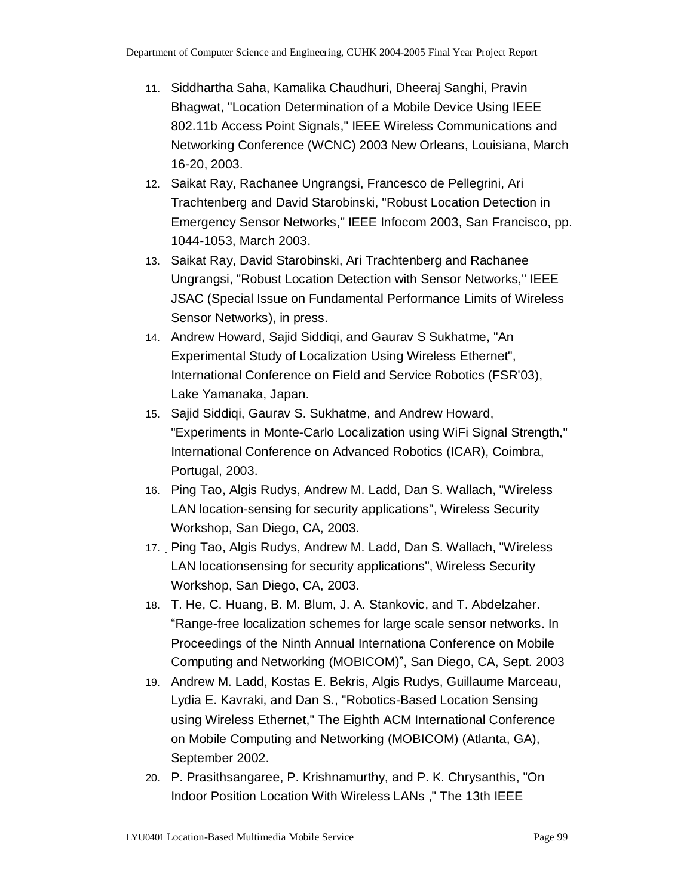11. Siddhartha Saha, Kamalika Chaudhuri, Dheeraj Sanghi, Pravin Bhagwat, "Location Determination of a Mobile Device Using IEEE 802.11b Access Point Signals," IEEE Wireless Communications and Networking Conference (WCNC) 2003 New Orleans, Louisiana, March 16-20, 2003.
12. Saikat Ray, Rachanee Ungrangsi, Francesco de Pellegrini, Ari Trachtenberg and David Starobinski, "Robust Location Detection in Emergency Sensor Networks," IEEE Infocom 2003, San Francisco, pp. 1044-1053, March 2003.
13. Saikat Ray, David Starobinski, Ari Trachtenberg and Rachanee Ungrangsi, "Robust Location Detection with Sensor Networks," IEEE JSAC (Special Issue on Fundamental Performance Limits of Wireless Sensor Networks), in press.
14. Andrew Howard, Sajid Siddiqi, and Gaurav S Sukhatme, "An Experimental Study of Localization Using Wireless Ethernet", International Conference on Field and Service Robotics (FSR'03), Lake Yamanaka, Japan.
15. Sajid Siddiqi, Gaurav S. Sukhatme, and Andrew Howard, "Experiments in Monte-Carlo Localization using WiFi Signal Strength," International Conference on Advanced Robotics (ICAR), Coimbra, Portugal, 2003.
16. Ping Tao, Algis Rudys, Andrew M. Ladd, Dan S. Wallach, "Wireless LAN location-sensing for security applications", Wireless Security Workshop, San Diego, CA, 2003.
17. Ping Tao, Algis Rudys, Andrew M. Ladd, Dan S. Wallach, "Wireless LAN locationsensing for security applications", Wireless Security Workshop, San Diego, CA, 2003.
18. T. He, C. Huang, B. M. Blum, J. A. Stankovic, and T. Abdelzaher. "Range-free localization schemes for large scale sensor networks. In Proceedings of the Ninth Annual Internationa Conference on Mobile Computing and Networking (MOBICOM)", San Diego, CA, Sept. 2003
19. Andrew M. Ladd, Kostas E. Bekris, Algis Rudys, Guillaume Marceau, Lydia E. Kavraki, and Dan S., "Robotics-Based Location Sensing using Wireless Ethernet," The Eighth ACM International Conference on Mobile Computing and Networking (MOBICOM) (Atlanta, GA), September 2002.
20. P. Prasithsangaree, P. Krishnamurthy, and P. K. Chrysanthis, "On Indoor Position Location With Wireless LANs ," The 13th IEEE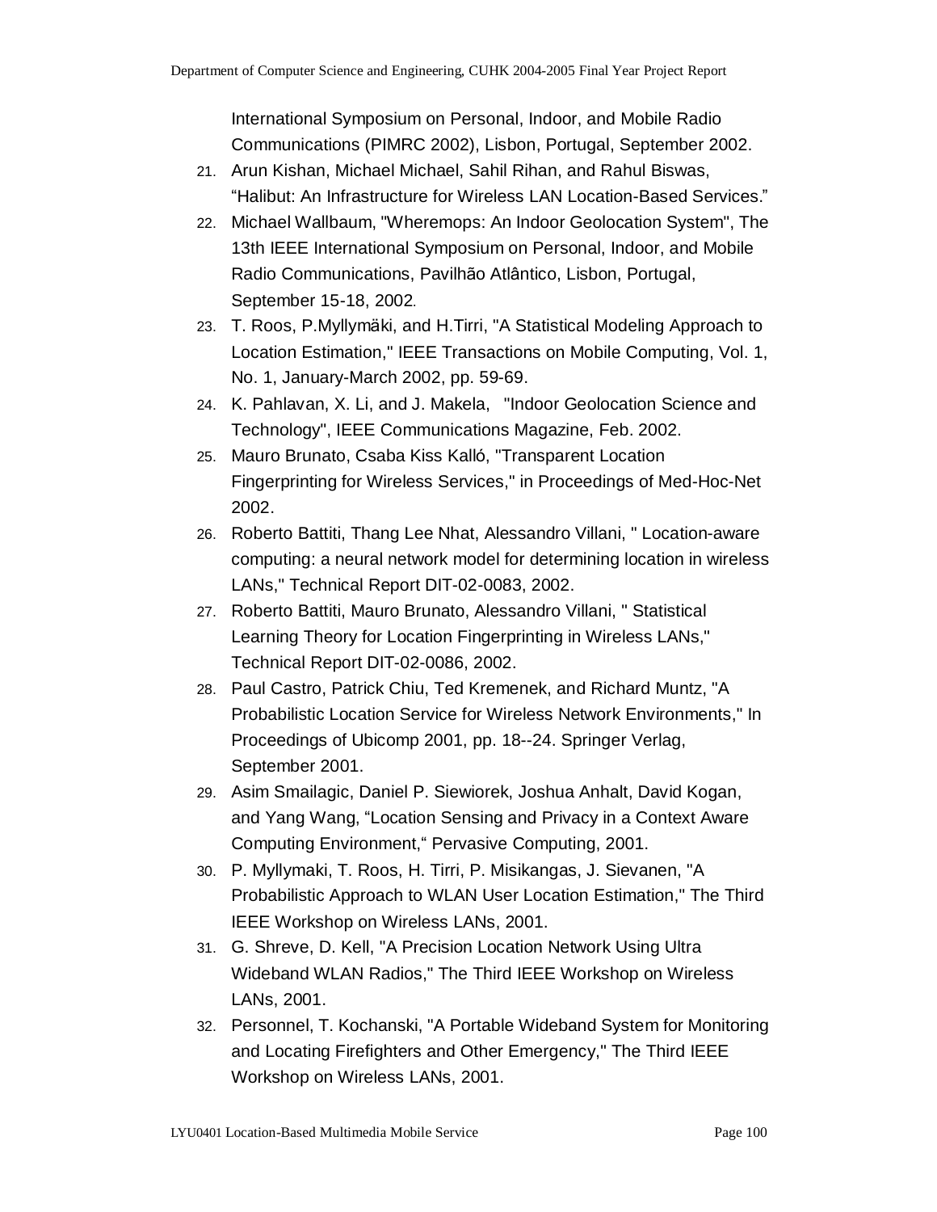International Symposium on Personal, Indoor, and Mobile Radio Communications (PIMRC 2002), Lisbon, Portugal, September 2002.

21. Arun Kishan, Michael Michael, Sahil Rihan, and Rahul Biswas, “Halibut: An Infrastructure for Wireless LAN Location-Based Services.”
22. Michael Wallbaum, "Wheremops: An Indoor Geolocation System", The 13th IEEE International Symposium on Personal, Indoor, and Mobile Radio Communications, Pavilhão Atlântico, Lisbon, Portugal, September 15-18, 2002.
23. T. Roos, P.Myllymäki, and H.Tirri, "A Statistical Modeling Approach to Location Estimation," IEEE Transactions on Mobile Computing, Vol. 1, No. 1, January-March 2002, pp. 59-69.
24. K. Pahlavan, X. Li, and J. Makela, "Indoor Geolocation Science and Technology", IEEE Communications Magazine, Feb. 2002.
25. Mauro Brunato, Csaba Kiss Kalló, "Transparent Location Fingerprinting for Wireless Services," in Proceedings of Med-Hoc-Net 2002.
26. Roberto Battiti, Thang Lee Nhat, Alessandro Villani, " Location-aware computing: a neural network model for determining location in wireless LANs," Technical Report DIT-02-0083, 2002.
27. Roberto Battiti, Mauro Brunato, Alessandro Villani, " Statistical Learning Theory for Location Fingerprinting in Wireless LANs," Technical Report DIT-02-0086, 2002.
28. Paul Castro, Patrick Chiu, Ted Kremenek, and Richard Muntz, "A Probabilistic Location Service for Wireless Network Environments," In Proceedings of Ubicomp 2001, pp. 18--24. Springer Verlag, September 2001.
29. Asim Smailagic, Daniel P. Siewiorek, Joshua Anhalt, David Kogan, and Yang Wang, “Location Sensing and Privacy in a Context Aware Computing Environment,“ Pervasive Computing, 2001.
30. P. Myllymaki, T. Roos, H. Tirri, P. Misikangas, J. Sievanen, "A Probabilistic Approach to WLAN User Location Estimation," The Third IEEE Workshop on Wireless LANs, 2001.
31. G. Shreve, D. Kell, "A Precision Location Network Using Ultra Wideband WLAN Radios," The Third IEEE Workshop on Wireless LANs, 2001.
32. Personnel, T. Kochanski, "A Portable Wideband System for Monitoring and Locating Firefighters and Other Emergency," The Third IEEE Workshop on Wireless LANs, 2001.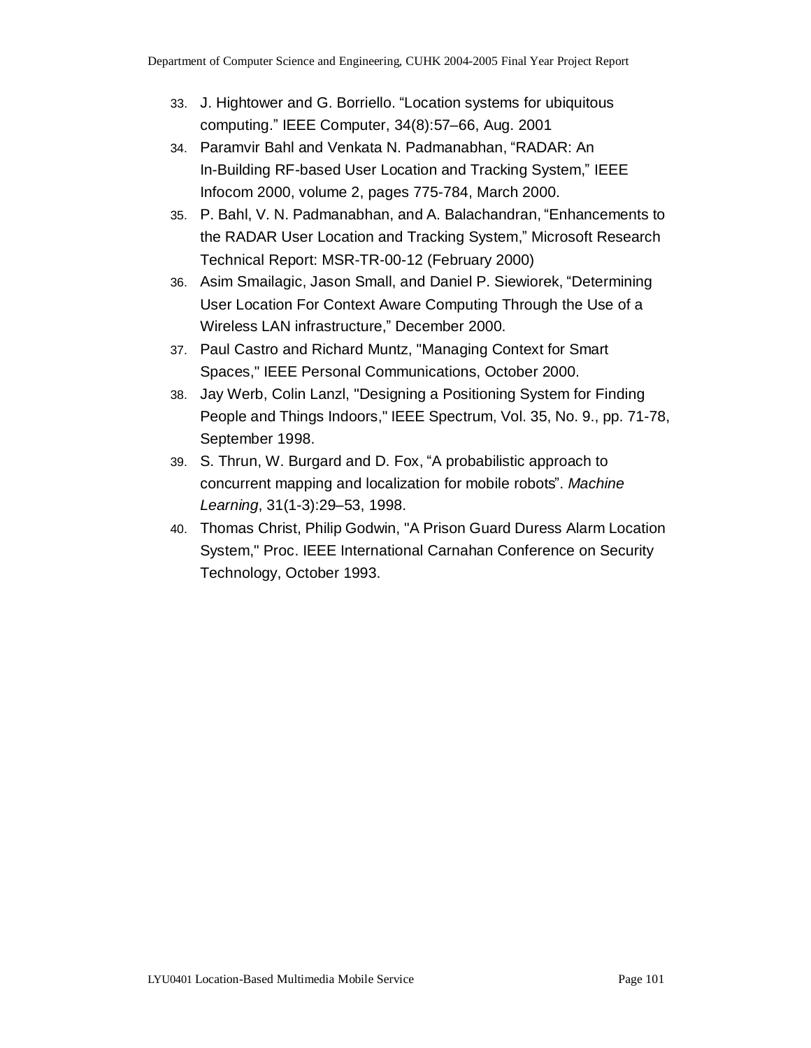33. J. Hightower and G. Borriello. “Location systems for ubiquitous computing.” IEEE Computer, 34(8):57–66, Aug. 2001
34. Paramvir Bahl and Venkata N. Padmanabhan, “RADAR: An In-Building RF-based User Location and Tracking System,” IEEE Infocom 2000, volume 2, pages 775-784, March 2000.
35. P. Bahl, V. N. Padmanabhan, and A. Balachandran, “Enhancements to the RADAR User Location and Tracking System,” Microsoft Research Technical Report: MSR-TR-00-12 (February 2000)
36. Asim Smailagic, Jason Small, and Daniel P. Siewiorek, “Determining User Location For Context Aware Computing Through the Use of a Wireless LAN infrastructure,” December 2000.
37. Paul Castro and Richard Muntz, "Managing Context for Smart Spaces," IEEE Personal Communications, October 2000.
38. Jay Werb, Colin Lanzl, "Designing a Positioning System for Finding People and Things Indoors," IEEE Spectrum, Vol. 35, No. 9., pp. 71-78, September 1998.
39. S. Thrun, W. Burgard and D. Fox, “A probabilistic approach to concurrent mapping and localization for mobile robots”. *Machine Learning*, 31(1-3):29–53, 1998.
40. Thomas Christ, Philip Godwin, "A Prison Guard Duress Alarm Location System," Proc. IEEE International Carnahan Conference on Security Technology, October 1993.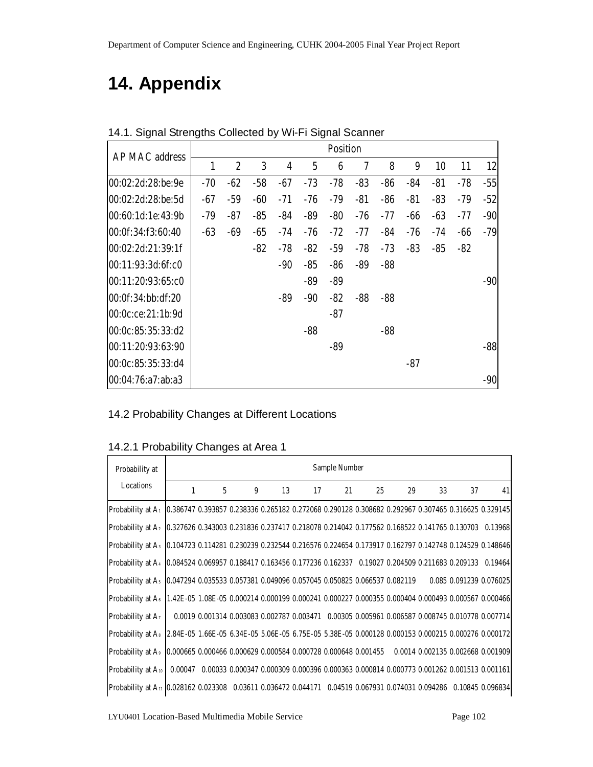# 14. Appendix

## 14.1. Signal Strengths Collected by Wi-Fi Signal Scanner

| AP MAC address | Position | | | | | | | | | | | |
|---|---|---|---|---|---|---|---|---|---|---|---|---|
| | 1 | 2 | 3 | 4 | 5 | 6 | 7 | 8 | 9 | 10 | 11 | 12 |
| 00:02:2d:28:be:9e | -70 | -62 | -58 | -67 | -73 | -78 | -83 | -86 | -84 | -81 | -78 | -55 |
| 00:02:2d:28:be:5d | -67 | -59 | -60 | -71 | -76 | -79 | -81 | -86 | -81 | -83 | -79 | -52 |
| 00:60:1d:1e:43:9b | -79 | -87 | -85 | -84 | -89 | -80 | -76 | -77 | -66 | -63 | -77 | -90 |
| 00:0f:34:f3:60:40 | -63 | -69 | -65 | -74 | -76 | -72 | -77 | -84 | -76 | -74 | -66 | -79 |
| 00:02:2d:21:39:1f | | | -82 | -78 | -82 | -59 | -78 | -73 | -83 | -85 | -82 | |
| 00:11:93:3d:6f:c0 | | | | -90 | -85 | -86 | -89 | -88 | | | | |
| 00:11:20:93:65:c0 | | | | | -89 | -89 | | | | | | -90 |
| 00:0f:34:bb:df:20 | | | | -89 | -90 | -82 | -88 | -88 | | | | |
| 00:0c:ce:21:1b:9d | | | | | | -87 | | | | | | |
| 00:0c:85:35:33:d2 | | | | | -88 | | | -88 | | | | |
| 00:11:20:93:63:90 | | | | | | -89 | | | | | | -88 |
| 00:0c:85:35:33:d4 | | | | | | | | | -87 | | | |
| 00:04:76:a7:ab:a3 | | | | | | | | | | | | -90 |

## 14.2 Probability Changes at Different Locations

### 14.2.1 Probability Changes at Area 1

| Probability at Locations | Sample Number | | | | | | | | | | |
|---|---|---|---|---|---|---|---|---|---|---|---|
| | 1 | 5 | 9 | 13 | 17 | 21 | 25 | 29 | 33 | 37 | 41 |
| Probability at $A_1$ | 0.386747 | 0.393857 | 0.238336 | 0.265182 | 0.272068 | 0.290128 | 0.308682 | 0.292967 | 0.307465 | 0.316625 | 0.329145 |
| Probability at $A_2$ | 0.327626 | 0.343003 | 0.231836 | 0.237417 | 0.218078 | 0.214042 | 0.177562 | 0.168522 | 0.141765 | 0.130703 | 0.13968 |
| Probability at $A_3$ | 0.104723 | 0.114281 | 0.230239 | 0.232544 | 0.216576 | 0.224654 | 0.173917 | 0.162797 | 0.142748 | 0.124529 | 0.148646 |
| Probability at $A_4$ | 0.084524 | 0.069957 | 0.188417 | 0.163456 | 0.177236 | 0.162337 | 0.19027 | 0.204509 | 0.211683 | 0.209133 | 0.19464 |
| Probability at $A_5$ | 0.047294 | 0.035533 | 0.057381 | 0.049096 | 0.057045 | 0.050825 | 0.066537 | 0.082119 | 0.085 | 0.091239 | 0.076025 |
| Probability at $A_6$ | 1.42E-05 | 1.08E-05 | 0.000214 | 0.000199 | 0.000241 | 0.000227 | 0.000355 | 0.000404 | 0.000493 | 0.000567 | 0.000466 |
| Probability at $A_7$ | 0.0019 | 0.001314 | 0.003083 | 0.002787 | 0.003471 | 0.00305 | 0.005961 | 0.006587 | 0.008745 | 0.010778 | 0.007714 |
| Probability at $A_8$ | 2.84E-05 | 1.66E-05 | 6.34E-05 | 5.06E-05 | 6.75E-05 | 5.38E-05 | 0.000128 | 0.000153 | 0.000215 | 0.000276 | 0.000172 |
| Probability at $A_9$ | 0.000665 | 0.000466 | 0.000629 | 0.000584 | 0.000728 | 0.000648 | 0.001455 | 0.0014 | 0.002135 | 0.002668 | 0.001909 |
| Probability at $A_{10}$ | 0.00047 | 0.00033 | 0.000347 | 0.000309 | 0.000396 | 0.000363 | 0.000814 | 0.000773 | 0.001262 | 0.001513 | 0.001161 |
| Probability at $A_{11}$ | 0.028162 | 0.023308 | 0.03611 | 0.036472 | 0.044171 | 0.04519 | 0.067931 | 0.074031 | 0.094286 | 0.10845 | 0.096834 |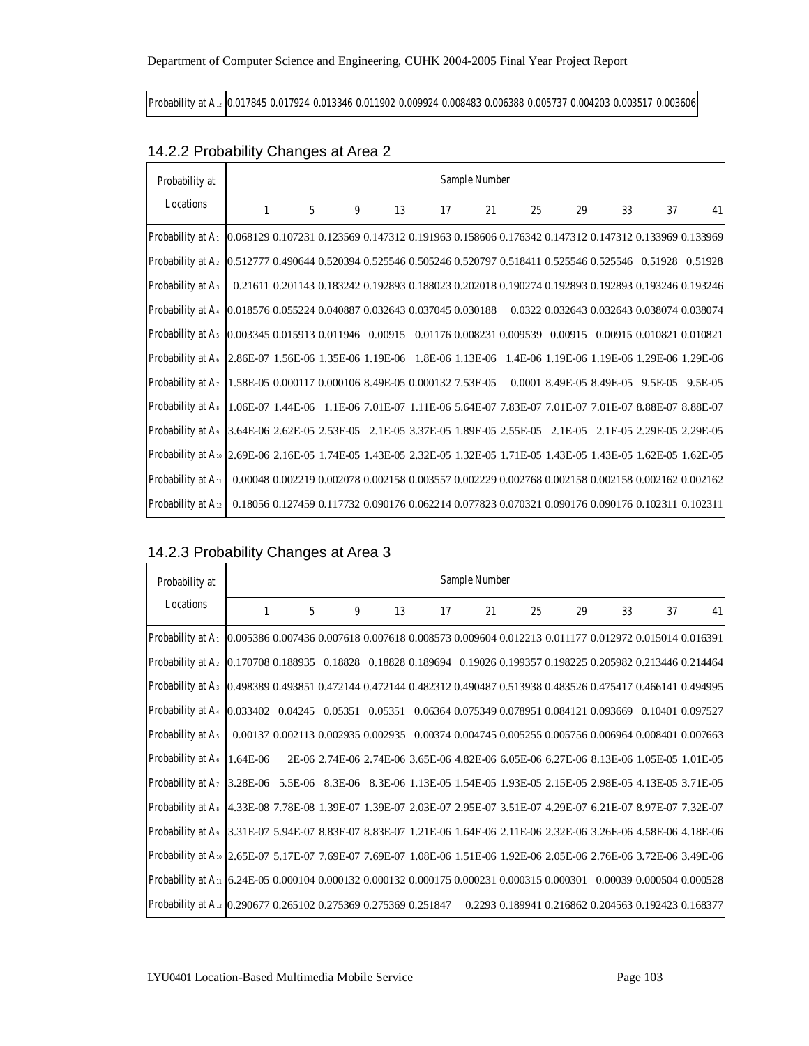| Probability at $A_{12}$ | 0.017845 | 0.017924 | 0.013346 | 0.011902 | 0.009924 | 0.008483 | 0.006388 | 0.005737 | 0.004203 | 0.003517 | 0.003606 |
|---|---|---|---|---|---|---|---|---|---|---|---|

## 14.2.2 Probability Changes at Area 2

| Probability at Locations | Sample Number | | | | | | | | | | |
|---|---|---|---|---|---|---|---|---|---|---|---|
| | 1 | 5 | 9 | 13 | 17 | 21 | 25 | 29 | 33 | 37 | 41 |
| Probability at $A_1$ | 0.068129 | 0.107231 | 0.123569 | 0.147312 | 0.191963 | 0.158606 | 0.176342 | 0.147312 | 0.147312 | 0.133969 | 0.133969 |
| Probability at $A_2$ | 0.512777 | 0.490644 | 0.520394 | 0.525546 | 0.505246 | 0.520797 | 0.518411 | 0.525546 | 0.525546 | 0.51928 | 0.51928 |
| Probability at $A_3$ | 0.21611 | 0.201143 | 0.183242 | 0.192893 | 0.188023 | 0.202018 | 0.190274 | 0.192893 | 0.192893 | 0.193246 | 0.193246 |
| Probability at $A_4$ | 0.018576 | 0.055224 | 0.040887 | 0.032643 | 0.037045 | 0.030188 | 0.0322 | 0.032643 | 0.032643 | 0.038074 | 0.038074 |
| Probability at $A_5$ | 0.003345 | 0.015913 | 0.011946 | 0.00915 | 0.01176 | 0.008231 | 0.009539 | 0.00915 | 0.00915 | 0.010821 | 0.010821 |
| Probability at $A_6$ | 2.86E-07 | 1.56E-06 | 1.35E-06 | 1.19E-06 | 1.8E-06 | 1.13E-06 | 1.4E-06 | 1.19E-06 | 1.19E-06 | 1.29E-06 | 1.29E-06 |
| Probability at $A_7$ | 1.58E-05 | 0.000117 | 0.000106 | 8.49E-05 | 0.000132 | 7.53E-05 | 0.0001 | 8.49E-05 | 8.49E-05 | 9.5E-05 | 9.5E-05 |
| Probability at $A_8$ | 1.06E-07 | 1.44E-06 | 1.1E-06 | 7.01E-07 | 1.11E-06 | 5.64E-07 | 7.83E-07 | 7.01E-07 | 7.01E-07 | 8.88E-07 | 8.88E-07 |
| Probability at $A_9$ | 3.64E-06 | 2.62E-05 | 2.53E-05 | 2.1E-05 | 3.37E-05 | 1.89E-05 | 2.55E-05 | 2.1E-05 | 2.1E-05 | 2.29E-05 | 2.29E-05 |
| Probability at $A_{10}$ | 2.69E-06 | 2.16E-05 | 1.74E-05 | 1.43E-05 | 2.32E-05 | 1.32E-05 | 1.71E-05 | 1.43E-05 | 1.43E-05 | 1.62E-05 | 1.62E-05 |
| Probability at $A_{11}$ | 0.00048 | 0.002219 | 0.002078 | 0.002158 | 0.003557 | 0.002229 | 0.002768 | 0.002158 | 0.002158 | 0.002162 | 0.002162 |
| Probability at $A_{12}$ | 0.18056 | 0.127459 | 0.117732 | 0.090176 | 0.062214 | 0.077823 | 0.070321 | 0.090176 | 0.090176 | 0.102311 | 0.102311 |

## 14.2.3 Probability Changes at Area 3

| Probability at Locations | Sample Number | | | | | | | | | | |
|---|---|---|---|---|---|---|---|---|---|---|---|
| | 1 | 5 | 9 | 13 | 17 | 21 | 25 | 29 | 33 | 37 | 41 |
| Probability at $A_1$ | 0.005386 | 0.007436 | 0.007618 | 0.007618 | 0.008573 | 0.009604 | 0.012213 | 0.011177 | 0.012972 | 0.015014 | 0.016391 |
| Probability at $A_2$ | 0.170708 | 0.188935 | 0.18828 | 0.18828 | 0.189694 | 0.19026 | 0.199357 | 0.198225 | 0.205982 | 0.213446 | 0.214464 |
| Probability at $A_3$ | 0.498389 | 0.493851 | 0.472144 | 0.472144 | 0.482312 | 0.490487 | 0.513938 | 0.483526 | 0.475417 | 0.466141 | 0.494995 |
| Probability at $A_4$ | 0.033402 | 0.04245 | 0.05351 | 0.05351 | 0.06364 | 0.075349 | 0.078951 | 0.084121 | 0.093669 | 0.10401 | 0.097527 |
| Probability at $A_5$ | 0.00137 | 0.002113 | 0.002935 | 0.002935 | 0.00374 | 0.004745 | 0.005255 | 0.005756 | 0.006964 | 0.008401 | 0.007663 |
| Probability at $A_6$ | 1.64E-06 | 2E-06 | 2.74E-06 | 2.74E-06 | 3.65E-06 | 4.82E-06 | 6.05E-06 | 6.27E-06 | 8.13E-06 | 1.05E-05 | 1.01E-05 |
| Probability at $A_7$ | 3.28E-06 | 5.5E-06 | 8.3E-06 | 8.3E-06 | 1.13E-05 | 1.54E-05 | 1.93E-05 | 2.15E-05 | 2.98E-05 | 4.13E-05 | 3.71E-05 |
| Probability at $A_8$ | 4.33E-08 | 7.78E-08 | 1.39E-07 | 1.39E-07 | 2.03E-07 | 2.95E-07 | 3.51E-07 | 4.29E-07 | 6.21E-07 | 8.97E-07 | 7.32E-07 |
| Probability at $A_9$ | 3.31E-07 | 5.94E-07 | 8.83E-07 | 8.83E-07 | 1.21E-06 | 1.64E-06 | 2.11E-06 | 2.32E-06 | 3.26E-06 | 4.58E-06 | 4.18E-06 |
| Probability at $A_{10}$ | 2.65E-07 | 5.17E-07 | 7.69E-07 | 7.69E-07 | 1.08E-06 | 1.51E-06 | 1.92E-06 | 2.05E-06 | 2.76E-06 | 3.72E-06 | 3.49E-06 |
| Probability at $A_{11}$ | 6.24E-05 | 0.000104 | 0.000132 | 0.000132 | 0.000175 | 0.000231 | 0.000315 | 0.000301 | 0.00039 | 0.000504 | 0.000528 |
| Probability at $A_{12}$ | 0.290677 | 0.265102 | 0.275369 | 0.275369 | 0.251847 | 0.2293 | 0.189941 | 0.216862 | 0.204563 | 0.192423 | 0.168377 |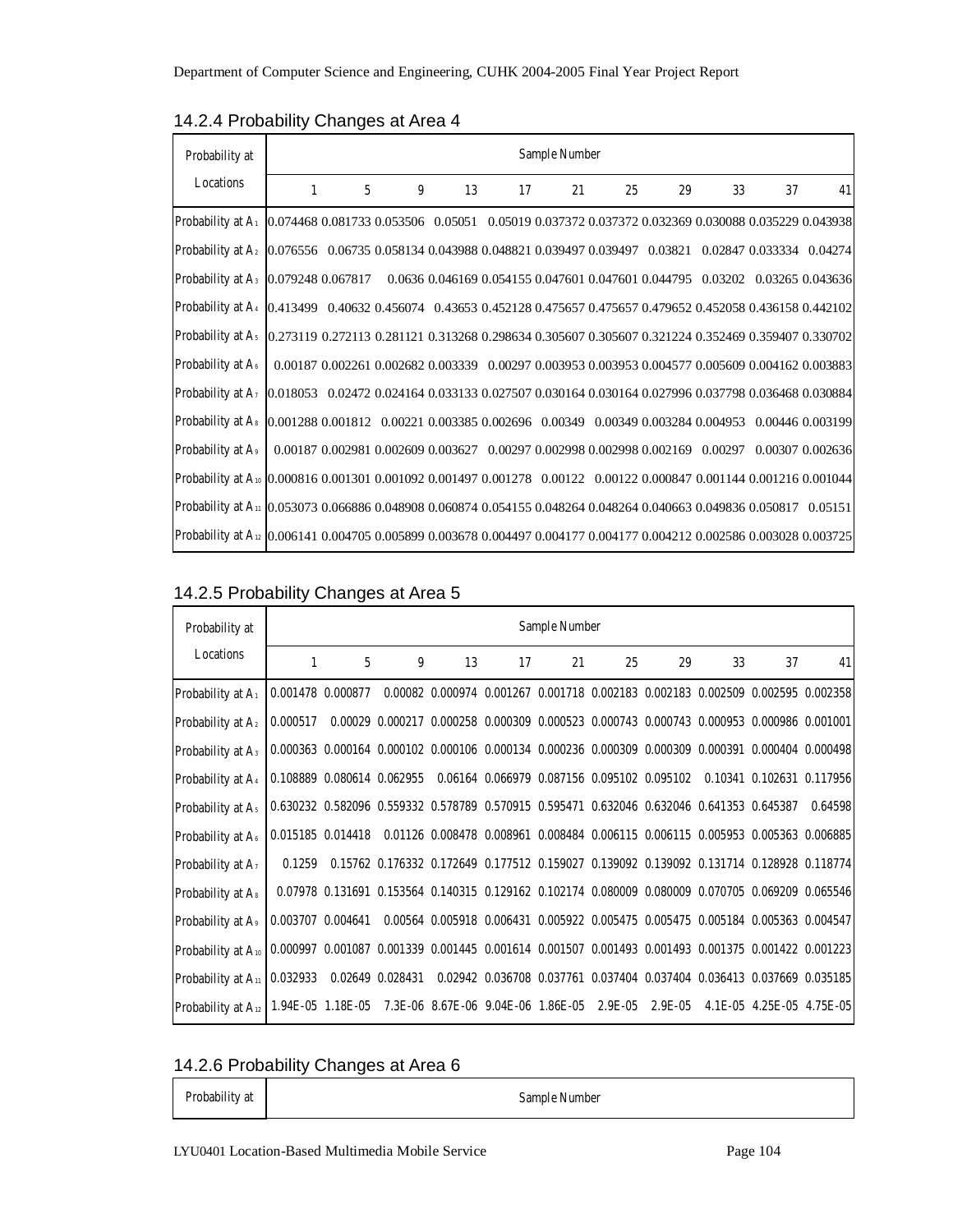### 14.2.4 Probability Changes at Area 4

| Probability at Locations | Sample Number | | | | | | | | | | |
|---|---|---|---|---|---|---|---|---|---|---|---|
| | 1 | 5 | 9 | 13 | 17 | 21 | 25 | 29 | 33 | 37 | 41 |
| Probability at $A_1$ | 0.074468 | 0.081733 | 0.053506 | 0.05051 | 0.05019 | 0.037372 | 0.037372 | 0.032369 | 0.030088 | 0.035229 | 0.043938 |
| Probability at $A_2$ | 0.076556 | 0.06735 | 0.058134 | 0.043988 | 0.048821 | 0.039497 | 0.039497 | 0.03821 | 0.02847 | 0.033334 | 0.04274 |
| Probability at $A_3$ | 0.079248 | 0.067817 | 0.0636 | 0.046169 | 0.054155 | 0.047601 | 0.047601 | 0.044795 | 0.03202 | 0.03265 | 0.043636 |
| Probability at $A_4$ | 0.413499 | 0.40632 | 0.456074 | 0.43653 | 0.452128 | 0.475657 | 0.475657 | 0.479652 | 0.452058 | 0.436158 | 0.442102 |
| Probability at $A_5$ | 0.273119 | 0.272113 | 0.281121 | 0.313268 | 0.298634 | 0.305607 | 0.305607 | 0.321224 | 0.352469 | 0.359407 | 0.330702 |
| Probability at $A_6$ | 0.00187 | 0.002261 | 0.002682 | 0.003339 | 0.00297 | 0.003953 | 0.003953 | 0.004577 | 0.005609 | 0.004162 | 0.003883 |
| Probability at $A_7$ | 0.018053 | 0.02472 | 0.024164 | 0.033133 | 0.027507 | 0.030164 | 0.030164 | 0.027996 | 0.037798 | 0.036468 | 0.030884 |
| Probability at $A_8$ | 0.001288 | 0.001812 | 0.00221 | 0.003385 | 0.002696 | 0.00349 | 0.00349 | 0.003284 | 0.004953 | 0.00446 | 0.003199 |
| Probability at $A_9$ | 0.00187 | 0.002981 | 0.002609 | 0.003627 | 0.00297 | 0.002998 | 0.002998 | 0.002169 | 0.00297 | 0.00307 | 0.002636 |
| Probability at $A_{10}$ | 0.000816 | 0.001301 | 0.001092 | 0.001497 | 0.001278 | 0.00122 | 0.00122 | 0.000847 | 0.001144 | 0.001216 | 0.001044 |
| Probability at $A_{11}$ | 0.053073 | 0.066886 | 0.048908 | 0.060874 | 0.054155 | 0.048264 | 0.048264 | 0.040663 | 0.049836 | 0.050817 | 0.05151 |
| Probability at $A_{12}$ | 0.006141 | 0.004705 | 0.005899 | 0.003678 | 0.004497 | 0.004177 | 0.004177 | 0.004212 | 0.002586 | 0.003028 | 0.003725 |

### 14.2.5 Probability Changes at Area 5

| Probability at Locations | Sample Number | | | | | | | | | | |
|---|---|---|---|---|---|---|---|---|---|---|---|
| | 1 | 5 | 9 | 13 | 17 | 21 | 25 | 29 | 33 | 37 | 41 |
| Probability at $A_1$ | 0.001478 | 0.000877 | 0.00082 | 0.000974 | 0.001267 | 0.001718 | 0.002183 | 0.002183 | 0.002509 | 0.002595 | 0.002358 |
| Probability at $A_2$ | 0.000517 | 0.00029 | 0.000217 | 0.000258 | 0.000309 | 0.000523 | 0.000743 | 0.000743 | 0.000953 | 0.000986 | 0.001001 |
| Probability at $A_3$ | 0.000363 | 0.000164 | 0.000102 | 0.000106 | 0.000134 | 0.000236 | 0.000309 | 0.000309 | 0.000391 | 0.000404 | 0.000498 |
| Probability at $A_4$ | 0.108889 | 0.080614 | 0.062955 | 0.06164 | 0.066979 | 0.087156 | 0.095102 | 0.095102 | 0.10341 | 0.102631 | 0.117956 |
| Probability at $A_5$ | 0.630232 | 0.582096 | 0.559332 | 0.578789 | 0.570915 | 0.595471 | 0.632046 | 0.632046 | 0.641353 | 0.645387 | 0.64598 |
| Probability at $A_6$ | 0.015185 | 0.014418 | 0.01126 | 0.008478 | 0.008961 | 0.008484 | 0.006115 | 0.006115 | 0.005953 | 0.005363 | 0.006885 |
| Probability at $A_7$ | 0.1259 | 0.15762 | 0.176332 | 0.172649 | 0.177512 | 0.159027 | 0.139092 | 0.139092 | 0.131714 | 0.128928 | 0.118774 |
| Probability at $A_8$ | 0.07978 | 0.131691 | 0.153564 | 0.140315 | 0.129162 | 0.102174 | 0.080009 | 0.080009 | 0.070705 | 0.069209 | 0.065546 |
| Probability at $A_9$ | 0.003707 | 0.004641 | 0.00564 | 0.005918 | 0.006431 | 0.005922 | 0.005475 | 0.005475 | 0.005184 | 0.005363 | 0.004547 |
| Probability at $A_{10}$ | 0.000997 | 0.001087 | 0.001339 | 0.001445 | 0.001614 | 0.001507 | 0.001493 | 0.001493 | 0.001375 | 0.001422 | 0.001223 |
| Probability at $A_{11}$ | 0.032933 | 0.02649 | 0.028431 | 0.02942 | 0.036708 | 0.037761 | 0.037404 | 0.037404 | 0.036413 | 0.037669 | 0.035185 |
| Probability at $A_{12}$ | 1.94E-05 | 1.18E-05 | 7.3E-06 | 8.67E-06 | 9.04E-06 | 1.86E-05 | 2.9E-05 | 2.9E-05 | 4.1E-05 | 4.25E-05 | 4.75E-05 |

### 14.2.6 Probability Changes at Area 6

| Probability at | Sample Number |
|---|---|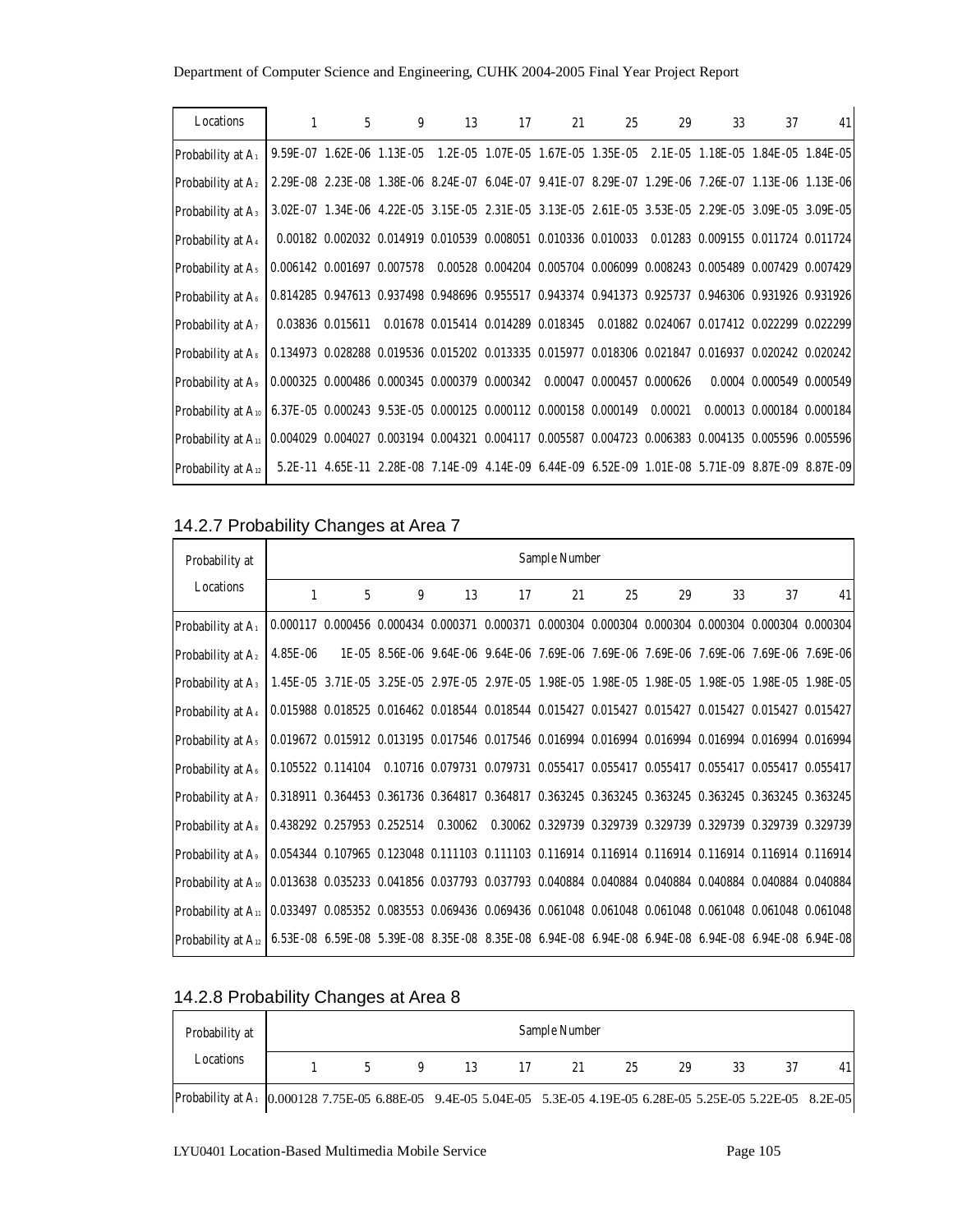| Locations | 1 | 5 | 9 | 13 | 17 | 21 | 25 | 29 | 33 | 37 | 41 |
|---|---|---|---|---|---|---|---|---|---|---|---|
| Probability at $A_1$ | 9.59E-07 | 1.62E-06 | 1.13E-05 | 1.2E-05 | 1.07E-05 | 1.67E-05 | 1.35E-05 | 2.1E-05 | 1.18E-05 | 1.84E-05 | 1.84E-05 |
| Probability at $A_2$ | 2.29E-08 | 2.23E-08 | 1.38E-06 | 8.24E-07 | 6.04E-07 | 9.41E-07 | 8.29E-07 | 1.29E-06 | 7.26E-07 | 1.13E-06 | 1.13E-06 |
| Probability at $A_3$ | 3.02E-07 | 1.34E-06 | 4.22E-05 | 3.15E-05 | 2.31E-05 | 3.13E-05 | 2.61E-05 | 3.53E-05 | 2.29E-05 | 3.09E-05 | 3.09E-05 |
| Probability at $A_4$ | 0.00182 | 0.002032 | 0.014919 | 0.010539 | 0.008051 | 0.010336 | 0.010033 | 0.01283 | 0.009155 | 0.011724 | 0.011724 |
| Probability at $A_5$ | 0.006142 | 0.001697 | 0.007578 | 0.00528 | 0.004204 | 0.005704 | 0.006099 | 0.008243 | 0.005489 | 0.007429 | 0.007429 |
| Probability at $A_6$ | 0.814285 | 0.947613 | 0.937498 | 0.948696 | 0.955517 | 0.943374 | 0.941373 | 0.925737 | 0.946306 | 0.931926 | 0.931926 |
| Probability at $A_7$ | 0.03836 | 0.015611 | 0.01678 | 0.015414 | 0.014289 | 0.018345 | 0.01882 | 0.024067 | 0.017412 | 0.022299 | 0.022299 |
| Probability at $A_8$ | 0.134973 | 0.028288 | 0.019536 | 0.015202 | 0.013335 | 0.015977 | 0.018306 | 0.021847 | 0.016937 | 0.020242 | 0.020242 |
| Probability at $A_9$ | 0.000325 | 0.000486 | 0.000345 | 0.000379 | 0.000342 | 0.00047 | 0.000457 | 0.000626 | 0.0004 | 0.000549 | 0.000549 |
| Probability at $A_{10}$ | 6.37E-05 | 0.000243 | 9.53E-05 | 0.000125 | 0.000112 | 0.000158 | 0.000149 | 0.00021 | 0.00013 | 0.000184 | 0.000184 |
| Probability at $A_{11}$ | 0.004029 | 0.004027 | 0.003194 | 0.004321 | 0.004117 | 0.005587 | 0.004723 | 0.006383 | 0.004135 | 0.005596 | 0.005596 |
| Probability at $A_{12}$ | 5.2E-11 | 4.65E-11 | 2.28E-08 | 7.14E-09 | 4.14E-09 | 6.44E-09 | 6.52E-09 | 1.01E-08 | 5.71E-09 | 8.87E-09 | 8.87E-09 |

## 14.2.7 Probability Changes at Area 7

| Probability at Locations | Sample Number | | | | | | | | | | |
|---|---|---|---|---|---|---|---|---|---|---|---|
| | 1 | 5 | 9 | 13 | 17 | 21 | 25 | 29 | 33 | 37 | 41 |
| Probability at $A_1$ | 0.000117 | 0.000456 | 0.000434 | 0.000371 | 0.000371 | 0.000304 | 0.000304 | 0.000304 | 0.000304 | 0.000304 | 0.000304 |
| Probability at $A_2$ | 4.85E-06 | 1E-05 | 8.56E-06 | 9.64E-06 | 9.64E-06 | 7.69E-06 | 7.69E-06 | 7.69E-06 | 7.69E-06 | 7.69E-06 | 7.69E-06 |
| Probability at $A_3$ | 1.45E-05 | 3.71E-05 | 3.25E-05 | 2.97E-05 | 2.97E-05 | 1.98E-05 | 1.98E-05 | 1.98E-05 | 1.98E-05 | 1.98E-05 | 1.98E-05 |
| Probability at $A_4$ | 0.015988 | 0.018525 | 0.016462 | 0.018544 | 0.018544 | 0.015427 | 0.015427 | 0.015427 | 0.015427 | 0.015427 | 0.015427 |
| Probability at $A_5$ | 0.019672 | 0.015912 | 0.013195 | 0.017546 | 0.017546 | 0.016994 | 0.016994 | 0.016994 | 0.016994 | 0.016994 | 0.016994 |
| Probability at $A_6$ | 0.105522 | 0.114104 | 0.10716 | 0.079731 | 0.079731 | 0.055417 | 0.055417 | 0.055417 | 0.055417 | 0.055417 | 0.055417 |
| Probability at $A_7$ | 0.318911 | 0.364453 | 0.361736 | 0.364817 | 0.364817 | 0.363245 | 0.363245 | 0.363245 | 0.363245 | 0.363245 | 0.363245 |
| Probability at $A_8$ | 0.438292 | 0.257953 | 0.252514 | 0.30062 | 0.30062 | 0.329739 | 0.329739 | 0.329739 | 0.329739 | 0.329739 | 0.329739 |
| Probability at $A_9$ | 0.054344 | 0.107965 | 0.123048 | 0.111103 | 0.111103 | 0.116914 | 0.116914 | 0.116914 | 0.116914 | 0.116914 | 0.116914 |
| Probability at $A_{10}$ | 0.013638 | 0.035233 | 0.041856 | 0.037793 | 0.037793 | 0.040884 | 0.040884 | 0.040884 | 0.040884 | 0.040884 | 0.040884 |
| Probability at $A_{11}$ | 0.033497 | 0.085352 | 0.083553 | 0.069436 | 0.069436 | 0.061048 | 0.061048 | 0.061048 | 0.061048 | 0.061048 | 0.061048 |
| Probability at $A_{12}$ | 6.53E-08 | 6.59E-08 | 5.39E-08 | 8.35E-08 | 8.35E-08 | 6.94E-08 | 6.94E-08 | 6.94E-08 | 6.94E-08 | 6.94E-08 | 6.94E-08 |

## 14.2.8 Probability Changes at Area 8

| Probability at Locations | Sample Number | | | | | | | | | | |
|---|---|---|---|---|---|---|---|---|---|---|---|
| | 1 | 5 | 9 | 13 | 17 | 21 | 25 | 29 | 33 | 37 | 41 |
| Probability at $A_1$ | 0.000128 | 7.75E-05 | 6.88E-05 | 9.4E-05 | 5.04E-05 | 5.3E-05 | 4.19E-05 | 6.28E-05 | 5.25E-05 | 5.22E-05 | 8.2E-05 |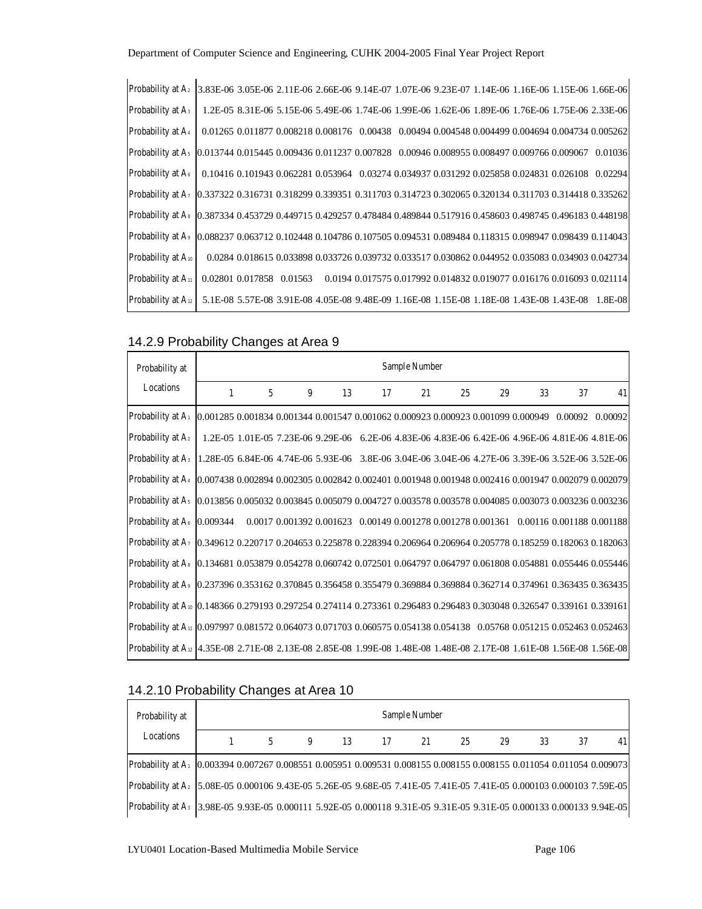| Probability at Locations | 1 | 5 | 9 | 13 | 17 | 21 | 25 | 29 | 33 | 37 | 41 |
|---|---|---|---|---|---|---|---|---|---|---|---|
| Probability at $A_2$ | 3.83E-06 | 3.05E-06 | 2.11E-06 | 2.66E-06 | 9.14E-07 | 1.07E-06 | 9.23E-07 | 1.14E-06 | 1.16E-06 | 1.15E-06 | 1.66E-06 |
| Probability at $A_3$ | 1.2E-05 | 8.31E-06 | 5.15E-06 | 5.49E-06 | 1.74E-06 | 1.99E-06 | 1.62E-06 | 1.89E-06 | 1.76E-06 | 1.75E-06 | 2.33E-06 |
| Probability at $A_4$ | 0.01265 | 0.011877 | 0.008218 | 0.008176 | 0.00438 | 0.00494 | 0.004548 | 0.004499 | 0.004694 | 0.004734 | 0.005262 |
| Probability at $A_5$ | 0.013744 | 0.015445 | 0.009436 | 0.011237 | 0.007828 | 0.00946 | 0.008955 | 0.008497 | 0.009766 | 0.009067 | 0.01036 |
| Probability at $A_6$ | 0.10416 | 0.101943 | 0.062281 | 0.053964 | 0.03274 | 0.034937 | 0.031292 | 0.025858 | 0.024831 | 0.026108 | 0.02294 |
| Probability at $A_7$ | 0.337322 | 0.316731 | 0.318299 | 0.339351 | 0.311703 | 0.314723 | 0.302065 | 0.320134 | 0.311703 | 0.314418 | 0.335262 |
| Probability at $A_8$ | 0.387334 | 0.453729 | 0.449715 | 0.429257 | 0.478484 | 0.489844 | 0.517916 | 0.458603 | 0.498745 | 0.496183 | 0.448198 |
| Probability at $A_9$ | 0.088237 | 0.063712 | 0.102448 | 0.104786 | 0.107505 | 0.094531 | 0.089484 | 0.118315 | 0.098947 | 0.098439 | 0.114043 |
| Probability at $A_{10}$ | 0.0284 | 0.018615 | 0.033898 | 0.033726 | 0.039732 | 0.033517 | 0.030862 | 0.044952 | 0.035083 | 0.034903 | 0.042734 |
| Probability at $A_{11}$ | 0.02801 | 0.017858 | 0.01563 | 0.0194 | 0.017575 | 0.017992 | 0.014832 | 0.019077 | 0.016176 | 0.016093 | 0.021114 |
| Probability at $A_{12}$ | 5.1E-08 | 5.57E-08 | 3.91E-08 | 4.05E-08 | 9.48E-09 | 1.16E-08 | 1.15E-08 | 1.18E-08 | 1.43E-08 | 1.43E-08 | 1.8E-08 |

## 14.2.9 Probability Changes at Area 9

| Probability at Locations | Sample Number | | | | | | | | | | |
|---|---|---|---|---|---|---|---|---|---|---|---|
| | 1 | 5 | 9 | 13 | 17 | 21 | 25 | 29 | 33 | 37 | 41 |
| Probability at $A_1$ | 0.001285 | 0.001834 | 0.001344 | 0.001547 | 0.001062 | 0.000923 | 0.000923 | 0.001099 | 0.000949 | 0.00092 | 0.00092 |
| Probability at $A_2$ | 1.2E-05 | 1.01E-05 | 7.23E-06 | 9.29E-06 | 6.2E-06 | 4.83E-06 | 4.83E-06 | 6.42E-06 | 4.96E-06 | 4.81E-06 | 4.81E-06 |
| Probability at $A_3$ | 1.28E-05 | 6.84E-06 | 4.74E-06 | 5.93E-06 | 3.8E-06 | 3.04E-06 | 3.04E-06 | 4.27E-06 | 3.39E-06 | 3.52E-06 | 3.52E-06 |
| Probability at $A_4$ | 0.007438 | 0.002894 | 0.002305 | 0.002842 | 0.002401 | 0.001948 | 0.001948 | 0.002416 | 0.001947 | 0.002079 | 0.002079 |
| Probability at $A_5$ | 0.013856 | 0.005032 | 0.003845 | 0.005079 | 0.004727 | 0.003578 | 0.003578 | 0.004085 | 0.003073 | 0.003236 | 0.003236 |
| Probability at $A_6$ | 0.009344 | 0.0017 | 0.001392 | 0.001623 | 0.00149 | 0.001278 | 0.001278 | 0.001361 | 0.00116 | 0.001188 | 0.001188 |
| Probability at $A_7$ | 0.349612 | 0.220717 | 0.204653 | 0.225878 | 0.228394 | 0.206964 | 0.206964 | 0.205778 | 0.185259 | 0.182063 | 0.182063 |
| Probability at $A_8$ | 0.134681 | 0.053879 | 0.054278 | 0.060742 | 0.072501 | 0.064797 | 0.064797 | 0.061808 | 0.054881 | 0.055446 | 0.055446 |
| Probability at $A_9$ | 0.237396 | 0.353162 | 0.370845 | 0.356458 | 0.355479 | 0.369884 | 0.369884 | 0.362714 | 0.374961 | 0.363435 | 0.363435 |
| Probability at $A_{10}$ | 0.148366 | 0.279193 | 0.297254 | 0.274114 | 0.273361 | 0.296483 | 0.296483 | 0.303048 | 0.326547 | 0.339161 | 0.339161 |
| Probability at $A_{11}$ | 0.097997 | 0.081572 | 0.064073 | 0.071703 | 0.060575 | 0.054138 | 0.054138 | 0.05768 | 0.051215 | 0.052463 | 0.052463 |
| Probability at $A_{12}$ | 4.35E-08 | 2.71E-08 | 2.13E-08 | 2.85E-08 | 1.99E-08 | 1.48E-08 | 1.48E-08 | 2.17E-08 | 1.61E-08 | 1.56E-08 | 1.56E-08 |

## 14.2.10 Probability Changes at Area 10

| Probability at Locations | Sample Number | | | | | | | | | | |
|---|---|---|---|---|---|---|---|---|---|---|---|
| | 1 | 5 | 9 | 13 | 17 | 21 | 25 | 29 | 33 | 37 | 41 |
| Probability at $A_1$ | 0.003394 | 0.007267 | 0.008551 | 0.005951 | 0.009531 | 0.008155 | 0.008155 | 0.008155 | 0.011054 | 0.011054 | 0.009073 |
| Probability at $A_2$ | 5.08E-05 | 0.000106 | 9.43E-05 | 5.26E-05 | 9.68E-05 | 7.41E-05 | 7.41E-05 | 7.41E-05 | 0.000103 | 0.000103 | 7.59E-05 |
| Probability at $A_3$ | 3.98E-05 | 9.93E-05 | 0.000111 | 5.92E-05 | 0.000118 | 9.31E-05 | 9.31E-05 | 9.31E-05 | 0.000133 | 0.000133 | 9.94E-05 |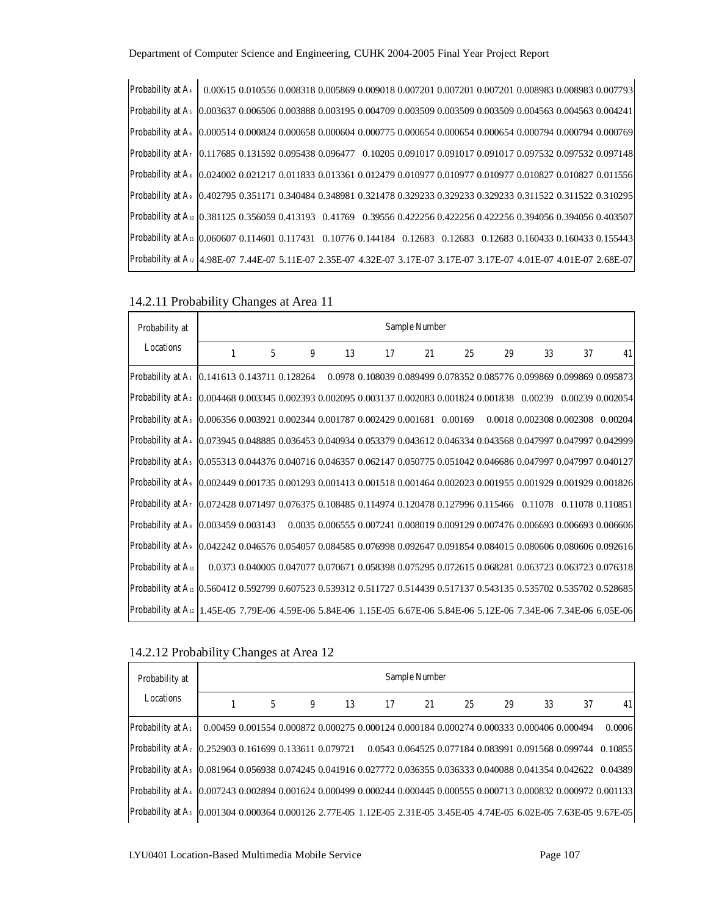| | | | | | | | | | | | |
|---|---|---|---|---|---|---|---|---|---|---|---|
| Probability at $A_4$ | 0.00615 | 0.010556 | 0.008318 | 0.005869 | 0.009018 | 0.007201 | 0.007201 | 0.007201 | 0.008983 | 0.008983 | 0.007793 |
| Probability at $A_5$ | 0.003637 | 0.006506 | 0.003888 | 0.003195 | 0.004709 | 0.003509 | 0.003509 | 0.003509 | 0.004563 | 0.004563 | 0.004241 |
| Probability at $A_6$ | 0.000514 | 0.000824 | 0.000658 | 0.000604 | 0.000775 | 0.000654 | 0.000654 | 0.000654 | 0.000794 | 0.000794 | 0.000769 |
| Probability at $A_7$ | 0.117685 | 0.131592 | 0.095438 | 0.096477 | 0.10205 | 0.091017 | 0.091017 | 0.091017 | 0.097532 | 0.097532 | 0.097148 |
| Probability at $A_8$ | 0.024002 | 0.021217 | 0.011833 | 0.013361 | 0.012479 | 0.010977 | 0.010977 | 0.010977 | 0.010827 | 0.010827 | 0.011556 |
| Probability at $A_9$ | 0.402795 | 0.351171 | 0.340484 | 0.348981 | 0.321478 | 0.329233 | 0.329233 | 0.329233 | 0.311522 | 0.311522 | 0.310295 |
| Probability at $A_{10}$ | 0.381125 | 0.356059 | 0.413193 | 0.41769 | 0.39556 | 0.422256 | 0.422256 | 0.422256 | 0.394056 | 0.394056 | 0.403507 |
| Probability at $A_{11}$ | 0.060607 | 0.114601 | 0.117431 | 0.10776 | 0.144184 | 0.12683 | 0.12683 | 0.12683 | 0.160433 | 0.160433 | 0.155443 |
| Probability at $A_{12}$ | 4.98E-07 | 7.44E-07 | 5.11E-07 | 2.35E-07 | 4.32E-07 | 3.17E-07 | 3.17E-07 | 3.17E-07 | 4.01E-07 | 4.01E-07 | 2.68E-07 |

### 14.2.11 Probability Changes at Area 11

| Probability at Locations | Sample Number | | | | | | | | | | |
|---|---|---|---|---|---|---|---|---|---|---|---|
| | 1 | 5 | 9 | 13 | 17 | 21 | 25 | 29 | 33 | 37 | 41 |
| Probability at $A_1$ | 0.141613 | 0.143711 | 0.128264 | 0.0978 | 0.108039 | 0.089499 | 0.078352 | 0.085776 | 0.099869 | 0.099869 | 0.095873 |
| Probability at $A_2$ | 0.004468 | 0.003345 | 0.002393 | 0.002095 | 0.003137 | 0.002083 | 0.001824 | 0.001838 | 0.00239 | 0.00239 | 0.002054 |
| Probability at $A_3$ | 0.006356 | 0.003921 | 0.002344 | 0.001787 | 0.002429 | 0.001681 | 0.00169 | 0.0018 | 0.002308 | 0.002308 | 0.00204 |
| Probability at $A_4$ | 0.073945 | 0.048885 | 0.036453 | 0.040934 | 0.053379 | 0.043612 | 0.046334 | 0.043568 | 0.047997 | 0.047997 | 0.042999 |
| Probability at $A_5$ | 0.055313 | 0.044376 | 0.040716 | 0.046357 | 0.062147 | 0.050775 | 0.051042 | 0.046686 | 0.047997 | 0.047997 | 0.040127 |
| Probability at $A_6$ | 0.002449 | 0.001735 | 0.001293 | 0.001413 | 0.001518 | 0.001464 | 0.002023 | 0.001955 | 0.001929 | 0.001929 | 0.001826 |
| Probability at $A_7$ | 0.072428 | 0.071497 | 0.076375 | 0.108485 | 0.114974 | 0.120478 | 0.127996 | 0.115466 | 0.11078 | 0.11078 | 0.110851 |
| Probability at $A_8$ | 0.003459 | 0.003143 | 0.0035 | 0.006555 | 0.007241 | 0.008019 | 0.009129 | 0.007476 | 0.006693 | 0.006693 | 0.006606 |
| Probability at $A_9$ | 0.042242 | 0.046576 | 0.054057 | 0.084585 | 0.076998 | 0.092647 | 0.091854 | 0.084015 | 0.080606 | 0.080606 | 0.092616 |
| Probability at $A_{10}$ | 0.0373 | 0.040005 | 0.047077 | 0.070671 | 0.058398 | 0.075295 | 0.072615 | 0.068281 | 0.063723 | 0.063723 | 0.076318 |
| Probability at $A_{11}$ | 0.560412 | 0.592799 | 0.607523 | 0.539312 | 0.511727 | 0.514439 | 0.517137 | 0.543135 | 0.535702 | 0.535702 | 0.528685 |
| Probability at $A_{12}$ | 1.45E-05 | 7.79E-06 | 4.59E-06 | 5.84E-06 | 1.15E-05 | 6.67E-06 | 5.84E-06 | 5.12E-06 | 7.34E-06 | 7.34E-06 | 6.05E-06 |

### 14.2.12 Probability Changes at Area 12

| Probability at Locations | Sample Number | | | | | | | | | | |
|---|---|---|---|---|---|---|---|---|---|---|---|
| | 1 | 5 | 9 | 13 | 17 | 21 | 25 | 29 | 33 | 37 | 41 |
| Probability at $A_1$ | 0.00459 | 0.001554 | 0.000872 | 0.000275 | 0.000124 | 0.000184 | 0.000274 | 0.000333 | 0.000406 | 0.000494 | 0.0006 |
| Probability at $A_2$ | 0.252903 | 0.161699 | 0.133611 | 0.079721 | 0.0543 | 0.064525 | 0.077184 | 0.083991 | 0.091568 | 0.099744 | 0.10855 |
| Probability at $A_3$ | 0.081964 | 0.056938 | 0.074245 | 0.041916 | 0.027772 | 0.036355 | 0.036333 | 0.040088 | 0.041354 | 0.042622 | 0.04389 |
| Probability at $A_4$ | 0.007243 | 0.002894 | 0.001624 | 0.000499 | 0.000244 | 0.000445 | 0.000555 | 0.000713 | 0.000832 | 0.000972 | 0.001133 |
| Probability at $A_5$ | 0.001304 | 0.000364 | 0.000126 | 2.77E-05 | 1.12E-05 | 2.31E-05 | 3.45E-05 | 4.74E-05 | 6.02E-05 | 7.63E-05 | 9.67E-05 |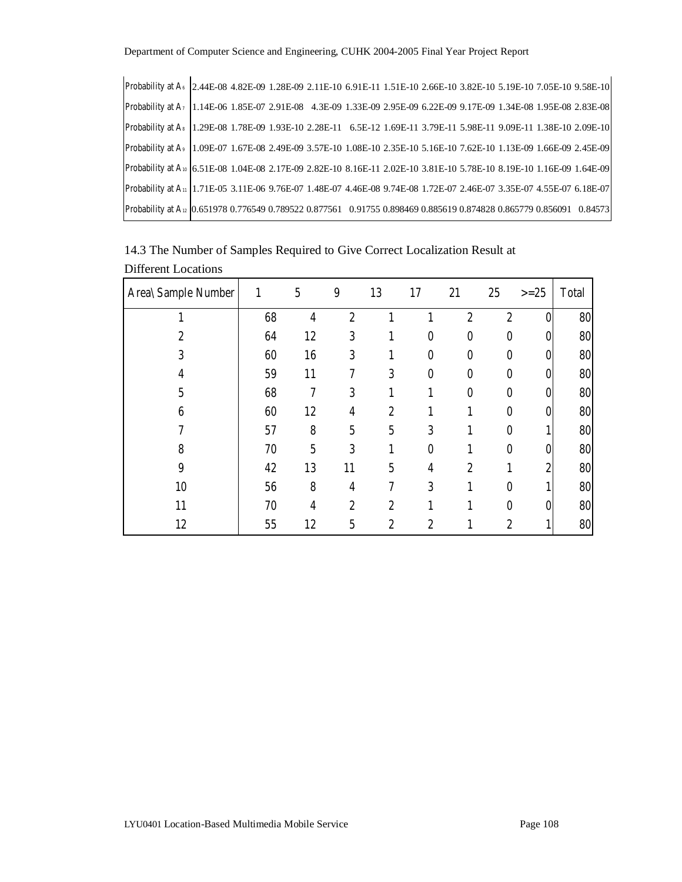| | | | | | | | | | | | |
|---|---|---|---|---|---|---|---|---|---|---|---|
| Probability at $A_6$ | 2.44E-08 | 4.82E-09 | 1.28E-09 | 2.11E-10 | 6.91E-11 | 1.51E-10 | 2.66E-10 | 3.82E-10 | 5.19E-10 | 7.05E-10 | 9.58E-10 |
| Probability at $A_7$ | 1.14E-06 | 1.85E-07 | 2.91E-08 | 4.3E-09 | 1.33E-09 | 2.95E-09 | 6.22E-09 | 9.17E-09 | 1.34E-08 | 1.95E-08 | 2.83E-08 |
| Probability at $A_8$ | 1.29E-08 | 1.78E-09 | 1.93E-10 | 2.28E-11 | 6.5E-12 | 1.69E-11 | 3.79E-11 | 5.98E-11 | 9.09E-11 | 1.38E-10 | 2.09E-10 |
| Probability at $A_9$ | 1.09E-07 | 1.67E-08 | 2.49E-09 | 3.57E-10 | 1.08E-10 | 2.35E-10 | 5.16E-10 | 7.62E-10 | 1.13E-09 | 1.66E-09 | 2.45E-09 |
| Probability at $A_{10}$ | 6.51E-08 | 1.04E-08 | 2.17E-09 | 2.82E-10 | 8.16E-11 | 2.02E-10 | 3.81E-10 | 5.78E-10 | 8.19E-10 | 1.16E-09 | 1.64E-09 |
| Probability at $A_{11}$ | 1.71E-05 | 3.11E-06 | 9.76E-07 | 1.48E-07 | 4.46E-08 | 9.74E-08 | 1.72E-07 | 2.46E-07 | 3.35E-07 | 4.55E-07 | 6.18E-07 |
| Probability at $A_{12}$ | 0.651978 | 0.776549 | 0.789522 | 0.877561 | 0.91755 | 0.898469 | 0.885619 | 0.874828 | 0.865779 | 0.856091 | 0.84573 |

## 14.3 The Number of Samples Required to Give Correct Localization Result at Different Locations

| Area\Sample Number | 1 | 5 | 9 | 13 | 17 | 21 | 25 | >=25 | Total |
|---|---|---|---|---|---|---|---|---|---|
| 1 | 68 | 4 | 2 | 1 | 1 | 2 | 2 | 0 | 80 |
| 2 | 64 | 12 | 3 | 1 | 0 | 0 | 0 | 0 | 80 |
| 3 | 60 | 16 | 3 | 1 | 0 | 0 | 0 | 0 | 80 |
| 4 | 59 | 11 | 7 | 3 | 0 | 0 | 0 | 0 | 80 |
| 5 | 68 | 7 | 3 | 1 | 1 | 0 | 0 | 0 | 80 |
| 6 | 60 | 12 | 4 | 2 | 1 | 1 | 0 | 0 | 80 |
| 7 | 57 | 8 | 5 | 5 | 3 | 1 | 0 | 1 | 80 |
| 8 | 70 | 5 | 3 | 1 | 0 | 1 | 0 | 0 | 80 |
| 9 | 42 | 13 | 11 | 5 | 4 | 2 | 1 | 2 | 80 |
| 10 | 56 | 8 | 4 | 7 | 3 | 1 | 0 | 1 | 80 |
| 11 | 70 | 4 | 2 | 2 | 1 | 1 | 0 | 0 | 80 |
| 12 | 55 | 12 | 5 | 2 | 2 | 1 | 2 | 1 | 80 |